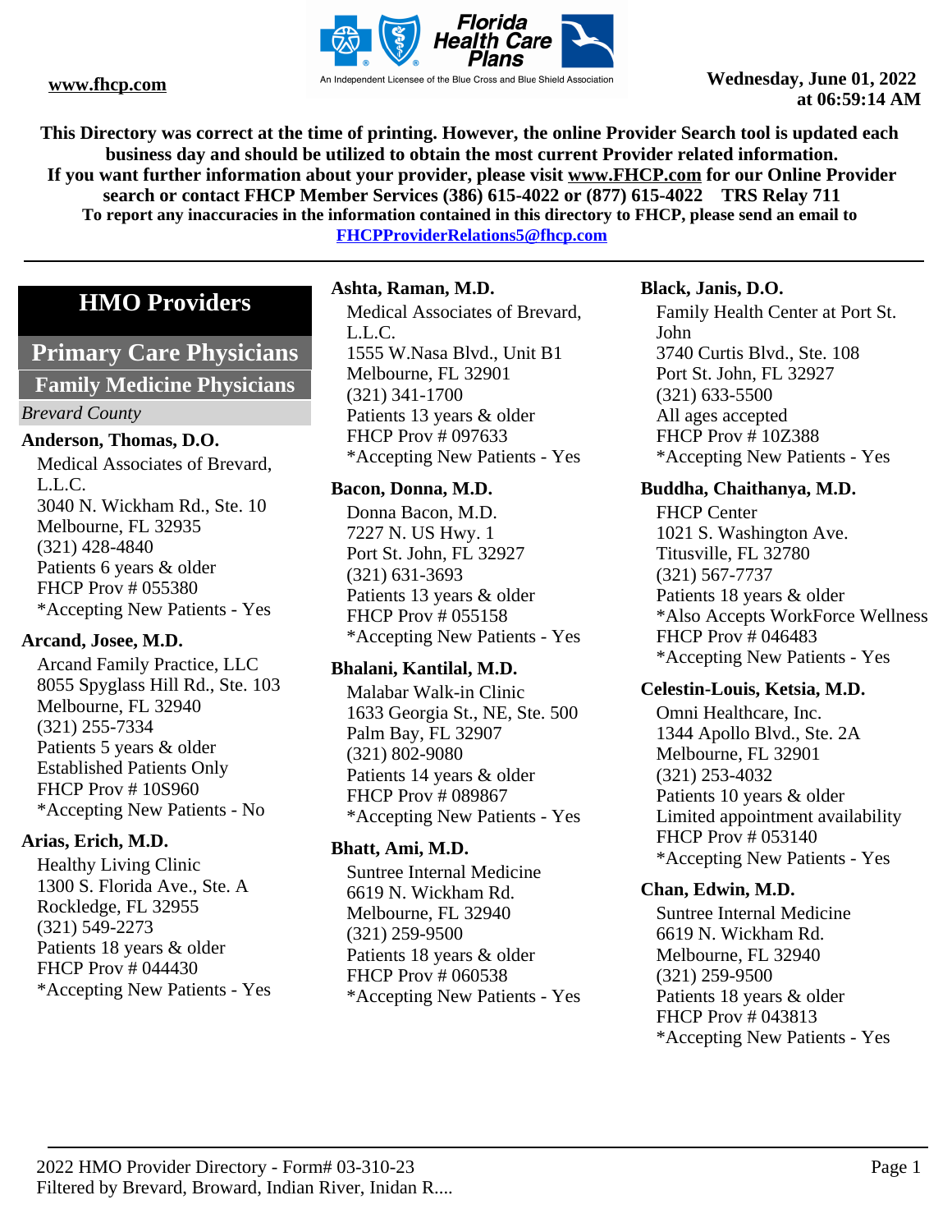www.fhcp.com

Wednesday, June 01, 2022 at 06:59:14 AM

**This Directory was correct at the time of printing. However, the online Provider Search tool is updated each business day and should be utilized to obtain the most current Provider related information.**
**If you want further information about your provider, please visit www.FHCP.com for our Online Provider search or contact FHCP Member Services (386) 615-4022 or (877) 615-4022 TRS Relay 711**
**To report any inaccuracies in the information contained in this directory to FHCP, please send an email to FHCPProviderRelations5@fhcp.com**

# HMO Providers

## Primary Care Physicians

### Family Medicine Physicians

*Brevard County*

**Anderson, Thomas, D.O.**
Medical Associates of Brevard, L.L.C.
3040 N. Wickham Rd., Ste. 10
Melbourne, FL 32935
(321) 428-4840
Patients 6 years & older
FHCP Prov # 055380
*Accepting New Patients - Yes

**Arcand, Josee, M.D.**
Arcand Family Practice, LLC
8055 Spyglass Hill Rd., Ste. 103
Melbourne, FL 32940
(321) 255-7334
Patients 5 years & older
Established Patients Only
FHCP Prov # 10S960
*Accepting New Patients - No

**Arias, Erich, M.D.**
Healthy Living Clinic
1300 S. Florida Ave., Ste. A
Rockledge, FL 32955
(321) 549-2273
Patients 18 years & older
FHCP Prov # 044430
*Accepting New Patients - Yes

**Ashta, Raman, M.D.**
Medical Associates of Brevard, L.L.C.
1555 W.Nasa Blvd., Unit B1
Melbourne, FL 32901
(321) 341-1700
Patients 13 years & older
FHCP Prov # 097633
*Accepting New Patients - Yes

**Bacon, Donna, M.D.**
Donna Bacon, M.D.
7227 N. US Hwy. 1
Port St. John, FL 32927
(321) 631-3693
Patients 13 years & older
FHCP Prov # 055158
*Accepting New Patients - Yes

**Bhalani, Kantilal, M.D.**
Malabar Walk-in Clinic
1633 Georgia St., NE, Ste. 500
Palm Bay, FL 32907
(321) 802-9080
Patients 14 years & older
FHCP Prov # 089867
*Accepting New Patients - Yes

**Bhatt, Ami, M.D.**
Suntree Internal Medicine
6619 N. Wickham Rd.
Melbourne, FL 32940
(321) 259-9500
Patients 18 years & older
FHCP Prov # 060538
*Accepting New Patients - Yes

**Black, Janis, D.O.**
Family Health Center at Port St. John
3740 Curtis Blvd., Ste. 108
Port St. John, FL 32927
(321) 633-5500
All ages accepted
FHCP Prov # 10Z388
*Accepting New Patients - Yes

**Buddha, Chaithanya, M.D.**
FHCP Center
1021 S. Washington Ave.
Titusville, FL 32780
(321) 567-7737
Patients 18 years & older
*Also Accepts WorkForce Wellness
FHCP Prov # 046483
*Accepting New Patients - Yes

**Celestin-Louis, Ketsia, M.D.**
Omni Healthcare, Inc.
1344 Apollo Blvd., Ste. 2A
Melbourne, FL 32901
(321) 253-4032
Patients 10 years & older
Limited appointment availability
FHCP Prov # 053140
*Accepting New Patients - Yes

**Chan, Edwin, M.D.**
Suntree Internal Medicine
6619 N. Wickham Rd.
Melbourne, FL 32940
(321) 259-9500
Patients 18 years & older
FHCP Prov # 043813
*Accepting New Patients - Yes

2022 HMO Provider Directory - Form# 03-310-23
Filtered by Brevard, Broward, Indian River, Inidan R....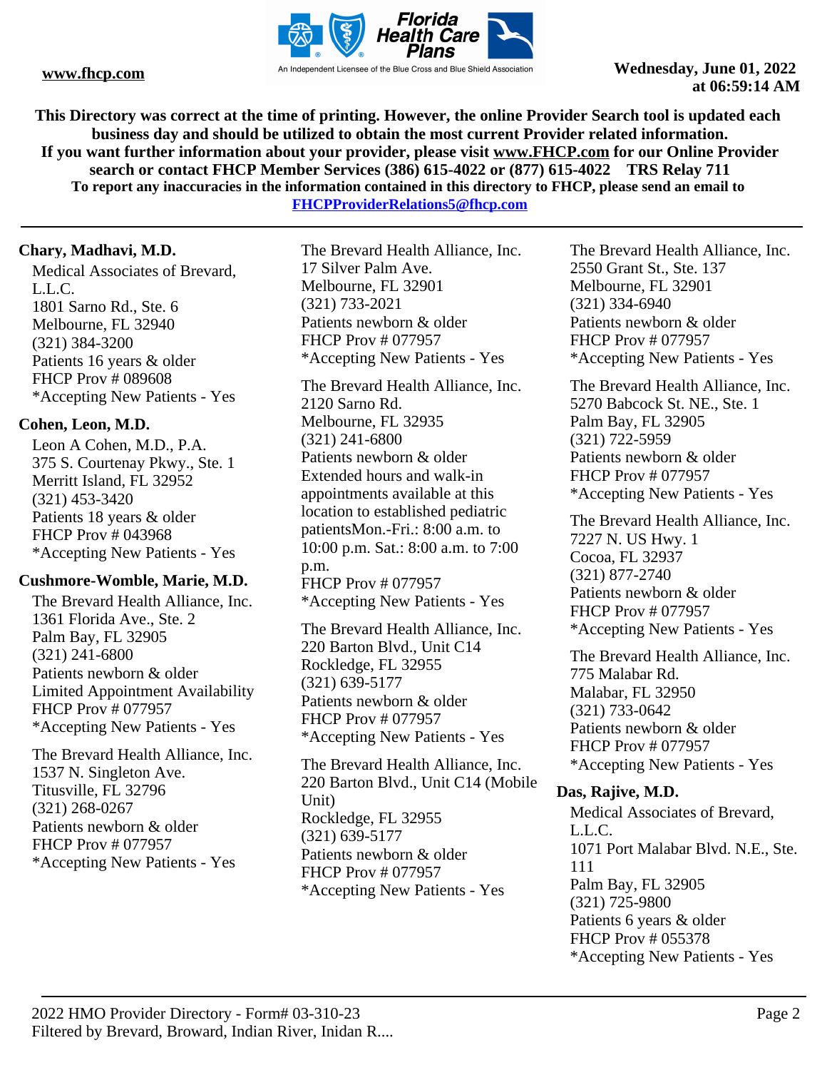This Directory was correct at the time of printing. However, the online Provider Search tool is updated each business day and should be utilized to obtain the most current Provider related information.
If you want further information about your provider, please visit www.FHCP.com for our Online Provider search or contact FHCP Member Services (386) 615-4022 or (877) 615-4022 TRS Relay 711
To report any inaccuracies in the information contained in this directory to FHCP, please send an email to FHCPProviderRelations5@fhcp.com

**Chary, Madhavi, M.D.**

Medical Associates of Brevard, L.L.C.
1801 Sarno Rd., Ste. 6
Melbourne, FL 32940
(321) 384-3200
Patients 16 years & older
FHCP Prov # 089608
*Accepting New Patients - Yes

**Cohen, Leon, M.D.**

Leon A Cohen, M.D., P.A.
375 S. Courtenay Pkwy., Ste. 1
Merritt Island, FL 32952
(321) 453-3420
Patients 18 years & older
FHCP Prov # 043968
*Accepting New Patients - Yes

**Cushmore-Womble, Marie, M.D.**

The Brevard Health Alliance, Inc.
1361 Florida Ave., Ste. 2
Palm Bay, FL 32905
(321) 241-6800
Patients newborn & older
Limited Appointment Availability
FHCP Prov # 077957
*Accepting New Patients - Yes

The Brevard Health Alliance, Inc.
1537 N. Singleton Ave.
Titusville, FL 32796
(321) 268-0267
Patients newborn & older
FHCP Prov # 077957
*Accepting New Patients - Yes

The Brevard Health Alliance, Inc.
17 Silver Palm Ave.
Melbourne, FL 32901
(321) 733-2021
Patients newborn & older
FHCP Prov # 077957
*Accepting New Patients - Yes

The Brevard Health Alliance, Inc.
2120 Sarno Rd.
Melbourne, FL 32935
(321) 241-6800
Patients newborn & older
Extended hours and walk-in appointments available at this location to established pediatric patientsMon.-Fri.: 8:00 a.m. to 10:00 p.m. Sat.: 8:00 a.m. to 7:00 p.m.
FHCP Prov # 077957
*Accepting New Patients - Yes

The Brevard Health Alliance, Inc.
220 Barton Blvd., Unit C14
Rockledge, FL 32955
(321) 639-5177
Patients newborn & older
FHCP Prov # 077957
*Accepting New Patients - Yes

The Brevard Health Alliance, Inc.
220 Barton Blvd., Unit C14 (Mobile Unit)
Rockledge, FL 32955
(321) 639-5177
Patients newborn & older
FHCP Prov # 077957
*Accepting New Patients - Yes

The Brevard Health Alliance, Inc.
2550 Grant St., Ste. 137
Melbourne, FL 32901
(321) 334-6940
Patients newborn & older
FHCP Prov # 077957
*Accepting New Patients - Yes

The Brevard Health Alliance, Inc.
5270 Babcock St. NE., Ste. 1
Palm Bay, FL 32905
(321) 722-5959
Patients newborn & older
FHCP Prov # 077957
*Accepting New Patients - Yes

The Brevard Health Alliance, Inc.
7227 N. US Hwy. 1
Cocoa, FL 32937
(321) 877-2740
Patients newborn & older
FHCP Prov # 077957
*Accepting New Patients - Yes

The Brevard Health Alliance, Inc.
775 Malabar Rd.
Malabar, FL 32950
(321) 733-0642
Patients newborn & older
FHCP Prov # 077957
*Accepting New Patients - Yes

**Das, Rajive, M.D.**

Medical Associates of Brevard, L.L.C.
1071 Port Malabar Blvd. N.E., Ste. 111
Palm Bay, FL 32905
(321) 725-9800
Patients 6 years & older
FHCP Prov # 055378
*Accepting New Patients - Yes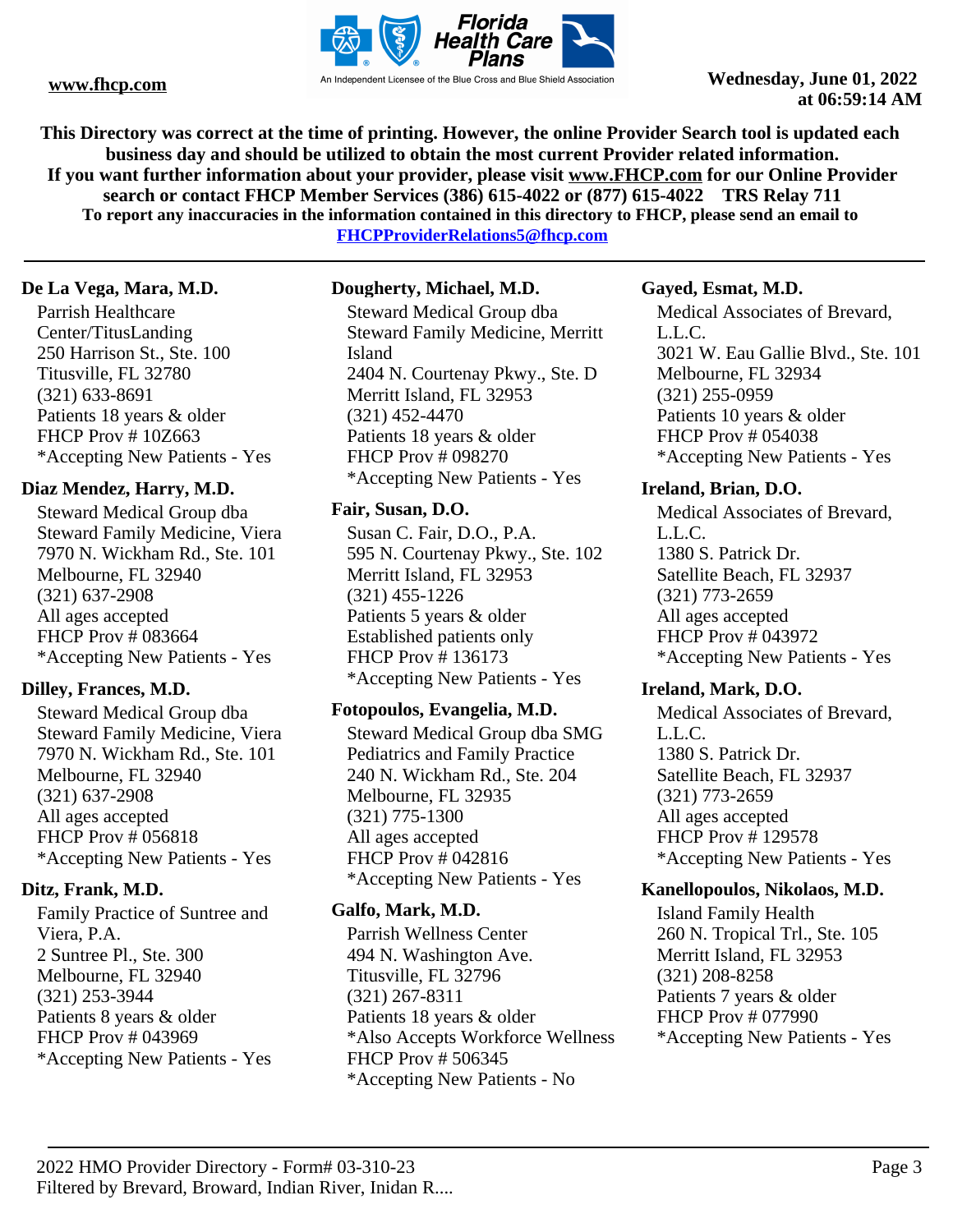This Directory was correct at the time of printing. However, the online Provider Search tool is updated each business day and should be utilized to obtain the most current Provider related information.
If you want further information about your provider, please visit www.FHCP.com for our Online Provider search or contact FHCP Member Services (386) 615-4022 or (877) 615-4022 TRS Relay 711
To report any inaccuracies in the information contained in this directory to FHCP, please send an email to FHCPProviderRelations5@fhcp.com

---

**De La Vega, Mara, M.D.**
Parrish Healthcare Center/TitusLanding
250 Harrison St., Ste. 100
Titusville, FL 32780
(321) 633-8691
Patients 18 years & older
FHCP Prov # 10Z663
*Accepting New Patients - Yes

**Diaz Mendez, Harry, M.D.**
Steward Medical Group dba Steward Family Medicine, Viera
7970 N. Wickham Rd., Ste. 101
Melbourne, FL 32940
(321) 637-2908
All ages accepted
FHCP Prov # 083664
*Accepting New Patients - Yes

**Dilley, Frances, M.D.**
Steward Medical Group dba Steward Family Medicine, Viera
7970 N. Wickham Rd., Ste. 101
Melbourne, FL 32940
(321) 637-2908
All ages accepted
FHCP Prov # 056818
*Accepting New Patients - Yes

**Ditz, Frank, M.D.**
Family Practice of Suntree and Viera, P.A.
2 Suntree Pl., Ste. 300
Melbourne, FL 32940
(321) 253-3944
Patients 8 years & older
FHCP Prov # 043969
*Accepting New Patients - Yes

**Dougherty, Michael, M.D.**
Steward Medical Group dba Steward Family Medicine, Merritt Island
2404 N. Courtenay Pkwy., Ste. D
Merritt Island, FL 32953
(321) 452-4470
Patients 18 years & older
FHCP Prov # 098270
*Accepting New Patients - Yes

**Fair, Susan, D.O.**
Susan C. Fair, D.O., P.A.
595 N. Courtenay Pkwy., Ste. 102
Merritt Island, FL 32953
(321) 455-1226
Patients 5 years & older
Established patients only
FHCP Prov # 136173
*Accepting New Patients - Yes

**Fotopoulos, Evangelia, M.D.**
Steward Medical Group dba SMG Pediatrics and Family Practice
240 N. Wickham Rd., Ste. 204
Melbourne, FL 32935
(321) 775-1300
All ages accepted
FHCP Prov # 042816
*Accepting New Patients - Yes

**Galfo, Mark, M.D.**
Parrish Wellness Center
494 N. Washington Ave.
Titusville, FL 32796
(321) 267-8311
Patients 18 years & older
*Also Accepts Workforce Wellness
FHCP Prov # 506345
*Accepting New Patients - No

**Gayed, Esmat, M.D.**
Medical Associates of Brevard, L.L.C.
3021 W. Eau Gallie Blvd., Ste. 101
Melbourne, FL 32934
(321) 255-0959
Patients 10 years & older
FHCP Prov # 054038
*Accepting New Patients - Yes

**Ireland, Brian, D.O.**
Medical Associates of Brevard, L.L.C.
1380 S. Patrick Dr.
Satellite Beach, FL 32937
(321) 773-2659
All ages accepted
FHCP Prov # 043972
*Accepting New Patients - Yes

**Ireland, Mark, D.O.**
Medical Associates of Brevard, L.L.C.
1380 S. Patrick Dr.
Satellite Beach, FL 32937
(321) 773-2659
All ages accepted
FHCP Prov # 129578
*Accepting New Patients - Yes

**Kanellopoulos, Nikolaos, M.D.**
Island Family Health
260 N. Tropical Trl., Ste. 105
Merritt Island, FL 32953
(321) 208-8258
Patients 7 years & older
FHCP Prov # 077990
*Accepting New Patients - Yes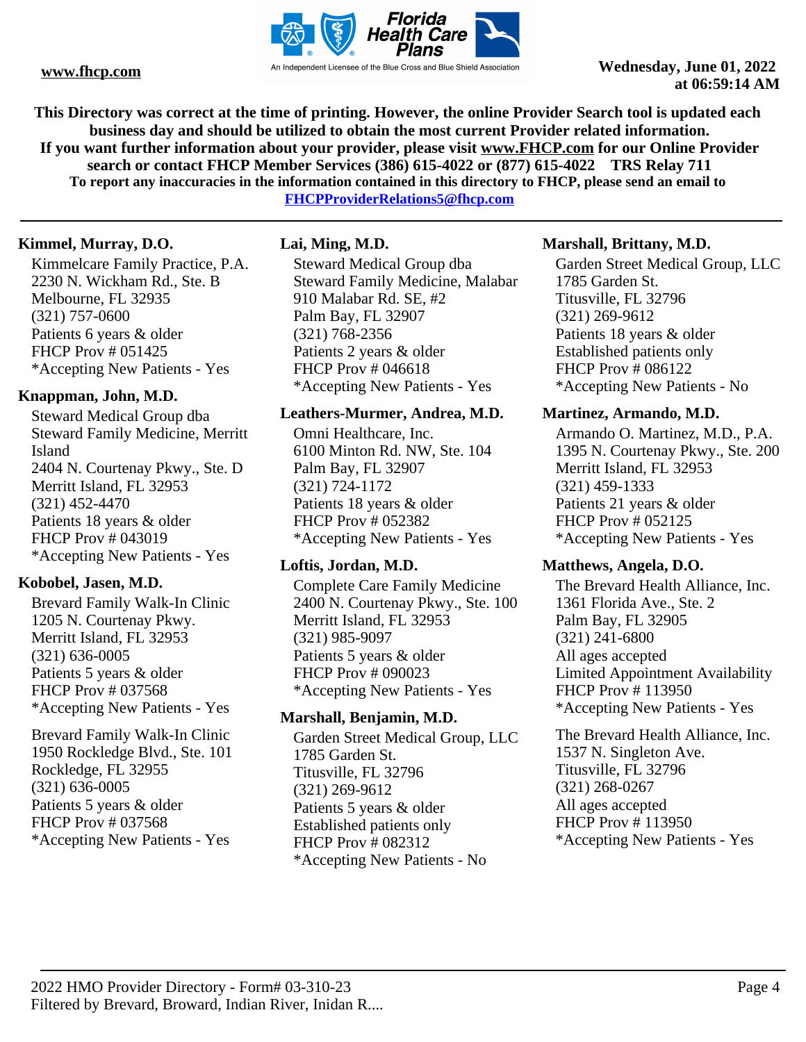This Directory was correct at the time of printing. However, the online Provider Search tool is updated each business day and should be utilized to obtain the most current Provider related information.
If you want further information about your provider, please visit www.FHCP.com for our Online Provider search or contact FHCP Member Services (386) 615-4022 or (877) 615-4022 TRS Relay 711
To report any inaccuracies in the information contained in this directory to FHCP, please send an email to FHCPProviderRelations5@fhcp.com

**Kimmel, Murray, D.O.**

Kimmelcare Family Practice, P.A.
2230 N. Wickham Rd., Ste. B
Melbourne, FL 32935
(321) 757-0600
Patients 6 years & older
FHCP Prov # 051425
*Accepting New Patients - Yes

**Knappman, John, M.D.**

Steward Medical Group dba
Steward Family Medicine, Merritt Island
2404 N. Courtenay Pkwy., Ste. D
Merritt Island, FL 32953
(321) 452-4470
Patients 18 years & older
FHCP Prov # 043019
*Accepting New Patients - Yes

**Kobobel, Jasen, M.D.**

Brevard Family Walk-In Clinic
1205 N. Courtenay Pkwy.
Merritt Island, FL 32953
(321) 636-0005
Patients 5 years & older
FHCP Prov # 037568
*Accepting New Patients - Yes

Brevard Family Walk-In Clinic
1950 Rockledge Blvd., Ste. 101
Rockledge, FL 32955
(321) 636-0005
Patients 5 years & older
FHCP Prov # 037568
*Accepting New Patients - Yes

**Lai, Ming, M.D.**

Steward Medical Group dba
Steward Family Medicine, Malabar
910 Malabar Rd. SE, #2
Palm Bay, FL 32907
(321) 768-2356
Patients 2 years & older
FHCP Prov # 046618
*Accepting New Patients - Yes

**Leathers-Murmer, Andrea, M.D.**

Omni Healthcare, Inc.
6100 Minton Rd. NW, Ste. 104
Palm Bay, FL 32907
(321) 724-1172
Patients 18 years & older
FHCP Prov # 052382
*Accepting New Patients - Yes

**Loftis, Jordan, M.D.**

Complete Care Family Medicine
2400 N. Courtenay Pkwy., Ste. 100
Merritt Island, FL 32953
(321) 985-9097
Patients 5 years & older
FHCP Prov # 090023
*Accepting New Patients - Yes

**Marshall, Benjamin, M.D.**

Garden Street Medical Group, LLC
1785 Garden St.
Titusville, FL 32796
(321) 269-9612
Patients 5 years & older
Established patients only
FHCP Prov # 082312
*Accepting New Patients - No

**Marshall, Brittany, M.D.**

Garden Street Medical Group, LLC
1785 Garden St.
Titusville, FL 32796
(321) 269-9612
Patients 18 years & older
Established patients only
FHCP Prov # 086122
*Accepting New Patients - No

**Martinez, Armando, M.D.**

Armando O. Martinez, M.D., P.A.
1395 N. Courtenay Pkwy., Ste. 200
Merritt Island, FL 32953
(321) 459-1333
Patients 21 years & older
FHCP Prov # 052125
*Accepting New Patients - Yes

**Matthews, Angela, D.O.**

The Brevard Health Alliance, Inc.
1361 Florida Ave., Ste. 2
Palm Bay, FL 32905
(321) 241-6800
All ages accepted
Limited Appointment Availability
FHCP Prov # 113950
*Accepting New Patients - Yes

The Brevard Health Alliance, Inc.
1537 N. Singleton Ave.
Titusville, FL 32796
(321) 268-0267
All ages accepted
FHCP Prov # 113950
*Accepting New Patients - Yes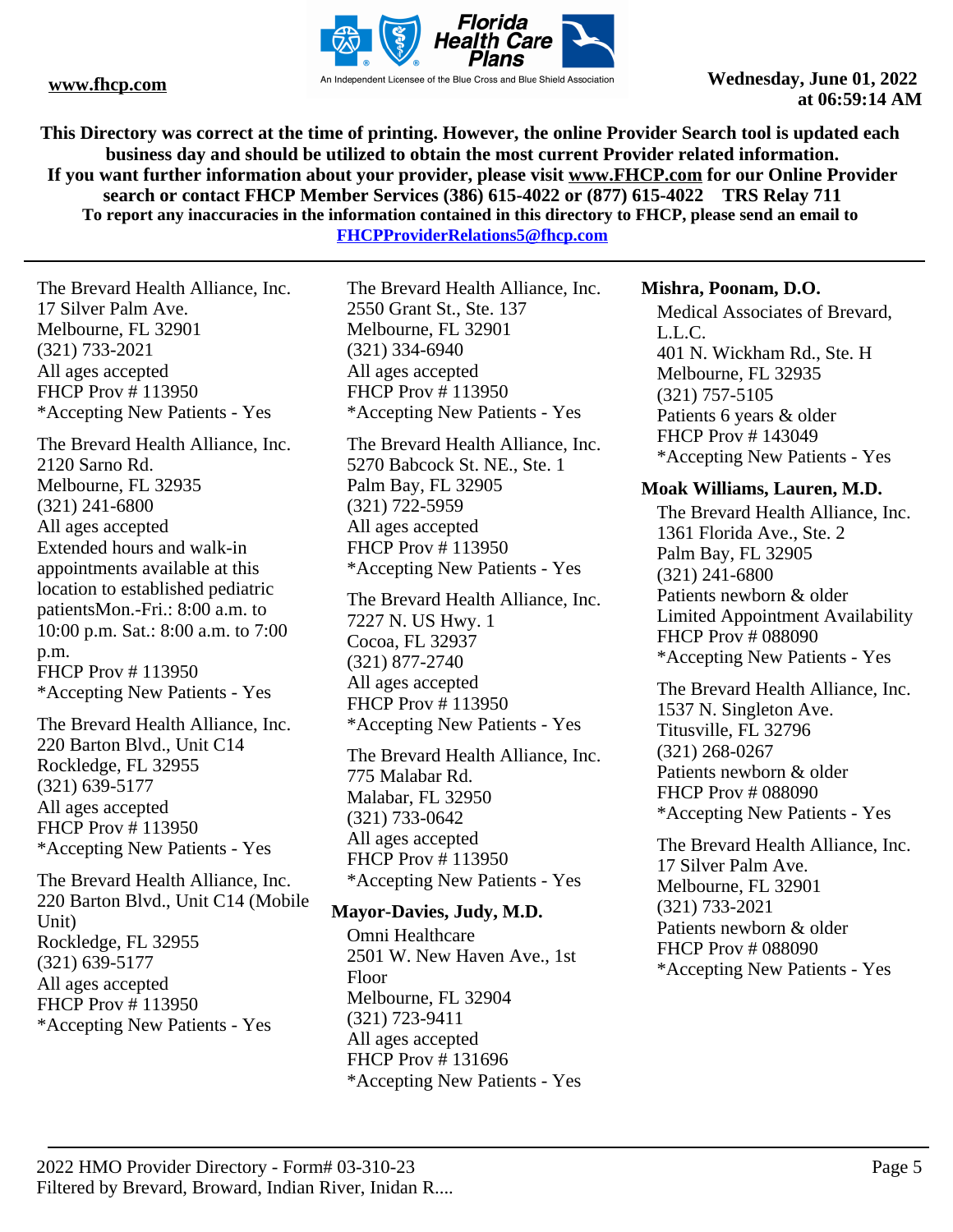**This Directory was correct at the time of printing. However, the online Provider Search tool is updated each business day and should be utilized to obtain the most current Provider related information. If you want further information about your provider, please visit www.FHCP.com for our Online Provider search or contact FHCP Member Services (386) 615-4022 or (877) 615-4022 TRS Relay 711**

**To report any inaccuracies in the information contained in this directory to FHCP, please send an email to FHCPProviderRelations5@fhcp.com**

---

The Brevard Health Alliance, Inc.
17 Silver Palm Ave.
Melbourne, FL 32901
(321) 733-2021
All ages accepted
FHCP Prov # 113950
*Accepting New Patients - Yes

The Brevard Health Alliance, Inc.
2120 Sarno Rd.
Melbourne, FL 32935
(321) 241-6800
All ages accepted
Extended hours and walk-in appointments available at this location to established pediatric patientsMon.-Fri.: 8:00 a.m. to 10:00 p.m. Sat.: 8:00 a.m. to 7:00 p.m.
FHCP Prov # 113950
*Accepting New Patients - Yes

The Brevard Health Alliance, Inc.
220 Barton Blvd., Unit C14
Rockledge, FL 32955
(321) 639-5177
All ages accepted
FHCP Prov # 113950
*Accepting New Patients - Yes

The Brevard Health Alliance, Inc.
220 Barton Blvd., Unit C14 (Mobile Unit)
Rockledge, FL 32955
(321) 639-5177
All ages accepted
FHCP Prov # 113950
*Accepting New Patients - Yes

The Brevard Health Alliance, Inc.
2550 Grant St., Ste. 137
Melbourne, FL 32901
(321) 334-6940
All ages accepted
FHCP Prov # 113950
*Accepting New Patients - Yes

The Brevard Health Alliance, Inc.
5270 Babcock St. NE., Ste. 1
Palm Bay, FL 32905
(321) 722-5959
All ages accepted
FHCP Prov # 113950
*Accepting New Patients - Yes

The Brevard Health Alliance, Inc.
7227 N. US Hwy. 1
Cocoa, FL 32937
(321) 877-2740
All ages accepted
FHCP Prov # 113950
*Accepting New Patients - Yes

The Brevard Health Alliance, Inc.
775 Malabar Rd.
Malabar, FL 32950
(321) 733-0642
All ages accepted
FHCP Prov # 113950
*Accepting New Patients - Yes

**Mayor-Davies, Judy, M.D.**

Omni Healthcare
2501 W. New Haven Ave., 1st Floor
Melbourne, FL 32904
(321) 723-9411
All ages accepted
FHCP Prov # 131696
*Accepting New Patients - Yes

**Mishra, Poonam, D.O.**

Medical Associates of Brevard, L.L.C.
401 N. Wickham Rd., Ste. H
Melbourne, FL 32935
(321) 757-5105
Patients 6 years & older
FHCP Prov # 143049
*Accepting New Patients - Yes

**Moak Williams, Lauren, M.D.**

The Brevard Health Alliance, Inc.
1361 Florida Ave., Ste. 2
Palm Bay, FL 32905
(321) 241-6800
Patients newborn & older
Limited Appointment Availability
FHCP Prov # 088090
*Accepting New Patients - Yes

The Brevard Health Alliance, Inc.
1537 N. Singleton Ave.
Titusville, FL 32796
(321) 268-0267
Patients newborn & older
FHCP Prov # 088090
*Accepting New Patients - Yes

The Brevard Health Alliance, Inc.
17 Silver Palm Ave.
Melbourne, FL 32901
(321) 733-2021
Patients newborn & older
FHCP Prov # 088090
*Accepting New Patients - Yes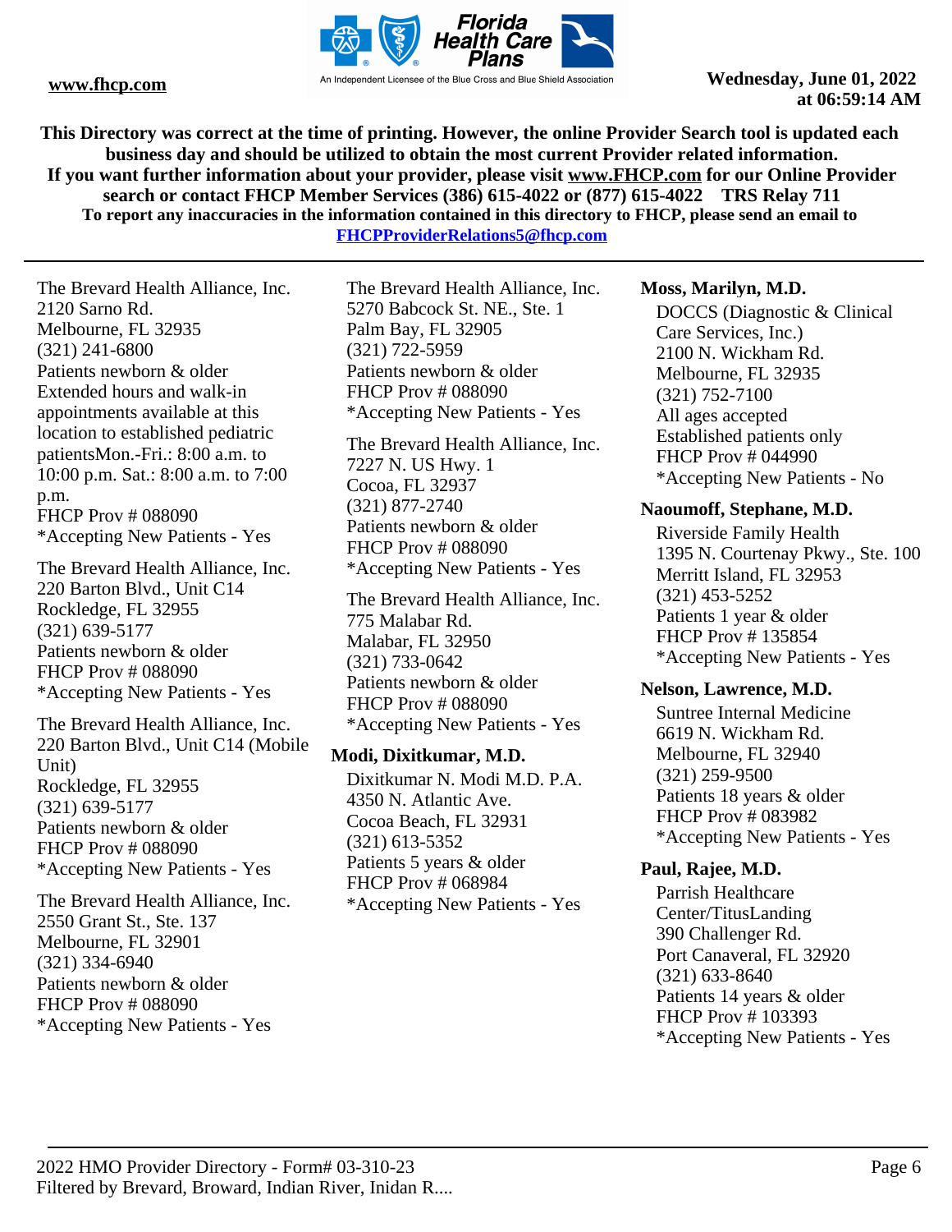www.fhcp.com

Wednesday, June 01, 2022 at 06:59:14 AM

**This Directory was correct at the time of printing. However, the online Provider Search tool is updated each business day and should be utilized to obtain the most current Provider related information.**
**If you want further information about your provider, please visit www.FHCP.com for our Online Provider search or contact FHCP Member Services (386) 615-4022 or (877) 615-4022 TRS Relay 711**
**To report any inaccuracies in the information contained in this directory to FHCP, please send an email to FHCPProviderRelations5@fhcp.com**

---

The Brevard Health Alliance, Inc.
2120 Sarno Rd.
Melbourne, FL 32935
(321) 241-6800
Patients newborn & older
Extended hours and walk-in appointments available at this location to established pediatric patientsMon.-Fri.: 8:00 a.m. to 10:00 p.m. Sat.: 8:00 a.m. to 7:00 p.m.
FHCP Prov # 088090
*Accepting New Patients - Yes

The Brevard Health Alliance, Inc.
220 Barton Blvd., Unit C14
Rockledge, FL 32955
(321) 639-5177
Patients newborn & older
FHCP Prov # 088090
*Accepting New Patients - Yes

The Brevard Health Alliance, Inc.
220 Barton Blvd., Unit C14 (Mobile Unit)
Rockledge, FL 32955
(321) 639-5177
Patients newborn & older
FHCP Prov # 088090
*Accepting New Patients - Yes

The Brevard Health Alliance, Inc.
2550 Grant St., Ste. 137
Melbourne, FL 32901
(321) 334-6940
Patients newborn & older
FHCP Prov # 088090
*Accepting New Patients - Yes

The Brevard Health Alliance, Inc.
5270 Babcock St. NE., Ste. 1
Palm Bay, FL 32905
(321) 722-5959
Patients newborn & older
FHCP Prov # 088090
*Accepting New Patients - Yes

The Brevard Health Alliance, Inc.
7227 N. US Hwy. 1
Cocoa, FL 32937
(321) 877-2740
Patients newborn & older
FHCP Prov # 088090
*Accepting New Patients - Yes

The Brevard Health Alliance, Inc.
775 Malabar Rd.
Malabar, FL 32950
(321) 733-0642
Patients newborn & older
FHCP Prov # 088090
*Accepting New Patients - Yes

**Modi, Dixitkumar, M.D.**

Dixitkumar N. Modi M.D. P.A.
4350 N. Atlantic Ave.
Cocoa Beach, FL 32931
(321) 613-5352
Patients 5 years & older
FHCP Prov # 068984
*Accepting New Patients - Yes

**Moss, Marilyn, M.D.**

DOCCS (Diagnostic & Clinical Care Services, Inc.)
2100 N. Wickham Rd.
Melbourne, FL 32935
(321) 752-7100
All ages accepted
Established patients only
FHCP Prov # 044990
*Accepting New Patients - No

**Naoumoff, Stephane, M.D.**

Riverside Family Health
1395 N. Courtenay Pkwy., Ste. 100
Merritt Island, FL 32953
(321) 453-5252
Patients 1 year & older
FHCP Prov # 135854
*Accepting New Patients - Yes

**Nelson, Lawrence, M.D.**

Suntree Internal Medicine
6619 N. Wickham Rd.
Melbourne, FL 32940
(321) 259-9500
Patients 18 years & older
FHCP Prov # 083982
*Accepting New Patients - Yes

**Paul, Rajee, M.D.**

Parrish Healthcare Center/TitusLanding
390 Challenger Rd.
Port Canaveral, FL 32920
(321) 633-8640
Patients 14 years & older
FHCP Prov # 103393
*Accepting New Patients - Yes

2022 HMO Provider Directory - Form# 03-310-23
Filtered by Brevard, Broward, Indian River, Inidan R....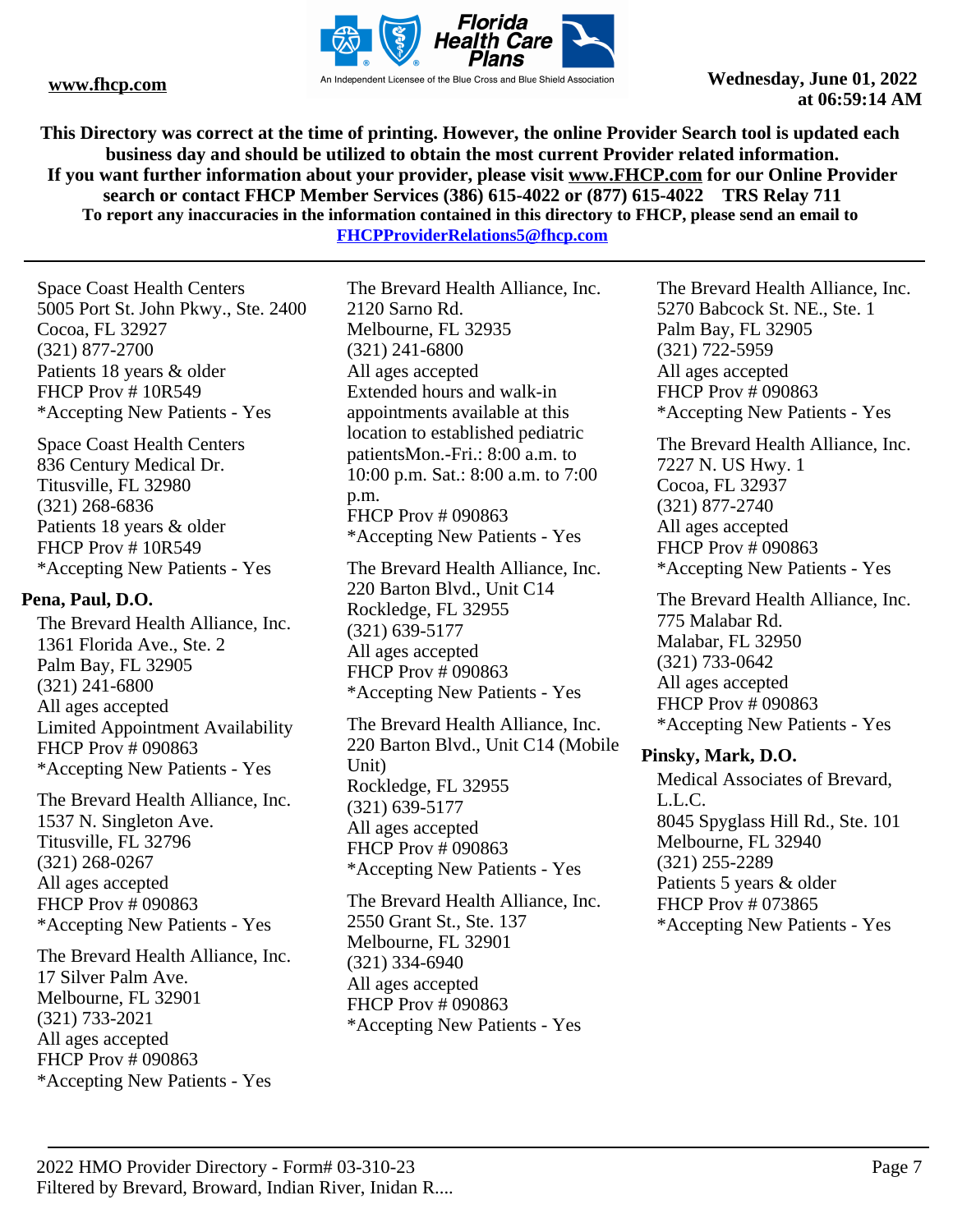This Directory was correct at the time of printing. However, the online Provider Search tool is updated each business day and should be utilized to obtain the most current Provider related information.
If you want further information about your provider, please visit www.FHCP.com for our Online Provider search or contact FHCP Member Services (386) 615-4022 or (877) 615-4022 TRS Relay 711
To report any inaccuracies in the information contained in this directory to FHCP, please send an email to FHCPProviderRelations5@fhcp.com

Space Coast Health Centers
5005 Port St. John Pkwy., Ste. 2400
Cocoa, FL 32927
(321) 877-2700
Patients 18 years & older
FHCP Prov # 10R549
*Accepting New Patients - Yes

Space Coast Health Centers
836 Century Medical Dr.
Titusville, FL 32980
(321) 268-6836
Patients 18 years & older
FHCP Prov # 10R549
*Accepting New Patients - Yes

**Pena, Paul, D.O.**

The Brevard Health Alliance, Inc.
1361 Florida Ave., Ste. 2
Palm Bay, FL 32905
(321) 241-6800
All ages accepted
Limited Appointment Availability
FHCP Prov # 090863
*Accepting New Patients - Yes

The Brevard Health Alliance, Inc.
1537 N. Singleton Ave.
Titusville, FL 32796
(321) 268-0267
All ages accepted
FHCP Prov # 090863
*Accepting New Patients - Yes

The Brevard Health Alliance, Inc.
17 Silver Palm Ave.
Melbourne, FL 32901
(321) 733-2021
All ages accepted
FHCP Prov # 090863
*Accepting New Patients - Yes

The Brevard Health Alliance, Inc.
2120 Sarno Rd.
Melbourne, FL 32935
(321) 241-6800
All ages accepted
Extended hours and walk-in appointments available at this location to established pediatric patientsMon.-Fri.: 8:00 a.m. to 10:00 p.m. Sat.: 8:00 a.m. to 7:00 p.m.
FHCP Prov # 090863
*Accepting New Patients - Yes

The Brevard Health Alliance, Inc.
220 Barton Blvd., Unit C14
Rockledge, FL 32955
(321) 639-5177
All ages accepted
FHCP Prov # 090863
*Accepting New Patients - Yes

The Brevard Health Alliance, Inc.
220 Barton Blvd., Unit C14 (Mobile Unit)
Rockledge, FL 32955
(321) 639-5177
All ages accepted
FHCP Prov # 090863
*Accepting New Patients - Yes

The Brevard Health Alliance, Inc.
2550 Grant St., Ste. 137
Melbourne, FL 32901
(321) 334-6940
All ages accepted
FHCP Prov # 090863
*Accepting New Patients - Yes

The Brevard Health Alliance, Inc.
5270 Babcock St. NE., Ste. 1
Palm Bay, FL 32905
(321) 722-5959
All ages accepted
FHCP Prov # 090863
*Accepting New Patients - Yes

The Brevard Health Alliance, Inc.
7227 N. US Hwy. 1
Cocoa, FL 32937
(321) 877-2740
All ages accepted
FHCP Prov # 090863
*Accepting New Patients - Yes

The Brevard Health Alliance, Inc.
775 Malabar Rd.
Malabar, FL 32950
(321) 733-0642
All ages accepted
FHCP Prov # 090863
*Accepting New Patients - Yes

**Pinsky, Mark, D.O.**

Medical Associates of Brevard, L.L.C.
8045 Spyglass Hill Rd., Ste. 101
Melbourne, FL 32940
(321) 255-2289
Patients 5 years & older
FHCP Prov # 073865
*Accepting New Patients - Yes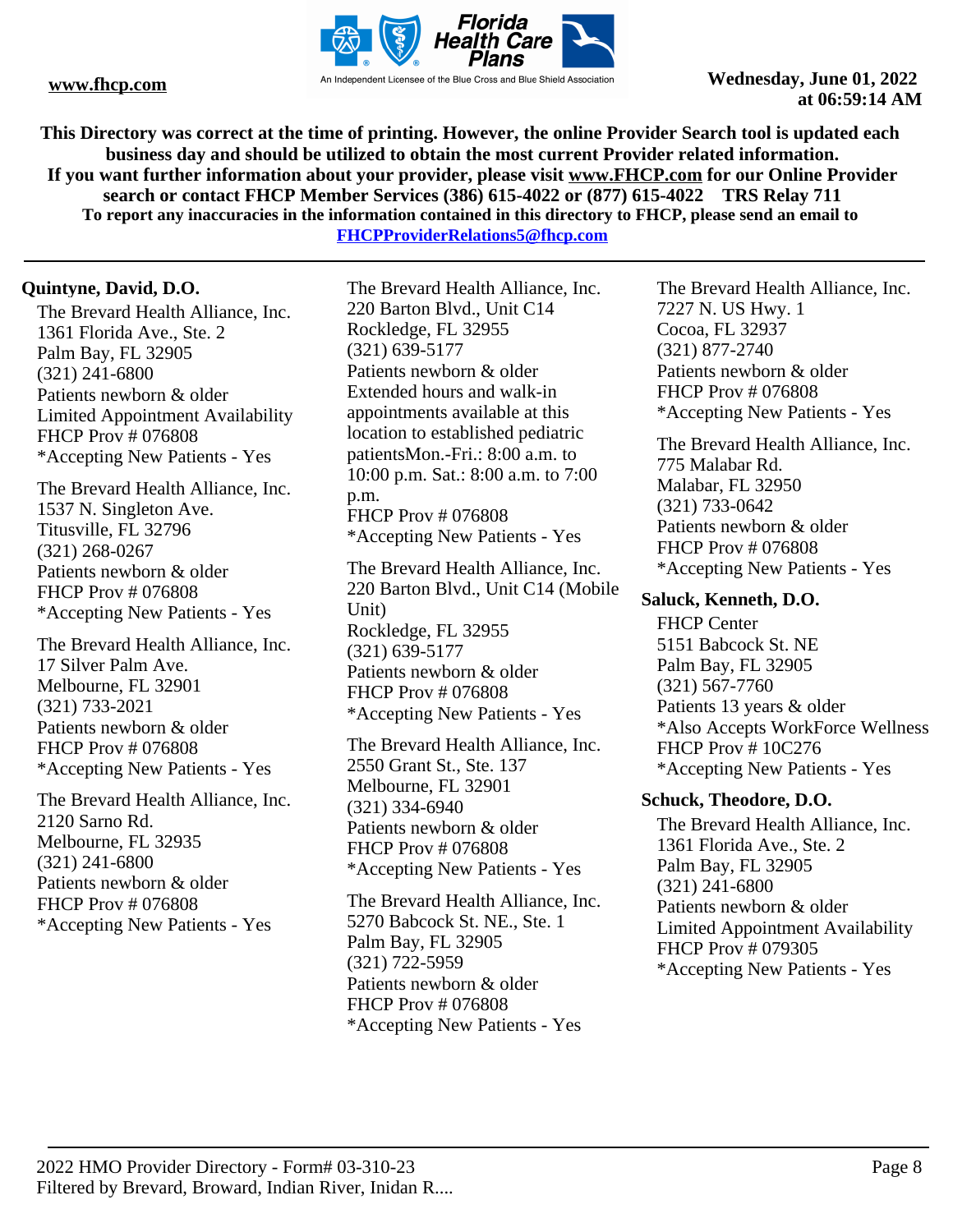This Directory was correct at the time of printing. However, the online Provider Search tool is updated each business day and should be utilized to obtain the most current Provider related information.
If you want further information about your provider, please visit www.FHCP.com for our Online Provider search or contact FHCP Member Services (386) 615-4022 or (877) 615-4022 TRS Relay 711
To report any inaccuracies in the information contained in this directory to FHCP, please send an email to FHCPProviderRelations5@fhcp.com

**Quintyne, David, D.O.**

The Brevard Health Alliance, Inc.
1361 Florida Ave., Ste. 2
Palm Bay, FL 32905
(321) 241-6800
Patients newborn & older
Limited Appointment Availability
FHCP Prov # 076808
*Accepting New Patients - Yes

The Brevard Health Alliance, Inc.
1537 N. Singleton Ave.
Titusville, FL 32796
(321) 268-0267
Patients newborn & older
FHCP Prov # 076808
*Accepting New Patients - Yes

The Brevard Health Alliance, Inc.
17 Silver Palm Ave.
Melbourne, FL 32901
(321) 733-2021
Patients newborn & older
FHCP Prov # 076808
*Accepting New Patients - Yes

The Brevard Health Alliance, Inc.
2120 Sarno Rd.
Melbourne, FL 32935
(321) 241-6800
Patients newborn & older
FHCP Prov # 076808
*Accepting New Patients - Yes

The Brevard Health Alliance, Inc.
220 Barton Blvd., Unit C14
Rockledge, FL 32955
(321) 639-5177
Patients newborn & older
Extended hours and walk-in appointments available at this location to established pediatric patientsMon.-Fri.: 8:00 a.m. to 10:00 p.m. Sat.: 8:00 a.m. to 7:00 p.m.
FHCP Prov # 076808
*Accepting New Patients - Yes

The Brevard Health Alliance, Inc.
220 Barton Blvd., Unit C14 (Mobile Unit)
Rockledge, FL 32955
(321) 639-5177
Patients newborn & older
FHCP Prov # 076808
*Accepting New Patients - Yes

The Brevard Health Alliance, Inc.
2550 Grant St., Ste. 137
Melbourne, FL 32901
(321) 334-6940
Patients newborn & older
FHCP Prov # 076808
*Accepting New Patients - Yes

The Brevard Health Alliance, Inc.
5270 Babcock St. NE., Ste. 1
Palm Bay, FL 32905
(321) 722-5959
Patients newborn & older
FHCP Prov # 076808
*Accepting New Patients - Yes

The Brevard Health Alliance, Inc.
7227 N. US Hwy. 1
Cocoa, FL 32937
(321) 877-2740
Patients newborn & older
FHCP Prov # 076808
*Accepting New Patients - Yes

The Brevard Health Alliance, Inc.
775 Malabar Rd.
Malabar, FL 32950
(321) 733-0642
Patients newborn & older
FHCP Prov # 076808
*Accepting New Patients - Yes

**Saluck, Kenneth, D.O.**

FHCP Center
5151 Babcock St. NE
Palm Bay, FL 32905
(321) 567-7760
Patients 13 years & older
*Also Accepts WorkForce Wellness
FHCP Prov # 10C276
*Accepting New Patients - Yes

**Schuck, Theodore, D.O.**

The Brevard Health Alliance, Inc.
1361 Florida Ave., Ste. 2
Palm Bay, FL 32905
(321) 241-6800
Patients newborn & older
Limited Appointment Availability
FHCP Prov # 079305
*Accepting New Patients - Yes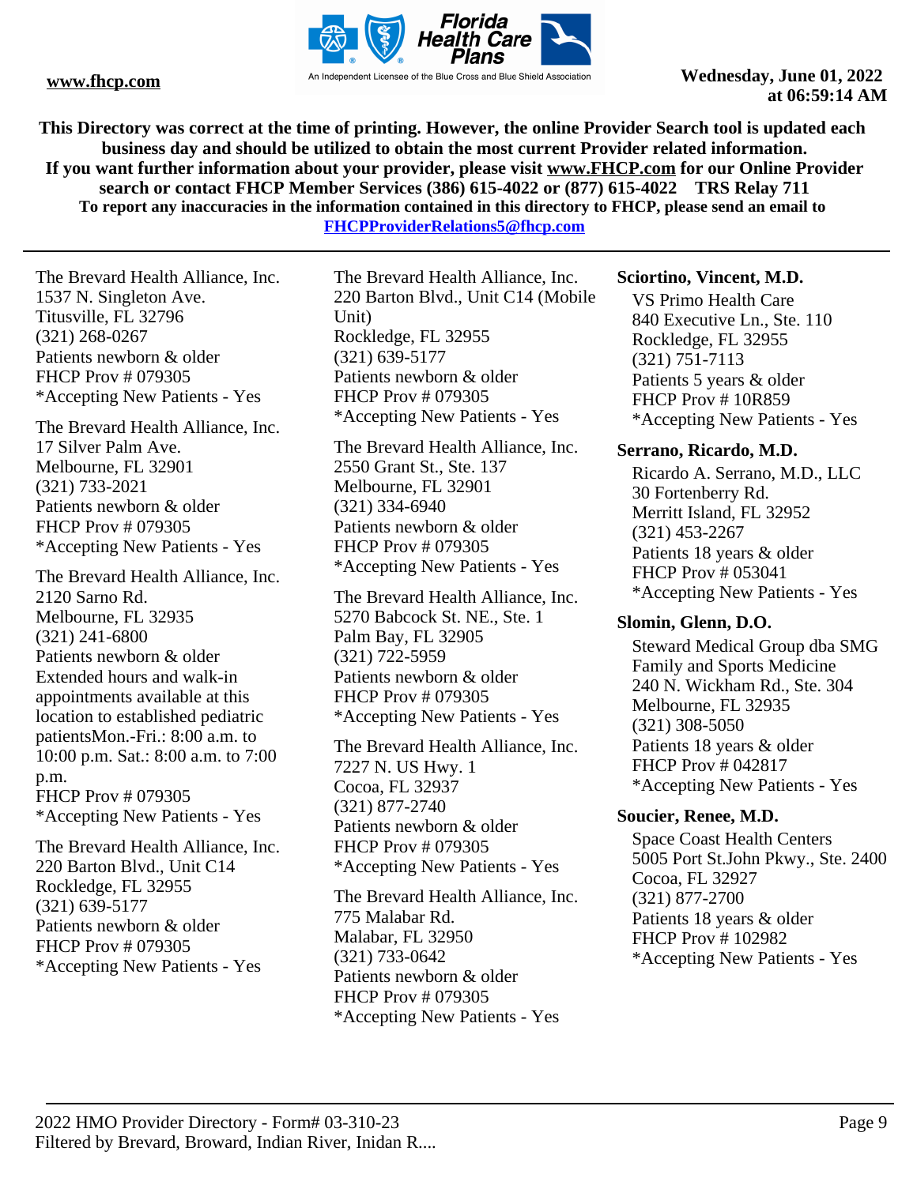The Brevard Health Alliance, Inc.
1537 N. Singleton Ave.
Titusville, FL 32796
(321) 268-0267
Patients newborn & older
FHCP Prov # 079305
*Accepting New Patients - Yes

The Brevard Health Alliance, Inc.
17 Silver Palm Ave.
Melbourne, FL 32901
(321) 733-2021
Patients newborn & older
FHCP Prov # 079305
*Accepting New Patients - Yes

The Brevard Health Alliance, Inc.
2120 Sarno Rd.
Melbourne, FL 32935
(321) 241-6800
Patients newborn & older
Extended hours and walk-in appointments available at this location to established pediatric patientsMon.-Fri.: 8:00 a.m. to 10:00 p.m. Sat.: 8:00 a.m. to 7:00 p.m.
FHCP Prov # 079305
*Accepting New Patients - Yes

The Brevard Health Alliance, Inc.
220 Barton Blvd., Unit C14
Rockledge, FL 32955
(321) 639-5177
Patients newborn & older
FHCP Prov # 079305
*Accepting New Patients - Yes

The Brevard Health Alliance, Inc.
220 Barton Blvd., Unit C14 (Mobile Unit)
Rockledge, FL 32955
(321) 639-5177
Patients newborn & older
FHCP Prov # 079305
*Accepting New Patients - Yes

The Brevard Health Alliance, Inc.
2550 Grant St., Ste. 137
Melbourne, FL 32901
(321) 334-6940
Patients newborn & older
FHCP Prov # 079305
*Accepting New Patients - Yes

The Brevard Health Alliance, Inc.
5270 Babcock St. NE., Ste. 1
Palm Bay, FL 32905
(321) 722-5959
Patients newborn & older
FHCP Prov # 079305
*Accepting New Patients - Yes

The Brevard Health Alliance, Inc.
7227 N. US Hwy. 1
Cocoa, FL 32937
(321) 877-2740
Patients newborn & older
FHCP Prov # 079305
*Accepting New Patients - Yes

The Brevard Health Alliance, Inc.
775 Malabar Rd.
Malabar, FL 32950
(321) 733-0642
Patients newborn & older
FHCP Prov # 079305
*Accepting New Patients - Yes

**Sciortino, Vincent, M.D.**

VS Primo Health Care
840 Executive Ln., Ste. 110
Rockledge, FL 32955
(321) 751-7113
Patients 5 years & older
FHCP Prov # 10R859
*Accepting New Patients - Yes

**Serrano, Ricardo, M.D.**

Ricardo A. Serrano, M.D., LLC
30 Fortenberry Rd.
Merritt Island, FL 32952
(321) 453-2267
Patients 18 years & older
FHCP Prov # 053041
*Accepting New Patients - Yes

**Slomin, Glenn, D.O.**

Steward Medical Group dba SMG Family and Sports Medicine
240 N. Wickham Rd., Ste. 304
Melbourne, FL 32935
(321) 308-5050
Patients 18 years & older
FHCP Prov # 042817
*Accepting New Patients - Yes

**Soucier, Renee, M.D.**

Space Coast Health Centers
5005 Port St.John Pkwy., Ste. 2400
Cocoa, FL 32927
(321) 877-2700
Patients 18 years & older
FHCP Prov # 102982
*Accepting New Patients - Yes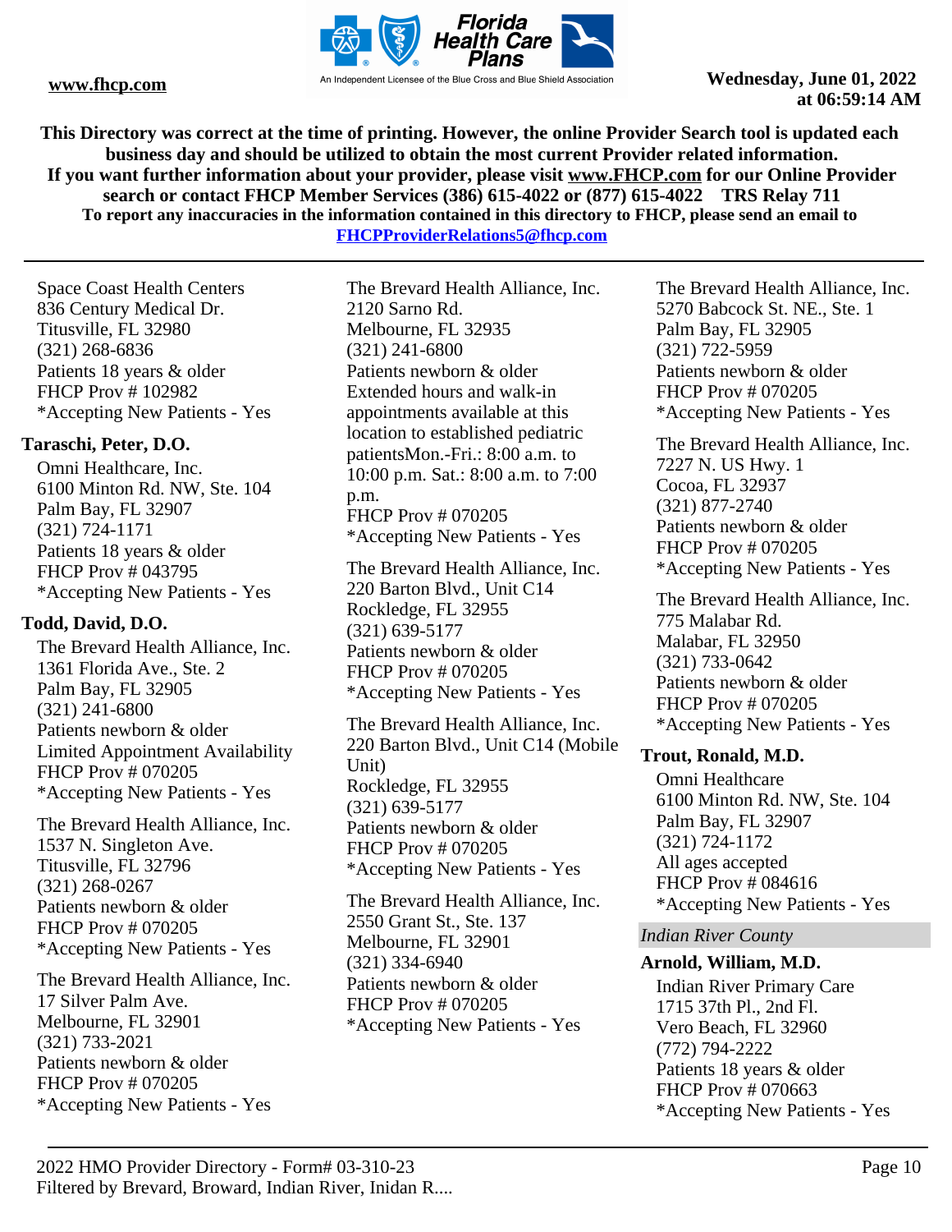Space Coast Health Centers
836 Century Medical Dr.
Titusville, FL 32980
(321) 268-6836
Patients 18 years & older
FHCP Prov # 102982
*Accepting New Patients - Yes

**Taraschi, Peter, D.O.**

Omni Healthcare, Inc.
6100 Minton Rd. NW, Ste. 104
Palm Bay, FL 32907
(321) 724-1171
Patients 18 years & older
FHCP Prov # 043795
*Accepting New Patients - Yes

**Todd, David, D.O.**

The Brevard Health Alliance, Inc.
1361 Florida Ave., Ste. 2
Palm Bay, FL 32905
(321) 241-6800
Patients newborn & older
Limited Appointment Availability
FHCP Prov # 070205
*Accepting New Patients - Yes

The Brevard Health Alliance, Inc.
1537 N. Singleton Ave.
Titusville, FL 32796
(321) 268-0267
Patients newborn & older
FHCP Prov # 070205
*Accepting New Patients - Yes

The Brevard Health Alliance, Inc.
17 Silver Palm Ave.
Melbourne, FL 32901
(321) 733-2021
Patients newborn & older
FHCP Prov # 070205
*Accepting New Patients - Yes

The Brevard Health Alliance, Inc.
2120 Sarno Rd.
Melbourne, FL 32935
(321) 241-6800
Patients newborn & older
Extended hours and walk-in appointments available at this location to established pediatric patientsMon.-Fri.: 8:00 a.m. to 10:00 p.m. Sat.: 8:00 a.m. to 7:00 p.m.
FHCP Prov # 070205
*Accepting New Patients - Yes

The Brevard Health Alliance, Inc.
220 Barton Blvd., Unit C14
Rockledge, FL 32955
(321) 639-5177
Patients newborn & older
FHCP Prov # 070205
*Accepting New Patients - Yes

The Brevard Health Alliance, Inc.
220 Barton Blvd., Unit C14 (Mobile Unit)
Rockledge, FL 32955
(321) 639-5177
Patients newborn & older
FHCP Prov # 070205
*Accepting New Patients - Yes

The Brevard Health Alliance, Inc.
2550 Grant St., Ste. 137
Melbourne, FL 32901
(321) 334-6940
Patients newborn & older
FHCP Prov # 070205
*Accepting New Patients - Yes

The Brevard Health Alliance, Inc.
5270 Babcock St. NE., Ste. 1
Palm Bay, FL 32905
(321) 722-5959
Patients newborn & older
FHCP Prov # 070205
*Accepting New Patients - Yes

The Brevard Health Alliance, Inc.
7227 N. US Hwy. 1
Cocoa, FL 32937
(321) 877-2740
Patients newborn & older
FHCP Prov # 070205
*Accepting New Patients - Yes

The Brevard Health Alliance, Inc.
775 Malabar Rd.
Malabar, FL 32950
(321) 733-0642
Patients newborn & older
FHCP Prov # 070205
*Accepting New Patients - Yes

**Trout, Ronald, M.D.**

Omni Healthcare
6100 Minton Rd. NW, Ste. 104
Palm Bay, FL 32907
(321) 724-1172
All ages accepted
FHCP Prov # 084616
*Accepting New Patients - Yes

*Indian River County*

**Arnold, William, M.D.**

Indian River Primary Care
1715 37th Pl., 2nd Fl.
Vero Beach, FL 32960
(772) 794-2222
Patients 18 years & older
FHCP Prov # 070663
*Accepting New Patients - Yes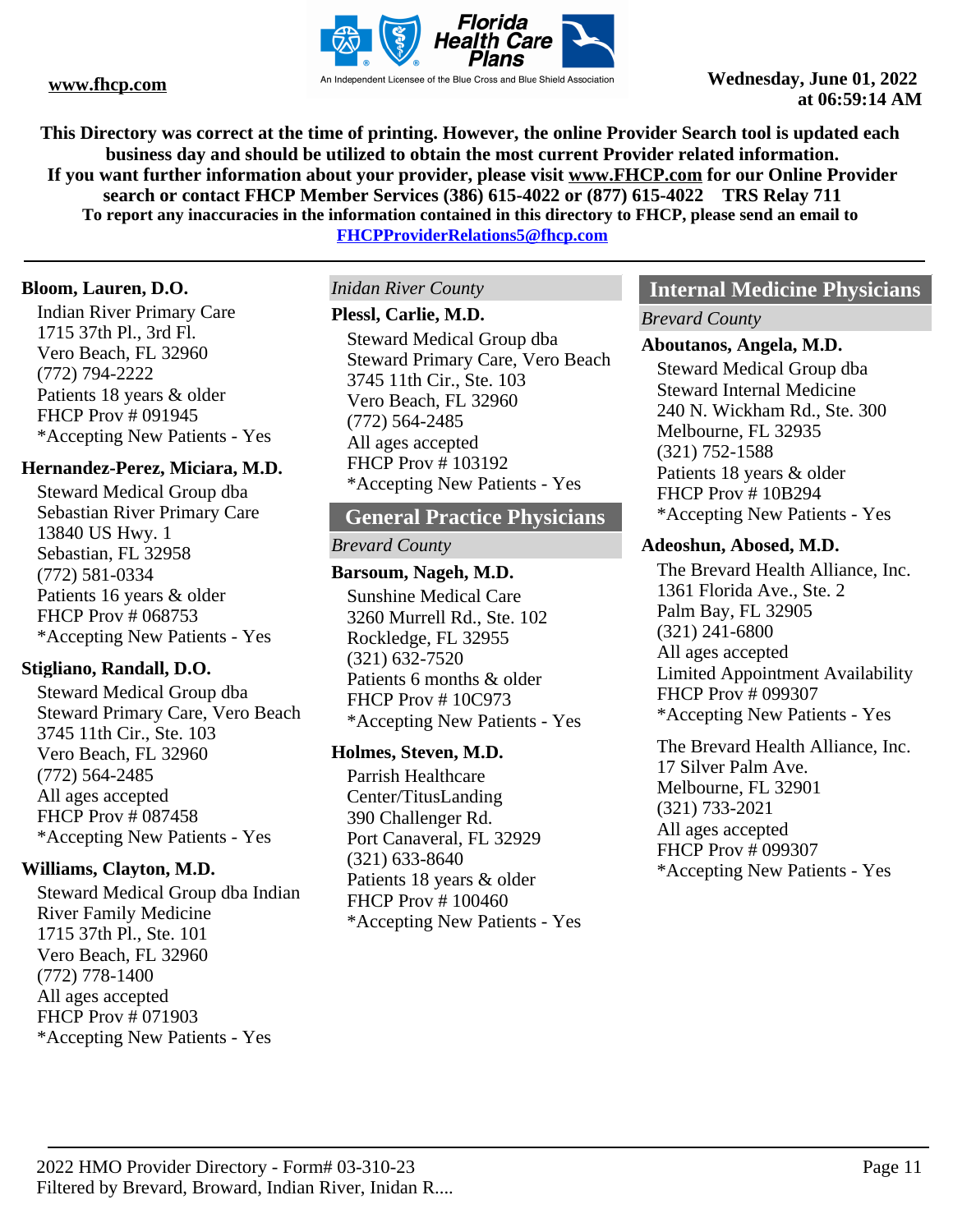This Directory was correct at the time of printing. However, the online Provider Search tool is updated each business day and should be utilized to obtain the most current Provider related information.
If you want further information about your provider, please visit www.FHCP.com for our Online Provider search or contact FHCP Member Services (386) 615-4022 or (877) 615-4022 TRS Relay 711
To report any inaccuracies in the information contained in this directory to FHCP, please send an email to FHCPProviderRelations5@fhcp.com

---

**Bloom, Lauren, D.O.**
Indian River Primary Care
1715 37th Pl., 3rd Fl.
Vero Beach, FL 32960
(772) 794-2222
Patients 18 years & older
FHCP Prov # 091945
*Accepting New Patients - Yes

**Hernandez-Perez, Miciara, M.D.**
Steward Medical Group dba
Sebastian River Primary Care
13840 US Hwy. 1
Sebastian, FL 32958
(772) 581-0334
Patients 16 years & older
FHCP Prov # 068753
*Accepting New Patients - Yes

**Stigliano, Randall, D.O.**
Steward Medical Group dba
Steward Primary Care, Vero Beach
3745 11th Cir., Ste. 103
Vero Beach, FL 32960
(772) 564-2485
All ages accepted
FHCP Prov # 087458
*Accepting New Patients - Yes

**Williams, Clayton, M.D.**
Steward Medical Group dba Indian River Family Medicine
1715 37th Pl., Ste. 101
Vero Beach, FL 32960
(772) 778-1400
All ages accepted
FHCP Prov # 071903
*Accepting New Patients - Yes

*Inidan River County*

**Plessl, Carlie, M.D.**
Steward Medical Group dba
Steward Primary Care, Vero Beach
3745 11th Cir., Ste. 103
Vero Beach, FL 32960
(772) 564-2485
All ages accepted
FHCP Prov # 103192
*Accepting New Patients - Yes

## General Practice Physicians

*Brevard County*

**Barsoum, Nageh, M.D.**
Sunshine Medical Care
3260 Murrell Rd., Ste. 102
Rockledge, FL 32955
(321) 632-7520
Patients 6 months & older
FHCP Prov # 10C973
*Accepting New Patients - Yes

**Holmes, Steven, M.D.**
Parrish Healthcare Center/TitusLanding
390 Challenger Rd.
Port Canaveral, FL 32929
(321) 633-8640
Patients 18 years & older
FHCP Prov # 100460
*Accepting New Patients - Yes

## Internal Medicine Physicians

*Brevard County*

**Aboutanos, Angela, M.D.**
Steward Medical Group dba
Steward Internal Medicine
240 N. Wickham Rd., Ste. 300
Melbourne, FL 32935
(321) 752-1588
Patients 18 years & older
FHCP Prov # 10B294
*Accepting New Patients - Yes

**Adeoshun, Abosed, M.D.**
The Brevard Health Alliance, Inc.
1361 Florida Ave., Ste. 2
Palm Bay, FL 32905
(321) 241-6800
All ages accepted
Limited Appointment Availability
FHCP Prov # 099307
*Accepting New Patients - Yes

The Brevard Health Alliance, Inc.
17 Silver Palm Ave.
Melbourne, FL 32901
(321) 733-2021
All ages accepted
FHCP Prov # 099307
*Accepting New Patients - Yes

2022 HMO Provider Directory - Form# 03-310-23
Filtered by Brevard, Broward, Indian River, Inidan R....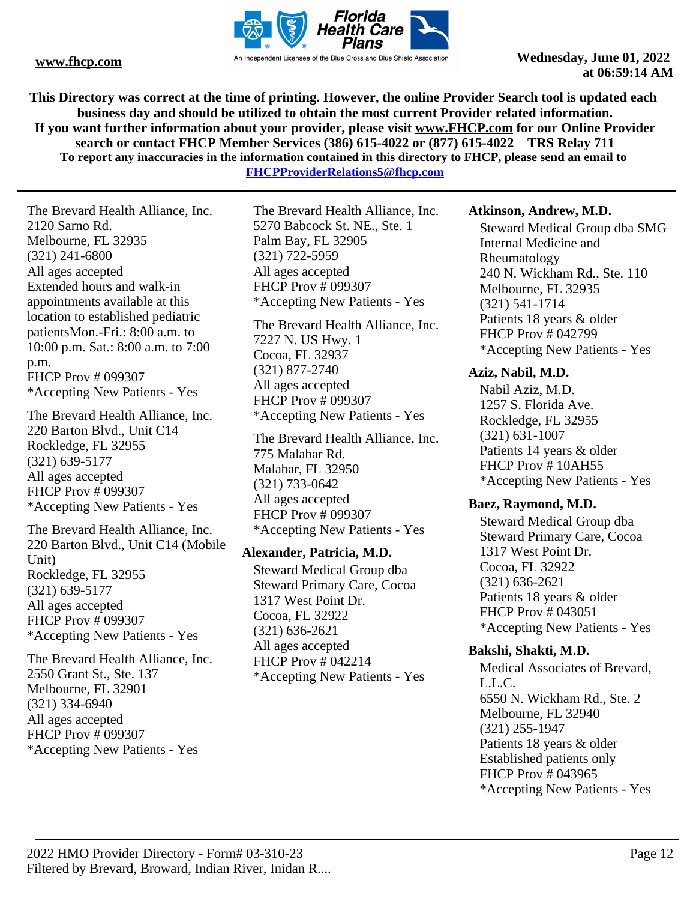The Brevard Health Alliance, Inc.
2120 Sarno Rd.
Melbourne, FL 32935
(321) 241-6800
All ages accepted
Extended hours and walk-in appointments available at this location to established pediatric patientsMon.-Fri.: 8:00 a.m. to 10:00 p.m. Sat.: 8:00 a.m. to 7:00 p.m.
FHCP Prov # 099307
*Accepting New Patients - Yes

The Brevard Health Alliance, Inc.
220 Barton Blvd., Unit C14
Rockledge, FL 32955
(321) 639-5177
All ages accepted
FHCP Prov # 099307
*Accepting New Patients - Yes

The Brevard Health Alliance, Inc.
220 Barton Blvd., Unit C14 (Mobile Unit)
Rockledge, FL 32955
(321) 639-5177
All ages accepted
FHCP Prov # 099307
*Accepting New Patients - Yes

The Brevard Health Alliance, Inc.
2550 Grant St., Ste. 137
Melbourne, FL 32901
(321) 334-6940
All ages accepted
FHCP Prov # 099307
*Accepting New Patients - Yes

The Brevard Health Alliance, Inc.
5270 Babcock St. NE., Ste. 1
Palm Bay, FL 32905
(321) 722-5959
All ages accepted
FHCP Prov # 099307
*Accepting New Patients - Yes

The Brevard Health Alliance, Inc.
7227 N. US Hwy. 1
Cocoa, FL 32937
(321) 877-2740
All ages accepted
FHCP Prov # 099307
*Accepting New Patients - Yes

The Brevard Health Alliance, Inc.
775 Malabar Rd.
Malabar, FL 32950
(321) 733-0642
All ages accepted
FHCP Prov # 099307
*Accepting New Patients - Yes

**Alexander, Patricia, M.D.**

Steward Medical Group dba Steward Primary Care, Cocoa
1317 West Point Dr.
Cocoa, FL 32922
(321) 636-2621
All ages accepted
FHCP Prov # 042214
*Accepting New Patients - Yes

**Atkinson, Andrew, M.D.**

Steward Medical Group dba SMG Internal Medicine and Rheumatology
240 N. Wickham Rd., Ste. 110
Melbourne, FL 32935
(321) 541-1714
Patients 18 years & older
FHCP Prov # 042799
*Accepting New Patients - Yes

**Aziz, Nabil, M.D.**

Nabil Aziz, M.D.
1257 S. Florida Ave.
Rockledge, FL 32955
(321) 631-1007
Patients 14 years & older
FHCP Prov # 10AH55
*Accepting New Patients - Yes

**Baez, Raymond, M.D.**

Steward Medical Group dba Steward Primary Care, Cocoa
1317 West Point Dr.
Cocoa, FL 32922
(321) 636-2621
Patients 18 years & older
FHCP Prov # 043051
*Accepting New Patients - Yes

**Bakshi, Shakti, M.D.**

Medical Associates of Brevard, L.L.C.
6550 N. Wickham Rd., Ste. 2
Melbourne, FL 32940
(321) 255-1947
Patients 18 years & older
Established patients only
FHCP Prov # 043965
*Accepting New Patients - Yes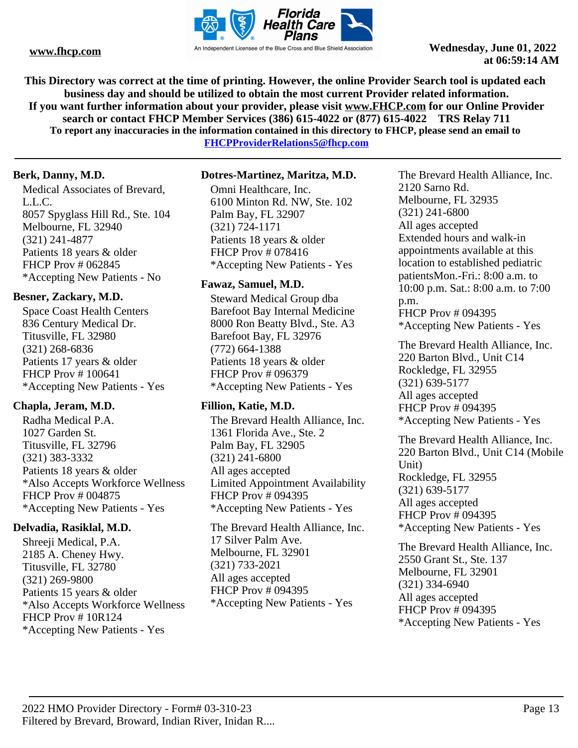**This Directory was correct at the time of printing. However, the online Provider Search tool is updated each business day and should be utilized to obtain the most current Provider related information.**
**If you want further information about your provider, please visit www.FHCP.com for our Online Provider search or contact FHCP Member Services (386) 615-4022 or (877) 615-4022 TRS Relay 711**
**To report any inaccuracies in the information contained in this directory to FHCP, please send an email to FHCPProviderRelations5@fhcp.com**

**Berk, Danny, M.D.**
Medical Associates of Brevard, L.L.C.
8057 Spyglass Hill Rd., Ste. 104
Melbourne, FL 32940
(321) 241-4877
Patients 18 years & older
FHCP Prov # 062845
*Accepting New Patients - No

**Besner, Zackary, M.D.**
Space Coast Health Centers
836 Century Medical Dr.
Titusville, FL 32980
(321) 268-6836
Patients 17 years & older
FHCP Prov # 100641
*Accepting New Patients - Yes

**Chapla, Jeram, M.D.**
Radha Medical P.A.
1027 Garden St.
Titusville, FL 32796
(321) 383-3332
Patients 18 years & older
*Also Accepts Workforce Wellness
FHCP Prov # 004875
*Accepting New Patients - Yes

**Delvadia, Rasiklal, M.D.**
Shreeji Medical, P.A.
2185 A. Cheney Hwy.
Titusville, FL 32780
(321) 269-9800
Patients 15 years & older
*Also Accepts Workforce Wellness
FHCP Prov # 10R124
*Accepting New Patients - Yes

**Dotres-Martinez, Maritza, M.D.**
Omni Healthcare, Inc.
6100 Minton Rd. NW, Ste. 102
Palm Bay, FL 32907
(321) 724-1171
Patients 18 years & older
FHCP Prov # 078416
*Accepting New Patients - Yes

**Fawaz, Samuel, M.D.**
Steward Medical Group dba Barefoot Bay Internal Medicine
8000 Ron Beatty Blvd., Ste. A3
Barefoot Bay, FL 32976
(772) 664-1388
Patients 18 years & older
FHCP Prov # 096379
*Accepting New Patients - Yes

**Fillion, Katie, M.D.**
The Brevard Health Alliance, Inc.
1361 Florida Ave., Ste. 2
Palm Bay, FL 32905
(321) 241-6800
All ages accepted
Limited Appointment Availability
FHCP Prov # 094395
*Accepting New Patients - Yes

The Brevard Health Alliance, Inc.
17 Silver Palm Ave.
Melbourne, FL 32901
(321) 733-2021
All ages accepted
FHCP Prov # 094395
*Accepting New Patients - Yes

The Brevard Health Alliance, Inc.
2120 Sarno Rd.
Melbourne, FL 32935
(321) 241-6800
All ages accepted
Extended hours and walk-in appointments available at this location to established pediatric patientsMon.-Fri.: 8:00 a.m. to 10:00 p.m. Sat.: 8:00 a.m. to 7:00 p.m.
FHCP Prov # 094395
*Accepting New Patients - Yes

The Brevard Health Alliance, Inc.
220 Barton Blvd., Unit C14
Rockledge, FL 32955
(321) 639-5177
All ages accepted
FHCP Prov # 094395
*Accepting New Patients - Yes

The Brevard Health Alliance, Inc.
220 Barton Blvd., Unit C14 (Mobile Unit)
Rockledge, FL 32955
(321) 639-5177
All ages accepted
FHCP Prov # 094395
*Accepting New Patients - Yes

The Brevard Health Alliance, Inc.
2550 Grant St., Ste. 137
Melbourne, FL 32901
(321) 334-6940
All ages accepted
FHCP Prov # 094395
*Accepting New Patients - Yes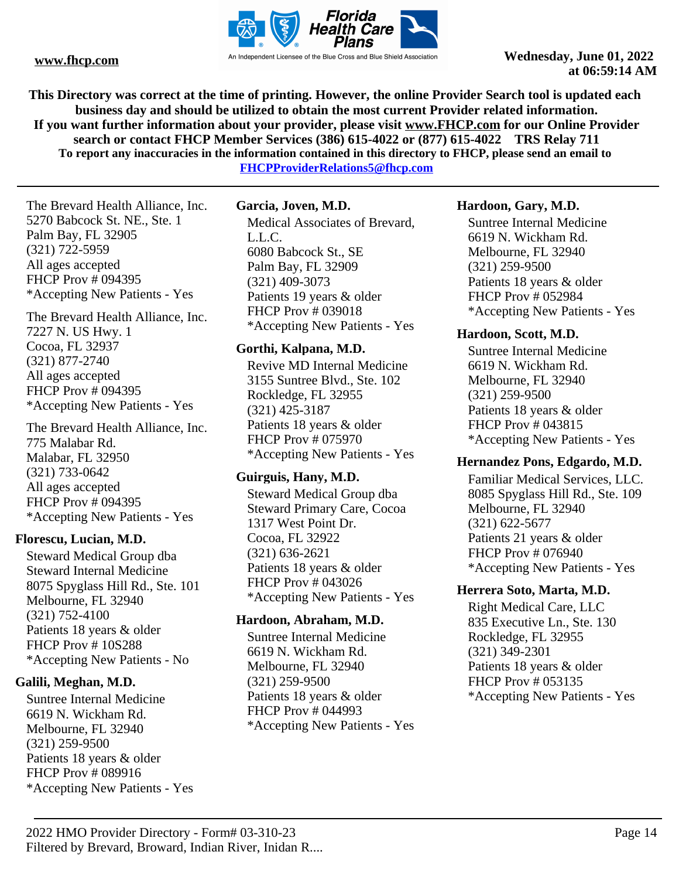The Brevard Health Alliance, Inc.
5270 Babcock St. NE., Ste. 1
Palm Bay, FL 32905
(321) 722-5959
All ages accepted
FHCP Prov # 094395
*Accepting New Patients - Yes

The Brevard Health Alliance, Inc.
7227 N. US Hwy. 1
Cocoa, FL 32937
(321) 877-2740
All ages accepted
FHCP Prov # 094395
*Accepting New Patients - Yes

The Brevard Health Alliance, Inc.
775 Malabar Rd.
Malabar, FL 32950
(321) 733-0642
All ages accepted
FHCP Prov # 094395
*Accepting New Patients - Yes

**Florescu, Lucian, M.D.**

Steward Medical Group dba
Steward Internal Medicine
8075 Spyglass Hill Rd., Ste. 101
Melbourne, FL 32940
(321) 752-4100
Patients 18 years & older
FHCP Prov # 10S288
*Accepting New Patients - No

**Galili, Meghan, M.D.**

Suntree Internal Medicine
6619 N. Wickham Rd.
Melbourne, FL 32940
(321) 259-9500
Patients 18 years & older
FHCP Prov # 089916
*Accepting New Patients - Yes

**Garcia, Joven, M.D.**

Medical Associates of Brevard, L.L.C.
6080 Babcock St., SE
Palm Bay, FL 32909
(321) 409-3073
Patients 19 years & older
FHCP Prov # 039018
*Accepting New Patients - Yes

**Gorthi, Kalpana, M.D.**

Revive MD Internal Medicine
3155 Suntree Blvd., Ste. 102
Rockledge, FL 32955
(321) 425-3187
Patients 18 years & older
FHCP Prov # 075970
*Accepting New Patients - Yes

**Guirguis, Hany, M.D.**

Steward Medical Group dba
Steward Primary Care, Cocoa
1317 West Point Dr.
Cocoa, FL 32922
(321) 636-2621
Patients 18 years & older
FHCP Prov # 043026
*Accepting New Patients - Yes

**Hardoon, Abraham, M.D.**

Suntree Internal Medicine
6619 N. Wickham Rd.
Melbourne, FL 32940
(321) 259-9500
Patients 18 years & older
FHCP Prov # 044993
*Accepting New Patients - Yes

**Hardoon, Gary, M.D.**

Suntree Internal Medicine
6619 N. Wickham Rd.
Melbourne, FL 32940
(321) 259-9500
Patients 18 years & older
FHCP Prov # 052984
*Accepting New Patients - Yes

**Hardoon, Scott, M.D.**

Suntree Internal Medicine
6619 N. Wickham Rd.
Melbourne, FL 32940
(321) 259-9500
Patients 18 years & older
FHCP Prov # 043815
*Accepting New Patients - Yes

**Hernandez Pons, Edgardo, M.D.**

Familiar Medical Services, LLC.
8085 Spyglass Hill Rd., Ste. 109
Melbourne, FL 32940
(321) 622-5677
Patients 21 years & older
FHCP Prov # 076940
*Accepting New Patients - Yes

**Herrera Soto, Marta, M.D.**

Right Medical Care, LLC
835 Executive Ln., Ste. 130
Rockledge, FL 32955
(321) 349-2301
Patients 18 years & older
FHCP Prov # 053135
*Accepting New Patients - Yes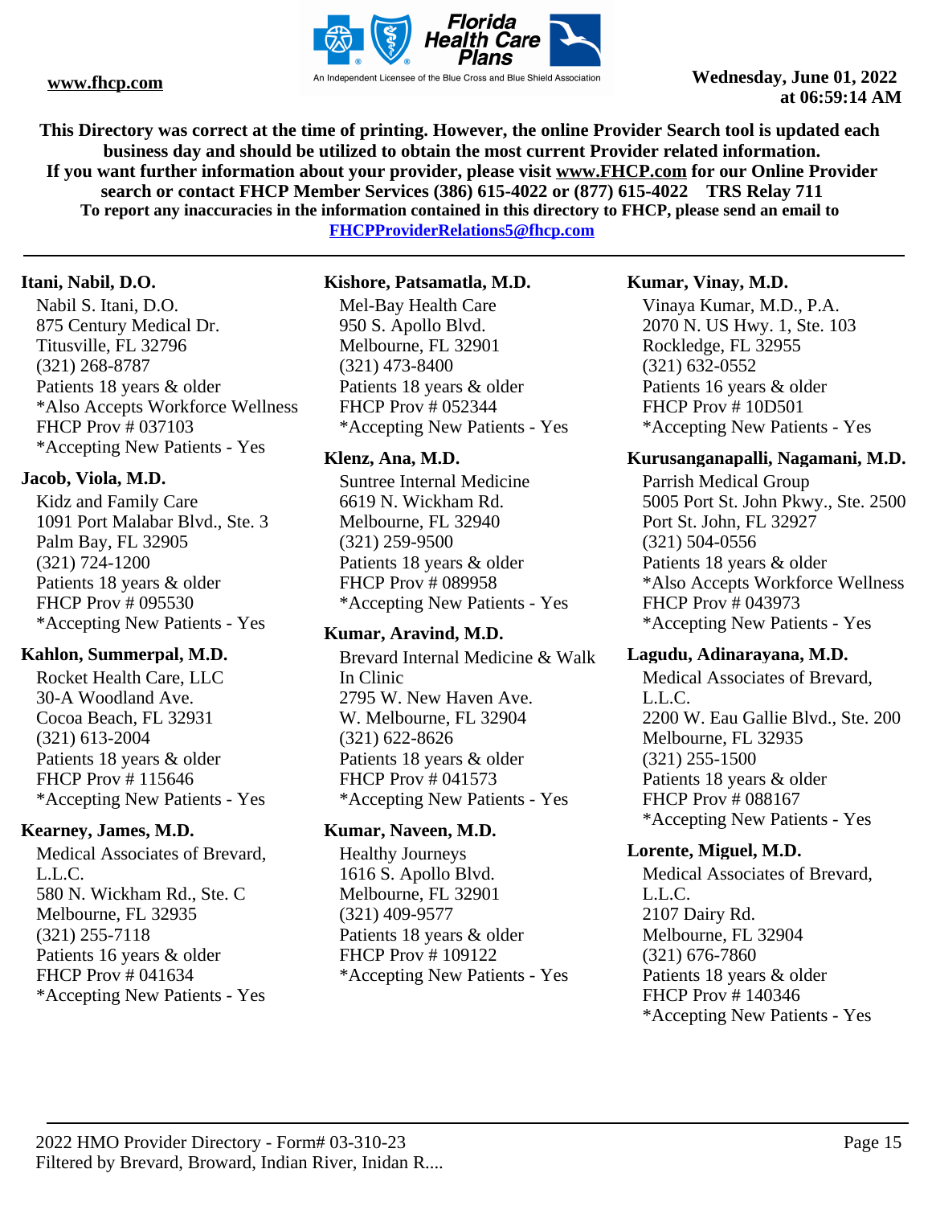This Directory was correct at the time of printing. However, the online Provider Search tool is updated each business day and should be utilized to obtain the most current Provider related information.
If you want further information about your provider, please visit www.FHCP.com for our Online Provider search or contact FHCP Member Services (386) 615-4022 or (877) 615-4022 TRS Relay 711
To report any inaccuracies in the information contained in this directory to FHCP, please send an email to FHCPProviderRelations5@fhcp.com

---

**Itani, Nabil, D.O.**
Nabil S. Itani, D.O.
875 Century Medical Dr.
Titusville, FL 32796
(321) 268-8787
Patients 18 years & older
*Also Accepts Workforce Wellness
FHCP Prov # 037103
*Accepting New Patients - Yes

**Jacob, Viola, M.D.**
Kidz and Family Care
1091 Port Malabar Blvd., Ste. 3
Palm Bay, FL 32905
(321) 724-1200
Patients 18 years & older
FHCP Prov # 095530
*Accepting New Patients - Yes

**Kahlon, Summerpal, M.D.**
Rocket Health Care, LLC
30-A Woodland Ave.
Cocoa Beach, FL 32931
(321) 613-2004
Patients 18 years & older
FHCP Prov # 115646
*Accepting New Patients - Yes

**Kearney, James, M.D.**
Medical Associates of Brevard, L.L.C.
580 N. Wickham Rd., Ste. C
Melbourne, FL 32935
(321) 255-7118
Patients 16 years & older
FHCP Prov # 041634
*Accepting New Patients - Yes

**Kishore, Patsamatla, M.D.**
Mel-Bay Health Care
950 S. Apollo Blvd.
Melbourne, FL 32901
(321) 473-8400
Patients 18 years & older
FHCP Prov # 052344
*Accepting New Patients - Yes

**Klenz, Ana, M.D.**
Suntree Internal Medicine
6619 N. Wickham Rd.
Melbourne, FL 32940
(321) 259-9500
Patients 18 years & older
FHCP Prov # 089958
*Accepting New Patients - Yes

**Kumar, Aravind, M.D.**
Brevard Internal Medicine & Walk In Clinic
2795 W. New Haven Ave.
W. Melbourne, FL 32904
(321) 622-8626
Patients 18 years & older
FHCP Prov # 041573
*Accepting New Patients - Yes

**Kumar, Naveen, M.D.**
Healthy Journeys
1616 S. Apollo Blvd.
Melbourne, FL 32901
(321) 409-9577
Patients 18 years & older
FHCP Prov # 109122
*Accepting New Patients - Yes

**Kumar, Vinay, M.D.**
Vinaya Kumar, M.D., P.A.
2070 N. US Hwy. 1, Ste. 103
Rockledge, FL 32955
(321) 632-0552
Patients 16 years & older
FHCP Prov # 10D501
*Accepting New Patients - Yes

**Kurusanganapalli, Nagamani, M.D.**
Parrish Medical Group
5005 Port St. John Pkwy., Ste. 2500
Port St. John, FL 32927
(321) 504-0556
Patients 18 years & older
*Also Accepts Workforce Wellness
FHCP Prov # 043973
*Accepting New Patients - Yes

**Lagudu, Adinarayana, M.D.**
Medical Associates of Brevard, L.L.C.
2200 W. Eau Gallie Blvd., Ste. 200
Melbourne, FL 32935
(321) 255-1500
Patients 18 years & older
FHCP Prov # 088167
*Accepting New Patients - Yes

**Lorente, Miguel, M.D.**
Medical Associates of Brevard, L.L.C.
2107 Dairy Rd.
Melbourne, FL 32904
(321) 676-7860
Patients 18 years & older
FHCP Prov # 140346
*Accepting New Patients - Yes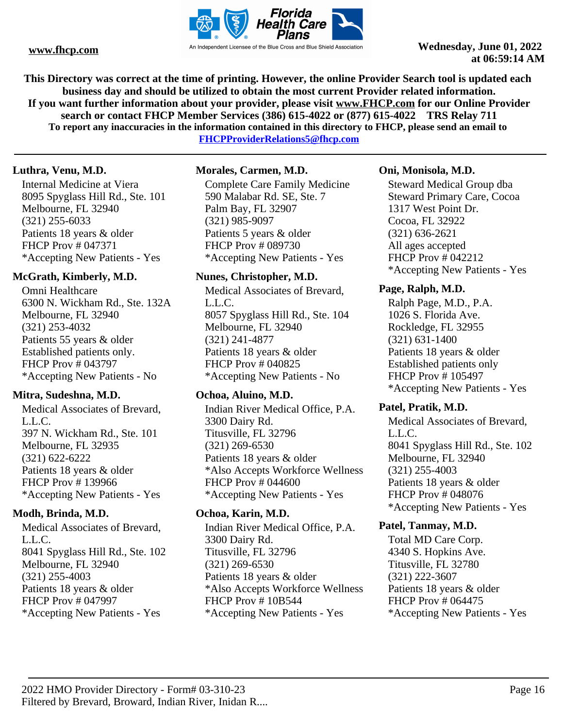This Directory was correct at the time of printing. However, the online Provider Search tool is updated each business day and should be utilized to obtain the most current Provider related information.
If you want further information about your provider, please visit www.FHCP.com for our Online Provider search or contact FHCP Member Services (386) 615-4022 or (877) 615-4022 TRS Relay 711
To report any inaccuracies in the information contained in this directory to FHCP, please send an email to FHCPProviderRelations5@fhcp.com

**Luthra, Venu, M.D.**
Internal Medicine at Viera
8095 Spyglass Hill Rd., Ste. 101
Melbourne, FL 32940
(321) 255-6033
Patients 18 years & older
FHCP Prov # 047371
*Accepting New Patients - Yes

**McGrath, Kimberly, M.D.**
Omni Healthcare
6300 N. Wickham Rd., Ste. 132A
Melbourne, FL 32940
(321) 253-4032
Patients 55 years & older
Established patients only.
FHCP Prov # 043797
*Accepting New Patients - No

**Mitra, Sudeshna, M.D.**
Medical Associates of Brevard, L.L.C.
397 N. Wickham Rd., Ste. 101
Melbourne, FL 32935
(321) 622-6222
Patients 18 years & older
FHCP Prov # 139966
*Accepting New Patients - Yes

**Modh, Brinda, M.D.**
Medical Associates of Brevard, L.L.C.
8041 Spyglass Hill Rd., Ste. 102
Melbourne, FL 32940
(321) 255-4003
Patients 18 years & older
FHCP Prov # 047997
*Accepting New Patients - Yes

**Morales, Carmen, M.D.**
Complete Care Family Medicine
590 Malabar Rd. SE, Ste. 7
Palm Bay, FL 32907
(321) 985-9097
Patients 5 years & older
FHCP Prov # 089730
*Accepting New Patients - Yes

**Nunes, Christopher, M.D.**
Medical Associates of Brevard, L.L.C.
8057 Spyglass Hill Rd., Ste. 104
Melbourne, FL 32940
(321) 241-4877
Patients 18 years & older
FHCP Prov # 040825
*Accepting New Patients - No

**Ochoa, Aluino, M.D.**
Indian River Medical Office, P.A.
3300 Dairy Rd.
Titusville, FL 32796
(321) 269-6530
Patients 18 years & older
*Also Accepts Workforce Wellness
FHCP Prov # 044600
*Accepting New Patients - Yes

**Ochoa, Karin, M.D.**
Indian River Medical Office, P.A.
3300 Dairy Rd.
Titusville, FL 32796
(321) 269-6530
Patients 18 years & older
*Also Accepts Workforce Wellness
FHCP Prov # 10B544
*Accepting New Patients - Yes

**Oni, Monisola, M.D.**
Steward Medical Group dba Steward Primary Care, Cocoa
1317 West Point Dr.
Cocoa, FL 32922
(321) 636-2621
All ages accepted
FHCP Prov # 042212
*Accepting New Patients - Yes

**Page, Ralph, M.D.**
Ralph Page, M.D., P.A.
1026 S. Florida Ave.
Rockledge, FL 32955
(321) 631-1400
Patients 18 years & older
Established patients only
FHCP Prov # 105497
*Accepting New Patients - Yes

**Patel, Pratik, M.D.**
Medical Associates of Brevard, L.L.C.
8041 Spyglass Hill Rd., Ste. 102
Melbourne, FL 32940
(321) 255-4003
Patients 18 years & older
FHCP Prov # 048076
*Accepting New Patients - Yes

**Patel, Tanmay, M.D.**
Total MD Care Corp.
4340 S. Hopkins Ave.
Titusville, FL 32780
(321) 222-3607
Patients 18 years & older
FHCP Prov # 064475
*Accepting New Patients - Yes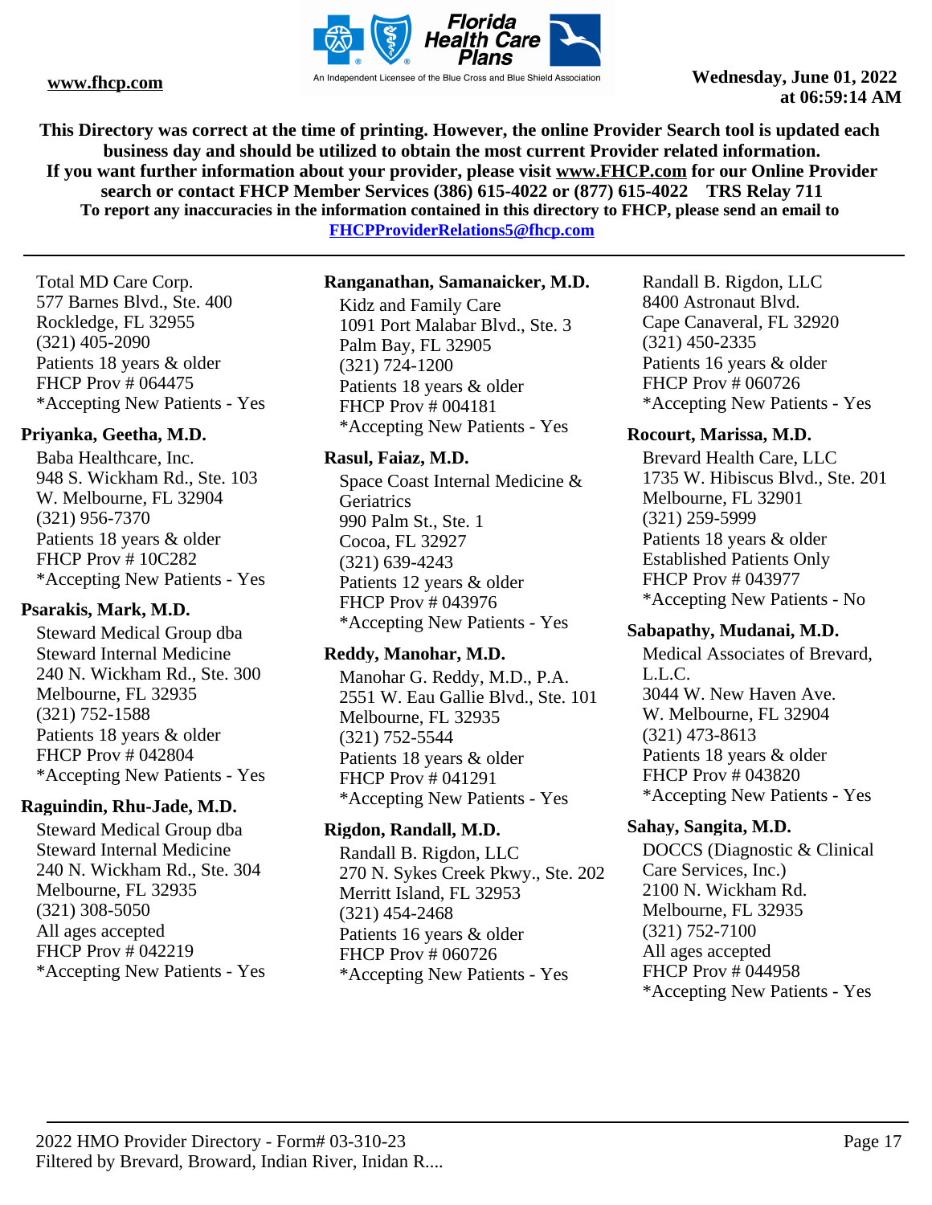This Directory was correct at the time of printing. However, the online Provider Search tool is updated each business day and should be utilized to obtain the most current Provider related information.
If you want further information about your provider, please visit www.FHCP.com for our Online Provider search or contact FHCP Member Services (386) 615-4022 or (877) 615-4022 TRS Relay 711
To report any inaccuracies in the information contained in this directory to FHCP, please send an email to FHCPProviderRelations5@fhcp.com

Total MD Care Corp.
577 Barnes Blvd., Ste. 400
Rockledge, FL 32955
(321) 405-2090
Patients 18 years & older
FHCP Prov # 064475
*Accepting New Patients - Yes

**Priyanka, Geetha, M.D.**

Baba Healthcare, Inc.
948 S. Wickham Rd., Ste. 103
W. Melbourne, FL 32904
(321) 956-7370
Patients 18 years & older
FHCP Prov # 10C282
*Accepting New Patients - Yes

**Psarakis, Mark, M.D.**

Steward Medical Group dba
Steward Internal Medicine
240 N. Wickham Rd., Ste. 300
Melbourne, FL 32935
(321) 752-1588
Patients 18 years & older
FHCP Prov # 042804
*Accepting New Patients - Yes

**Raguindin, Rhu-Jade, M.D.**

Steward Medical Group dba
Steward Internal Medicine
240 N. Wickham Rd., Ste. 304
Melbourne, FL 32935
(321) 308-5050
All ages accepted
FHCP Prov # 042219
*Accepting New Patients - Yes

**Ranganathan, Samanaicker, M.D.**

Kidz and Family Care
1091 Port Malabar Blvd., Ste. 3
Palm Bay, FL 32905
(321) 724-1200
Patients 18 years & older
FHCP Prov # 004181
*Accepting New Patients - Yes

**Rasul, Faiaz, M.D.**

Space Coast Internal Medicine & Geriatrics
990 Palm St., Ste. 1
Cocoa, FL 32927
(321) 639-4243
Patients 12 years & older
FHCP Prov # 043976
*Accepting New Patients - Yes

**Reddy, Manohar, M.D.**

Manohar G. Reddy, M.D., P.A.
2551 W. Eau Gallie Blvd., Ste. 101
Melbourne, FL 32935
(321) 752-5544
Patients 18 years & older
FHCP Prov # 041291
*Accepting New Patients - Yes

**Rigdon, Randall, M.D.**

Randall B. Rigdon, LLC
270 N. Sykes Creek Pkwy., Ste. 202
Merritt Island, FL 32953
(321) 454-2468
Patients 16 years & older
FHCP Prov # 060726
*Accepting New Patients - Yes

Randall B. Rigdon, LLC
8400 Astronaut Blvd.
Cape Canaveral, FL 32920
(321) 450-2335
Patients 16 years & older
FHCP Prov # 060726
*Accepting New Patients - Yes

**Rocourt, Marissa, M.D.**

Brevard Health Care, LLC
1735 W. Hibiscus Blvd., Ste. 201
Melbourne, FL 32901
(321) 259-5999
Patients 18 years & older
Established Patients Only
FHCP Prov # 043977
*Accepting New Patients - No

**Sabapathy, Mudanai, M.D.**

Medical Associates of Brevard, L.L.C.
3044 W. New Haven Ave.
W. Melbourne, FL 32904
(321) 473-8613
Patients 18 years & older
FHCP Prov # 043820
*Accepting New Patients - Yes

**Sahay, Sangita, M.D.**

DOCCS (Diagnostic & Clinical Care Services, Inc.)
2100 N. Wickham Rd.
Melbourne, FL 32935
(321) 752-7100
All ages accepted
FHCP Prov # 044958
*Accepting New Patients - Yes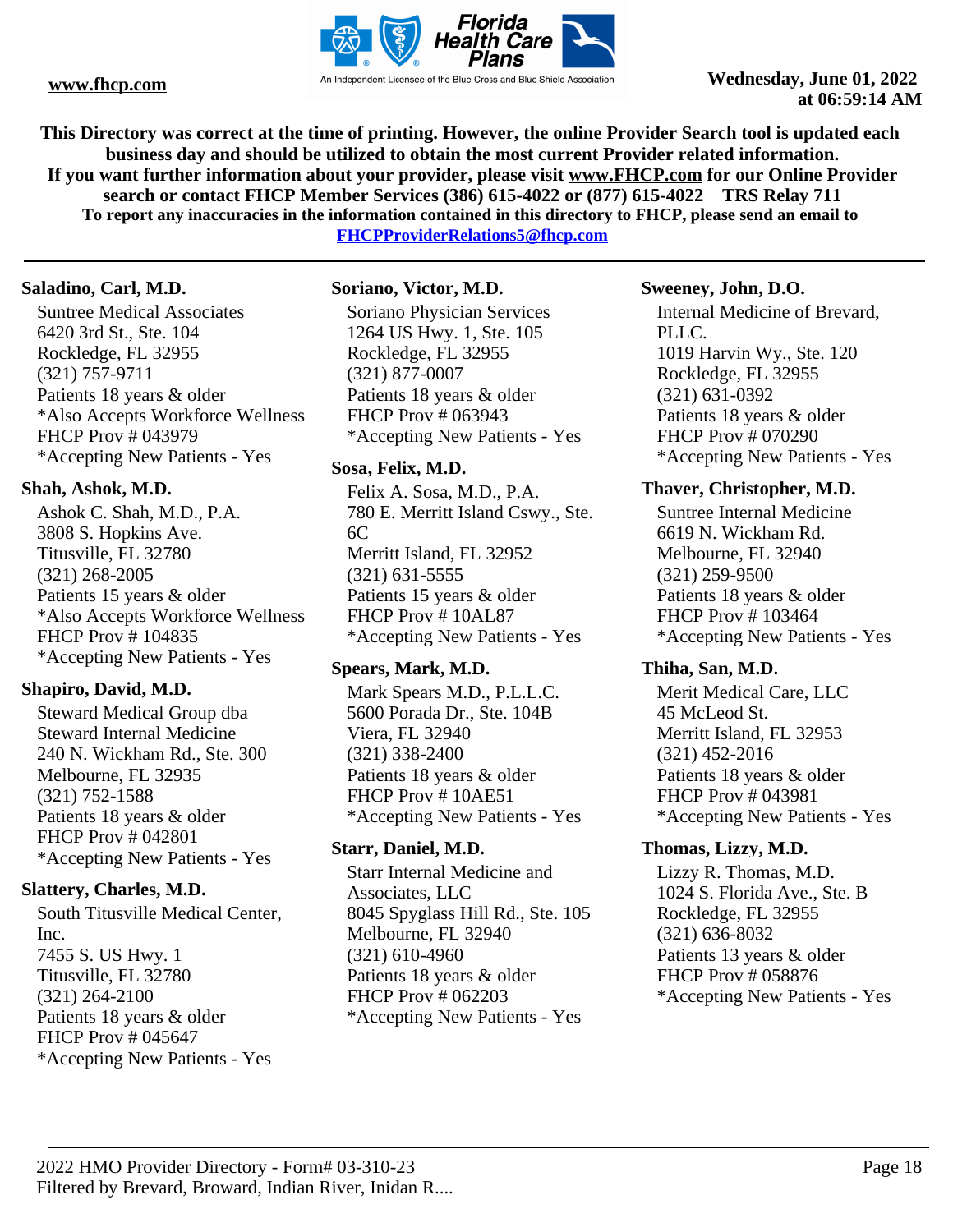**This Directory was correct at the time of printing. However, the online Provider Search tool is updated each business day and should be utilized to obtain the most current Provider related information.**
**If you want further information about your provider, please visit www.FHCP.com for our Online Provider search or contact FHCP Member Services (386) 615-4022 or (877) 615-4022 TRS Relay 711**
**To report any inaccuracies in the information contained in this directory to FHCP, please send an email to FHCPProviderRelations5@fhcp.com**

---

**Saladino, Carl, M.D.**
Suntree Medical Associates
6420 3rd St., Ste. 104
Rockledge, FL 32955
(321) 757-9711
Patients 18 years & older
*Also Accepts Workforce Wellness
FHCP Prov # 043979
*Accepting New Patients - Yes

**Shah, Ashok, M.D.**
Ashok C. Shah, M.D., P.A.
3808 S. Hopkins Ave.
Titusville, FL 32780
(321) 268-2005
Patients 15 years & older
*Also Accepts Workforce Wellness
FHCP Prov # 104835
*Accepting New Patients - Yes

**Shapiro, David, M.D.**
Steward Medical Group dba Steward Internal Medicine
240 N. Wickham Rd., Ste. 300
Melbourne, FL 32935
(321) 752-1588
Patients 18 years & older
FHCP Prov # 042801
*Accepting New Patients - Yes

**Slattery, Charles, M.D.**
South Titusville Medical Center, Inc.
7455 S. US Hwy. 1
Titusville, FL 32780
(321) 264-2100
Patients 18 years & older
FHCP Prov # 045647
*Accepting New Patients - Yes

**Soriano, Victor, M.D.**
Soriano Physician Services
1264 US Hwy. 1, Ste. 105
Rockledge, FL 32955
(321) 877-0007
Patients 18 years & older
FHCP Prov # 063943
*Accepting New Patients - Yes

**Sosa, Felix, M.D.**
Felix A. Sosa, M.D., P.A.
780 E. Merritt Island Cswy., Ste. 6C
Merritt Island, FL 32952
(321) 631-5555
Patients 15 years & older
FHCP Prov # 10AL87
*Accepting New Patients - Yes

**Spears, Mark, M.D.**
Mark Spears M.D., P.L.L.C.
5600 Porada Dr., Ste. 104B
Viera, FL 32940
(321) 338-2400
Patients 18 years & older
FHCP Prov # 10AE51
*Accepting New Patients - Yes

**Starr, Daniel, M.D.**
Starr Internal Medicine and Associates, LLC
8045 Spyglass Hill Rd., Ste. 105
Melbourne, FL 32940
(321) 610-4960
Patients 18 years & older
FHCP Prov # 062203
*Accepting New Patients - Yes

**Sweeney, John, D.O.**
Internal Medicine of Brevard, PLLC.
1019 Harvin Wy., Ste. 120
Rockledge, FL 32955
(321) 631-0392
Patients 18 years & older
FHCP Prov # 070290
*Accepting New Patients - Yes

**Thaver, Christopher, M.D.**
Suntree Internal Medicine
6619 N. Wickham Rd.
Melbourne, FL 32940
(321) 259-9500
Patients 18 years & older
FHCP Prov # 103464
*Accepting New Patients - Yes

**Thiha, San, M.D.**
Merit Medical Care, LLC
45 McLeod St.
Merritt Island, FL 32953
(321) 452-2016
Patients 18 years & older
FHCP Prov # 043981
*Accepting New Patients - Yes

**Thomas, Lizzy, M.D.**
Lizzy R. Thomas, M.D.
1024 S. Florida Ave., Ste. B
Rockledge, FL 32955
(321) 636-8032
Patients 13 years & older
FHCP Prov # 058876
*Accepting New Patients - Yes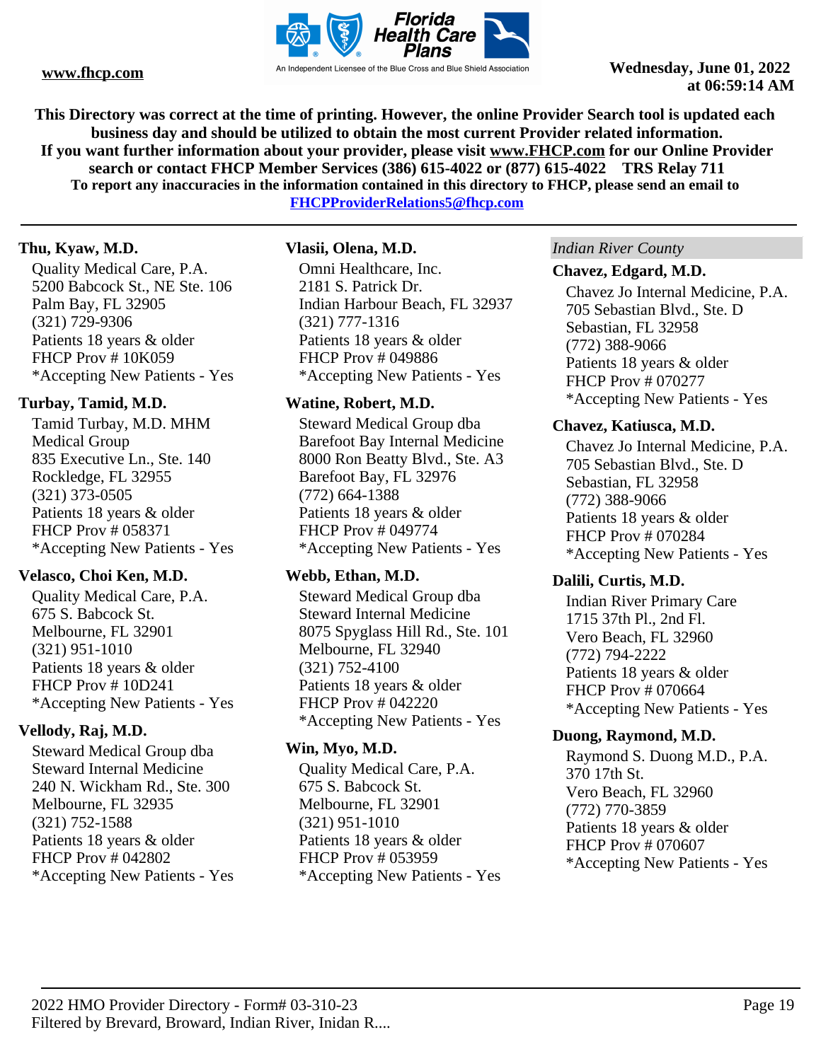**This Directory was correct at the time of printing. However, the online Provider Search tool is updated each business day and should be utilized to obtain the most current Provider related information.**
**If you want further information about your provider, please visit www.FHCP.com for our Online Provider search or contact FHCP Member Services (386) 615-4022 or (877) 615-4022 TRS Relay 711**
**To report any inaccuracies in the information contained in this directory to FHCP, please send an email to FHCPProviderRelations5@fhcp.com**

---

**Thu, Kyaw, M.D.**
Quality Medical Care, P.A.
5200 Babcock St., NE Ste. 106
Palm Bay, FL 32905
(321) 729-9306
Patients 18 years & older
FHCP Prov # 10K059
*Accepting New Patients - Yes

**Turbay, Tamid, M.D.**
Tamid Turbay, M.D. MHM
Medical Group
835 Executive Ln., Ste. 140
Rockledge, FL 32955
(321) 373-0505
Patients 18 years & older
FHCP Prov # 058371
*Accepting New Patients - Yes

**Velasco, Choi Ken, M.D.**
Quality Medical Care, P.A.
675 S. Babcock St.
Melbourne, FL 32901
(321) 951-1010
Patients 18 years & older
FHCP Prov # 10D241
*Accepting New Patients - Yes

**Vellody, Raj, M.D.**
Steward Medical Group dba
Steward Internal Medicine
240 N. Wickham Rd., Ste. 300
Melbourne, FL 32935
(321) 752-1588
Patients 18 years & older
FHCP Prov # 042802
*Accepting New Patients - Yes

**Vlasii, Olena, M.D.**
Omni Healthcare, Inc.
2181 S. Patrick Dr.
Indian Harbour Beach, FL 32937
(321) 777-1316
Patients 18 years & older
FHCP Prov # 049886
*Accepting New Patients - Yes

**Watine, Robert, M.D.**
Steward Medical Group dba
Barefoot Bay Internal Medicine
8000 Ron Beatty Blvd., Ste. A3
Barefoot Bay, FL 32976
(772) 664-1388
Patients 18 years & older
FHCP Prov # 049774
*Accepting New Patients - Yes

**Webb, Ethan, M.D.**
Steward Medical Group dba
Steward Internal Medicine
8075 Spyglass Hill Rd., Ste. 101
Melbourne, FL 32940
(321) 752-4100
Patients 18 years & older
FHCP Prov # 042220
*Accepting New Patients - Yes

**Win, Myo, M.D.**
Quality Medical Care, P.A.
675 S. Babcock St.
Melbourne, FL 32901
(321) 951-1010
Patients 18 years & older
FHCP Prov # 053959
*Accepting New Patients - Yes

*Indian River County*

**Chavez, Edgard, M.D.**
Chavez Jo Internal Medicine, P.A.
705 Sebastian Blvd., Ste. D
Sebastian, FL 32958
(772) 388-9066
Patients 18 years & older
FHCP Prov # 070277
*Accepting New Patients - Yes

**Chavez, Katiusca, M.D.**
Chavez Jo Internal Medicine, P.A.
705 Sebastian Blvd., Ste. D
Sebastian, FL 32958
(772) 388-9066
Patients 18 years & older
FHCP Prov # 070284
*Accepting New Patients - Yes

**Dalili, Curtis, M.D.**
Indian River Primary Care
1715 37th Pl., 2nd Fl.
Vero Beach, FL 32960
(772) 794-2222
Patients 18 years & older
FHCP Prov # 070664
*Accepting New Patients - Yes

**Duong, Raymond, M.D.**
Raymond S. Duong M.D., P.A.
370 17th St.
Vero Beach, FL 32960
(772) 770-3859
Patients 18 years & older
FHCP Prov # 070607
*Accepting New Patients - Yes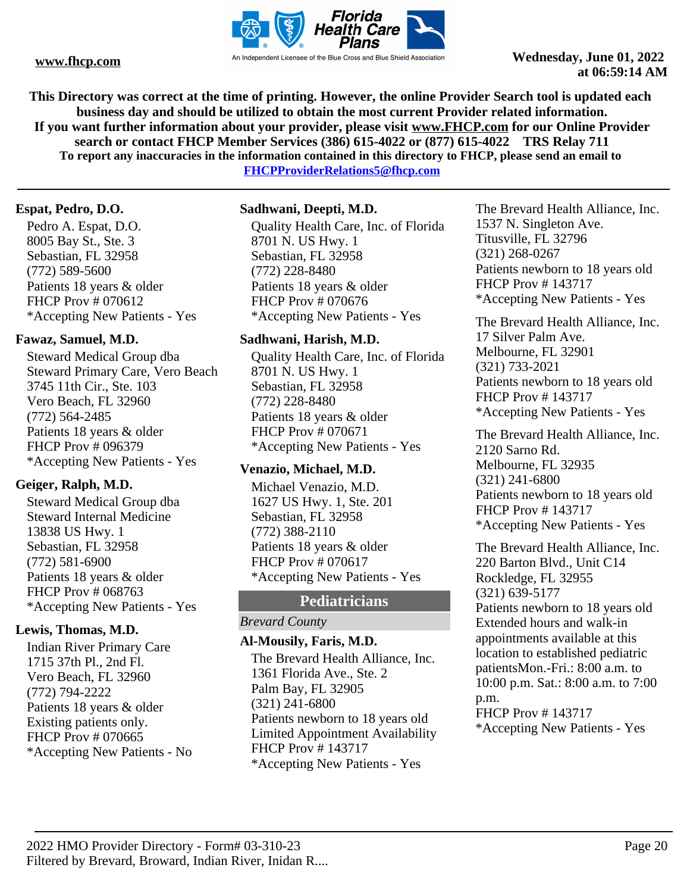This Directory was correct at the time of printing. However, the online Provider Search tool is updated each business day and should be utilized to obtain the most current Provider related information.
If you want further information about your provider, please visit www.FHCP.com for our Online Provider search or contact FHCP Member Services (386) 615-4022 or (877) 615-4022 TRS Relay 711
To report any inaccuracies in the information contained in this directory to FHCP, please send an email to FHCPProviderRelations5@fhcp.com

**Espat, Pedro, D.O.**
Pedro A. Espat, D.O.
8005 Bay St., Ste. 3
Sebastian, FL 32958
(772) 589-5600
Patients 18 years & older
FHCP Prov # 070612
*Accepting New Patients - Yes

**Fawaz, Samuel, M.D.**
Steward Medical Group dba
Steward Primary Care, Vero Beach
3745 11th Cir., Ste. 103
Vero Beach, FL 32960
(772) 564-2485
Patients 18 years & older
FHCP Prov # 096379
*Accepting New Patients - Yes

**Geiger, Ralph, M.D.**
Steward Medical Group dba
Steward Internal Medicine
13838 US Hwy. 1
Sebastian, FL 32958
(772) 581-6900
Patients 18 years & older
FHCP Prov # 068763
*Accepting New Patients - Yes

**Lewis, Thomas, M.D.**
Indian River Primary Care
1715 37th Pl., 2nd Fl.
Vero Beach, FL 32960
(772) 794-2222
Patients 18 years & older
Existing patients only.
FHCP Prov # 070665
*Accepting New Patients - No

**Sadhwani, Deepti, M.D.**
Quality Health Care, Inc. of Florida
8701 N. US Hwy. 1
Sebastian, FL 32958
(772) 228-8480
Patients 18 years & older
FHCP Prov # 070676
*Accepting New Patients - Yes

**Sadhwani, Harish, M.D.**
Quality Health Care, Inc. of Florida
8701 N. US Hwy. 1
Sebastian, FL 32958
(772) 228-8480
Patients 18 years & older
FHCP Prov # 070671
*Accepting New Patients - Yes

**Venazio, Michael, M.D.**
Michael Venazio, M.D.
1627 US Hwy. 1, Ste. 201
Sebastian, FL 32958
(772) 388-2110
Patients 18 years & older
FHCP Prov # 070617
*Accepting New Patients - Yes

## Pediatricians

*Brevard County*

**Al-Mousily, Faris, M.D.**
The Brevard Health Alliance, Inc.
1361 Florida Ave., Ste. 2
Palm Bay, FL 32905
(321) 241-6800
Patients newborn to 18 years old
Limited Appointment Availability
FHCP Prov # 143717
*Accepting New Patients - Yes

The Brevard Health Alliance, Inc.
1537 N. Singleton Ave.
Titusville, FL 32796
(321) 268-0267
Patients newborn to 18 years old
FHCP Prov # 143717
*Accepting New Patients - Yes

The Brevard Health Alliance, Inc.
17 Silver Palm Ave.
Melbourne, FL 32901
(321) 733-2021
Patients newborn to 18 years old
FHCP Prov # 143717
*Accepting New Patients - Yes

The Brevard Health Alliance, Inc.
2120 Sarno Rd.
Melbourne, FL 32935
(321) 241-6800
Patients newborn to 18 years old
FHCP Prov # 143717
*Accepting New Patients - Yes

The Brevard Health Alliance, Inc.
220 Barton Blvd., Unit C14
Rockledge, FL 32955
(321) 639-5177
Patients newborn to 18 years old
Extended hours and walk-in appointments available at this location to established pediatric patientsMon.-Fri.: 8:00 a.m. to 10:00 p.m. Sat.: 8:00 a.m. to 7:00 p.m.
FHCP Prov # 143717
*Accepting New Patients - Yes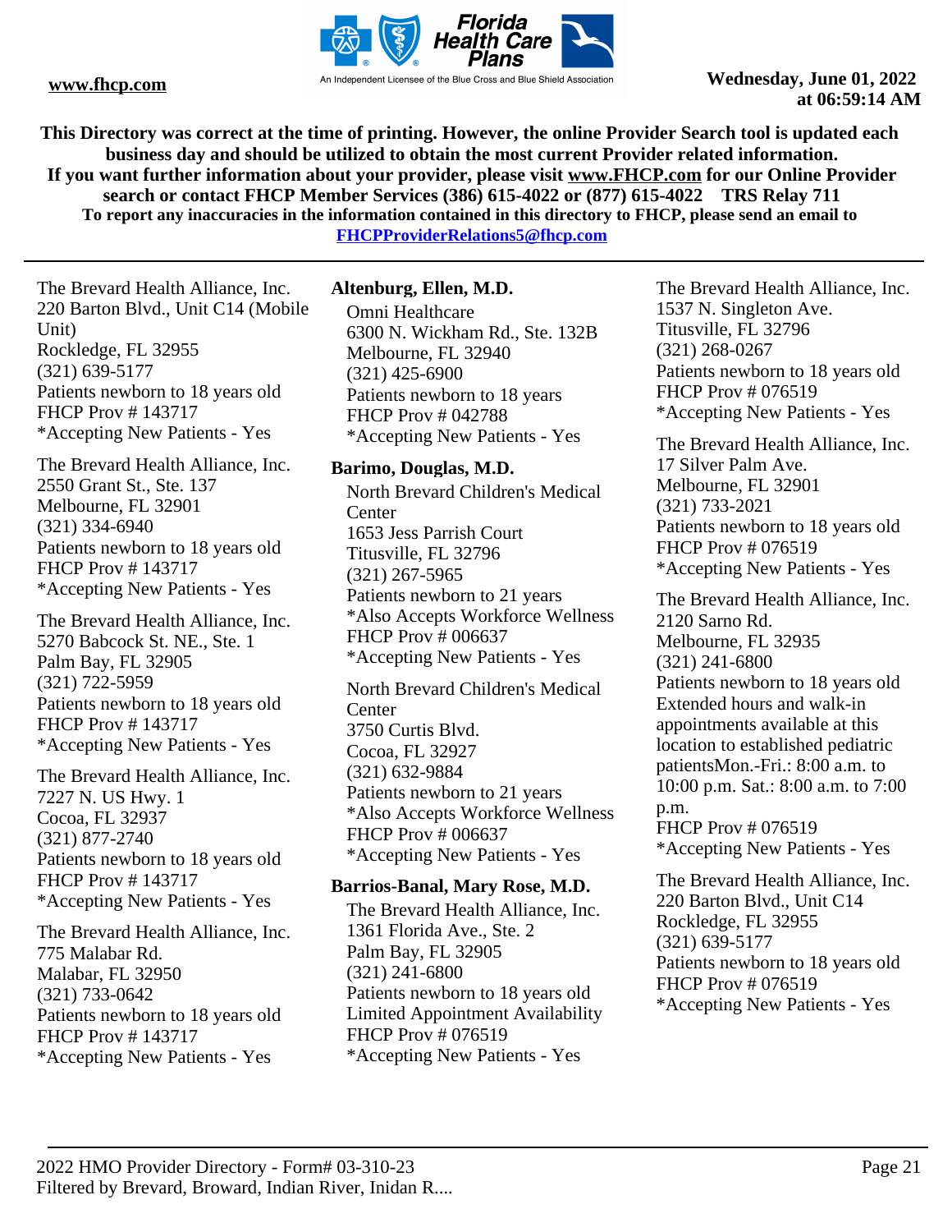This Directory was correct at the time of printing. However, the online Provider Search tool is updated each business day and should be utilized to obtain the most current Provider related information.
If you want further information about your provider, please visit www.FHCP.com for our Online Provider search or contact FHCP Member Services (386) 615-4022 or (877) 615-4022 TRS Relay 711
To report any inaccuracies in the information contained in this directory to FHCP, please send an email to FHCPProviderRelations5@fhcp.com

The Brevard Health Alliance, Inc.
220 Barton Blvd., Unit C14 (Mobile Unit)
Rockledge, FL 32955
(321) 639-5177
Patients newborn to 18 years old
FHCP Prov # 143717
*Accepting New Patients - Yes

The Brevard Health Alliance, Inc.
2550 Grant St., Ste. 137
Melbourne, FL 32901
(321) 334-6940
Patients newborn to 18 years old
FHCP Prov # 143717
*Accepting New Patients - Yes

The Brevard Health Alliance, Inc.
5270 Babcock St. NE., Ste. 1
Palm Bay, FL 32905
(321) 722-5959
Patients newborn to 18 years old
FHCP Prov # 143717
*Accepting New Patients - Yes

The Brevard Health Alliance, Inc.
7227 N. US Hwy. 1
Cocoa, FL 32937
(321) 877-2740
Patients newborn to 18 years old
FHCP Prov # 143717
*Accepting New Patients - Yes

The Brevard Health Alliance, Inc.
775 Malabar Rd.
Malabar, FL 32950
(321) 733-0642
Patients newborn to 18 years old
FHCP Prov # 143717
*Accepting New Patients - Yes

**Altenburg, Ellen, M.D.**

Omni Healthcare
6300 N. Wickham Rd., Ste. 132B
Melbourne, FL 32940
(321) 425-6900
Patients newborn to 18 years
FHCP Prov # 042788
*Accepting New Patients - Yes

**Barimo, Douglas, M.D.**

North Brevard Children's Medical Center
1653 Jess Parrish Court
Titusville, FL 32796
(321) 267-5965
Patients newborn to 21 years
*Also Accepts Workforce Wellness
FHCP Prov # 006637
*Accepting New Patients - Yes

North Brevard Children's Medical Center
3750 Curtis Blvd.
Cocoa, FL 32927
(321) 632-9884
Patients newborn to 21 years
*Also Accepts Workforce Wellness
FHCP Prov # 006637
*Accepting New Patients - Yes

**Barrios-Banal, Mary Rose, M.D.**

The Brevard Health Alliance, Inc.
1361 Florida Ave., Ste. 2
Palm Bay, FL 32905
(321) 241-6800
Patients newborn to 18 years old
Limited Appointment Availability
FHCP Prov # 076519
*Accepting New Patients - Yes

The Brevard Health Alliance, Inc.
1537 N. Singleton Ave.
Titusville, FL 32796
(321) 268-0267
Patients newborn to 18 years old
FHCP Prov # 076519
*Accepting New Patients - Yes

The Brevard Health Alliance, Inc.
17 Silver Palm Ave.
Melbourne, FL 32901
(321) 733-2021
Patients newborn to 18 years old
FHCP Prov # 076519
*Accepting New Patients - Yes

The Brevard Health Alliance, Inc.
2120 Sarno Rd.
Melbourne, FL 32935
(321) 241-6800
Patients newborn to 18 years old
Extended hours and walk-in appointments available at this location to established pediatric patientsMon.-Fri.: 8:00 a.m. to 10:00 p.m. Sat.: 8:00 a.m. to 7:00 p.m.
FHCP Prov # 076519
*Accepting New Patients - Yes

The Brevard Health Alliance, Inc.
220 Barton Blvd., Unit C14
Rockledge, FL 32955
(321) 639-5177
Patients newborn to 18 years old
FHCP Prov # 076519
*Accepting New Patients - Yes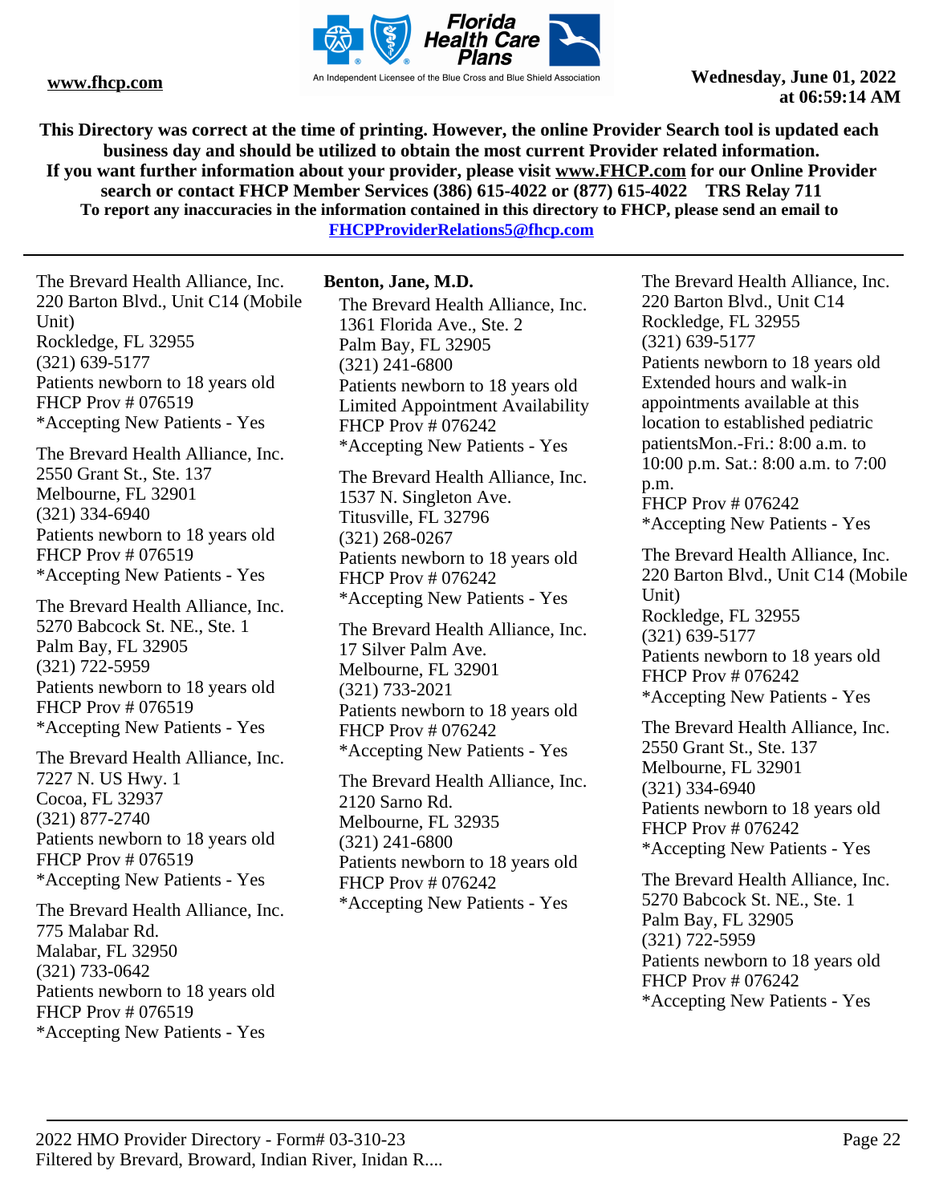This Directory was correct at the time of printing. However, the online Provider Search tool is updated each business day and should be utilized to obtain the most current Provider related information.
If you want further information about your provider, please visit www.FHCP.com for our Online Provider search or contact FHCP Member Services (386) 615-4022 or (877) 615-4022 TRS Relay 711
To report any inaccuracies in the information contained in this directory to FHCP, please send an email to FHCPProviderRelations5@fhcp.com

The Brevard Health Alliance, Inc.
220 Barton Blvd., Unit C14 (Mobile Unit)
Rockledge, FL 32955
(321) 639-5177
Patients newborn to 18 years old
FHCP Prov # 076519
*Accepting New Patients - Yes

The Brevard Health Alliance, Inc.
2550 Grant St., Ste. 137
Melbourne, FL 32901
(321) 334-6940
Patients newborn to 18 years old
FHCP Prov # 076519
*Accepting New Patients - Yes

The Brevard Health Alliance, Inc.
5270 Babcock St. NE., Ste. 1
Palm Bay, FL 32905
(321) 722-5959
Patients newborn to 18 years old
FHCP Prov # 076519
*Accepting New Patients - Yes

The Brevard Health Alliance, Inc.
7227 N. US Hwy. 1
Cocoa, FL 32937
(321) 877-2740
Patients newborn to 18 years old
FHCP Prov # 076519
*Accepting New Patients - Yes

The Brevard Health Alliance, Inc.
775 Malabar Rd.
Malabar, FL 32950
(321) 733-0642
Patients newborn to 18 years old
FHCP Prov # 076519
*Accepting New Patients - Yes

**Benton, Jane, M.D.**

The Brevard Health Alliance, Inc.
1361 Florida Ave., Ste. 2
Palm Bay, FL 32905
(321) 241-6800
Patients newborn to 18 years old
Limited Appointment Availability
FHCP Prov # 076242
*Accepting New Patients - Yes

The Brevard Health Alliance, Inc.
1537 N. Singleton Ave.
Titusville, FL 32796
(321) 268-0267
Patients newborn to 18 years old
FHCP Prov # 076242
*Accepting New Patients - Yes

The Brevard Health Alliance, Inc.
17 Silver Palm Ave.
Melbourne, FL 32901
(321) 733-2021
Patients newborn to 18 years old
FHCP Prov # 076242
*Accepting New Patients - Yes

The Brevard Health Alliance, Inc.
2120 Sarno Rd.
Melbourne, FL 32935
(321) 241-6800
Patients newborn to 18 years old
FHCP Prov # 076242
*Accepting New Patients - Yes

The Brevard Health Alliance, Inc.
220 Barton Blvd., Unit C14
Rockledge, FL 32955
(321) 639-5177
Patients newborn to 18 years old
Extended hours and walk-in appointments available at this location to established pediatric patientsMon.-Fri.: 8:00 a.m. to 10:00 p.m. Sat.: 8:00 a.m. to 7:00 p.m.
FHCP Prov # 076242
*Accepting New Patients - Yes

The Brevard Health Alliance, Inc.
220 Barton Blvd., Unit C14 (Mobile Unit)
Rockledge, FL 32955
(321) 639-5177
Patients newborn to 18 years old
FHCP Prov # 076242
*Accepting New Patients - Yes

The Brevard Health Alliance, Inc.
2550 Grant St., Ste. 137
Melbourne, FL 32901
(321) 334-6940
Patients newborn to 18 years old
FHCP Prov # 076242
*Accepting New Patients - Yes

The Brevard Health Alliance, Inc.
5270 Babcock St. NE., Ste. 1
Palm Bay, FL 32905
(321) 722-5959
Patients newborn to 18 years old
FHCP Prov # 076242
*Accepting New Patients - Yes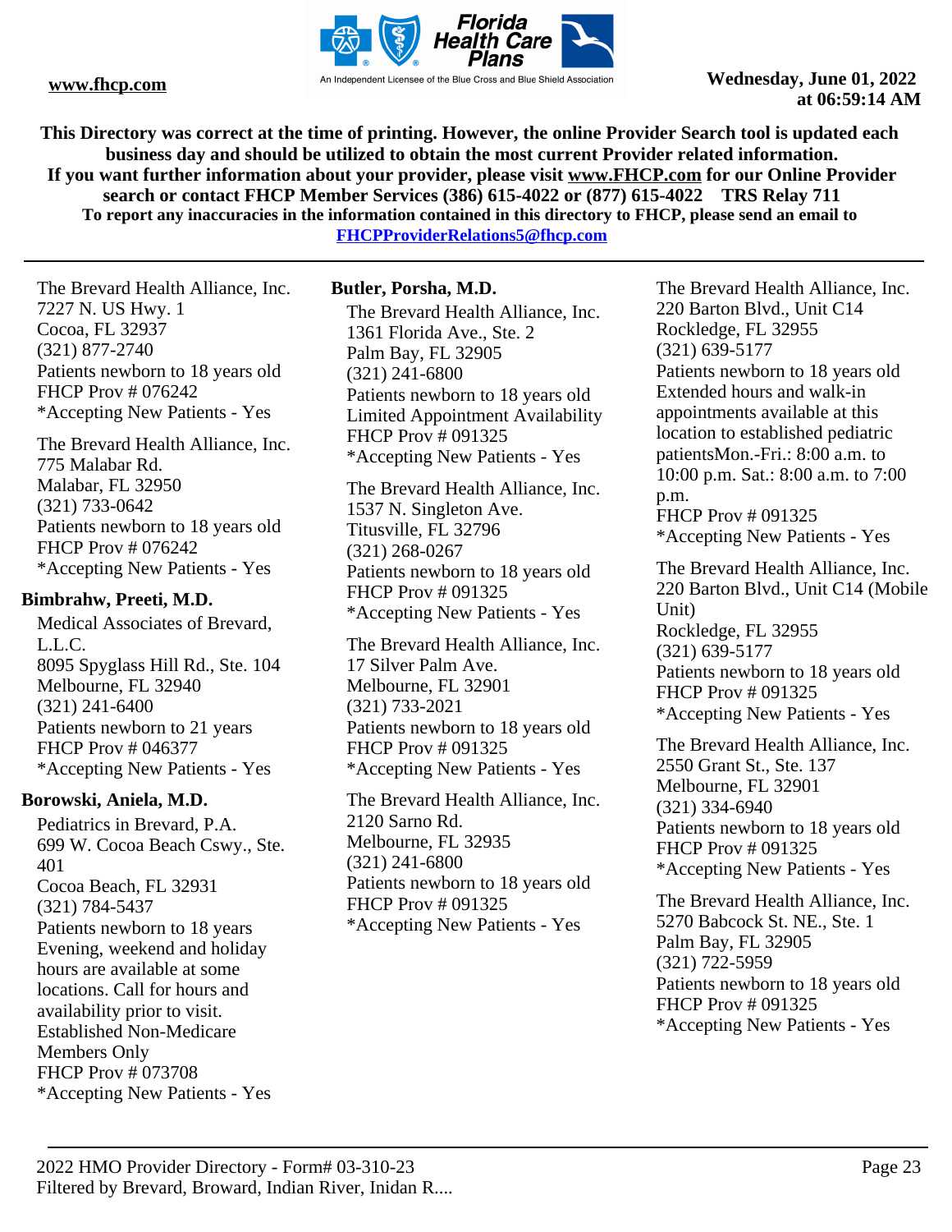The Brevard Health Alliance, Inc.
7227 N. US Hwy. 1
Cocoa, FL 32937
(321) 877-2740
Patients newborn to 18 years old
FHCP Prov # 076242
*Accepting New Patients - Yes

The Brevard Health Alliance, Inc.
775 Malabar Rd.
Malabar, FL 32950
(321) 733-0642
Patients newborn to 18 years old
FHCP Prov # 076242
*Accepting New Patients - Yes

**Bimbrahw, Preeti, M.D.**

Medical Associates of Brevard, L.L.C.
8095 Spyglass Hill Rd., Ste. 104
Melbourne, FL 32940
(321) 241-6400
Patients newborn to 21 years
FHCP Prov # 046377
*Accepting New Patients - Yes

**Borowski, Aniela, M.D.**

Pediatrics in Brevard, P.A.
699 W. Cocoa Beach Cswy., Ste. 401
Cocoa Beach, FL 32931
(321) 784-5437
Patients newborn to 18 years
Evening, weekend and holiday hours are available at some locations. Call for hours and availability prior to visit.
Established Non-Medicare Members Only
FHCP Prov # 073708
*Accepting New Patients - Yes

**Butler, Porsha, M.D.**

The Brevard Health Alliance, Inc.
1361 Florida Ave., Ste. 2
Palm Bay, FL 32905
(321) 241-6800
Patients newborn to 18 years old
Limited Appointment Availability
FHCP Prov # 091325
*Accepting New Patients - Yes

The Brevard Health Alliance, Inc.
1537 N. Singleton Ave.
Titusville, FL 32796
(321) 268-0267
Patients newborn to 18 years old
FHCP Prov # 091325
*Accepting New Patients - Yes

The Brevard Health Alliance, Inc.
17 Silver Palm Ave.
Melbourne, FL 32901
(321) 733-2021
Patients newborn to 18 years old
FHCP Prov # 091325
*Accepting New Patients - Yes

The Brevard Health Alliance, Inc.
2120 Sarno Rd.
Melbourne, FL 32935
(321) 241-6800
Patients newborn to 18 years old
FHCP Prov # 091325
*Accepting New Patients - Yes

The Brevard Health Alliance, Inc.
220 Barton Blvd., Unit C14
Rockledge, FL 32955
(321) 639-5177
Patients newborn to 18 years old
Extended hours and walk-in appointments available at this location to established pediatric patientsMon.-Fri.: 8:00 a.m. to 10:00 p.m. Sat.: 8:00 a.m. to 7:00 p.m.
FHCP Prov # 091325
*Accepting New Patients - Yes

The Brevard Health Alliance, Inc.
220 Barton Blvd., Unit C14 (Mobile Unit)
Rockledge, FL 32955
(321) 639-5177
Patients newborn to 18 years old
FHCP Prov # 091325
*Accepting New Patients - Yes

The Brevard Health Alliance, Inc.
2550 Grant St., Ste. 137
Melbourne, FL 32901
(321) 334-6940
Patients newborn to 18 years old
FHCP Prov # 091325
*Accepting New Patients - Yes

The Brevard Health Alliance, Inc.
5270 Babcock St. NE., Ste. 1
Palm Bay, FL 32905
(321) 722-5959
Patients newborn to 18 years old
FHCP Prov # 091325
*Accepting New Patients - Yes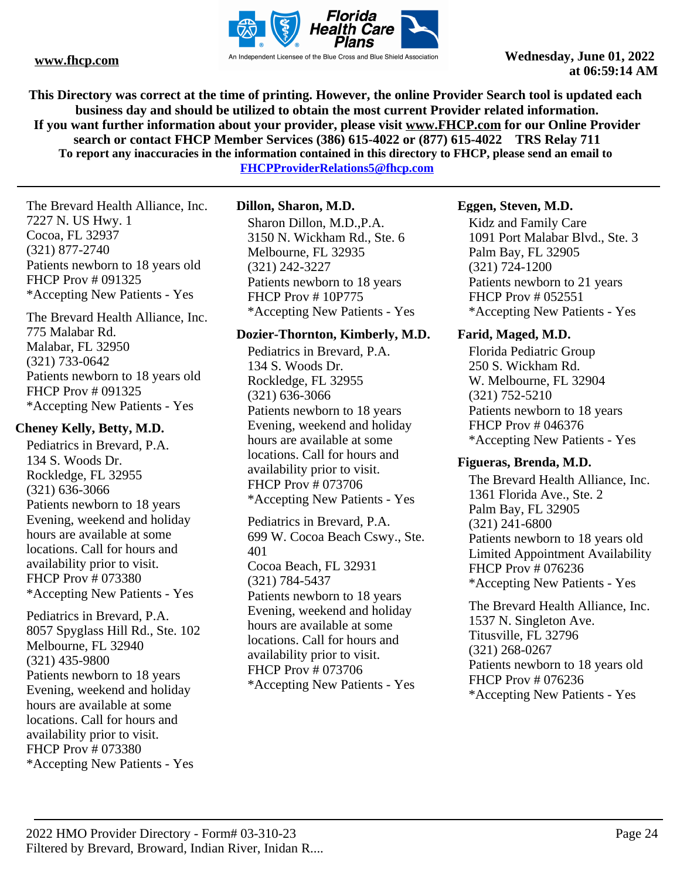This Directory was correct at the time of printing. However, the online Provider Search tool is updated each business day and should be utilized to obtain the most current Provider related information.
If you want further information about your provider, please visit www.FHCP.com for our Online Provider search or contact FHCP Member Services (386) 615-4022 or (877) 615-4022 TRS Relay 711
To report any inaccuracies in the information contained in this directory to FHCP, please send an email to FHCPProviderRelations5@fhcp.com

The Brevard Health Alliance, Inc.
7227 N. US Hwy. 1
Cocoa, FL 32937
(321) 877-2740
Patients newborn to 18 years old
FHCP Prov # 091325
*Accepting New Patients - Yes

The Brevard Health Alliance, Inc.
775 Malabar Rd.
Malabar, FL 32950
(321) 733-0642
Patients newborn to 18 years old
FHCP Prov # 091325
*Accepting New Patients - Yes

**Cheney Kelly, Betty, M.D.**

Pediatrics in Brevard, P.A.
134 S. Woods Dr.
Rockledge, FL 32955
(321) 636-3066
Patients newborn to 18 years
Evening, weekend and holiday hours are available at some locations. Call for hours and availability prior to visit.
FHCP Prov # 073380
*Accepting New Patients - Yes

Pediatrics in Brevard, P.A.
8057 Spyglass Hill Rd., Ste. 102
Melbourne, FL 32940
(321) 435-9800
Patients newborn to 18 years
Evening, weekend and holiday hours are available at some locations. Call for hours and availability prior to visit.
FHCP Prov # 073380
*Accepting New Patients - Yes

**Dillon, Sharon, M.D.**

Sharon Dillon, M.D.,P.A.
3150 N. Wickham Rd., Ste. 6
Melbourne, FL 32935
(321) 242-3227
Patients newborn to 18 years
FHCP Prov # 10P775
*Accepting New Patients - Yes

**Dozier-Thornton, Kimberly, M.D.**

Pediatrics in Brevard, P.A.
134 S. Woods Dr.
Rockledge, FL 32955
(321) 636-3066
Patients newborn to 18 years
Evening, weekend and holiday hours are available at some locations. Call for hours and availability prior to visit.
FHCP Prov # 073706
*Accepting New Patients - Yes

Pediatrics in Brevard, P.A.
699 W. Cocoa Beach Cswy., Ste. 401
Cocoa Beach, FL 32931
(321) 784-5437
Patients newborn to 18 years
Evening, weekend and holiday hours are available at some locations. Call for hours and availability prior to visit.
FHCP Prov # 073706
*Accepting New Patients - Yes

**Eggen, Steven, M.D.**

Kidz and Family Care
1091 Port Malabar Blvd., Ste. 3
Palm Bay, FL 32905
(321) 724-1200
Patients newborn to 21 years
FHCP Prov # 052551
*Accepting New Patients - Yes

**Farid, Maged, M.D.**

Florida Pediatric Group
250 S. Wickham Rd.
W. Melbourne, FL 32904
(321) 752-5210
Patients newborn to 18 years
FHCP Prov # 046376
*Accepting New Patients - Yes

**Figueras, Brenda, M.D.**

The Brevard Health Alliance, Inc.
1361 Florida Ave., Ste. 2
Palm Bay, FL 32905
(321) 241-6800
Patients newborn to 18 years old
Limited Appointment Availability
FHCP Prov # 076236
*Accepting New Patients - Yes

The Brevard Health Alliance, Inc.
1537 N. Singleton Ave.
Titusville, FL 32796
(321) 268-0267
Patients newborn to 18 years old
FHCP Prov # 076236
*Accepting New Patients - Yes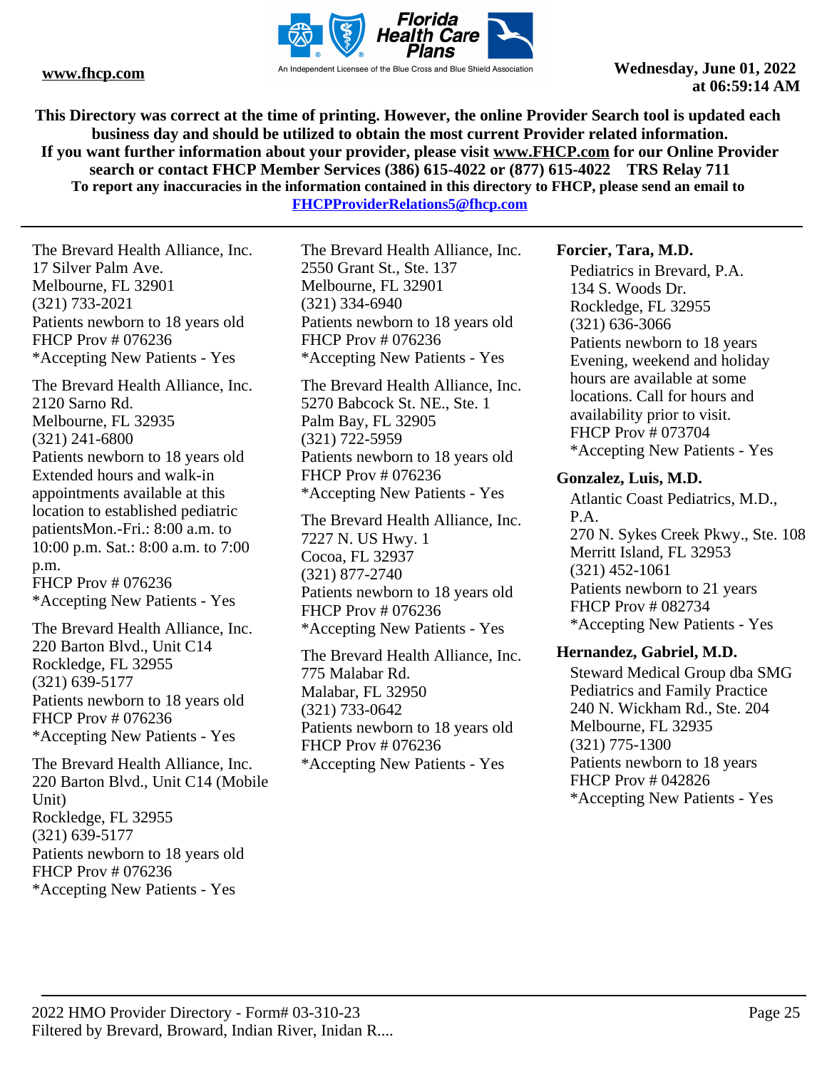The Brevard Health Alliance, Inc.
17 Silver Palm Ave.
Melbourne, FL 32901
(321) 733-2021
Patients newborn to 18 years old
FHCP Prov # 076236
*Accepting New Patients - Yes

The Brevard Health Alliance, Inc.
2120 Sarno Rd.
Melbourne, FL 32935
(321) 241-6800
Patients newborn to 18 years old
Extended hours and walk-in appointments available at this location to established pediatric patientsMon.-Fri.: 8:00 a.m. to 10:00 p.m. Sat.: 8:00 a.m. to 7:00 p.m.
FHCP Prov # 076236
*Accepting New Patients - Yes

The Brevard Health Alliance, Inc.
220 Barton Blvd., Unit C14
Rockledge, FL 32955
(321) 639-5177
Patients newborn to 18 years old
FHCP Prov # 076236
*Accepting New Patients - Yes

The Brevard Health Alliance, Inc.
220 Barton Blvd., Unit C14 (Mobile Unit)
Rockledge, FL 32955
(321) 639-5177
Patients newborn to 18 years old
FHCP Prov # 076236
*Accepting New Patients - Yes

The Brevard Health Alliance, Inc.
2550 Grant St., Ste. 137
Melbourne, FL 32901
(321) 334-6940
Patients newborn to 18 years old
FHCP Prov # 076236
*Accepting New Patients - Yes

The Brevard Health Alliance, Inc.
5270 Babcock St. NE., Ste. 1
Palm Bay, FL 32905
(321) 722-5959
Patients newborn to 18 years old
FHCP Prov # 076236
*Accepting New Patients - Yes

The Brevard Health Alliance, Inc.
7227 N. US Hwy. 1
Cocoa, FL 32937
(321) 877-2740
Patients newborn to 18 years old
FHCP Prov # 076236
*Accepting New Patients - Yes

The Brevard Health Alliance, Inc.
775 Malabar Rd.
Malabar, FL 32950
(321) 733-0642
Patients newborn to 18 years old
FHCP Prov # 076236
*Accepting New Patients - Yes

**Forcier, Tara, M.D.**

Pediatrics in Brevard, P.A.
134 S. Woods Dr.
Rockledge, FL 32955
(321) 636-3066
Patients newborn to 18 years
Evening, weekend and holiday hours are available at some locations. Call for hours and availability prior to visit.
FHCP Prov # 073704
*Accepting New Patients - Yes

**Gonzalez, Luis, M.D.**

Atlantic Coast Pediatrics, M.D., P.A.
270 N. Sykes Creek Pkwy., Ste. 108
Merritt Island, FL 32953
(321) 452-1061
Patients newborn to 21 years
FHCP Prov # 082734
*Accepting New Patients - Yes

**Hernandez, Gabriel, M.D.**

Steward Medical Group dba SMG Pediatrics and Family Practice
240 N. Wickham Rd., Ste. 204
Melbourne, FL 32935
(321) 775-1300
Patients newborn to 18 years
FHCP Prov # 042826
*Accepting New Patients - Yes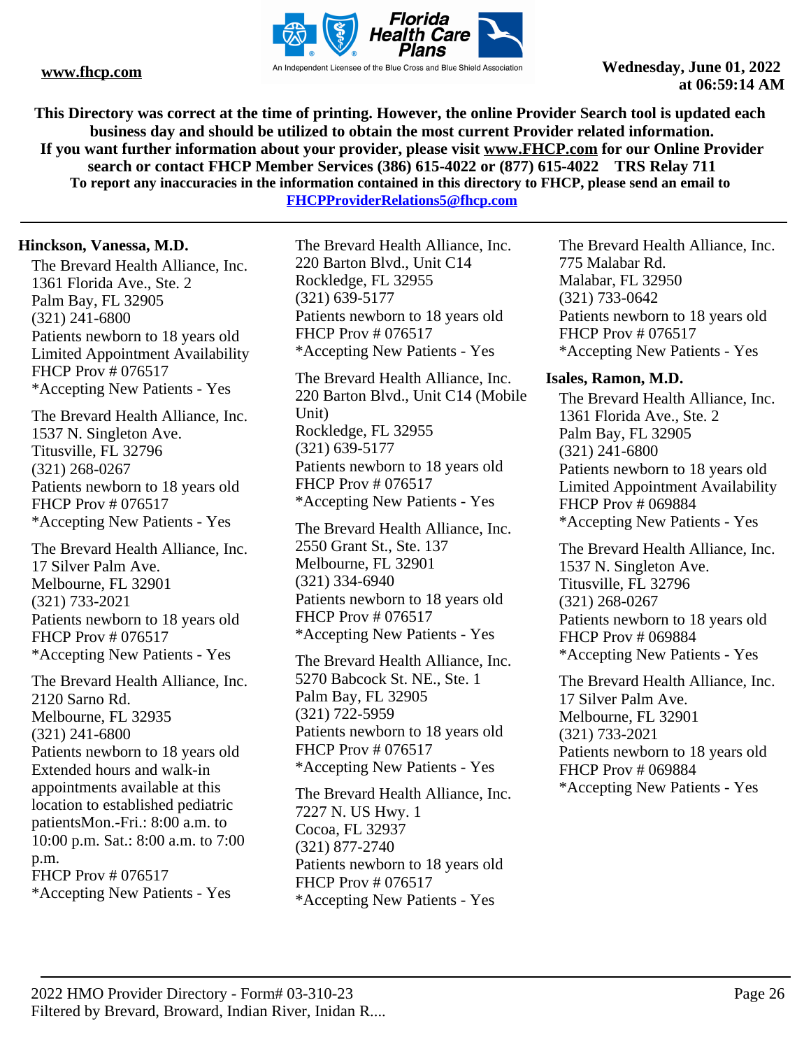This Directory was correct at the time of printing. However, the online Provider Search tool is updated each business day and should be utilized to obtain the most current Provider related information. If you want further information about your provider, please visit www.FHCP.com for our Online Provider search or contact FHCP Member Services (386) 615-4022 or (877) 615-4022 TRS Relay 711
To report any inaccuracies in the information contained in this directory to FHCP, please send an email to FHCPProviderRelations5@fhcp.com

**Hinckson, Vanessa, M.D.**

The Brevard Health Alliance, Inc.
1361 Florida Ave., Ste. 2
Palm Bay, FL 32905
(321) 241-6800
Patients newborn to 18 years old
Limited Appointment Availability
FHCP Prov # 076517
*Accepting New Patients - Yes

The Brevard Health Alliance, Inc.
1537 N. Singleton Ave.
Titusville, FL 32796
(321) 268-0267
Patients newborn to 18 years old
FHCP Prov # 076517
*Accepting New Patients - Yes

The Brevard Health Alliance, Inc.
17 Silver Palm Ave.
Melbourne, FL 32901
(321) 733-2021
Patients newborn to 18 years old
FHCP Prov # 076517
*Accepting New Patients - Yes

The Brevard Health Alliance, Inc.
2120 Sarno Rd.
Melbourne, FL 32935
(321) 241-6800
Patients newborn to 18 years old
Extended hours and walk-in appointments available at this location to established pediatric patientsMon.-Fri.: 8:00 a.m. to 10:00 p.m. Sat.: 8:00 a.m. to 7:00 p.m.
FHCP Prov # 076517
*Accepting New Patients - Yes

The Brevard Health Alliance, Inc.
220 Barton Blvd., Unit C14
Rockledge, FL 32955
(321) 639-5177
Patients newborn to 18 years old
FHCP Prov # 076517
*Accepting New Patients - Yes

The Brevard Health Alliance, Inc.
220 Barton Blvd., Unit C14 (Mobile Unit)
Rockledge, FL 32955
(321) 639-5177
Patients newborn to 18 years old
FHCP Prov # 076517
*Accepting New Patients - Yes

The Brevard Health Alliance, Inc.
2550 Grant St., Ste. 137
Melbourne, FL 32901
(321) 334-6940
Patients newborn to 18 years old
FHCP Prov # 076517
*Accepting New Patients - Yes

The Brevard Health Alliance, Inc.
5270 Babcock St. NE., Ste. 1
Palm Bay, FL 32905
(321) 722-5959
Patients newborn to 18 years old
FHCP Prov # 076517
*Accepting New Patients - Yes

The Brevard Health Alliance, Inc.
7227 N. US Hwy. 1
Cocoa, FL 32937
(321) 877-2740
Patients newborn to 18 years old
FHCP Prov # 076517
*Accepting New Patients - Yes

The Brevard Health Alliance, Inc.
775 Malabar Rd.
Malabar, FL 32950
(321) 733-0642
Patients newborn to 18 years old
FHCP Prov # 076517
*Accepting New Patients - Yes

**Isales, Ramon, M.D.**

The Brevard Health Alliance, Inc.
1361 Florida Ave., Ste. 2
Palm Bay, FL 32905
(321) 241-6800
Patients newborn to 18 years old
Limited Appointment Availability
FHCP Prov # 069884
*Accepting New Patients - Yes

The Brevard Health Alliance, Inc.
1537 N. Singleton Ave.
Titusville, FL 32796
(321) 268-0267
Patients newborn to 18 years old
FHCP Prov # 069884
*Accepting New Patients - Yes

The Brevard Health Alliance, Inc.
17 Silver Palm Ave.
Melbourne, FL 32901
(321) 733-2021
Patients newborn to 18 years old
FHCP Prov # 069884
*Accepting New Patients - Yes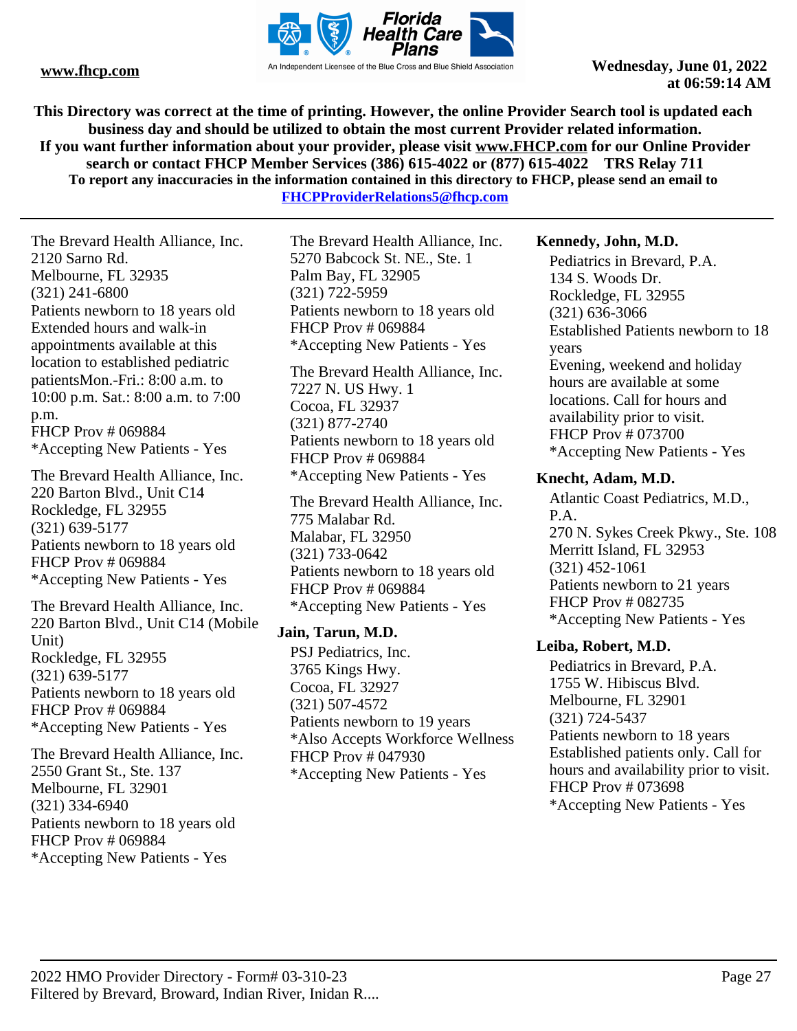This Directory was correct at the time of printing. However, the online Provider Search tool is updated each business day and should be utilized to obtain the most current Provider related information.
If you want further information about your provider, please visit www.FHCP.com for our Online Provider search or contact FHCP Member Services (386) 615-4022 or (877) 615-4022 TRS Relay 711
To report any inaccuracies in the information contained in this directory to FHCP, please send an email to FHCPProviderRelations5@fhcp.com

The Brevard Health Alliance, Inc.
2120 Sarno Rd.
Melbourne, FL 32935
(321) 241-6800
Patients newborn to 18 years old
Extended hours and walk-in appointments available at this location to established pediatric patientsMon.-Fri.: 8:00 a.m. to 10:00 p.m. Sat.: 8:00 a.m. to 7:00 p.m.
FHCP Prov # 069884
*Accepting New Patients - Yes

The Brevard Health Alliance, Inc.
220 Barton Blvd., Unit C14
Rockledge, FL 32955
(321) 639-5177
Patients newborn to 18 years old
FHCP Prov # 069884
*Accepting New Patients - Yes

The Brevard Health Alliance, Inc.
220 Barton Blvd., Unit C14 (Mobile Unit)
Rockledge, FL 32955
(321) 639-5177
Patients newborn to 18 years old
FHCP Prov # 069884
*Accepting New Patients - Yes

The Brevard Health Alliance, Inc.
2550 Grant St., Ste. 137
Melbourne, FL 32901
(321) 334-6940
Patients newborn to 18 years old
FHCP Prov # 069884
*Accepting New Patients - Yes

The Brevard Health Alliance, Inc.
5270 Babcock St. NE., Ste. 1
Palm Bay, FL 32905
(321) 722-5959
Patients newborn to 18 years old
FHCP Prov # 069884
*Accepting New Patients - Yes

The Brevard Health Alliance, Inc.
7227 N. US Hwy. 1
Cocoa, FL 32937
(321) 877-2740
Patients newborn to 18 years old
FHCP Prov # 069884
*Accepting New Patients - Yes

The Brevard Health Alliance, Inc.
775 Malabar Rd.
Malabar, FL 32950
(321) 733-0642
Patients newborn to 18 years old
FHCP Prov # 069884
*Accepting New Patients - Yes

**Jain, Tarun, M.D.**

PSJ Pediatrics, Inc.
3765 Kings Hwy.
Cocoa, FL 32927
(321) 507-4572
Patients newborn to 19 years
*Also Accepts Workforce Wellness
FHCP Prov # 047930
*Accepting New Patients - Yes

**Kennedy, John, M.D.**

Pediatrics in Brevard, P.A.
134 S. Woods Dr.
Rockledge, FL 32955
(321) 636-3066
Established Patients newborn to 18 years
Evening, weekend and holiday hours are available at some locations. Call for hours and availability prior to visit.
FHCP Prov # 073700
*Accepting New Patients - Yes

**Knecht, Adam, M.D.**

Atlantic Coast Pediatrics, M.D., P.A.
270 N. Sykes Creek Pkwy., Ste. 108
Merritt Island, FL 32953
(321) 452-1061
Patients newborn to 21 years
FHCP Prov # 082735
*Accepting New Patients - Yes

**Leiba, Robert, M.D.**

Pediatrics in Brevard, P.A.
1755 W. Hibiscus Blvd.
Melbourne, FL 32901
(321) 724-5437
Patients newborn to 18 years
Established patients only. Call for hours and availability prior to visit.
FHCP Prov # 073698
*Accepting New Patients - Yes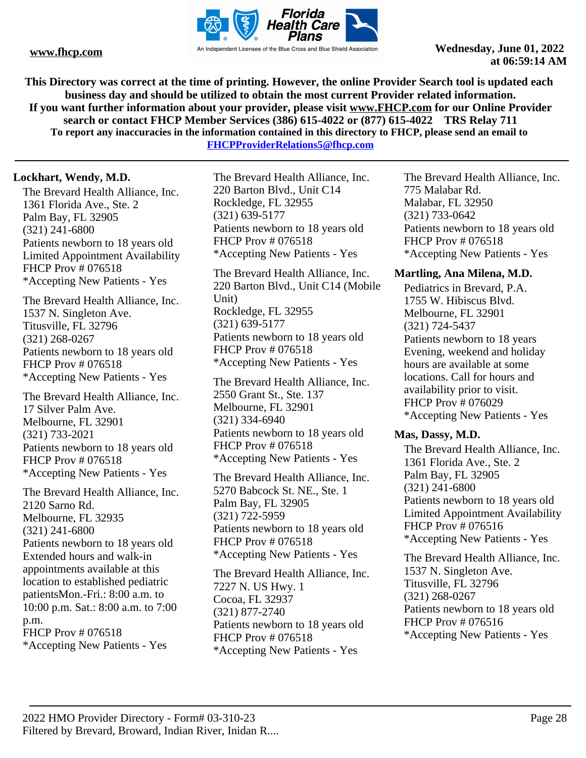This Directory was correct at the time of printing. However, the online Provider Search tool is updated each business day and should be utilized to obtain the most current Provider related information.
If you want further information about your provider, please visit www.FHCP.com for our Online Provider search or contact FHCP Member Services (386) 615-4022 or (877) 615-4022 TRS Relay 711
To report any inaccuracies in the information contained in this directory to FHCP, please send an email to FHCPProviderRelations5@fhcp.com

**Lockhart, Wendy, M.D.**

The Brevard Health Alliance, Inc.
1361 Florida Ave., Ste. 2
Palm Bay, FL 32905
(321) 241-6800
Patients newborn to 18 years old
Limited Appointment Availability
FHCP Prov # 076518
*Accepting New Patients - Yes

The Brevard Health Alliance, Inc.
1537 N. Singleton Ave.
Titusville, FL 32796
(321) 268-0267
Patients newborn to 18 years old
FHCP Prov # 076518
*Accepting New Patients - Yes

The Brevard Health Alliance, Inc.
17 Silver Palm Ave.
Melbourne, FL 32901
(321) 733-2021
Patients newborn to 18 years old
FHCP Prov # 076518
*Accepting New Patients - Yes

The Brevard Health Alliance, Inc.
2120 Sarno Rd.
Melbourne, FL 32935
(321) 241-6800
Patients newborn to 18 years old
Extended hours and walk-in appointments available at this location to established pediatric patientsMon.-Fri.: 8:00 a.m. to 10:00 p.m. Sat.: 8:00 a.m. to 7:00 p.m.
FHCP Prov # 076518
*Accepting New Patients - Yes

The Brevard Health Alliance, Inc.
220 Barton Blvd., Unit C14
Rockledge, FL 32955
(321) 639-5177
Patients newborn to 18 years old
FHCP Prov # 076518
*Accepting New Patients - Yes

The Brevard Health Alliance, Inc.
220 Barton Blvd., Unit C14 (Mobile Unit)
Rockledge, FL 32955
(321) 639-5177
Patients newborn to 18 years old
FHCP Prov # 076518
*Accepting New Patients - Yes

The Brevard Health Alliance, Inc.
2550 Grant St., Ste. 137
Melbourne, FL 32901
(321) 334-6940
Patients newborn to 18 years old
FHCP Prov # 076518
*Accepting New Patients - Yes

The Brevard Health Alliance, Inc.
5270 Babcock St. NE., Ste. 1
Palm Bay, FL 32905
(321) 722-5959
Patients newborn to 18 years old
FHCP Prov # 076518
*Accepting New Patients - Yes

The Brevard Health Alliance, Inc.
7227 N. US Hwy. 1
Cocoa, FL 32937
(321) 877-2740
Patients newborn to 18 years old
FHCP Prov # 076518
*Accepting New Patients - Yes

The Brevard Health Alliance, Inc.
775 Malabar Rd.
Malabar, FL 32950
(321) 733-0642
Patients newborn to 18 years old
FHCP Prov # 076518
*Accepting New Patients - Yes

**Martling, Ana Milena, M.D.**

Pediatrics in Brevard, P.A.
1755 W. Hibiscus Blvd.
Melbourne, FL 32901
(321) 724-5437
Patients newborn to 18 years
Evening, weekend and holiday hours are available at some locations. Call for hours and availability prior to visit.
FHCP Prov # 076029
*Accepting New Patients - Yes

**Mas, Dassy, M.D.**

The Brevard Health Alliance, Inc.
1361 Florida Ave., Ste. 2
Palm Bay, FL 32905
(321) 241-6800
Patients newborn to 18 years old
Limited Appointment Availability
FHCP Prov # 076516
*Accepting New Patients - Yes

The Brevard Health Alliance, Inc.
1537 N. Singleton Ave.
Titusville, FL 32796
(321) 268-0267
Patients newborn to 18 years old
FHCP Prov # 076516
*Accepting New Patients - Yes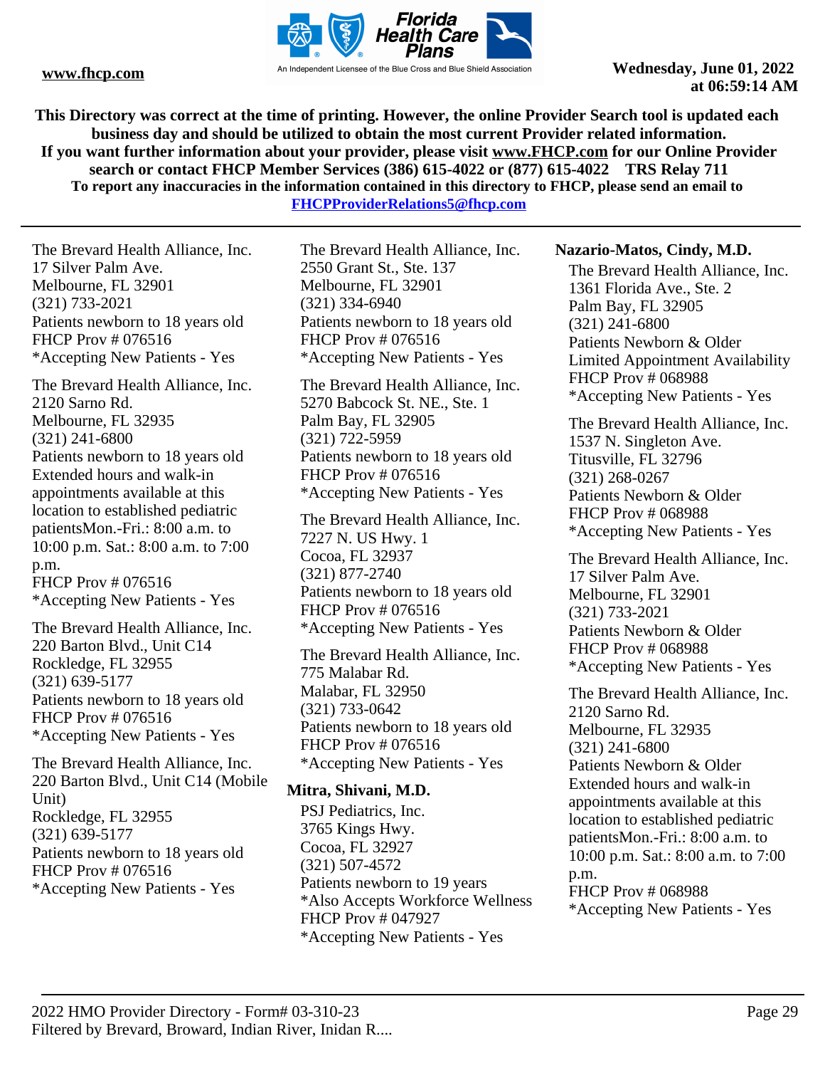The Brevard Health Alliance, Inc.
17 Silver Palm Ave.
Melbourne, FL 32901
(321) 733-2021
Patients newborn to 18 years old
FHCP Prov # 076516
*Accepting New Patients - Yes

The Brevard Health Alliance, Inc.
2120 Sarno Rd.
Melbourne, FL 32935
(321) 241-6800
Patients newborn to 18 years old
Extended hours and walk-in appointments available at this location to established pediatric patientsMon.-Fri.: 8:00 a.m. to 10:00 p.m. Sat.: 8:00 a.m. to 7:00 p.m.
FHCP Prov # 076516
*Accepting New Patients - Yes

The Brevard Health Alliance, Inc.
220 Barton Blvd., Unit C14
Rockledge, FL 32955
(321) 639-5177
Patients newborn to 18 years old
FHCP Prov # 076516
*Accepting New Patients - Yes

The Brevard Health Alliance, Inc.
220 Barton Blvd., Unit C14 (Mobile Unit)
Rockledge, FL 32955
(321) 639-5177
Patients newborn to 18 years old
FHCP Prov # 076516
*Accepting New Patients - Yes

The Brevard Health Alliance, Inc.
2550 Grant St., Ste. 137
Melbourne, FL 32901
(321) 334-6940
Patients newborn to 18 years old
FHCP Prov # 076516
*Accepting New Patients - Yes

The Brevard Health Alliance, Inc.
5270 Babcock St. NE., Ste. 1
Palm Bay, FL 32905
(321) 722-5959
Patients newborn to 18 years old
FHCP Prov # 076516
*Accepting New Patients - Yes

The Brevard Health Alliance, Inc.
7227 N. US Hwy. 1
Cocoa, FL 32937
(321) 877-2740
Patients newborn to 18 years old
FHCP Prov # 076516
*Accepting New Patients - Yes

The Brevard Health Alliance, Inc.
775 Malabar Rd.
Malabar, FL 32950
(321) 733-0642
Patients newborn to 18 years old
FHCP Prov # 076516
*Accepting New Patients - Yes

**Mitra, Shivani, M.D.**

PSJ Pediatrics, Inc.
3765 Kings Hwy.
Cocoa, FL 32927
(321) 507-4572
Patients newborn to 19 years
*Also Accepts Workforce Wellness
FHCP Prov # 047927
*Accepting New Patients - Yes

**Nazario-Matos, Cindy, M.D.**

The Brevard Health Alliance, Inc.
1361 Florida Ave., Ste. 2
Palm Bay, FL 32905
(321) 241-6800
Patients Newborn & Older
Limited Appointment Availability
FHCP Prov # 068988
*Accepting New Patients - Yes

The Brevard Health Alliance, Inc.
1537 N. Singleton Ave.
Titusville, FL 32796
(321) 268-0267
Patients Newborn & Older
FHCP Prov # 068988
*Accepting New Patients - Yes

The Brevard Health Alliance, Inc.
17 Silver Palm Ave.
Melbourne, FL 32901
(321) 733-2021
Patients Newborn & Older
FHCP Prov # 068988
*Accepting New Patients - Yes

The Brevard Health Alliance, Inc.
2120 Sarno Rd.
Melbourne, FL 32935
(321) 241-6800
Patients Newborn & Older
Extended hours and walk-in appointments available at this location to established pediatric patientsMon.-Fri.: 8:00 a.m. to 10:00 p.m. Sat.: 8:00 a.m. to 7:00 p.m.
FHCP Prov # 068988
*Accepting New Patients - Yes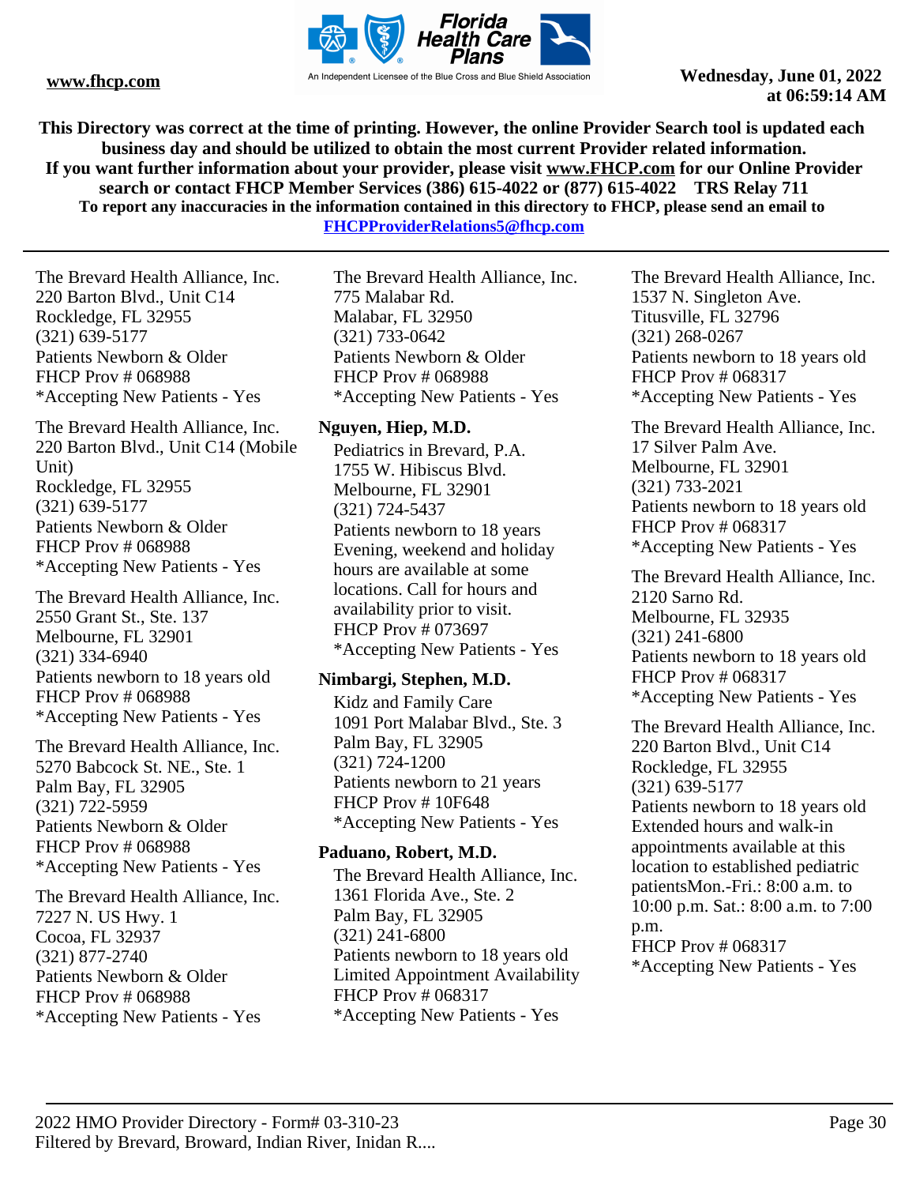The Brevard Health Alliance, Inc.
220 Barton Blvd., Unit C14
Rockledge, FL 32955
(321) 639-5177
Patients Newborn & Older
FHCP Prov # 068988
*Accepting New Patients - Yes

The Brevard Health Alliance, Inc.
220 Barton Blvd., Unit C14 (Mobile Unit)
Rockledge, FL 32955
(321) 639-5177
Patients Newborn & Older
FHCP Prov # 068988
*Accepting New Patients - Yes

The Brevard Health Alliance, Inc.
2550 Grant St., Ste. 137
Melbourne, FL 32901
(321) 334-6940
Patients newborn to 18 years old
FHCP Prov # 068988
*Accepting New Patients - Yes

The Brevard Health Alliance, Inc.
5270 Babcock St. NE., Ste. 1
Palm Bay, FL 32905
(321) 722-5959
Patients Newborn & Older
FHCP Prov # 068988
*Accepting New Patients - Yes

The Brevard Health Alliance, Inc.
7227 N. US Hwy. 1
Cocoa, FL 32937
(321) 877-2740
Patients Newborn & Older
FHCP Prov # 068988
*Accepting New Patients - Yes

The Brevard Health Alliance, Inc.
775 Malabar Rd.
Malabar, FL 32950
(321) 733-0642
Patients Newborn & Older
FHCP Prov # 068988
*Accepting New Patients - Yes

**Nguyen, Hiep, M.D.**

Pediatrics in Brevard, P.A.
1755 W. Hibiscus Blvd.
Melbourne, FL 32901
(321) 724-5437
Patients newborn to 18 years
Evening, weekend and holiday hours are available at some locations. Call for hours and availability prior to visit.
FHCP Prov # 073697
*Accepting New Patients - Yes

**Nimbargi, Stephen, M.D.**

Kidz and Family Care
1091 Port Malabar Blvd., Ste. 3
Palm Bay, FL 32905
(321) 724-1200
Patients newborn to 21 years
FHCP Prov # 10F648
*Accepting New Patients - Yes

**Paduano, Robert, M.D.**

The Brevard Health Alliance, Inc.
1361 Florida Ave., Ste. 2
Palm Bay, FL 32905
(321) 241-6800
Patients newborn to 18 years old
Limited Appointment Availability
FHCP Prov # 068317
*Accepting New Patients - Yes

The Brevard Health Alliance, Inc.
1537 N. Singleton Ave.
Titusville, FL 32796
(321) 268-0267
Patients newborn to 18 years old
FHCP Prov # 068317
*Accepting New Patients - Yes

The Brevard Health Alliance, Inc.
17 Silver Palm Ave.
Melbourne, FL 32901
(321) 733-2021
Patients newborn to 18 years old
FHCP Prov # 068317
*Accepting New Patients - Yes

The Brevard Health Alliance, Inc.
2120 Sarno Rd.
Melbourne, FL 32935
(321) 241-6800
Patients newborn to 18 years old
FHCP Prov # 068317
*Accepting New Patients - Yes

The Brevard Health Alliance, Inc.
220 Barton Blvd., Unit C14
Rockledge, FL 32955
(321) 639-5177
Patients newborn to 18 years old
Extended hours and walk-in appointments available at this location to established pediatric patientsMon.-Fri.: 8:00 a.m. to 10:00 p.m. Sat.: 8:00 a.m. to 7:00 p.m.
FHCP Prov # 068317
*Accepting New Patients - Yes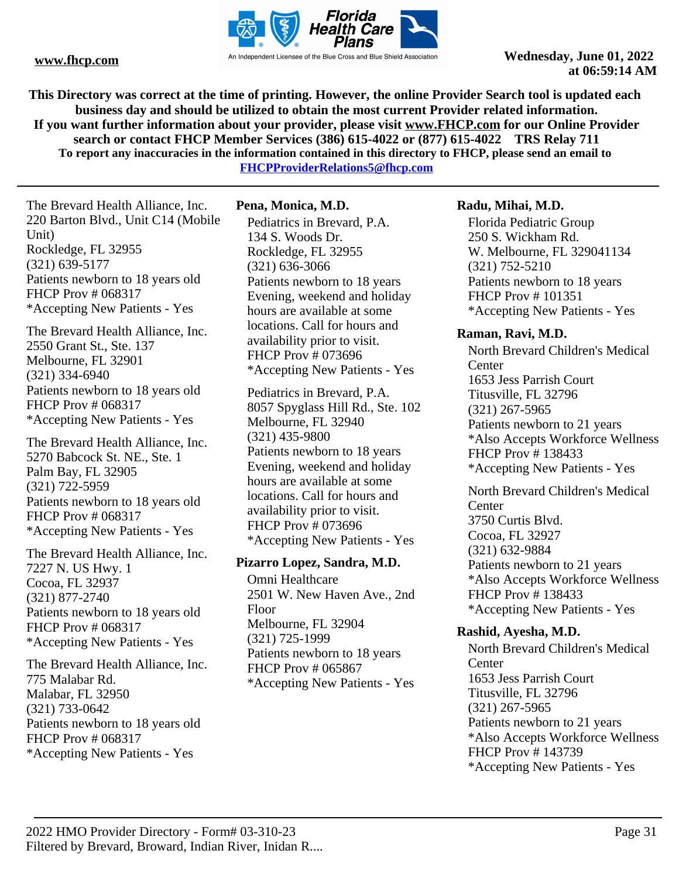The Brevard Health Alliance, Inc.
220 Barton Blvd., Unit C14 (Mobile Unit)
Rockledge, FL 32955
(321) 639-5177
Patients newborn to 18 years old
FHCP Prov # 068317
*Accepting New Patients - Yes

The Brevard Health Alliance, Inc.
2550 Grant St., Ste. 137
Melbourne, FL 32901
(321) 334-6940
Patients newborn to 18 years old
FHCP Prov # 068317
*Accepting New Patients - Yes

The Brevard Health Alliance, Inc.
5270 Babcock St. NE., Ste. 1
Palm Bay, FL 32905
(321) 722-5959
Patients newborn to 18 years old
FHCP Prov # 068317
*Accepting New Patients - Yes

The Brevard Health Alliance, Inc.
7227 N. US Hwy. 1
Cocoa, FL 32937
(321) 877-2740
Patients newborn to 18 years old
FHCP Prov # 068317
*Accepting New Patients - Yes

The Brevard Health Alliance, Inc.
775 Malabar Rd.
Malabar, FL 32950
(321) 733-0642
Patients newborn to 18 years old
FHCP Prov # 068317
*Accepting New Patients - Yes

**Pena, Monica, M.D.**

Pediatrics in Brevard, P.A.
134 S. Woods Dr.
Rockledge, FL 32955
(321) 636-3066
Patients newborn to 18 years
Evening, weekend and holiday hours are available at some locations. Call for hours and availability prior to visit.
FHCP Prov # 073696
*Accepting New Patients - Yes

Pediatrics in Brevard, P.A.
8057 Spyglass Hill Rd., Ste. 102
Melbourne, FL 32940
(321) 435-9800
Patients newborn to 18 years
Evening, weekend and holiday hours are available at some locations. Call for hours and availability prior to visit.
FHCP Prov # 073696
*Accepting New Patients - Yes

**Pizarro Lopez, Sandra, M.D.**

Omni Healthcare
2501 W. New Haven Ave., 2nd Floor
Melbourne, FL 32904
(321) 725-1999
Patients newborn to 18 years
FHCP Prov # 065867
*Accepting New Patients - Yes

**Radu, Mihai, M.D.**

Florida Pediatric Group
250 S. Wickham Rd.
W. Melbourne, FL 329041134
(321) 752-5210
Patients newborn to 18 years
FHCP Prov # 101351
*Accepting New Patients - Yes

**Raman, Ravi, M.D.**

North Brevard Children's Medical Center
1653 Jess Parrish Court
Titusville, FL 32796
(321) 267-5965
Patients newborn to 21 years
*Also Accepts Workforce Wellness
FHCP Prov # 138433
*Accepting New Patients - Yes

North Brevard Children's Medical Center
3750 Curtis Blvd.
Cocoa, FL 32927
(321) 632-9884
Patients newborn to 21 years
*Also Accepts Workforce Wellness
FHCP Prov # 138433
*Accepting New Patients - Yes

**Rashid, Ayesha, M.D.**

North Brevard Children's Medical Center
1653 Jess Parrish Court
Titusville, FL 32796
(321) 267-5965
Patients newborn to 21 years
*Also Accepts Workforce Wellness
FHCP Prov # 143739
*Accepting New Patients - Yes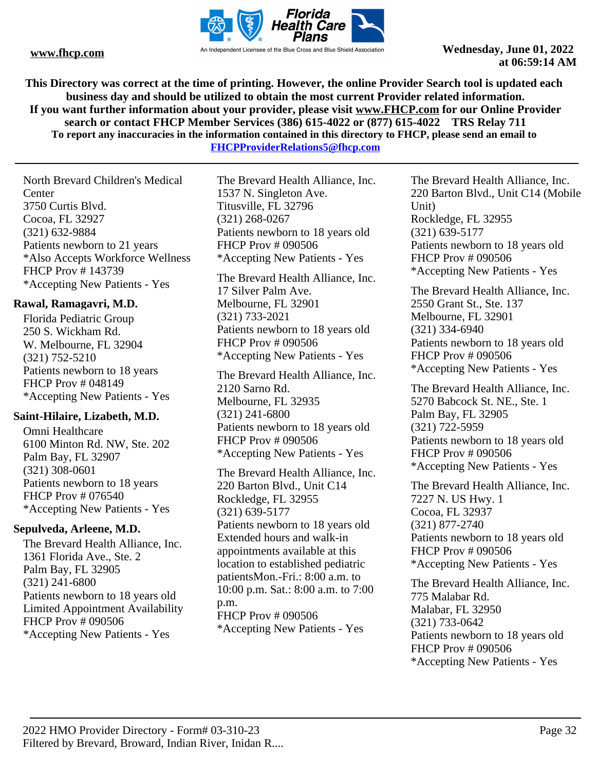North Brevard Children's Medical Center
3750 Curtis Blvd.
Cocoa, FL 32927
(321) 632-9884
Patients newborn to 21 years
*Also Accepts Workforce Wellness
FHCP Prov # 143739
*Accepting New Patients - Yes

**Rawal, Ramagavri, M.D.**

Florida Pediatric Group
250 S. Wickham Rd.
W. Melbourne, FL 32904
(321) 752-5210
Patients newborn to 18 years
FHCP Prov # 048149
*Accepting New Patients - Yes

**Saint-Hilaire, Lizabeth, M.D.**

Omni Healthcare
6100 Minton Rd. NW, Ste. 202
Palm Bay, FL 32907
(321) 308-0601
Patients newborn to 18 years
FHCP Prov # 076540
*Accepting New Patients - Yes

**Sepulveda, Arleene, M.D.**

The Brevard Health Alliance, Inc.
1361 Florida Ave., Ste. 2
Palm Bay, FL 32905
(321) 241-6800
Patients newborn to 18 years old
Limited Appointment Availability
FHCP Prov # 090506
*Accepting New Patients - Yes

The Brevard Health Alliance, Inc.
1537 N. Singleton Ave.
Titusville, FL 32796
(321) 268-0267
Patients newborn to 18 years old
FHCP Prov # 090506
*Accepting New Patients - Yes

The Brevard Health Alliance, Inc.
17 Silver Palm Ave.
Melbourne, FL 32901
(321) 733-2021
Patients newborn to 18 years old
FHCP Prov # 090506
*Accepting New Patients - Yes

The Brevard Health Alliance, Inc.
2120 Sarno Rd.
Melbourne, FL 32935
(321) 241-6800
Patients newborn to 18 years old
FHCP Prov # 090506
*Accepting New Patients - Yes

The Brevard Health Alliance, Inc.
220 Barton Blvd., Unit C14
Rockledge, FL 32955
(321) 639-5177
Patients newborn to 18 years old
Extended hours and walk-in appointments available at this location to established pediatric patientsMon.-Fri.: 8:00 a.m. to 10:00 p.m. Sat.: 8:00 a.m. to 7:00 p.m.
FHCP Prov # 090506
*Accepting New Patients - Yes

The Brevard Health Alliance, Inc.
220 Barton Blvd., Unit C14 (Mobile Unit)
Rockledge, FL 32955
(321) 639-5177
Patients newborn to 18 years old
FHCP Prov # 090506
*Accepting New Patients - Yes

The Brevard Health Alliance, Inc.
2550 Grant St., Ste. 137
Melbourne, FL 32901
(321) 334-6940
Patients newborn to 18 years old
FHCP Prov # 090506
*Accepting New Patients - Yes

The Brevard Health Alliance, Inc.
5270 Babcock St. NE., Ste. 1
Palm Bay, FL 32905
(321) 722-5959
Patients newborn to 18 years old
FHCP Prov # 090506
*Accepting New Patients - Yes

The Brevard Health Alliance, Inc.
7227 N. US Hwy. 1
Cocoa, FL 32937
(321) 877-2740
Patients newborn to 18 years old
FHCP Prov # 090506
*Accepting New Patients - Yes

The Brevard Health Alliance, Inc.
775 Malabar Rd.
Malabar, FL 32950
(321) 733-0642
Patients newborn to 18 years old
FHCP Prov # 090506
*Accepting New Patients - Yes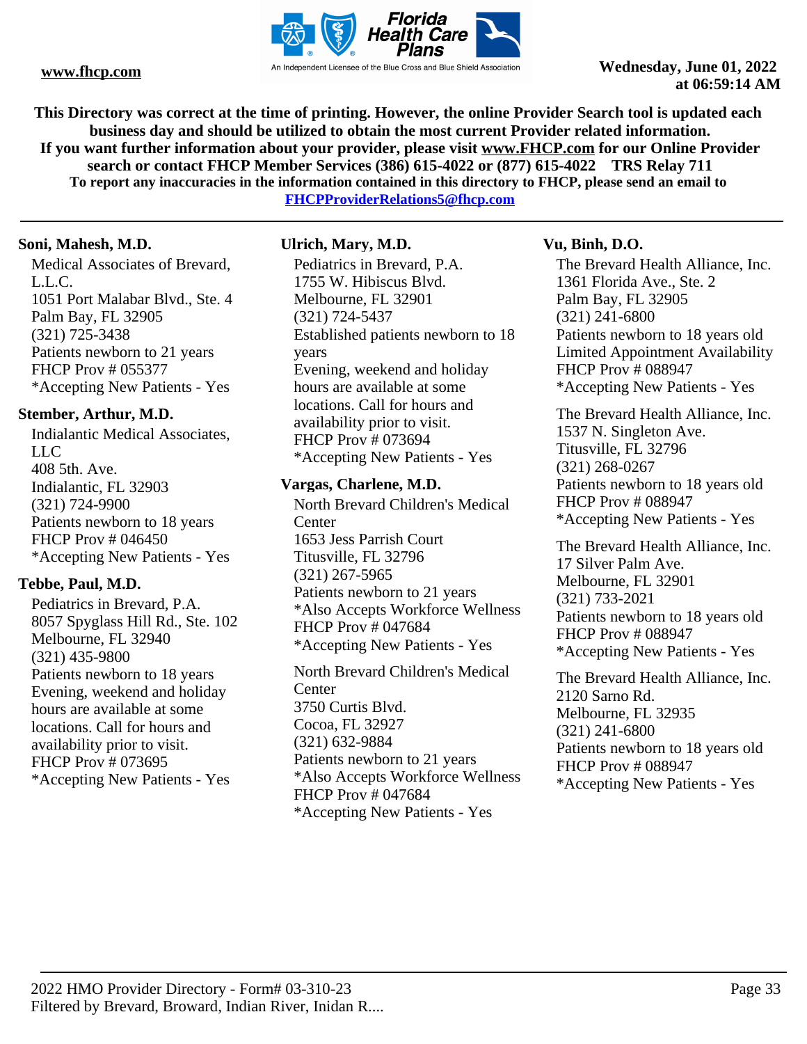This Directory was correct at the time of printing. However, the online Provider Search tool is updated each business day and should be utilized to obtain the most current Provider related information.
If you want further information about your provider, please visit www.FHCP.com for our Online Provider search or contact FHCP Member Services (386) 615-4022 or (877) 615-4022 TRS Relay 711
To report any inaccuracies in the information contained in this directory to FHCP, please send an email to FHCPProviderRelations5@fhcp.com

---

**Soni, Mahesh, M.D.**

Medical Associates of Brevard, L.L.C.
1051 Port Malabar Blvd., Ste. 4
Palm Bay, FL 32905
(321) 725-3438
Patients newborn to 21 years
FHCP Prov # 055377
*Accepting New Patients - Yes

**Stember, Arthur, M.D.**

Indialantic Medical Associates, LLC
408 5th. Ave.
Indialantic, FL 32903
(321) 724-9900
Patients newborn to 18 years
FHCP Prov # 046450
*Accepting New Patients - Yes

**Tebbe, Paul, M.D.**

Pediatrics in Brevard, P.A.
8057 Spyglass Hill Rd., Ste. 102
Melbourne, FL 32940
(321) 435-9800
Patients newborn to 18 years
Evening, weekend and holiday hours are available at some locations. Call for hours and availability prior to visit.
FHCP Prov # 073695
*Accepting New Patients - Yes

**Ulrich, Mary, M.D.**

Pediatrics in Brevard, P.A.
1755 W. Hibiscus Blvd.
Melbourne, FL 32901
(321) 724-5437
Established patients newborn to 18 years
Evening, weekend and holiday hours are available at some locations. Call for hours and availability prior to visit.
FHCP Prov # 073694
*Accepting New Patients - Yes

**Vargas, Charlene, M.D.**

North Brevard Children's Medical Center
1653 Jess Parrish Court
Titusville, FL 32796
(321) 267-5965
Patients newborn to 21 years
*Also Accepts Workforce Wellness
FHCP Prov # 047684
*Accepting New Patients - Yes

North Brevard Children's Medical Center
3750 Curtis Blvd.
Cocoa, FL 32927
(321) 632-9884
Patients newborn to 21 years
*Also Accepts Workforce Wellness
FHCP Prov # 047684
*Accepting New Patients - Yes

**Vu, Binh, D.O.**

The Brevard Health Alliance, Inc.
1361 Florida Ave., Ste. 2
Palm Bay, FL 32905
(321) 241-6800
Patients newborn to 18 years old
Limited Appointment Availability
FHCP Prov # 088947
*Accepting New Patients - Yes

The Brevard Health Alliance, Inc.
1537 N. Singleton Ave.
Titusville, FL 32796
(321) 268-0267
Patients newborn to 18 years old
FHCP Prov # 088947
*Accepting New Patients - Yes

The Brevard Health Alliance, Inc.
17 Silver Palm Ave.
Melbourne, FL 32901
(321) 733-2021
Patients newborn to 18 years old
FHCP Prov # 088947
*Accepting New Patients - Yes

The Brevard Health Alliance, Inc.
2120 Sarno Rd.
Melbourne, FL 32935
(321) 241-6800
Patients newborn to 18 years old
FHCP Prov # 088947
*Accepting New Patients - Yes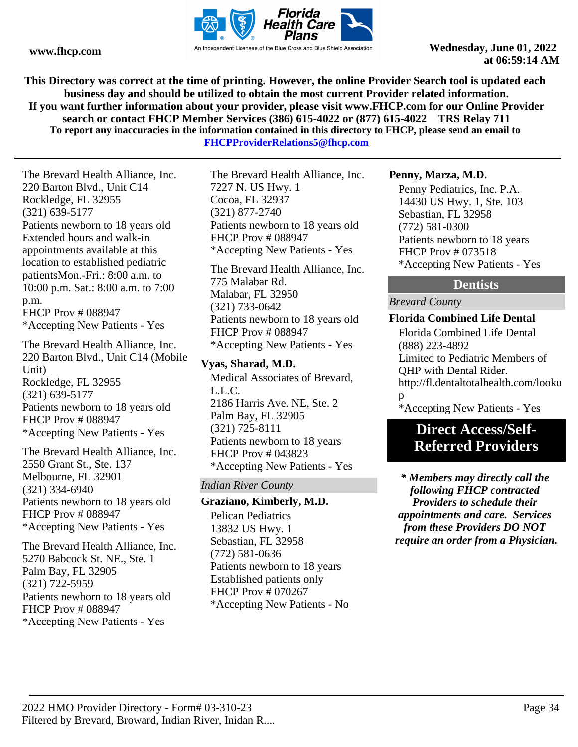This Directory was correct at the time of printing. However, the online Provider Search tool is updated each business day and should be utilized to obtain the most current Provider related information. If you want further information about your provider, please visit www.FHCP.com for our Online Provider search or contact FHCP Member Services (386) 615-4022 or (877) 615-4022 TRS Relay 711
To report any inaccuracies in the information contained in this directory to FHCP, please send an email to FHCPProviderRelations5@fhcp.com

The Brevard Health Alliance, Inc.
220 Barton Blvd., Unit C14
Rockledge, FL 32955
(321) 639-5177
Patients newborn to 18 years old
Extended hours and walk-in appointments available at this location to established pediatric patientsMon.-Fri.: 8:00 a.m. to 10:00 p.m. Sat.: 8:00 a.m. to 7:00 p.m.
FHCP Prov # 088947
*Accepting New Patients - Yes

The Brevard Health Alliance, Inc.
220 Barton Blvd., Unit C14 (Mobile Unit)
Rockledge, FL 32955
(321) 639-5177
Patients newborn to 18 years old
FHCP Prov # 088947
*Accepting New Patients - Yes

The Brevard Health Alliance, Inc.
2550 Grant St., Ste. 137
Melbourne, FL 32901
(321) 334-6940
Patients newborn to 18 years old
FHCP Prov # 088947
*Accepting New Patients - Yes

The Brevard Health Alliance, Inc.
5270 Babcock St. NE., Ste. 1
Palm Bay, FL 32905
(321) 722-5959
Patients newborn to 18 years old
FHCP Prov # 088947
*Accepting New Patients - Yes

The Brevard Health Alliance, Inc.
7227 N. US Hwy. 1
Cocoa, FL 32937
(321) 877-2740
Patients newborn to 18 years old
FHCP Prov # 088947
*Accepting New Patients - Yes

The Brevard Health Alliance, Inc.
775 Malabar Rd.
Malabar, FL 32950
(321) 733-0642
Patients newborn to 18 years old
FHCP Prov # 088947
*Accepting New Patients - Yes

**Vyas, Sharad, M.D.**

Medical Associates of Brevard, L.L.C.
2186 Harris Ave. NE, Ste. 2
Palm Bay, FL 32905
(321) 725-8111
Patients newborn to 18 years
FHCP Prov # 043823
*Accepting New Patients - Yes

*Indian River County*

**Graziano, Kimberly, M.D.**

Pelican Pediatrics
13832 US Hwy. 1
Sebastian, FL 32958
(772) 581-0636
Patients newborn to 18 years
Established patients only
FHCP Prov # 070267
*Accepting New Patients - No

**Penny, Marza, M.D.**

Penny Pediatrics, Inc. P.A.
14430 US Hwy. 1, Ste. 103
Sebastian, FL 32958
(772) 581-0300
Patients newborn to 18 years
FHCP Prov # 073518
*Accepting New Patients - Yes

## Dentists

*Brevard County*

**Florida Combined Life Dental**

Florida Combined Life Dental
(888) 223-4892
Limited to Pediatric Members of QHP with Dental Rider.
http://fl.dentaltotalhealth.com/lookup
*Accepting New Patients - Yes

## Direct Access/Self-Referred Providers

***\* Members may directly call the following FHCP contracted Providers to schedule their appointments and care. Services from these Providers DO NOT require an order from a Physician.***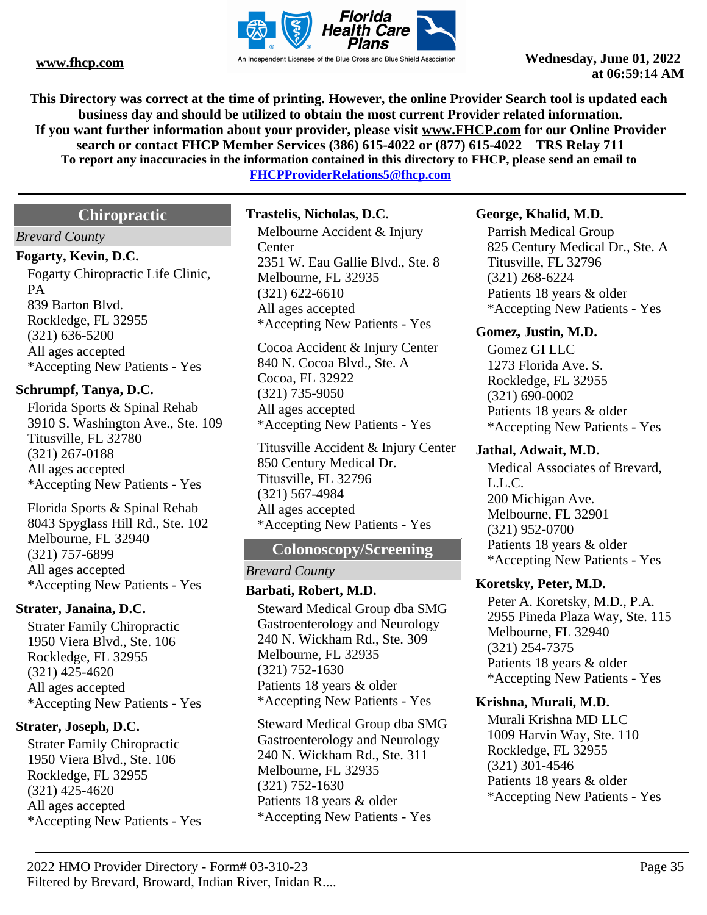This Directory was correct at the time of printing. However, the online Provider Search tool is updated each business day and should be utilized to obtain the most current Provider related information.
If you want further information about your provider, please visit www.FHCP.com for our Online Provider search or contact FHCP Member Services (386) 615-4022 or (877) 615-4022 TRS Relay 711
To report any inaccuracies in the information contained in this directory to FHCP, please send an email to FHCPProviderRelations5@fhcp.com

## Chiropractic

*Brevard County*

**Fogarty, Kevin, D.C.**

Fogarty Chiropractic Life Clinic, PA
839 Barton Blvd.
Rockledge, FL 32955
(321) 636-5200
All ages accepted
*Accepting New Patients - Yes

**Schrumpf, Tanya, D.C.**

Florida Sports & Spinal Rehab
3910 S. Washington Ave., Ste. 109
Titusville, FL 32780
(321) 267-0188
All ages accepted
*Accepting New Patients - Yes

Florida Sports & Spinal Rehab
8043 Spyglass Hill Rd., Ste. 102
Melbourne, FL 32940
(321) 757-6899
All ages accepted
*Accepting New Patients - Yes

**Strater, Janaina, D.C.**

Strater Family Chiropractic
1950 Viera Blvd., Ste. 106
Rockledge, FL 32955
(321) 425-4620
All ages accepted
*Accepting New Patients - Yes

**Strater, Joseph, D.C.**

Strater Family Chiropractic
1950 Viera Blvd., Ste. 106
Rockledge, FL 32955
(321) 425-4620
All ages accepted
*Accepting New Patients - Yes

**Trastelis, Nicholas, D.C.**

Melbourne Accident & Injury Center
2351 W. Eau Gallie Blvd., Ste. 8
Melbourne, FL 32935
(321) 622-6610
All ages accepted
*Accepting New Patients - Yes

Cocoa Accident & Injury Center
840 N. Cocoa Blvd., Ste. A
Cocoa, FL 32922
(321) 735-9050
All ages accepted
*Accepting New Patients - Yes

Titusville Accident & Injury Center
850 Century Medical Dr.
Titusville, FL 32796
(321) 567-4984
All ages accepted
*Accepting New Patients - Yes

## Colonoscopy/Screening

*Brevard County*

**Barbati, Robert, M.D.**

Steward Medical Group dba SMG Gastroenterology and Neurology
240 N. Wickham Rd., Ste. 309
Melbourne, FL 32935
(321) 752-1630
Patients 18 years & older
*Accepting New Patients - Yes

Steward Medical Group dba SMG Gastroenterology and Neurology
240 N. Wickham Rd., Ste. 311
Melbourne, FL 32935
(321) 752-1630
Patients 18 years & older
*Accepting New Patients - Yes

**George, Khalid, M.D.**

Parrish Medical Group
825 Century Medical Dr., Ste. A
Titusville, FL 32796
(321) 268-6224
Patients 18 years & older
*Accepting New Patients - Yes

**Gomez, Justin, M.D.**

Gomez GI LLC
1273 Florida Ave. S.
Rockledge, FL 32955
(321) 690-0002
Patients 18 years & older
*Accepting New Patients - Yes

**Jathal, Adwait, M.D.**

Medical Associates of Brevard, L.L.C.
200 Michigan Ave.
Melbourne, FL 32901
(321) 952-0700
Patients 18 years & older
*Accepting New Patients - Yes

**Koretsky, Peter, M.D.**

Peter A. Koretsky, M.D., P.A.
2955 Pineda Plaza Way, Ste. 115
Melbourne, FL 32940
(321) 254-7375
Patients 18 years & older
*Accepting New Patients - Yes

**Krishna, Murali, M.D.**

Murali Krishna MD LLC
1009 Harvin Way, Ste. 110
Rockledge, FL 32955
(321) 301-4546
Patients 18 years & older
*Accepting New Patients - Yes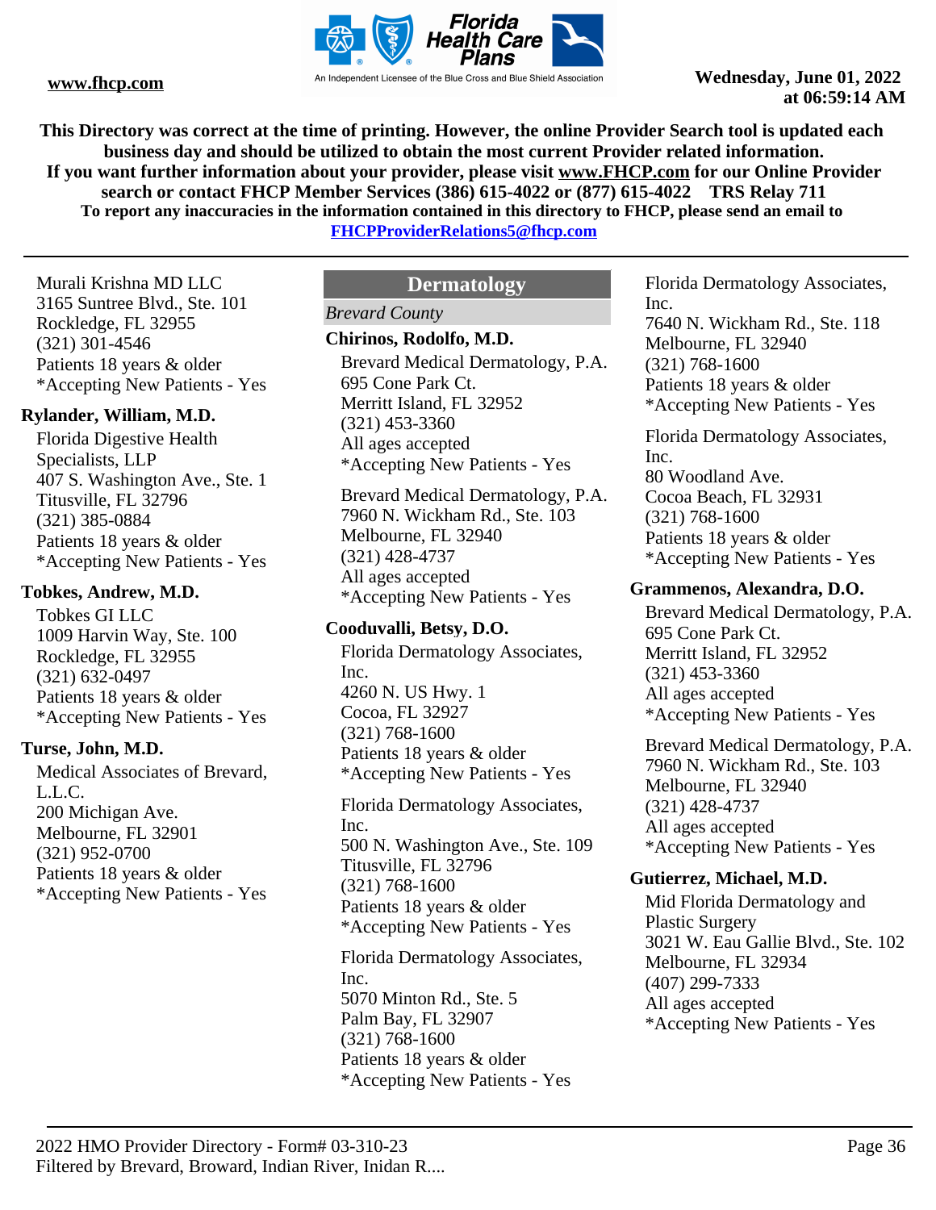Murali Krishna MD LLC
3165 Suntree Blvd., Ste. 101
Rockledge, FL 32955
(321) 301-4546
Patients 18 years & older
*Accepting New Patients - Yes

**Rylander, William, M.D.**

Florida Digestive Health Specialists, LLP
407 S. Washington Ave., Ste. 1
Titusville, FL 32796
(321) 385-0884
Patients 18 years & older
*Accepting New Patients - Yes

**Tobkes, Andrew, M.D.**

Tobkes GI LLC
1009 Harvin Way, Ste. 100
Rockledge, FL 32955
(321) 632-0497
Patients 18 years & older
*Accepting New Patients - Yes

**Turse, John, M.D.**

Medical Associates of Brevard, L.L.C.
200 Michigan Ave.
Melbourne, FL 32901
(321) 952-0700
Patients 18 years & older
*Accepting New Patients - Yes

## Dermatology

*Brevard County*

**Chirinos, Rodolfo, M.D.**

Brevard Medical Dermatology, P.A.
695 Cone Park Ct.
Merritt Island, FL 32952
(321) 453-3360
All ages accepted
*Accepting New Patients - Yes

Brevard Medical Dermatology, P.A.
7960 N. Wickham Rd., Ste. 103
Melbourne, FL 32940
(321) 428-4737
All ages accepted
*Accepting New Patients - Yes

**Cooduvalli, Betsy, D.O.**

Florida Dermatology Associates, Inc.
4260 N. US Hwy. 1
Cocoa, FL 32927
(321) 768-1600
Patients 18 years & older
*Accepting New Patients - Yes

Florida Dermatology Associates, Inc.
500 N. Washington Ave., Ste. 109
Titusville, FL 32796
(321) 768-1600
Patients 18 years & older
*Accepting New Patients - Yes

Florida Dermatology Associates, Inc.
5070 Minton Rd., Ste. 5
Palm Bay, FL 32907
(321) 768-1600
Patients 18 years & older
*Accepting New Patients - Yes

Florida Dermatology Associates, Inc.
7640 N. Wickham Rd., Ste. 118
Melbourne, FL 32940
(321) 768-1600
Patients 18 years & older
*Accepting New Patients - Yes

Florida Dermatology Associates, Inc.
80 Woodland Ave.
Cocoa Beach, FL 32931
(321) 768-1600
Patients 18 years & older
*Accepting New Patients - Yes

**Grammenos, Alexandra, D.O.**

Brevard Medical Dermatology, P.A.
695 Cone Park Ct.
Merritt Island, FL 32952
(321) 453-3360
All ages accepted
*Accepting New Patients - Yes

Brevard Medical Dermatology, P.A.
7960 N. Wickham Rd., Ste. 103
Melbourne, FL 32940
(321) 428-4737
All ages accepted
*Accepting New Patients - Yes

**Gutierrez, Michael, M.D.**

Mid Florida Dermatology and Plastic Surgery
3021 W. Eau Gallie Blvd., Ste. 102
Melbourne, FL 32934
(407) 299-7333
All ages accepted
*Accepting New Patients - Yes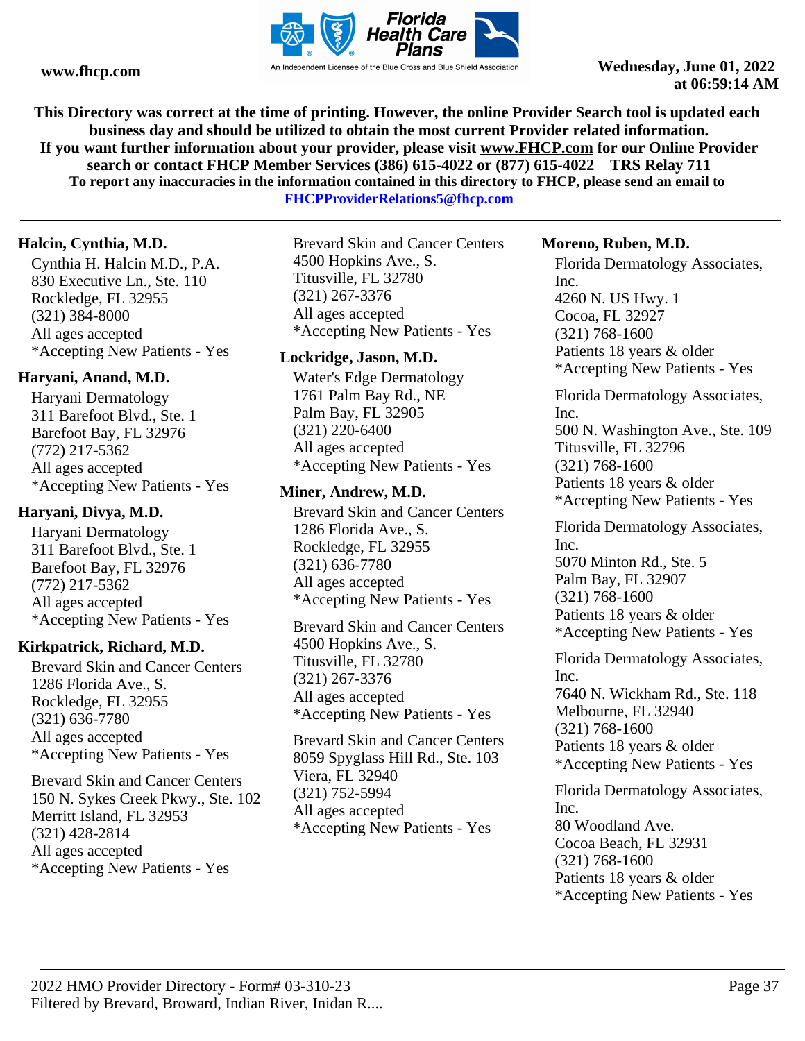This Directory was correct at the time of printing. However, the online Provider Search tool is updated each business day and should be utilized to obtain the most current Provider related information.
If you want further information about your provider, please visit www.FHCP.com for our Online Provider search or contact FHCP Member Services (386) 615-4022 or (877) 615-4022 TRS Relay 711
To report any inaccuracies in the information contained in this directory to FHCP, please send an email to FHCPProviderRelations5@fhcp.com

**Halcin, Cynthia, M.D.**

Cynthia H. Halcin M.D., P.A.
830 Executive Ln., Ste. 110
Rockledge, FL 32955
(321) 384-8000
All ages accepted
*Accepting New Patients - Yes

**Haryani, Anand, M.D.**

Haryani Dermatology
311 Barefoot Blvd., Ste. 1
Barefoot Bay, FL 32976
(772) 217-5362
All ages accepted
*Accepting New Patients - Yes

**Haryani, Divya, M.D.**

Haryani Dermatology
311 Barefoot Blvd., Ste. 1
Barefoot Bay, FL 32976
(772) 217-5362
All ages accepted
*Accepting New Patients - Yes

**Kirkpatrick, Richard, M.D.**

Brevard Skin and Cancer Centers
1286 Florida Ave., S.
Rockledge, FL 32955
(321) 636-7780
All ages accepted
*Accepting New Patients - Yes

Brevard Skin and Cancer Centers
150 N. Sykes Creek Pkwy., Ste. 102
Merritt Island, FL 32953
(321) 428-2814
All ages accepted
*Accepting New Patients - Yes

Brevard Skin and Cancer Centers
4500 Hopkins Ave., S.
Titusville, FL 32780
(321) 267-3376
All ages accepted
*Accepting New Patients - Yes

**Lockridge, Jason, M.D.**

Water's Edge Dermatology
1761 Palm Bay Rd., NE
Palm Bay, FL 32905
(321) 220-6400
All ages accepted
*Accepting New Patients - Yes

**Miner, Andrew, M.D.**

Brevard Skin and Cancer Centers
1286 Florida Ave., S.
Rockledge, FL 32955
(321) 636-7780
All ages accepted
*Accepting New Patients - Yes

Brevard Skin and Cancer Centers
4500 Hopkins Ave., S.
Titusville, FL 32780
(321) 267-3376
All ages accepted
*Accepting New Patients - Yes

Brevard Skin and Cancer Centers
8059 Spyglass Hill Rd., Ste. 103
Viera, FL 32940
(321) 752-5994
All ages accepted
*Accepting New Patients - Yes

**Moreno, Ruben, M.D.**

Florida Dermatology Associates, Inc.
4260 N. US Hwy. 1
Cocoa, FL 32927
(321) 768-1600
Patients 18 years & older
*Accepting New Patients - Yes

Florida Dermatology Associates, Inc.
500 N. Washington Ave., Ste. 109
Titusville, FL 32796
(321) 768-1600
Patients 18 years & older
*Accepting New Patients - Yes

Florida Dermatology Associates, Inc.
5070 Minton Rd., Ste. 5
Palm Bay, FL 32907
(321) 768-1600
Patients 18 years & older
*Accepting New Patients - Yes

Florida Dermatology Associates, Inc.
7640 N. Wickham Rd., Ste. 118
Melbourne, FL 32940
(321) 768-1600
Patients 18 years & older
*Accepting New Patients - Yes

Florida Dermatology Associates, Inc.
80 Woodland Ave.
Cocoa Beach, FL 32931
(321) 768-1600
Patients 18 years & older
*Accepting New Patients - Yes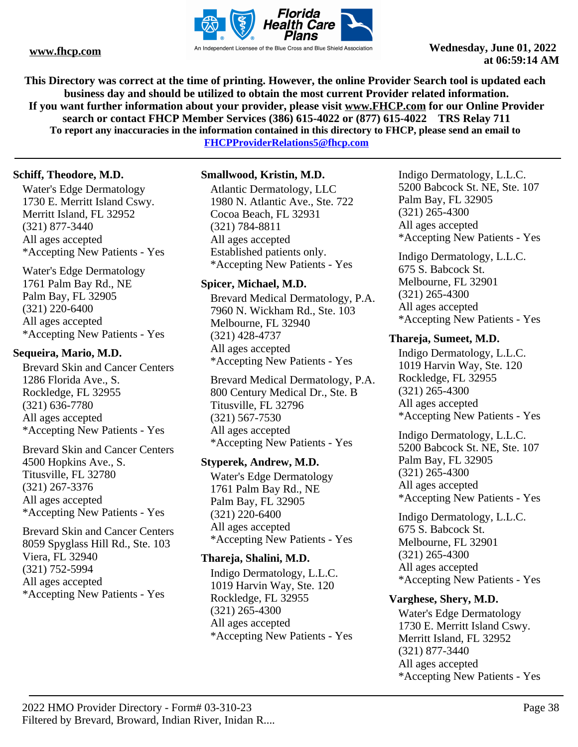This Directory was correct at the time of printing. However, the online Provider Search tool is updated each business day and should be utilized to obtain the most current Provider related information.
If you want further information about your provider, please visit www.FHCP.com for our Online Provider search or contact FHCP Member Services (386) 615-4022 or (877) 615-4022 TRS Relay 711
To report any inaccuracies in the information contained in this directory to FHCP, please send an email to FHCPProviderRelations5@fhcp.com

**Schiff, Theodore, M.D.**

Water's Edge Dermatology
1730 E. Merritt Island Cswy.
Merritt Island, FL 32952
(321) 877-3440
All ages accepted
*Accepting New Patients - Yes

Water's Edge Dermatology
1761 Palm Bay Rd., NE
Palm Bay, FL 32905
(321) 220-6400
All ages accepted
*Accepting New Patients - Yes

**Sequeira, Mario, M.D.**

Brevard Skin and Cancer Centers
1286 Florida Ave., S.
Rockledge, FL 32955
(321) 636-7780
All ages accepted
*Accepting New Patients - Yes

Brevard Skin and Cancer Centers
4500 Hopkins Ave., S.
Titusville, FL 32780
(321) 267-3376
All ages accepted
*Accepting New Patients - Yes

Brevard Skin and Cancer Centers
8059 Spyglass Hill Rd., Ste. 103
Viera, FL 32940
(321) 752-5994
All ages accepted
*Accepting New Patients - Yes

**Smallwood, Kristin, M.D.**

Atlantic Dermatology, LLC
1980 N. Atlantic Ave., Ste. 722
Cocoa Beach, FL 32931
(321) 784-8811
All ages accepted
Established patients only.
*Accepting New Patients - Yes

**Spicer, Michael, M.D.**

Brevard Medical Dermatology, P.A.
7960 N. Wickham Rd., Ste. 103
Melbourne, FL 32940
(321) 428-4737
All ages accepted
*Accepting New Patients - Yes

Brevard Medical Dermatology, P.A.
800 Century Medical Dr., Ste. B
Titusville, FL 32796
(321) 567-7530
All ages accepted
*Accepting New Patients - Yes

**Styperek, Andrew, M.D.**

Water's Edge Dermatology
1761 Palm Bay Rd., NE
Palm Bay, FL 32905
(321) 220-6400
All ages accepted
*Accepting New Patients - Yes

**Thareja, Shalini, M.D.**

Indigo Dermatology, L.L.C.
1019 Harvin Way, Ste. 120
Rockledge, FL 32955
(321) 265-4300
All ages accepted
*Accepting New Patients - Yes

Indigo Dermatology, L.L.C.
5200 Babcock St. NE, Ste. 107
Palm Bay, FL 32905
(321) 265-4300
All ages accepted
*Accepting New Patients - Yes

Indigo Dermatology, L.L.C.
675 S. Babcock St.
Melbourne, FL 32901
(321) 265-4300
All ages accepted
*Accepting New Patients - Yes

**Thareja, Sumeet, M.D.**

Indigo Dermatology, L.L.C.
1019 Harvin Way, Ste. 120
Rockledge, FL 32955
(321) 265-4300
All ages accepted
*Accepting New Patients - Yes

Indigo Dermatology, L.L.C.
5200 Babcock St. NE, Ste. 107
Palm Bay, FL 32905
(321) 265-4300
All ages accepted
*Accepting New Patients - Yes

Indigo Dermatology, L.L.C.
675 S. Babcock St.
Melbourne, FL 32901
(321) 265-4300
All ages accepted
*Accepting New Patients - Yes

**Varghese, Shery, M.D.**

Water's Edge Dermatology
1730 E. Merritt Island Cswy.
Merritt Island, FL 32952
(321) 877-3440
All ages accepted
*Accepting New Patients - Yes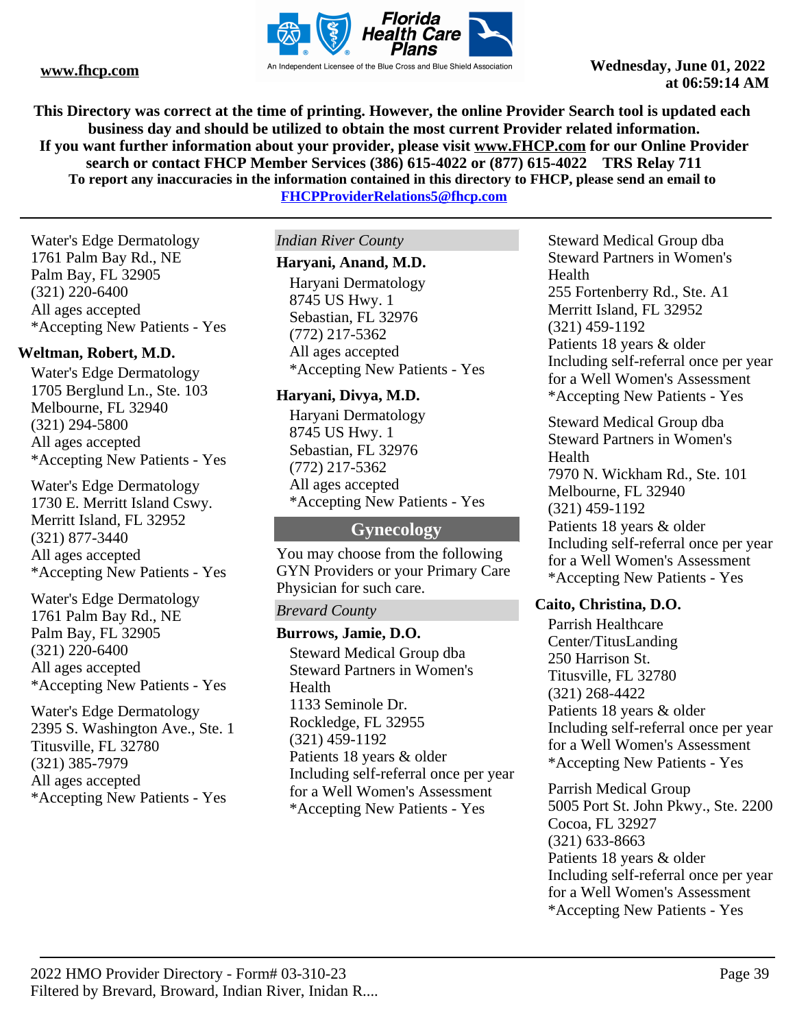Water's Edge Dermatology
1761 Palm Bay Rd., NE
Palm Bay, FL 32905
(321) 220-6400
All ages accepted
*Accepting New Patients - Yes

**Weltman, Robert, M.D.**

Water's Edge Dermatology
1705 Berglund Ln., Ste. 103
Melbourne, FL 32940
(321) 294-5800
All ages accepted
*Accepting New Patients - Yes

Water's Edge Dermatology
1730 E. Merritt Island Cswy.
Merritt Island, FL 32952
(321) 877-3440
All ages accepted
*Accepting New Patients - Yes

Water's Edge Dermatology
1761 Palm Bay Rd., NE
Palm Bay, FL 32905
(321) 220-6400
All ages accepted
*Accepting New Patients - Yes

Water's Edge Dermatology
2395 S. Washington Ave., Ste. 1
Titusville, FL 32780
(321) 385-7979
All ages accepted
*Accepting New Patients - Yes

*Indian River County*

**Haryani, Anand, M.D.**

Haryani Dermatology
8745 US Hwy. 1
Sebastian, FL 32976
(772) 217-5362
All ages accepted
*Accepting New Patients - Yes

**Haryani, Divya, M.D.**

Haryani Dermatology
8745 US Hwy. 1
Sebastian, FL 32976
(772) 217-5362
All ages accepted
*Accepting New Patients - Yes

## Gynecology

You may choose from the following GYN Providers or your Primary Care Physician for such care.

*Brevard County*

**Burrows, Jamie, D.O.**

Steward Medical Group dba Steward Partners in Women's Health
1133 Seminole Dr.
Rockledge, FL 32955
(321) 459-1192
Patients 18 years & older
Including self-referral once per year for a Well Women's Assessment
*Accepting New Patients - Yes

Steward Medical Group dba Steward Partners in Women's Health
255 Fortenberry Rd., Ste. A1
Merritt Island, FL 32952
(321) 459-1192
Patients 18 years & older
Including self-referral once per year for a Well Women's Assessment
*Accepting New Patients - Yes

Steward Medical Group dba Steward Partners in Women's Health
7970 N. Wickham Rd., Ste. 101
Melbourne, FL 32940
(321) 459-1192
Patients 18 years & older
Including self-referral once per year for a Well Women's Assessment
*Accepting New Patients - Yes

**Caito, Christina, D.O.**

Parrish Healthcare Center/TitusLanding
250 Harrison St.
Titusville, FL 32780
(321) 268-4422
Patients 18 years & older
Including self-referral once per year for a Well Women's Assessment
*Accepting New Patients - Yes

Parrish Medical Group
5005 Port St. John Pkwy., Ste. 2200
Cocoa, FL 32927
(321) 633-8663
Patients 18 years & older
Including self-referral once per year for a Well Women's Assessment
*Accepting New Patients - Yes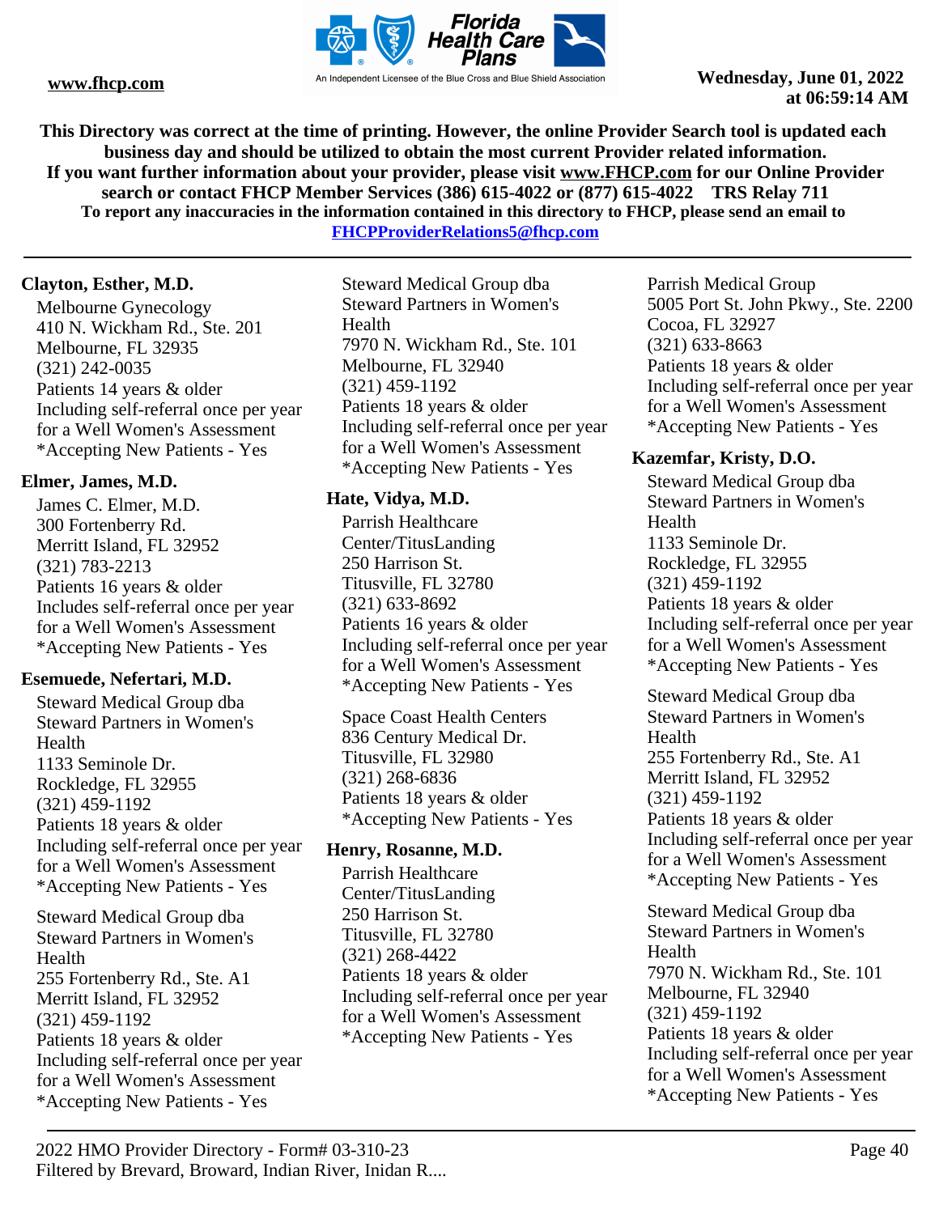**This Directory was correct at the time of printing. However, the online Provider Search tool is updated each business day and should be utilized to obtain the most current Provider related information.**
**If you want further information about your provider, please visit www.FHCP.com for our Online Provider search or contact FHCP Member Services (386) 615-4022 or (877) 615-4022 TRS Relay 711**
**To report any inaccuracies in the information contained in this directory to FHCP, please send an email to FHCPProviderRelations5@fhcp.com**

**Clayton, Esther, M.D.**

Melbourne Gynecology
410 N. Wickham Rd., Ste. 201
Melbourne, FL 32935
(321) 242-0035
Patients 14 years & older
Including self-referral once per year for a Well Women's Assessment
*Accepting New Patients - Yes

**Elmer, James, M.D.**

James C. Elmer, M.D.
300 Fortenberry Rd.
Merritt Island, FL 32952
(321) 783-2213
Patients 16 years & older
Includes self-referral once per year for a Well Women's Assessment
*Accepting New Patients - Yes

**Esemuede, Nefertari, M.D.**

Steward Medical Group dba Steward Partners in Women's Health
1133 Seminole Dr.
Rockledge, FL 32955
(321) 459-1192
Patients 18 years & older
Including self-referral once per year for a Well Women's Assessment
*Accepting New Patients - Yes

Steward Medical Group dba Steward Partners in Women's Health
255 Fortenberry Rd., Ste. A1
Merritt Island, FL 32952
(321) 459-1192
Patients 18 years & older
Including self-referral once per year for a Well Women's Assessment
*Accepting New Patients - Yes

Steward Medical Group dba Steward Partners in Women's Health
7970 N. Wickham Rd., Ste. 101
Melbourne, FL 32940
(321) 459-1192
Patients 18 years & older
Including self-referral once per year for a Well Women's Assessment
*Accepting New Patients - Yes

**Hate, Vidya, M.D.**

Parrish Healthcare Center/TitusLanding
250 Harrison St.
Titusville, FL 32780
(321) 633-8692
Patients 16 years & older
Including self-referral once per year for a Well Women's Assessment
*Accepting New Patients - Yes

Space Coast Health Centers
836 Century Medical Dr.
Titusville, FL 32980
(321) 268-6836
Patients 18 years & older
*Accepting New Patients - Yes

**Henry, Rosanne, M.D.**

Parrish Healthcare Center/TitusLanding
250 Harrison St.
Titusville, FL 32780
(321) 268-4422
Patients 18 years & older
Including self-referral once per year for a Well Women's Assessment
*Accepting New Patients - Yes

Parrish Medical Group
5005 Port St. John Pkwy., Ste. 2200
Cocoa, FL 32927
(321) 633-8663
Patients 18 years & older
Including self-referral once per year for a Well Women's Assessment
*Accepting New Patients - Yes

**Kazemfar, Kristy, D.O.**

Steward Medical Group dba Steward Partners in Women's Health
1133 Seminole Dr.
Rockledge, FL 32955
(321) 459-1192
Patients 18 years & older
Including self-referral once per year for a Well Women's Assessment
*Accepting New Patients - Yes

Steward Medical Group dba Steward Partners in Women's Health
255 Fortenberry Rd., Ste. A1
Merritt Island, FL 32952
(321) 459-1192
Patients 18 years & older
Including self-referral once per year for a Well Women's Assessment
*Accepting New Patients - Yes

Steward Medical Group dba Steward Partners in Women's Health
7970 N. Wickham Rd., Ste. 101
Melbourne, FL 32940
(321) 459-1192
Patients 18 years & older
Including self-referral once per year for a Well Women's Assessment
*Accepting New Patients - Yes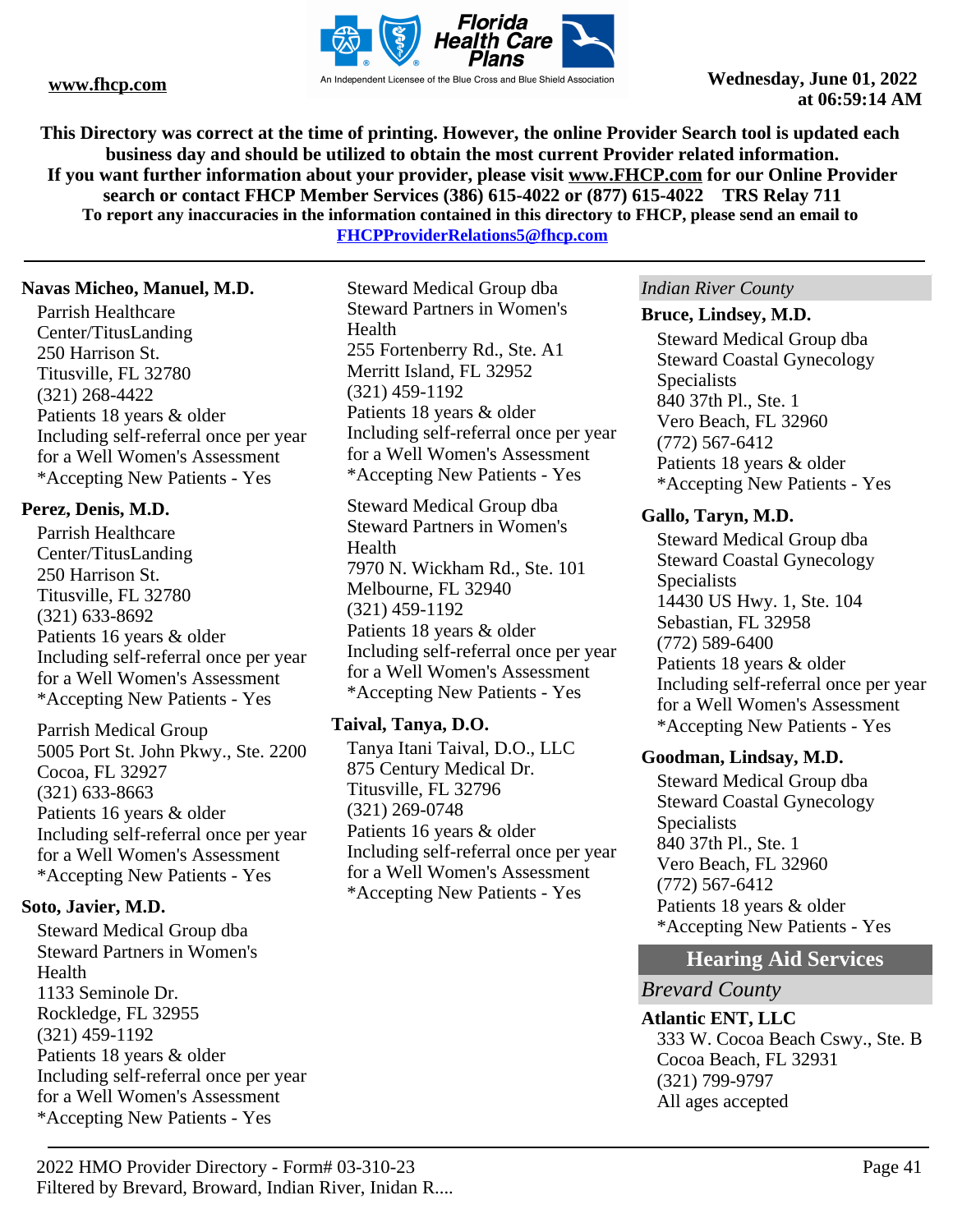**Navas Micheo, Manuel, M.D.**

Parrish Healthcare Center/TitusLanding
250 Harrison St.
Titusville, FL 32780
(321) 268-4422
Patients 18 years & older
Including self-referral once per year for a Well Women's Assessment
*Accepting New Patients - Yes

**Perez, Denis, M.D.**

Parrish Healthcare Center/TitusLanding
250 Harrison St.
Titusville, FL 32780
(321) 633-8692
Patients 16 years & older
Including self-referral once per year for a Well Women's Assessment
*Accepting New Patients - Yes

Parrish Medical Group
5005 Port St. John Pkwy., Ste. 2200
Cocoa, FL 32927
(321) 633-8663
Patients 16 years & older
Including self-referral once per year for a Well Women's Assessment
*Accepting New Patients - Yes

**Soto, Javier, M.D.**

Steward Medical Group dba Steward Partners in Women's Health
1133 Seminole Dr.
Rockledge, FL 32955
(321) 459-1192
Patients 18 years & older
Including self-referral once per year for a Well Women's Assessment
*Accepting New Patients - Yes

Steward Medical Group dba Steward Partners in Women's Health
255 Fortenberry Rd., Ste. A1
Merritt Island, FL 32952
(321) 459-1192
Patients 18 years & older
Including self-referral once per year for a Well Women's Assessment
*Accepting New Patients - Yes

Steward Medical Group dba Steward Partners in Women's Health
7970 N. Wickham Rd., Ste. 101
Melbourne, FL 32940
(321) 459-1192
Patients 18 years & older
Including self-referral once per year for a Well Women's Assessment
*Accepting New Patients - Yes

**Taival, Tanya, D.O.**

Tanya Itani Taival, D.O., LLC
875 Century Medical Dr.
Titusville, FL 32796
(321) 269-0748
Patients 16 years & older
Including self-referral once per year for a Well Women's Assessment
*Accepting New Patients - Yes

*Indian River County*

**Bruce, Lindsey, M.D.**

Steward Medical Group dba Steward Coastal Gynecology Specialists
840 37th Pl., Ste. 1
Vero Beach, FL 32960
(772) 567-6412
Patients 18 years & older
*Accepting New Patients - Yes

**Gallo, Taryn, M.D.**

Steward Medical Group dba Steward Coastal Gynecology Specialists
14430 US Hwy. 1, Ste. 104
Sebastian, FL 32958
(772) 589-6400
Patients 18 years & older
Including self-referral once per year for a Well Women's Assessment
*Accepting New Patients - Yes

**Goodman, Lindsay, M.D.**

Steward Medical Group dba Steward Coastal Gynecology Specialists
840 37th Pl., Ste. 1
Vero Beach, FL 32960
(772) 567-6412
Patients 18 years & older
*Accepting New Patients - Yes

## Hearing Aid Services

*Brevard County*

**Atlantic ENT, LLC**

333 W. Cocoa Beach Cswy., Ste. B
Cocoa Beach, FL 32931
(321) 799-9797
All ages accepted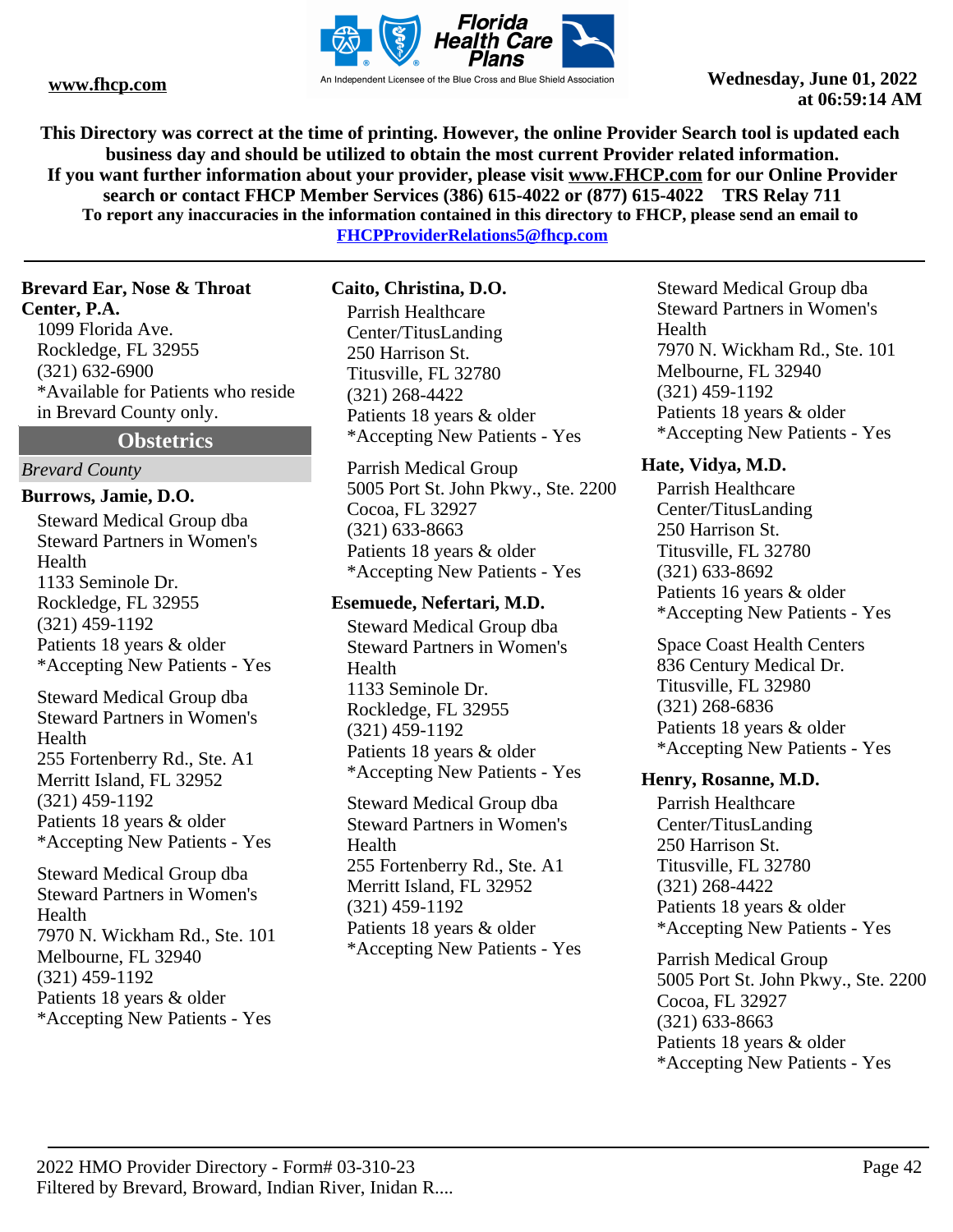**This Directory was correct at the time of printing. However, the online Provider Search tool is updated each business day and should be utilized to obtain the most current Provider related information. If you want further information about your provider, please visit www.FHCP.com for our Online Provider search or contact FHCP Member Services (386) 615-4022 or (877) 615-4022 TRS Relay 711**
**To report any inaccuracies in the information contained in this directory to FHCP, please send an email to FHCPProviderRelations5@fhcp.com**

**Brevard Ear, Nose & Throat Center, P.A.**
1099 Florida Ave.
Rockledge, FL 32955
(321) 632-6900
*Available for Patients who reside in Brevard County only.

## Obstetrics

*Brevard County*

**Burrows, Jamie, D.O.**

Steward Medical Group dba Steward Partners in Women's Health
1133 Seminole Dr.
Rockledge, FL 32955
(321) 459-1192
Patients 18 years & older
*Accepting New Patients - Yes

Steward Medical Group dba Steward Partners in Women's Health
255 Fortenberry Rd., Ste. A1
Merritt Island, FL 32952
(321) 459-1192
Patients 18 years & older
*Accepting New Patients - Yes

Steward Medical Group dba Steward Partners in Women's Health
7970 N. Wickham Rd., Ste. 101
Melbourne, FL 32940
(321) 459-1192
Patients 18 years & older
*Accepting New Patients - Yes

**Caito, Christina, D.O.**

Parrish Healthcare Center/TitusLanding
250 Harrison St.
Titusville, FL 32780
(321) 268-4422
Patients 18 years & older
*Accepting New Patients - Yes

Parrish Medical Group
5005 Port St. John Pkwy., Ste. 2200
Cocoa, FL 32927
(321) 633-8663
Patients 18 years & older
*Accepting New Patients - Yes

**Esemuede, Nefertari, M.D.**

Steward Medical Group dba Steward Partners in Women's Health
1133 Seminole Dr.
Rockledge, FL 32955
(321) 459-1192
Patients 18 years & older
*Accepting New Patients - Yes

Steward Medical Group dba Steward Partners in Women's Health
255 Fortenberry Rd., Ste. A1
Merritt Island, FL 32952
(321) 459-1192
Patients 18 years & older
*Accepting New Patients - Yes

Steward Medical Group dba Steward Partners in Women's Health
7970 N. Wickham Rd., Ste. 101
Melbourne, FL 32940
(321) 459-1192
Patients 18 years & older
*Accepting New Patients - Yes

**Hate, Vidya, M.D.**

Parrish Healthcare Center/TitusLanding
250 Harrison St.
Titusville, FL 32780
(321) 633-8692
Patients 16 years & older
*Accepting New Patients - Yes

Space Coast Health Centers
836 Century Medical Dr.
Titusville, FL 32980
(321) 268-6836
Patients 18 years & older
*Accepting New Patients - Yes

**Henry, Rosanne, M.D.**

Parrish Healthcare Center/TitusLanding
250 Harrison St.
Titusville, FL 32780
(321) 268-4422
Patients 18 years & older
*Accepting New Patients - Yes

Parrish Medical Group
5005 Port St. John Pkwy., Ste. 2200
Cocoa, FL 32927
(321) 633-8663
Patients 18 years & older
*Accepting New Patients - Yes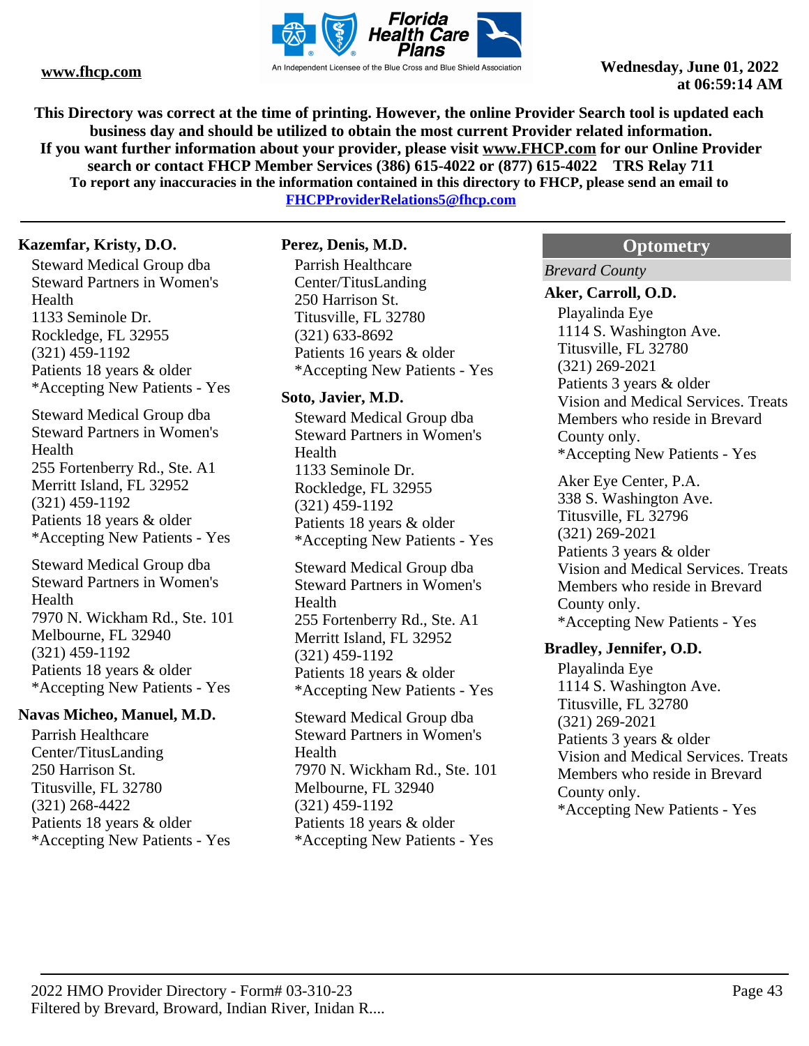This Directory was correct at the time of printing. However, the online Provider Search tool is updated each business day and should be utilized to obtain the most current Provider related information.
If you want further information about your provider, please visit www.FHCP.com for our Online Provider search or contact FHCP Member Services (386) 615-4022 or (877) 615-4022 TRS Relay 711
To report any inaccuracies in the information contained in this directory to FHCP, please send an email to FHCPProviderRelations5@fhcp.com

**Kazemfar, Kristy, D.O.**

Steward Medical Group dba Steward Partners in Women's Health
1133 Seminole Dr.
Rockledge, FL 32955
(321) 459-1192
Patients 18 years & older
*Accepting New Patients - Yes

Steward Medical Group dba Steward Partners in Women's Health
255 Fortenberry Rd., Ste. A1
Merritt Island, FL 32952
(321) 459-1192
Patients 18 years & older
*Accepting New Patients - Yes

Steward Medical Group dba Steward Partners in Women's Health
7970 N. Wickham Rd., Ste. 101
Melbourne, FL 32940
(321) 459-1192
Patients 18 years & older
*Accepting New Patients - Yes

**Navas Micheo, Manuel, M.D.**

Parrish Healthcare Center/TitusLanding
250 Harrison St.
Titusville, FL 32780
(321) 268-4422
Patients 18 years & older
*Accepting New Patients - Yes

**Perez, Denis, M.D.**

Parrish Healthcare Center/TitusLanding
250 Harrison St.
Titusville, FL 32780
(321) 633-8692
Patients 16 years & older
*Accepting New Patients - Yes

**Soto, Javier, M.D.**

Steward Medical Group dba Steward Partners in Women's Health
1133 Seminole Dr.
Rockledge, FL 32955
(321) 459-1192
Patients 18 years & older
*Accepting New Patients - Yes

Steward Medical Group dba Steward Partners in Women's Health
255 Fortenberry Rd., Ste. A1
Merritt Island, FL 32952
(321) 459-1192
Patients 18 years & older
*Accepting New Patients - Yes

Steward Medical Group dba Steward Partners in Women's Health
7970 N. Wickham Rd., Ste. 101
Melbourne, FL 32940
(321) 459-1192
Patients 18 years & older
*Accepting New Patients - Yes

## Optometry

*Brevard County*

**Aker, Carroll, O.D.**

Playalinda Eye
1114 S. Washington Ave.
Titusville, FL 32780
(321) 269-2021
Patients 3 years & older
Vision and Medical Services. Treats Members who reside in Brevard County only.
*Accepting New Patients - Yes

Aker Eye Center, P.A.
338 S. Washington Ave.
Titusville, FL 32796
(321) 269-2021
Patients 3 years & older
Vision and Medical Services. Treats Members who reside in Brevard County only.
*Accepting New Patients - Yes

**Bradley, Jennifer, O.D.**

Playalinda Eye
1114 S. Washington Ave.
Titusville, FL 32780
(321) 269-2021
Patients 3 years & older
Vision and Medical Services. Treats Members who reside in Brevard County only.
*Accepting New Patients - Yes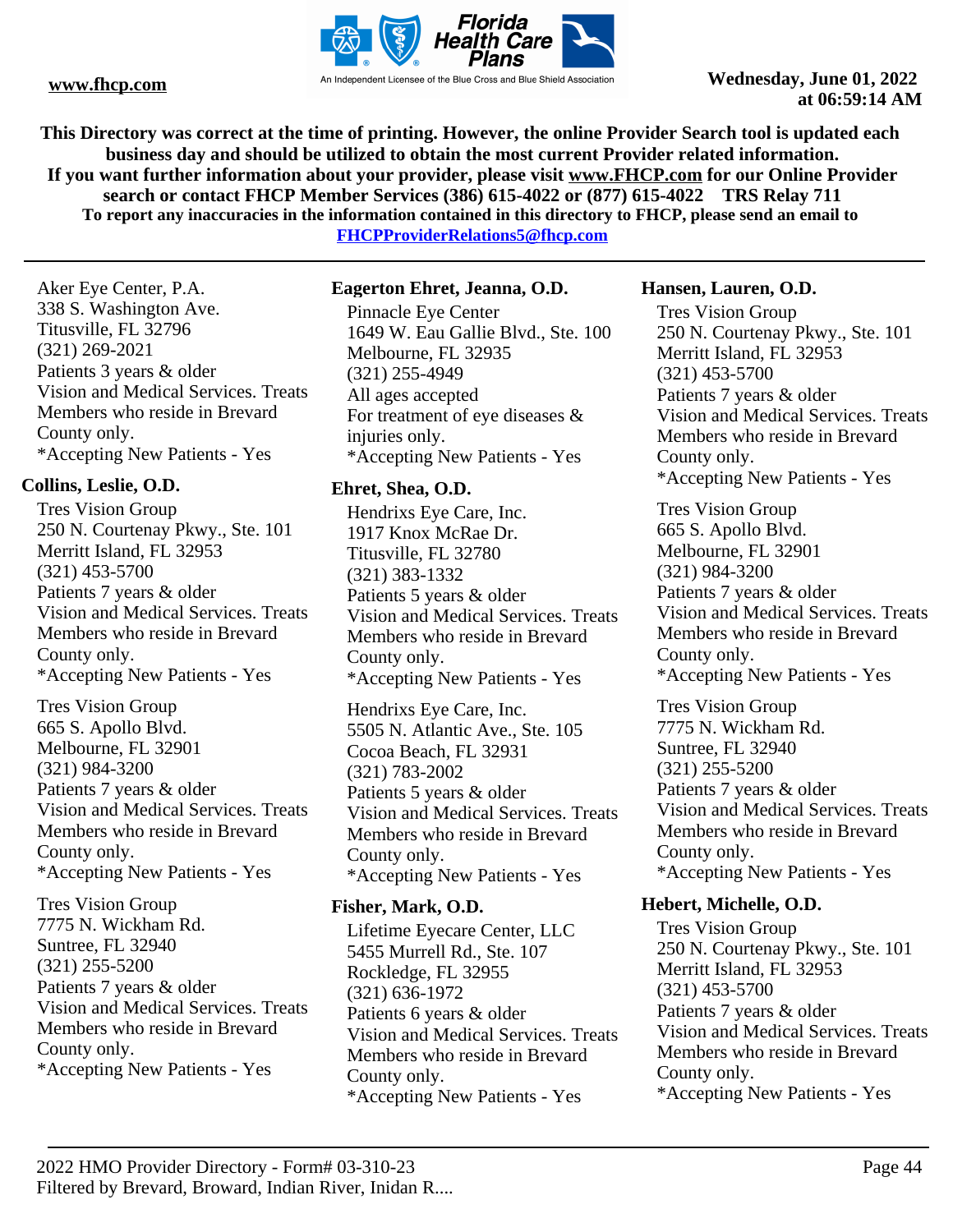Aker Eye Center, P.A.
338 S. Washington Ave.
Titusville, FL 32796
(321) 269-2021
Patients 3 years & older
Vision and Medical Services. Treats Members who reside in Brevard County only.
*Accepting New Patients - Yes

**Collins, Leslie, O.D.**

Tres Vision Group
250 N. Courtenay Pkwy., Ste. 101
Merritt Island, FL 32953
(321) 453-5700
Patients 7 years & older
Vision and Medical Services. Treats Members who reside in Brevard County only.
*Accepting New Patients - Yes

Tres Vision Group
665 S. Apollo Blvd.
Melbourne, FL 32901
(321) 984-3200
Patients 7 years & older
Vision and Medical Services. Treats Members who reside in Brevard County only.
*Accepting New Patients - Yes

Tres Vision Group
7775 N. Wickham Rd.
Suntree, FL 32940
(321) 255-5200
Patients 7 years & older
Vision and Medical Services. Treats Members who reside in Brevard County only.
*Accepting New Patients - Yes

**Eagerton Ehret, Jeanna, O.D.**

Pinnacle Eye Center
1649 W. Eau Gallie Blvd., Ste. 100
Melbourne, FL 32935
(321) 255-4949
All ages accepted
For treatment of eye diseases & injuries only.
*Accepting New Patients - Yes

**Ehret, Shea, O.D.**

Hendrixs Eye Care, Inc.
1917 Knox McRae Dr.
Titusville, FL 32780
(321) 383-1332
Patients 5 years & older
Vision and Medical Services. Treats Members who reside in Brevard County only.
*Accepting New Patients - Yes

Hendrixs Eye Care, Inc.
5505 N. Atlantic Ave., Ste. 105
Cocoa Beach, FL 32931
(321) 783-2002
Patients 5 years & older
Vision and Medical Services. Treats Members who reside in Brevard County only.
*Accepting New Patients - Yes

**Fisher, Mark, O.D.**

Lifetime Eyecare Center, LLC
5455 Murrell Rd., Ste. 107
Rockledge, FL 32955
(321) 636-1972
Patients 6 years & older
Vision and Medical Services. Treats Members who reside in Brevard County only.
*Accepting New Patients - Yes

**Hansen, Lauren, O.D.**

Tres Vision Group
250 N. Courtenay Pkwy., Ste. 101
Merritt Island, FL 32953
(321) 453-5700
Patients 7 years & older
Vision and Medical Services. Treats Members who reside in Brevard County only.
*Accepting New Patients - Yes

Tres Vision Group
665 S. Apollo Blvd.
Melbourne, FL 32901
(321) 984-3200
Patients 7 years & older
Vision and Medical Services. Treats Members who reside in Brevard County only.
*Accepting New Patients - Yes

Tres Vision Group
7775 N. Wickham Rd.
Suntree, FL 32940
(321) 255-5200
Patients 7 years & older
Vision and Medical Services. Treats Members who reside in Brevard County only.
*Accepting New Patients - Yes

**Hebert, Michelle, O.D.**

Tres Vision Group
250 N. Courtenay Pkwy., Ste. 101
Merritt Island, FL 32953
(321) 453-5700
Patients 7 years & older
Vision and Medical Services. Treats Members who reside in Brevard County only.
*Accepting New Patients - Yes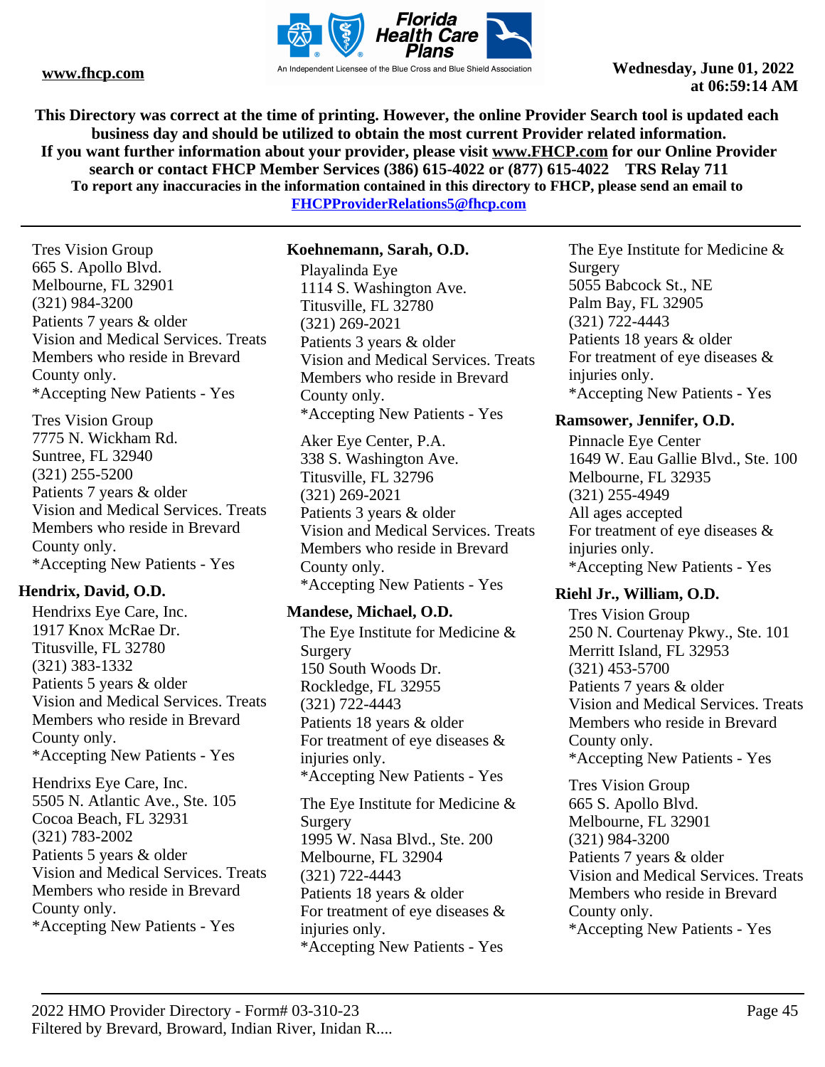This Directory was correct at the time of printing. However, the online Provider Search tool is updated each business day and should be utilized to obtain the most current Provider related information.
If you want further information about your provider, please visit www.FHCP.com for our Online Provider search or contact FHCP Member Services (386) 615-4022 or (877) 615-4022 TRS Relay 711
To report any inaccuracies in the information contained in this directory to FHCP, please send an email to FHCPProviderRelations5@fhcp.com

---

Tres Vision Group
665 S. Apollo Blvd.
Melbourne, FL 32901
(321) 984-3200
Patients 7 years & older
Vision and Medical Services. Treats Members who reside in Brevard County only.
*Accepting New Patients - Yes

Tres Vision Group
7775 N. Wickham Rd.
Suntree, FL 32940
(321) 255-5200
Patients 7 years & older
Vision and Medical Services. Treats Members who reside in Brevard County only.
*Accepting New Patients - Yes

**Hendrix, David, O.D.**

Hendrixs Eye Care, Inc.
1917 Knox McRae Dr.
Titusville, FL 32780
(321) 383-1332
Patients 5 years & older
Vision and Medical Services. Treats Members who reside in Brevard County only.
*Accepting New Patients - Yes

Hendrixs Eye Care, Inc.
5505 N. Atlantic Ave., Ste. 105
Cocoa Beach, FL 32931
(321) 783-2002
Patients 5 years & older
Vision and Medical Services. Treats Members who reside in Brevard County only.
*Accepting New Patients - Yes

**Koehnemann, Sarah, O.D.**

Playalinda Eye
1114 S. Washington Ave.
Titusville, FL 32780
(321) 269-2021
Patients 3 years & older
Vision and Medical Services. Treats Members who reside in Brevard County only.
*Accepting New Patients - Yes

Aker Eye Center, P.A.
338 S. Washington Ave.
Titusville, FL 32796
(321) 269-2021
Patients 3 years & older
Vision and Medical Services. Treats Members who reside in Brevard County only.
*Accepting New Patients - Yes

**Mandese, Michael, O.D.**

The Eye Institute for Medicine & Surgery
150 South Woods Dr.
Rockledge, FL 32955
(321) 722-4443
Patients 18 years & older
For treatment of eye diseases & injuries only.
*Accepting New Patients - Yes

The Eye Institute for Medicine & Surgery
1995 W. Nasa Blvd., Ste. 200
Melbourne, FL 32904
(321) 722-4443
Patients 18 years & older
For treatment of eye diseases & injuries only.
*Accepting New Patients - Yes

The Eye Institute for Medicine & Surgery
5055 Babcock St., NE
Palm Bay, FL 32905
(321) 722-4443
Patients 18 years & older
For treatment of eye diseases & injuries only.
*Accepting New Patients - Yes

**Ramsower, Jennifer, O.D.**

Pinnacle Eye Center
1649 W. Eau Gallie Blvd., Ste. 100
Melbourne, FL 32935
(321) 255-4949
All ages accepted
For treatment of eye diseases & injuries only.
*Accepting New Patients - Yes

**Riehl Jr., William, O.D.**

Tres Vision Group
250 N. Courtenay Pkwy., Ste. 101
Merritt Island, FL 32953
(321) 453-5700
Patients 7 years & older
Vision and Medical Services. Treats Members who reside in Brevard County only.
*Accepting New Patients - Yes

Tres Vision Group
665 S. Apollo Blvd.
Melbourne, FL 32901
(321) 984-3200
Patients 7 years & older
Vision and Medical Services. Treats Members who reside in Brevard County only.
*Accepting New Patients - Yes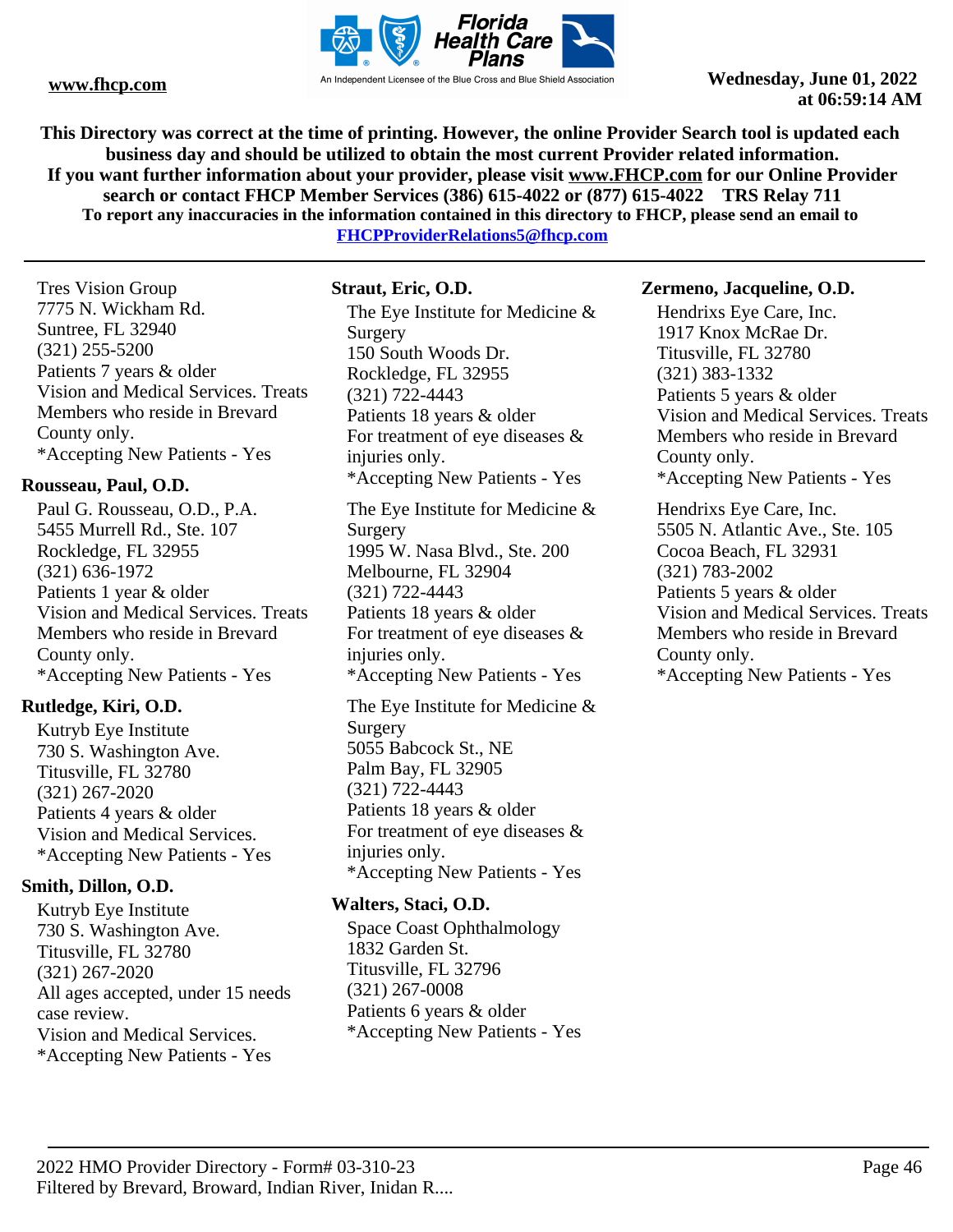**This Directory was correct at the time of printing. However, the online Provider Search tool is updated each business day and should be utilized to obtain the most current Provider related information. If you want further information about your provider, please visit www.FHCP.com for our Online Provider search or contact FHCP Member Services (386) 615-4022 or (877) 615-4022 TRS Relay 711 To report any inaccuracies in the information contained in this directory to FHCP, please send an email to FHCPProviderRelations5@fhcp.com**

Tres Vision Group
7775 N. Wickham Rd.
Suntree, FL 32940
(321) 255-5200
Patients 7 years & older
Vision and Medical Services. Treats Members who reside in Brevard County only.
*Accepting New Patients - Yes

**Rousseau, Paul, O.D.**

Paul G. Rousseau, O.D., P.A.
5455 Murrell Rd., Ste. 107
Rockledge, FL 32955
(321) 636-1972
Patients 1 year & older
Vision and Medical Services. Treats Members who reside in Brevard County only.
*Accepting New Patients - Yes

**Rutledge, Kiri, O.D.**

Kutryb Eye Institute
730 S. Washington Ave.
Titusville, FL 32780
(321) 267-2020
Patients 4 years & older
Vision and Medical Services.
*Accepting New Patients - Yes

**Smith, Dillon, O.D.**

Kutryb Eye Institute
730 S. Washington Ave.
Titusville, FL 32780
(321) 267-2020
All ages accepted, under 15 needs case review.
Vision and Medical Services.
*Accepting New Patients - Yes

**Straut, Eric, O.D.**

The Eye Institute for Medicine & Surgery
150 South Woods Dr.
Rockledge, FL 32955
(321) 722-4443
Patients 18 years & older
For treatment of eye diseases & injuries only.
*Accepting New Patients - Yes

The Eye Institute for Medicine & Surgery
1995 W. Nasa Blvd., Ste. 200
Melbourne, FL 32904
(321) 722-4443
Patients 18 years & older
For treatment of eye diseases & injuries only.
*Accepting New Patients - Yes

The Eye Institute for Medicine & Surgery
5055 Babcock St., NE
Palm Bay, FL 32905
(321) 722-4443
Patients 18 years & older
For treatment of eye diseases & injuries only.
*Accepting New Patients - Yes

**Walters, Staci, O.D.**

Space Coast Ophthalmology
1832 Garden St.
Titusville, FL 32796
(321) 267-0008
Patients 6 years & older
*Accepting New Patients - Yes

**Zermeno, Jacqueline, O.D.**

Hendrixs Eye Care, Inc.
1917 Knox McRae Dr.
Titusville, FL 32780
(321) 383-1332
Patients 5 years & older
Vision and Medical Services. Treats Members who reside in Brevard County only.
*Accepting New Patients - Yes

Hendrixs Eye Care, Inc.
5505 N. Atlantic Ave., Ste. 105
Cocoa Beach, FL 32931
(321) 783-2002
Patients 5 years & older
Vision and Medical Services. Treats Members who reside in Brevard County only.
*Accepting New Patients - Yes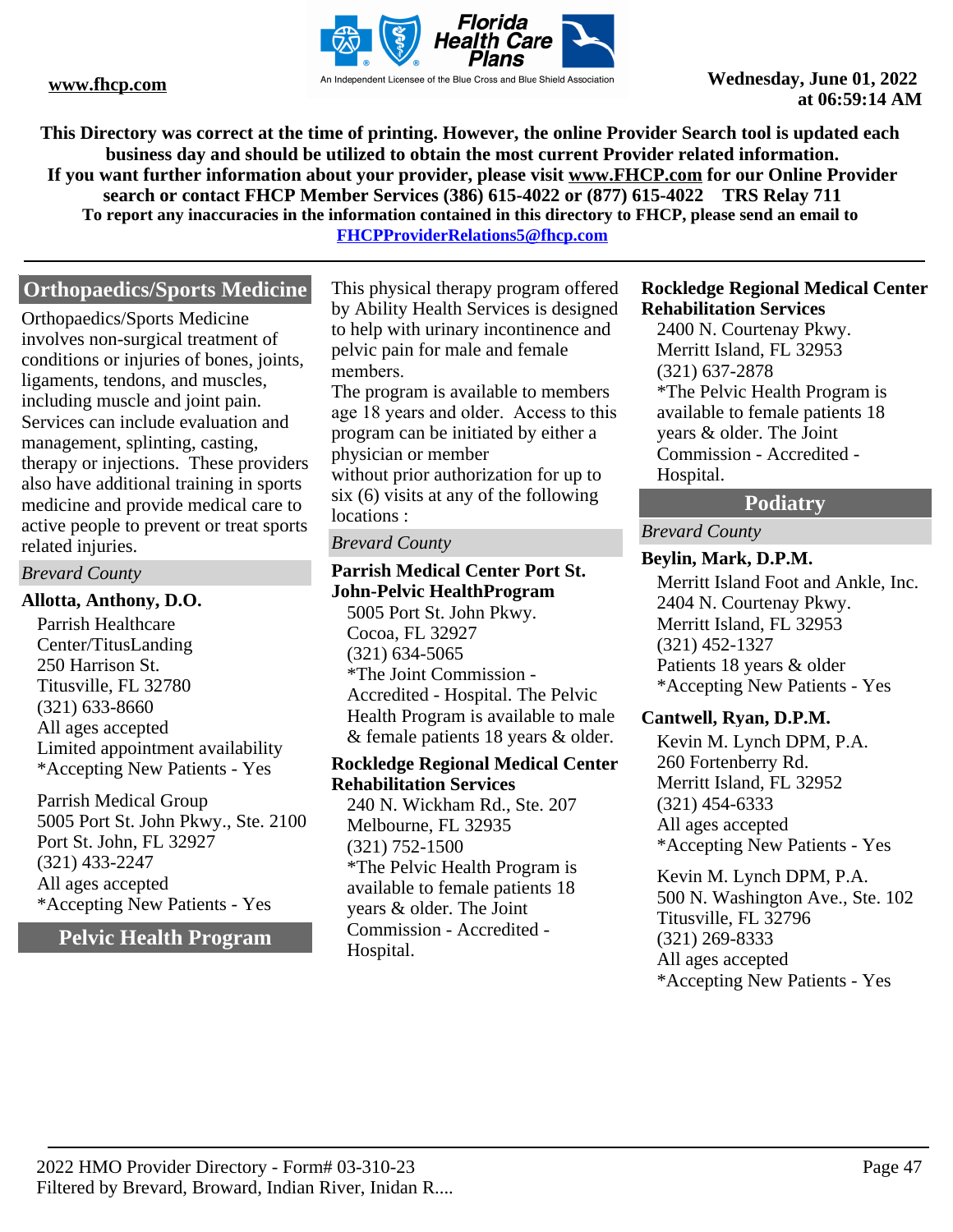This Directory was correct at the time of printing. However, the online Provider Search tool is updated each business day and should be utilized to obtain the most current Provider related information.
If you want further information about your provider, please visit www.FHCP.com for our Online Provider search or contact FHCP Member Services (386) 615-4022 or (877) 615-4022 TRS Relay 711
To report any inaccuracies in the information contained in this directory to FHCP, please send an email to FHCPProviderRelations5@fhcp.com

## Orthopaedics/Sports Medicine

Orthopaedics/Sports Medicine involves non-surgical treatment of conditions or injuries of bones, joints, ligaments, tendons, and muscles, including muscle and joint pain. Services can include evaluation and management, splinting, casting, therapy or injections. These providers also have additional training in sports medicine and provide medical care to active people to prevent or treat sports related injuries.

*Brevard County*

**Allotta, Anthony, D.O.**

Parrish Healthcare Center/TitusLanding
250 Harrison St.
Titusville, FL 32780
(321) 633-8660
All ages accepted
Limited appointment availability
*Accepting New Patients - Yes

Parrish Medical Group
5005 Port St. John Pkwy., Ste. 2100
Port St. John, FL 32927
(321) 433-2247
All ages accepted
*Accepting New Patients - Yes

## Pelvic Health Program

This physical therapy program offered by Ability Health Services is designed to help with urinary incontinence and pelvic pain for male and female members.
The program is available to members age 18 years and older. Access to this program can be initiated by either a physician or member without prior authorization for up to six (6) visits at any of the following locations :

*Brevard County*

**Parrish Medical Center Port St. John-Pelvic HealthProgram**

5005 Port St. John Pkwy.
Cocoa, FL 32927
(321) 634-5065
*The Joint Commission - Accredited - Hospital. The Pelvic Health Program is available to male & female patients 18 years & older.

**Rockledge Regional Medical Center Rehabilitation Services**

240 N. Wickham Rd., Ste. 207
Melbourne, FL 32935
(321) 752-1500
*The Pelvic Health Program is available to female patients 18 years & older. The Joint Commission - Accredited - Hospital.

**Rockledge Regional Medical Center Rehabilitation Services**

2400 N. Courtenay Pkwy.
Merritt Island, FL 32953
(321) 637-2878
*The Pelvic Health Program is available to female patients 18 years & older. The Joint Commission - Accredited - Hospital.

## Podiatry

*Brevard County*

**Beylin, Mark, D.P.M.**

Merritt Island Foot and Ankle, Inc.
2404 N. Courtenay Pkwy.
Merritt Island, FL 32953
(321) 452-1327
Patients 18 years & older
*Accepting New Patients - Yes

**Cantwell, Ryan, D.P.M.**

Kevin M. Lynch DPM, P.A.
260 Fortenberry Rd.
Merritt Island, FL 32952
(321) 454-6333
All ages accepted
*Accepting New Patients - Yes

Kevin M. Lynch DPM, P.A.
500 N. Washington Ave., Ste. 102
Titusville, FL 32796
(321) 269-8333
All ages accepted
*Accepting New Patients - Yes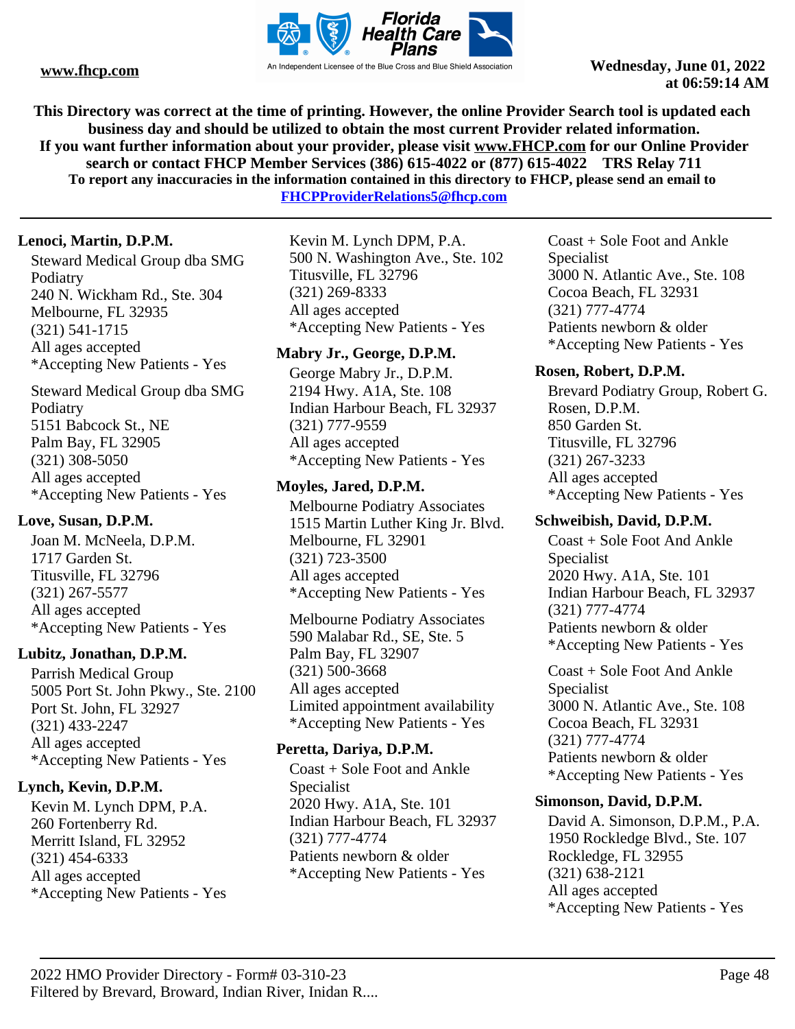This Directory was correct at the time of printing. However, the online Provider Search tool is updated each business day and should be utilized to obtain the most current Provider related information.
If you want further information about your provider, please visit www.FHCP.com for our Online Provider search or contact FHCP Member Services (386) 615-4022 or (877) 615-4022 TRS Relay 711
To report any inaccuracies in the information contained in this directory to FHCP, please send an email to FHCPProviderRelations5@fhcp.com

**Lenoci, Martin, D.P.M.**

Steward Medical Group dba SMG Podiatry
240 N. Wickham Rd., Ste. 304
Melbourne, FL 32935
(321) 541-1715
All ages accepted
*Accepting New Patients - Yes

Steward Medical Group dba SMG Podiatry
5151 Babcock St., NE
Palm Bay, FL 32905
(321) 308-5050
All ages accepted
*Accepting New Patients - Yes

**Love, Susan, D.P.M.**

Joan M. McNeela, D.P.M.
1717 Garden St.
Titusville, FL 32796
(321) 267-5577
All ages accepted
*Accepting New Patients - Yes

**Lubitz, Jonathan, D.P.M.**

Parrish Medical Group
5005 Port St. John Pkwy., Ste. 2100
Port St. John, FL 32927
(321) 433-2247
All ages accepted
*Accepting New Patients - Yes

**Lynch, Kevin, D.P.M.**

Kevin M. Lynch DPM, P.A.
260 Fortenberry Rd.
Merritt Island, FL 32952
(321) 454-6333
All ages accepted
*Accepting New Patients - Yes

Kevin M. Lynch DPM, P.A.
500 N. Washington Ave., Ste. 102
Titusville, FL 32796
(321) 269-8333
All ages accepted
*Accepting New Patients - Yes

**Mabry Jr., George, D.P.M.**

George Mabry Jr., D.P.M.
2194 Hwy. A1A, Ste. 108
Indian Harbour Beach, FL 32937
(321) 777-9559
All ages accepted
*Accepting New Patients - Yes

**Moyles, Jared, D.P.M.**

Melbourne Podiatry Associates
1515 Martin Luther King Jr. Blvd.
Melbourne, FL 32901
(321) 723-3500
All ages accepted
*Accepting New Patients - Yes

Melbourne Podiatry Associates
590 Malabar Rd., SE, Ste. 5
Palm Bay, FL 32907
(321) 500-3668
All ages accepted
Limited appointment availability
*Accepting New Patients - Yes

**Peretta, Dariya, D.P.M.**

Coast + Sole Foot and Ankle Specialist
2020 Hwy. A1A, Ste. 101
Indian Harbour Beach, FL 32937
(321) 777-4774
Patients newborn & older
*Accepting New Patients - Yes

Coast + Sole Foot and Ankle Specialist
3000 N. Atlantic Ave., Ste. 108
Cocoa Beach, FL 32931
(321) 777-4774
Patients newborn & older
*Accepting New Patients - Yes

**Rosen, Robert, D.P.M.**

Brevard Podiatry Group, Robert G. Rosen, D.P.M.
850 Garden St.
Titusville, FL 32796
(321) 267-3233
All ages accepted
*Accepting New Patients - Yes

**Schweibish, David, D.P.M.**

Coast + Sole Foot And Ankle Specialist
2020 Hwy. A1A, Ste. 101
Indian Harbour Beach, FL 32937
(321) 777-4774
Patients newborn & older
*Accepting New Patients - Yes

Coast + Sole Foot And Ankle Specialist
3000 N. Atlantic Ave., Ste. 108
Cocoa Beach, FL 32931
(321) 777-4774
Patients newborn & older
*Accepting New Patients - Yes

**Simonson, David, D.P.M.**

David A. Simonson, D.P.M., P.A.
1950 Rockledge Blvd., Ste. 107
Rockledge, FL 32955
(321) 638-2121
All ages accepted
*Accepting New Patients - Yes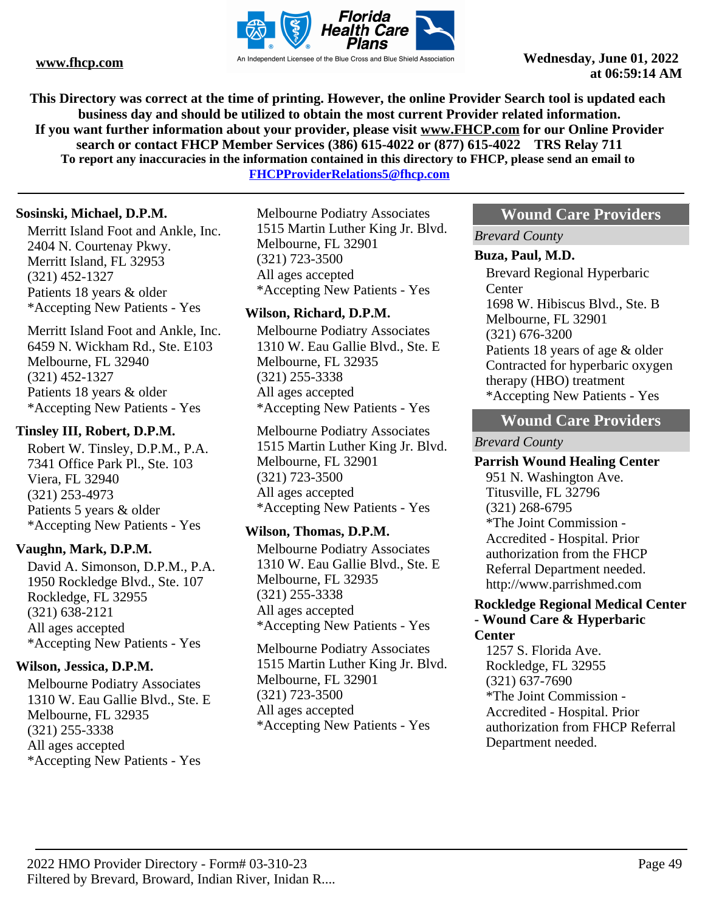**This Directory was correct at the time of printing. However, the online Provider Search tool is updated each business day and should be utilized to obtain the most current Provider related information.**
**If you want further information about your provider, please visit www.FHCP.com for our Online Provider search or contact FHCP Member Services (386) 615-4022 or (877) 615-4022 TRS Relay 711**
**To report any inaccuracies in the information contained in this directory to FHCP, please send an email to FHCPProviderRelations5@fhcp.com**

**Sosinski, Michael, D.P.M.**

Merritt Island Foot and Ankle, Inc.
2404 N. Courtenay Pkwy.
Merritt Island, FL 32953
(321) 452-1327
Patients 18 years & older
*Accepting New Patients - Yes

Merritt Island Foot and Ankle, Inc.
6459 N. Wickham Rd., Ste. E103
Melbourne, FL 32940
(321) 452-1327
Patients 18 years & older
*Accepting New Patients - Yes

**Tinsley III, Robert, D.P.M.**

Robert W. Tinsley, D.P.M., P.A.
7341 Office Park Pl., Ste. 103
Viera, FL 32940
(321) 253-4973
Patients 5 years & older
*Accepting New Patients - Yes

**Vaughn, Mark, D.P.M.**

David A. Simonson, D.P.M., P.A.
1950 Rockledge Blvd., Ste. 107
Rockledge, FL 32955
(321) 638-2121
All ages accepted
*Accepting New Patients - Yes

**Wilson, Jessica, D.P.M.**

Melbourne Podiatry Associates
1310 W. Eau Gallie Blvd., Ste. E
Melbourne, FL 32935
(321) 255-3338
All ages accepted
*Accepting New Patients - Yes

Melbourne Podiatry Associates
1515 Martin Luther King Jr. Blvd.
Melbourne, FL 32901
(321) 723-3500
All ages accepted
*Accepting New Patients - Yes

**Wilson, Richard, D.P.M.**

Melbourne Podiatry Associates
1310 W. Eau Gallie Blvd., Ste. E
Melbourne, FL 32935
(321) 255-3338
All ages accepted
*Accepting New Patients - Yes

Melbourne Podiatry Associates
1515 Martin Luther King Jr. Blvd.
Melbourne, FL 32901
(321) 723-3500
All ages accepted
*Accepting New Patients - Yes

**Wilson, Thomas, D.P.M.**

Melbourne Podiatry Associates
1310 W. Eau Gallie Blvd., Ste. E
Melbourne, FL 32935
(321) 255-3338
All ages accepted
*Accepting New Patients - Yes

Melbourne Podiatry Associates
1515 Martin Luther King Jr. Blvd.
Melbourne, FL 32901
(321) 723-3500
All ages accepted
*Accepting New Patients - Yes

## Wound Care Providers

*Brevard County*

**Buza, Paul, M.D.**

Brevard Regional Hyperbaric Center
1698 W. Hibiscus Blvd., Ste. B
Melbourne, FL 32901
(321) 676-3200
Patients 18 years of age & older
Contracted for hyperbaric oxygen therapy (HBO) treatment
*Accepting New Patients - Yes

## Wound Care Providers

*Brevard County*

**Parrish Wound Healing Center**

951 N. Washington Ave.
Titusville, FL 32796
(321) 268-6795
*The Joint Commission - Accredited - Hospital. Prior authorization from the FHCP Referral Department needed.
http://www.parrishmed.com

**Rockledge Regional Medical Center - Wound Care & Hyperbaric Center**

1257 S. Florida Ave.
Rockledge, FL 32955
(321) 637-7690
*The Joint Commission - Accredited - Hospital. Prior authorization from FHCP Referral Department needed.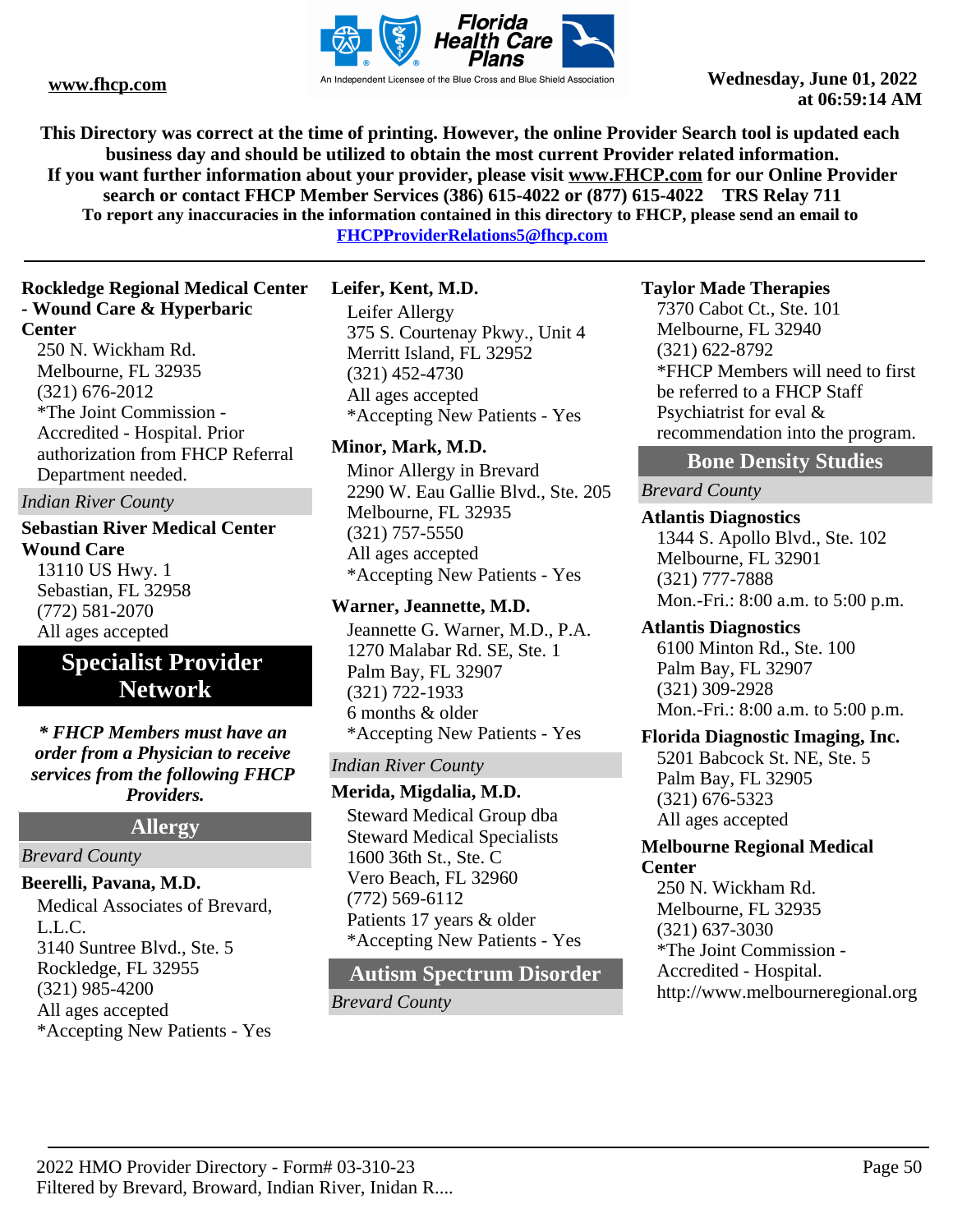This Directory was correct at the time of printing. However, the online Provider Search tool is updated each business day and should be utilized to obtain the most current Provider related information.
If you want further information about your provider, please visit www.FHCP.com for our Online Provider search or contact FHCP Member Services (386) 615-4022 or (877) 615-4022 TRS Relay 711
To report any inaccuracies in the information contained in this directory to FHCP, please send an email to FHCPProviderRelations5@fhcp.com

**Rockledge Regional Medical Center - Wound Care & Hyperbaric Center**
250 N. Wickham Rd.
Melbourne, FL 32935
(321) 676-2012
*The Joint Commission - Accredited - Hospital. Prior authorization from FHCP Referral Department needed.

*Indian River County*

**Sebastian River Medical Center Wound Care**
13110 US Hwy. 1
Sebastian, FL 32958
(772) 581-2070
All ages accepted

# Specialist Provider Network

***** FHCP Members must have an order from a Physician to receive services from the following FHCP Providers.***

## Allergy

*Brevard County*

**Beerelli, Pavana, M.D.**
Medical Associates of Brevard, L.L.C.
3140 Suntree Blvd., Ste. 5
Rockledge, FL 32955
(321) 985-4200
All ages accepted
*Accepting New Patients - Yes

**Leifer, Kent, M.D.**
Leifer Allergy
375 S. Courtenay Pkwy., Unit 4
Merritt Island, FL 32952
(321) 452-4730
All ages accepted
*Accepting New Patients - Yes

**Minor, Mark, M.D.**
Minor Allergy in Brevard
2290 W. Eau Gallie Blvd., Ste. 205
Melbourne, FL 32935
(321) 757-5550
All ages accepted
*Accepting New Patients - Yes

**Warner, Jeannette, M.D.**
Jeannette G. Warner, M.D., P.A.
1270 Malabar Rd. SE, Ste. 1
Palm Bay, FL 32907
(321) 722-1933
6 months & older
*Accepting New Patients - Yes

*Indian River County*

**Merida, Migdalia, M.D.**
Steward Medical Group dba Steward Medical Specialists
1600 36th St., Ste. C
Vero Beach, FL 32960
(772) 569-6112
Patients 17 years & older
*Accepting New Patients - Yes

## Autism Spectrum Disorder

*Brevard County*

**Taylor Made Therapies**
7370 Cabot Ct., Ste. 101
Melbourne, FL 32940
(321) 622-8792
*FHCP Members will need to first be referred to a FHCP Staff Psychiatrist for eval & recommendation into the program.

## Bone Density Studies

*Brevard County*

**Atlantis Diagnostics**
1344 S. Apollo Blvd., Ste. 102
Melbourne, FL 32901
(321) 777-7888
Mon.-Fri.: 8:00 a.m. to 5:00 p.m.

**Atlantis Diagnostics**
6100 Minton Rd., Ste. 100
Palm Bay, FL 32907
(321) 309-2928
Mon.-Fri.: 8:00 a.m. to 5:00 p.m.

**Florida Diagnostic Imaging, Inc.**
5201 Babcock St. NE, Ste. 5
Palm Bay, FL 32905
(321) 676-5323
All ages accepted

**Melbourne Regional Medical Center**
250 N. Wickham Rd.
Melbourne, FL 32935
(321) 637-3030
*The Joint Commission - Accredited - Hospital.
http://www.melbourneregional.org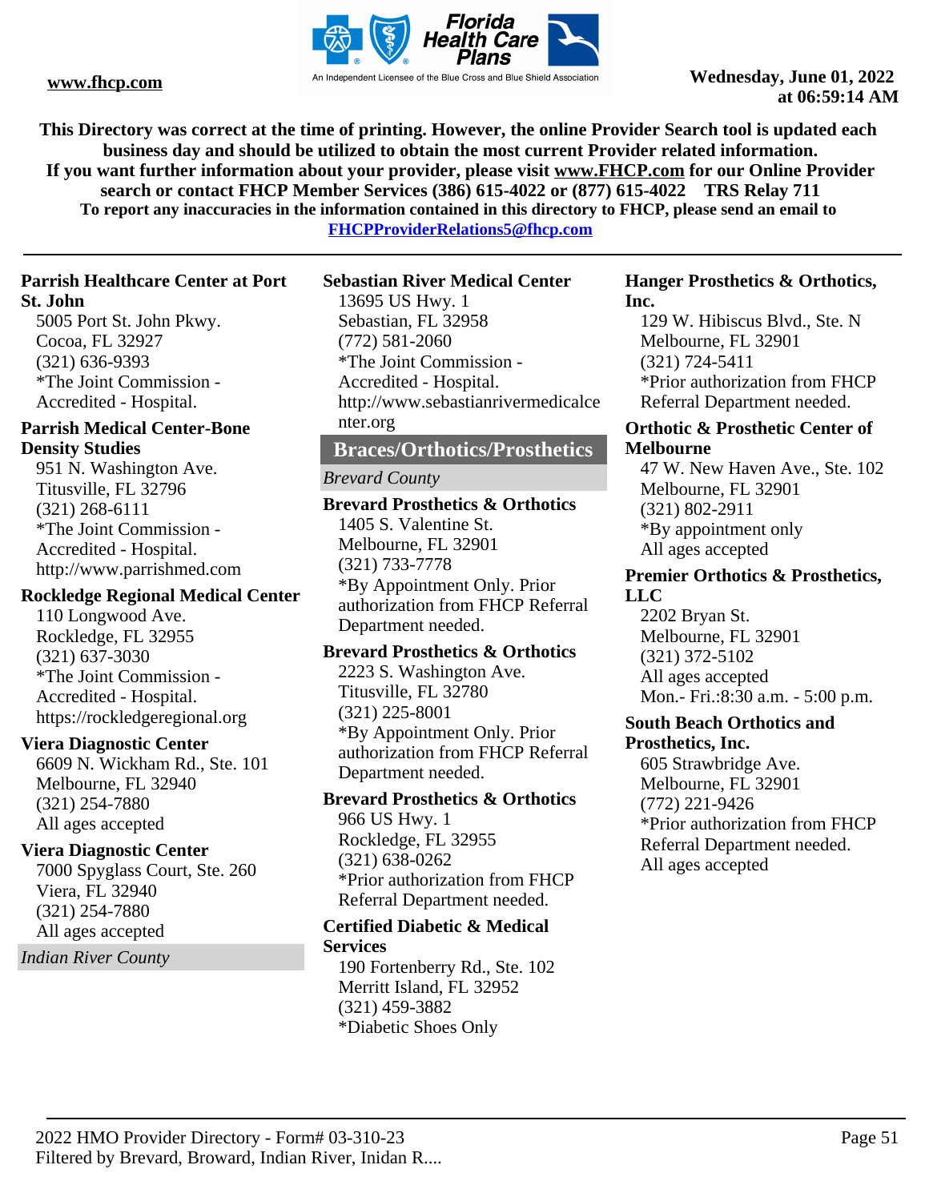This Directory was correct at the time of printing. However, the online Provider Search tool is updated each business day and should be utilized to obtain the most current Provider related information.
If you want further information about your provider, please visit www.FHCP.com for our Online Provider search or contact FHCP Member Services (386) 615-4022 or (877) 615-4022 TRS Relay 711
To report any inaccuracies in the information contained in this directory to FHCP, please send an email to FHCPProviderRelations5@fhcp.com

**Parrish Healthcare Center at Port St. John**
5005 Port St. John Pkwy.
Cocoa, FL 32927
(321) 636-9393
*The Joint Commission - Accredited - Hospital.

**Parrish Medical Center-Bone Density Studies**
951 N. Washington Ave.
Titusville, FL 32796
(321) 268-6111
*The Joint Commission - Accredited - Hospital.
http://www.parrishmed.com

**Rockledge Regional Medical Center**
110 Longwood Ave.
Rockledge, FL 32955
(321) 637-3030
*The Joint Commission - Accredited - Hospital.
https://rockledgeregional.org

**Viera Diagnostic Center**
6609 N. Wickham Rd., Ste. 101
Melbourne, FL 32940
(321) 254-7880
All ages accepted

**Viera Diagnostic Center**
7000 Spyglass Court, Ste. 260
Viera, FL 32940
(321) 254-7880
All ages accepted

*Indian River County*

**Sebastian River Medical Center**
13695 US Hwy. 1
Sebastian, FL 32958
(772) 581-2060
*The Joint Commission - Accredited - Hospital.
http://www.sebastianrivermedicalcenter.org

## Braces/Orthotics/Prosthetics

*Brevard County*

**Brevard Prosthetics & Orthotics**
1405 S. Valentine St.
Melbourne, FL 32901
(321) 733-7778
*By Appointment Only. Prior authorization from FHCP Referral Department needed.

**Brevard Prosthetics & Orthotics**
2223 S. Washington Ave.
Titusville, FL 32780
(321) 225-8001
*By Appointment Only. Prior authorization from FHCP Referral Department needed.

**Brevard Prosthetics & Orthotics**
966 US Hwy. 1
Rockledge, FL 32955
(321) 638-0262
*Prior authorization from FHCP Referral Department needed.

**Certified Diabetic & Medical Services**
190 Fortenberry Rd., Ste. 102
Merritt Island, FL 32952
(321) 459-3882
*Diabetic Shoes Only

**Hanger Prosthetics & Orthotics, Inc.**
129 W. Hibiscus Blvd., Ste. N
Melbourne, FL 32901
(321) 724-5411
*Prior authorization from FHCP Referral Department needed.

**Orthotic & Prosthetic Center of Melbourne**
47 W. New Haven Ave., Ste. 102
Melbourne, FL 32901
(321) 802-2911
*By appointment only
All ages accepted

**Premier Orthotics & Prosthetics, LLC**
2202 Bryan St.
Melbourne, FL 32901
(321) 372-5102
All ages accepted
Mon.- Fri.:8:30 a.m. - 5:00 p.m.

**South Beach Orthotics and Prosthetics, Inc.**
605 Strawbridge Ave.
Melbourne, FL 32901
(772) 221-9426
*Prior authorization from FHCP Referral Department needed.
All ages accepted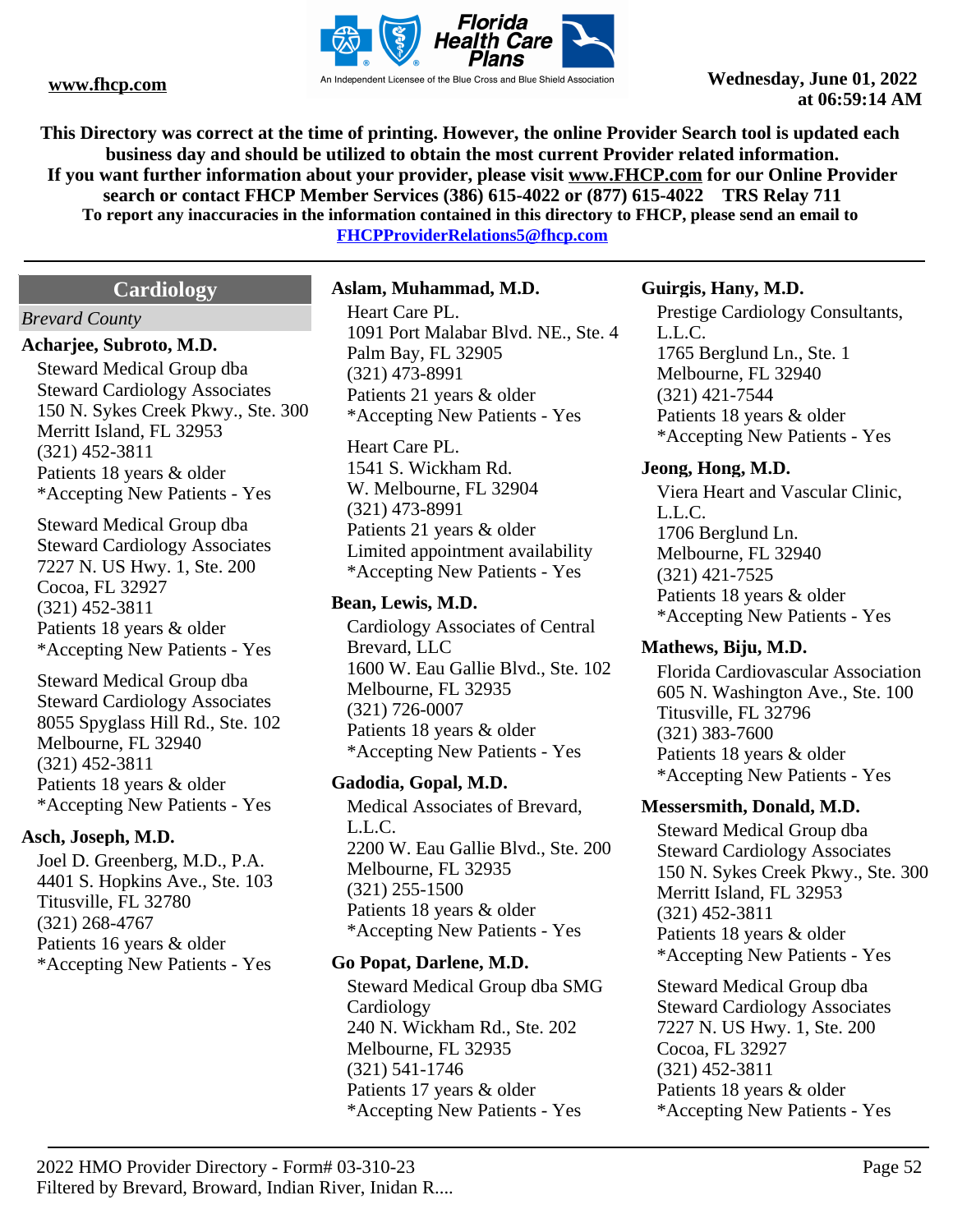**This Directory was correct at the time of printing. However, the online Provider Search tool is updated each business day and should be utilized to obtain the most current Provider related information.**
**If you want further information about your provider, please visit www.FHCP.com for our Online Provider search or contact FHCP Member Services (386) 615-4022 or (877) 615-4022 TRS Relay 711**
**To report any inaccuracies in the information contained in this directory to FHCP, please send an email to FHCPProviderRelations5@fhcp.com**

## Cardiology

*Brevard County*

### Acharjee, Subroto, M.D.

Steward Medical Group dba
Steward Cardiology Associates
150 N. Sykes Creek Pkwy., Ste. 300
Merritt Island, FL 32953
(321) 452-3811
Patients 18 years & older
*Accepting New Patients - Yes

Steward Medical Group dba
Steward Cardiology Associates
7227 N. US Hwy. 1, Ste. 200
Cocoa, FL 32927
(321) 452-3811
Patients 18 years & older
*Accepting New Patients - Yes

Steward Medical Group dba
Steward Cardiology Associates
8055 Spyglass Hill Rd., Ste. 102
Melbourne, FL 32940
(321) 452-3811
Patients 18 years & older
*Accepting New Patients - Yes

### Asch, Joseph, M.D.

Joel D. Greenberg, M.D., P.A.
4401 S. Hopkins Ave., Ste. 103
Titusville, FL 32780
(321) 268-4767
Patients 16 years & older
*Accepting New Patients - Yes

### Aslam, Muhammad, M.D.

Heart Care PL.
1091 Port Malabar Blvd. NE., Ste. 4
Palm Bay, FL 32905
(321) 473-8991
Patients 21 years & older
*Accepting New Patients - Yes

Heart Care PL.
1541 S. Wickham Rd.
W. Melbourne, FL 32904
(321) 473-8991
Patients 21 years & older
Limited appointment availability
*Accepting New Patients - Yes

### Bean, Lewis, M.D.

Cardiology Associates of Central Brevard, LLC
1600 W. Eau Gallie Blvd., Ste. 102
Melbourne, FL 32935
(321) 726-0007
Patients 18 years & older
*Accepting New Patients - Yes

### Gadodia, Gopal, M.D.

Medical Associates of Brevard, L.L.C.
2200 W. Eau Gallie Blvd., Ste. 200
Melbourne, FL 32935
(321) 255-1500
Patients 18 years & older
*Accepting New Patients - Yes

### Go Popat, Darlene, M.D.

Steward Medical Group dba SMG Cardiology
240 N. Wickham Rd., Ste. 202
Melbourne, FL 32935
(321) 541-1746
Patients 17 years & older
*Accepting New Patients - Yes

### Guirgis, Hany, M.D.

Prestige Cardiology Consultants, L.L.C.
1765 Berglund Ln., Ste. 1
Melbourne, FL 32940
(321) 421-7544
Patients 18 years & older
*Accepting New Patients - Yes

### Jeong, Hong, M.D.

Viera Heart and Vascular Clinic, L.L.C.
1706 Berglund Ln.
Melbourne, FL 32940
(321) 421-7525
Patients 18 years & older
*Accepting New Patients - Yes

### Mathews, Biju, M.D.

Florida Cardiovascular Association
605 N. Washington Ave., Ste. 100
Titusville, FL 32796
(321) 383-7600
Patients 18 years & older
*Accepting New Patients - Yes

### Messersmith, Donald, M.D.

Steward Medical Group dba
Steward Cardiology Associates
150 N. Sykes Creek Pkwy., Ste. 300
Merritt Island, FL 32953
(321) 452-3811
Patients 18 years & older
*Accepting New Patients - Yes

Steward Medical Group dba
Steward Cardiology Associates
7227 N. US Hwy. 1, Ste. 200
Cocoa, FL 32927
(321) 452-3811
Patients 18 years & older
*Accepting New Patients - Yes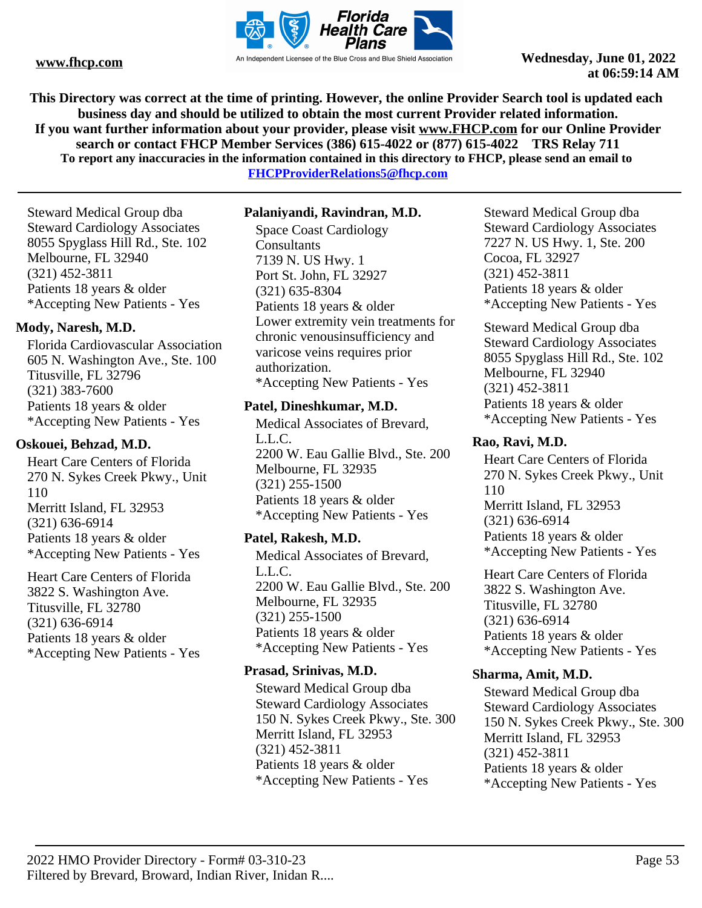This Directory was correct at the time of printing. However, the online Provider Search tool is updated each business day and should be utilized to obtain the most current Provider related information.
If you want further information about your provider, please visit www.FHCP.com for our Online Provider search or contact FHCP Member Services (386) 615-4022 or (877) 615-4022 TRS Relay 711
To report any inaccuracies in the information contained in this directory to FHCP, please send an email to FHCPProviderRelations5@fhcp.com

Steward Medical Group dba
Steward Cardiology Associates
8055 Spyglass Hill Rd., Ste. 102
Melbourne, FL 32940
(321) 452-3811
Patients 18 years & older
*Accepting New Patients - Yes

**Mody, Naresh, M.D.**

Florida Cardiovascular Association
605 N. Washington Ave., Ste. 100
Titusville, FL 32796
(321) 383-7600
Patients 18 years & older
*Accepting New Patients - Yes

**Oskouei, Behzad, M.D.**

Heart Care Centers of Florida
270 N. Sykes Creek Pkwy., Unit 110
Merritt Island, FL 32953
(321) 636-6914
Patients 18 years & older
*Accepting New Patients - Yes

Heart Care Centers of Florida
3822 S. Washington Ave.
Titusville, FL 32780
(321) 636-6914
Patients 18 years & older
*Accepting New Patients - Yes

**Palaniyandi, Ravindran, M.D.**

Space Coast Cardiology Consultants
7139 N. US Hwy. 1
Port St. John, FL 32927
(321) 635-8304
Patients 18 years & older
Lower extremity vein treatments for chronic venousinsufficiency and varicose veins requires prior authorization.
*Accepting New Patients - Yes

**Patel, Dineshkumar, M.D.**

Medical Associates of Brevard, L.L.C.
2200 W. Eau Gallie Blvd., Ste. 200
Melbourne, FL 32935
(321) 255-1500
Patients 18 years & older
*Accepting New Patients - Yes

**Patel, Rakesh, M.D.**

Medical Associates of Brevard, L.L.C.
2200 W. Eau Gallie Blvd., Ste. 200
Melbourne, FL 32935
(321) 255-1500
Patients 18 years & older
*Accepting New Patients - Yes

**Prasad, Srinivas, M.D.**

Steward Medical Group dba
Steward Cardiology Associates
150 N. Sykes Creek Pkwy., Ste. 300
Merritt Island, FL 32953
(321) 452-3811
Patients 18 years & older
*Accepting New Patients - Yes

Steward Medical Group dba
Steward Cardiology Associates
7227 N. US Hwy. 1, Ste. 200
Cocoa, FL 32927
(321) 452-3811
Patients 18 years & older
*Accepting New Patients - Yes

Steward Medical Group dba
Steward Cardiology Associates
8055 Spyglass Hill Rd., Ste. 102
Melbourne, FL 32940
(321) 452-3811
Patients 18 years & older
*Accepting New Patients - Yes

**Rao, Ravi, M.D.**

Heart Care Centers of Florida
270 N. Sykes Creek Pkwy., Unit 110
Merritt Island, FL 32953
(321) 636-6914
Patients 18 years & older
*Accepting New Patients - Yes

Heart Care Centers of Florida
3822 S. Washington Ave.
Titusville, FL 32780
(321) 636-6914
Patients 18 years & older
*Accepting New Patients - Yes

**Sharma, Amit, M.D.**

Steward Medical Group dba
Steward Cardiology Associates
150 N. Sykes Creek Pkwy., Ste. 300
Merritt Island, FL 32953
(321) 452-3811
Patients 18 years & older
*Accepting New Patients - Yes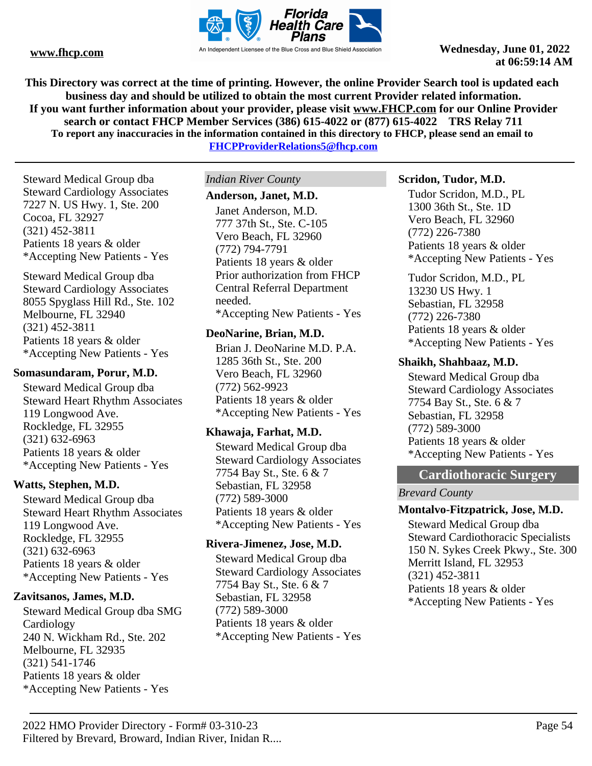Steward Medical Group dba
Steward Cardiology Associates
7227 N. US Hwy. 1, Ste. 200
Cocoa, FL 32927
(321) 452-3811
Patients 18 years & older
*Accepting New Patients - Yes

Steward Medical Group dba
Steward Cardiology Associates
8055 Spyglass Hill Rd., Ste. 102
Melbourne, FL 32940
(321) 452-3811
Patients 18 years & older
*Accepting New Patients - Yes

**Somasundaram, Porur, M.D.**

Steward Medical Group dba
Steward Heart Rhythm Associates
119 Longwood Ave.
Rockledge, FL 32955
(321) 632-6963
Patients 18 years & older
*Accepting New Patients - Yes

**Watts, Stephen, M.D.**

Steward Medical Group dba
Steward Heart Rhythm Associates
119 Longwood Ave.
Rockledge, FL 32955
(321) 632-6963
Patients 18 years & older
*Accepting New Patients - Yes

**Zavitsanos, James, M.D.**

Steward Medical Group dba SMG Cardiology
240 N. Wickham Rd., Ste. 202
Melbourne, FL 32935
(321) 541-1746
Patients 18 years & older
*Accepting New Patients - Yes

*Indian River County*

**Anderson, Janet, M.D.**

Janet Anderson, M.D.
777 37th St., Ste. C-105
Vero Beach, FL 32960
(772) 794-7791
Patients 18 years & older
Prior authorization from FHCP Central Referral Department needed.
*Accepting New Patients - Yes

**DeoNarine, Brian, M.D.**

Brian J. DeoNarine M.D. P.A.
1285 36th St., Ste. 200
Vero Beach, FL 32960
(772) 562-9923
Patients 18 years & older
*Accepting New Patients - Yes

**Khawaja, Farhat, M.D.**

Steward Medical Group dba
Steward Cardiology Associates
7754 Bay St., Ste. 6 & 7
Sebastian, FL 32958
(772) 589-3000
Patients 18 years & older
*Accepting New Patients - Yes

**Rivera-Jimenez, Jose, M.D.**

Steward Medical Group dba
Steward Cardiology Associates
7754 Bay St., Ste. 6 & 7
Sebastian, FL 32958
(772) 589-3000
Patients 18 years & older
*Accepting New Patients - Yes

**Scridon, Tudor, M.D.**

Tudor Scridon, M.D., PL
1300 36th St., Ste. 1D
Vero Beach, FL 32960
(772) 226-7380
Patients 18 years & older
*Accepting New Patients - Yes

Tudor Scridon, M.D., PL
13230 US Hwy. 1
Sebastian, FL 32958
(772) 226-7380
Patients 18 years & older
*Accepting New Patients - Yes

**Shaikh, Shahbaaz, M.D.**

Steward Medical Group dba
Steward Cardiology Associates
7754 Bay St., Ste. 6 & 7
Sebastian, FL 32958
(772) 589-3000
Patients 18 years & older
*Accepting New Patients - Yes

## Cardiothoracic Surgery

*Brevard County*

**Montalvo-Fitzpatrick, Jose, M.D.**

Steward Medical Group dba
Steward Cardiothoracic Specialists
150 N. Sykes Creek Pkwy., Ste. 300
Merritt Island, FL 32953
(321) 452-3811
Patients 18 years & older
*Accepting New Patients - Yes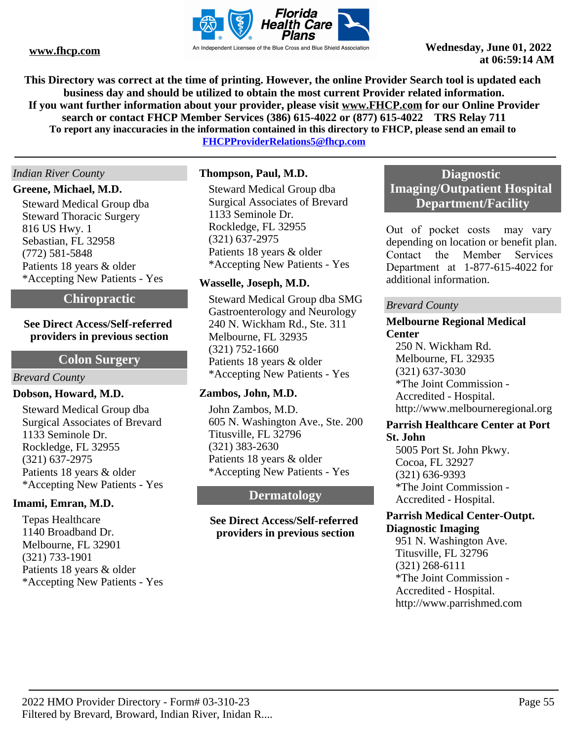This Directory was correct at the time of printing. However, the online Provider Search tool is updated each business day and should be utilized to obtain the most current Provider related information.
If you want further information about your provider, please visit www.FHCP.com for our Online Provider search or contact FHCP Member Services (386) 615-4022 or (877) 615-4022 TRS Relay 711
To report any inaccuracies in the information contained in this directory to FHCP, please send an email to FHCPProviderRelations5@fhcp.com

*Indian River County*

**Greene, Michael, M.D.**
Steward Medical Group dba
Steward Thoracic Surgery
816 US Hwy. 1
Sebastian, FL 32958
(772) 581-5848
Patients 18 years & older
*Accepting New Patients - Yes

## Chiropractic

**See Direct Access/Self-referred providers in previous section**

## Colon Surgery

*Brevard County*

**Dobson, Howard, M.D.**
Steward Medical Group dba
Surgical Associates of Brevard
1133 Seminole Dr.
Rockledge, FL 32955
(321) 637-2975
Patients 18 years & older
*Accepting New Patients - Yes

**Imami, Emran, M.D.**
Tepas Healthcare
1140 Broadband Dr.
Melbourne, FL 32901
(321) 733-1901
Patients 18 years & older
*Accepting New Patients - Yes

**Thompson, Paul, M.D.**
Steward Medical Group dba
Surgical Associates of Brevard
1133 Seminole Dr.
Rockledge, FL 32955
(321) 637-2975
Patients 18 years & older
*Accepting New Patients - Yes

**Wasselle, Joseph, M.D.**
Steward Medical Group dba SMG
Gastroenterology and Neurology
240 N. Wickham Rd., Ste. 311
Melbourne, FL 32935
(321) 752-1660
Patients 18 years & older
*Accepting New Patients - Yes

**Zambos, John, M.D.**
John Zambos, M.D.
605 N. Washington Ave., Ste. 200
Titusville, FL 32796
(321) 383-2630
Patients 18 years & older
*Accepting New Patients - Yes

## Dermatology

**See Direct Access/Self-referred providers in previous section**

## Diagnostic Imaging/Outpatient Hospital Department/Facility

Out of pocket costs may vary depending on location or benefit plan. Contact the Member Services Department at 1-877-615-4022 for additional information.

*Brevard County*

**Melbourne Regional Medical Center**
250 N. Wickham Rd.
Melbourne, FL 32935
(321) 637-3030
*The Joint Commission - Accredited - Hospital.
http://www.melbourneregional.org

**Parrish Healthcare Center at Port St. John**
5005 Port St. John Pkwy.
Cocoa, FL 32927
(321) 636-9393
*The Joint Commission - Accredited - Hospital.

**Parrish Medical Center-Outpt. Diagnostic Imaging**
951 N. Washington Ave.
Titusville, FL 32796
(321) 268-6111
*The Joint Commission - Accredited - Hospital.
http://www.parrishmed.com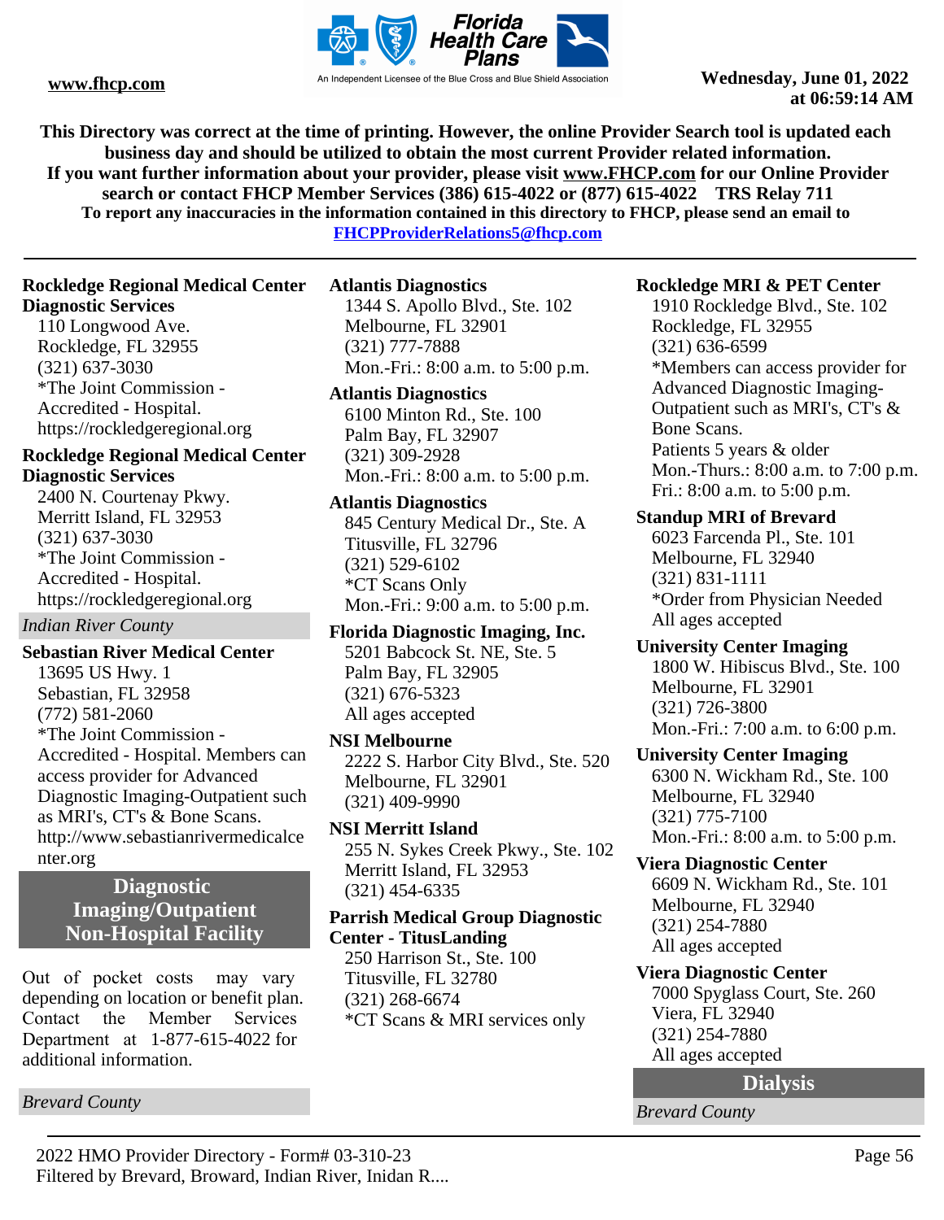**This Directory was correct at the time of printing. However, the online Provider Search tool is updated each business day and should be utilized to obtain the most current Provider related information. If you want further information about your provider, please visit www.FHCP.com for our Online Provider search or contact FHCP Member Services (386) 615-4022 or (877) 615-4022 TRS Relay 711**

**To report any inaccuracies in the information contained in this directory to FHCP, please send an email to FHCPProviderRelations5@fhcp.com**

**Rockledge Regional Medical Center Diagnostic Services**
110 Longwood Ave.
Rockledge, FL 32955
(321) 637-3030
*The Joint Commission - Accredited - Hospital.
https://rockledgeregional.org

**Rockledge Regional Medical Center Diagnostic Services**
2400 N. Courtenay Pkwy.
Merritt Island, FL 32953
(321) 637-3030
*The Joint Commission - Accredited - Hospital.
https://rockledgeregional.org

*Indian River County*

**Sebastian River Medical Center**
13695 US Hwy. 1
Sebastian, FL 32958
(772) 581-2060
*The Joint Commission - Accredited - Hospital. Members can access provider for Advanced Diagnostic Imaging-Outpatient such as MRI's, CT's & Bone Scans.
http://www.sebastianrivermedicalcenter.org

## Diagnostic Imaging/Outpatient Non-Hospital Facility

Out of pocket costs may vary depending on location or benefit plan. Contact the Member Services Department at 1-877-615-4022 for additional information.

*Brevard County*

**Atlantis Diagnostics**
1344 S. Apollo Blvd., Ste. 102
Melbourne, FL 32901
(321) 777-7888
Mon.-Fri.: 8:00 a.m. to 5:00 p.m.

**Atlantis Diagnostics**
6100 Minton Rd., Ste. 100
Palm Bay, FL 32907
(321) 309-2928
Mon.-Fri.: 8:00 a.m. to 5:00 p.m.

**Atlantis Diagnostics**
845 Century Medical Dr., Ste. A
Titusville, FL 32796
(321) 529-6102
*CT Scans Only
Mon.-Fri.: 9:00 a.m. to 5:00 p.m.

**Florida Diagnostic Imaging, Inc.**
5201 Babcock St. NE, Ste. 5
Palm Bay, FL 32905
(321) 676-5323
All ages accepted

**NSI Melbourne**
2222 S. Harbor City Blvd., Ste. 520
Melbourne, FL 32901
(321) 409-9990

**NSI Merritt Island**
255 N. Sykes Creek Pkwy., Ste. 102
Merritt Island, FL 32953
(321) 454-6335

**Parrish Medical Group Diagnostic Center - TitusLanding**
250 Harrison St., Ste. 100
Titusville, FL 32780
(321) 268-6674
*CT Scans & MRI services only

**Rockledge MRI & PET Center**
1910 Rockledge Blvd., Ste. 102
Rockledge, FL 32955
(321) 636-6599
*Members can access provider for Advanced Diagnostic Imaging-Outpatient such as MRI's, CT's & Bone Scans.
Patients 5 years & older
Mon.-Thurs.: 8:00 a.m. to 7:00 p.m.
Fri.: 8:00 a.m. to 5:00 p.m.

**Standup MRI of Brevard**
6023 Farcenda Pl., Ste. 101
Melbourne, FL 32940
(321) 831-1111
*Order from Physician Needed
All ages accepted

**University Center Imaging**
1800 W. Hibiscus Blvd., Ste. 100
Melbourne, FL 32901
(321) 726-3800
Mon.-Fri.: 7:00 a.m. to 6:00 p.m.

**University Center Imaging**
6300 N. Wickham Rd., Ste. 100
Melbourne, FL 32940
(321) 775-7100
Mon.-Fri.: 8:00 a.m. to 5:00 p.m.

**Viera Diagnostic Center**
6609 N. Wickham Rd., Ste. 101
Melbourne, FL 32940
(321) 254-7880
All ages accepted

**Viera Diagnostic Center**
7000 Spyglass Court, Ste. 260
Viera, FL 32940
(321) 254-7880
All ages accepted

## Dialysis

*Brevard County*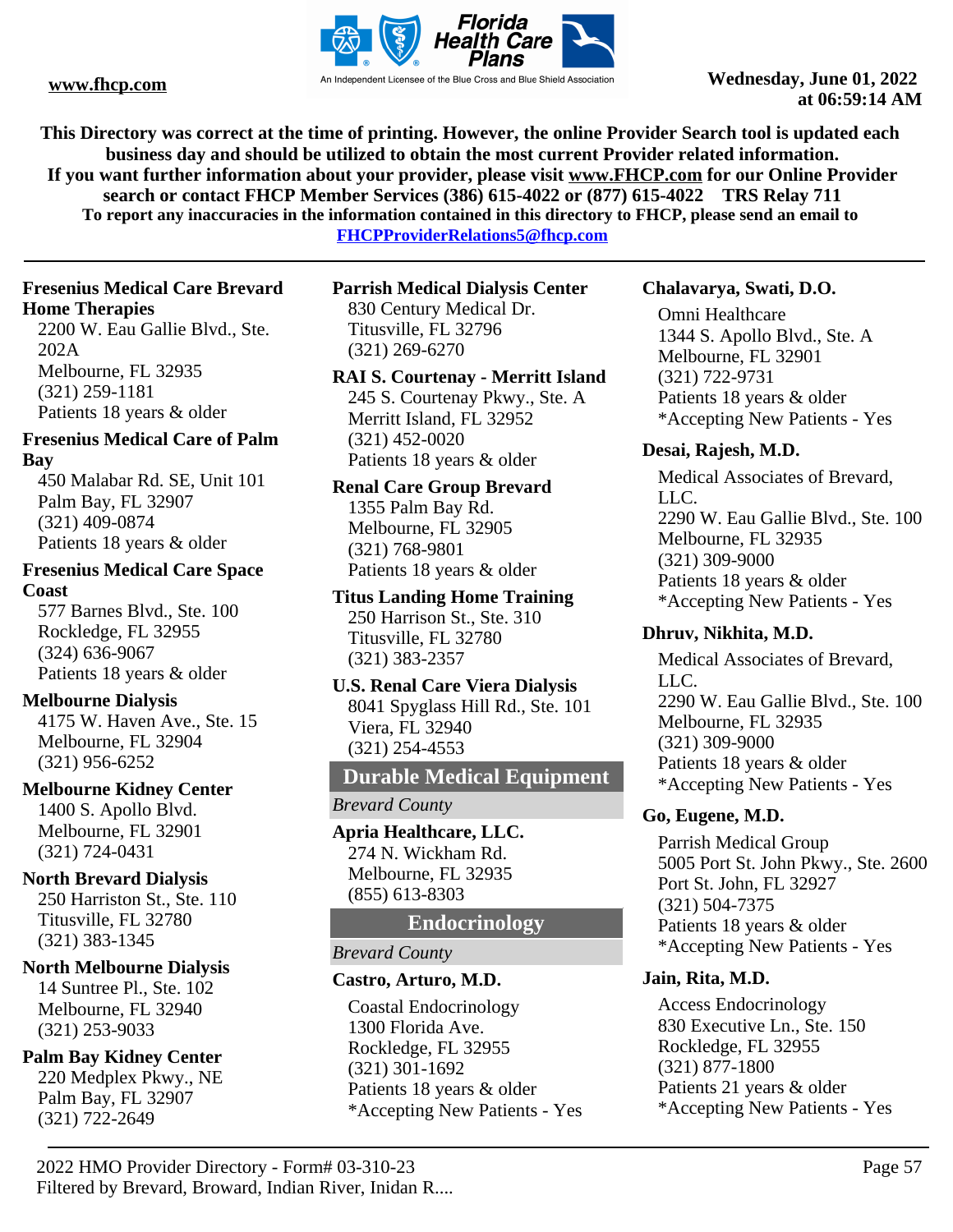This Directory was correct at the time of printing. However, the online Provider Search tool is updated each business day and should be utilized to obtain the most current Provider related information.
If you want further information about your provider, please visit www.FHCP.com for our Online Provider search or contact FHCP Member Services (386) 615-4022 or (877) 615-4022 TRS Relay 711
To report any inaccuracies in the information contained in this directory to FHCP, please send an email to FHCPProviderRelations5@fhcp.com

**Fresenius Medical Care Brevard Home Therapies**
2200 W. Eau Gallie Blvd., Ste. 202A
Melbourne, FL 32935
(321) 259-1181
Patients 18 years & older

**Fresenius Medical Care of Palm Bay**
450 Malabar Rd. SE, Unit 101
Palm Bay, FL 32907
(321) 409-0874
Patients 18 years & older

**Fresenius Medical Care Space Coast**
577 Barnes Blvd., Ste. 100
Rockledge, FL 32955
(324) 636-9067
Patients 18 years & older

**Melbourne Dialysis**
4175 W. Haven Ave., Ste. 15
Melbourne, FL 32904
(321) 956-6252

**Melbourne Kidney Center**
1400 S. Apollo Blvd.
Melbourne, FL 32901
(321) 724-0431

**North Brevard Dialysis**
250 Harriston St., Ste. 110
Titusville, FL 32780
(321) 383-1345

**North Melbourne Dialysis**
14 Suntree Pl., Ste. 102
Melbourne, FL 32940
(321) 253-9033

**Palm Bay Kidney Center**
220 Medplex Pkwy., NE
Palm Bay, FL 32907
(321) 722-2649

**Parrish Medical Dialysis Center**
830 Century Medical Dr.
Titusville, FL 32796
(321) 269-6270

**RAI S. Courtenay - Merritt Island**
245 S. Courtenay Pkwy., Ste. A
Merritt Island, FL 32952
(321) 452-0020
Patients 18 years & older

**Renal Care Group Brevard**
1355 Palm Bay Rd.
Melbourne, FL 32905
(321) 768-9801
Patients 18 years & older

**Titus Landing Home Training**
250 Harrison St., Ste. 310
Titusville, FL 32780
(321) 383-2357

**U.S. Renal Care Viera Dialysis**
8041 Spyglass Hill Rd., Ste. 101
Viera, FL 32940
(321) 254-4553

## Durable Medical Equipment

*Brevard County*

**Apria Healthcare, LLC.**
274 N. Wickham Rd.
Melbourne, FL 32935
(855) 613-8303

## Endocrinology

*Brevard County*

**Castro, Arturo, M.D.**
Coastal Endocrinology
1300 Florida Ave.
Rockledge, FL 32955
(321) 301-1692
Patients 18 years & older
*Accepting New Patients - Yes

**Chalavarya, Swati, D.O.**
Omni Healthcare
1344 S. Apollo Blvd., Ste. A
Melbourne, FL 32901
(321) 722-9731
Patients 18 years & older
*Accepting New Patients - Yes

**Desai, Rajesh, M.D.**
Medical Associates of Brevard, LLC.
2290 W. Eau Gallie Blvd., Ste. 100
Melbourne, FL 32935
(321) 309-9000
Patients 18 years & older
*Accepting New Patients - Yes

**Dhruv, Nikhita, M.D.**
Medical Associates of Brevard, LLC.
2290 W. Eau Gallie Blvd., Ste. 100
Melbourne, FL 32935
(321) 309-9000
Patients 18 years & older
*Accepting New Patients - Yes

**Go, Eugene, M.D.**
Parrish Medical Group
5005 Port St. John Pkwy., Ste. 2600
Port St. John, FL 32927
(321) 504-7375
Patients 18 years & older
*Accepting New Patients - Yes

**Jain, Rita, M.D.**
Access Endocrinology
830 Executive Ln., Ste. 150
Rockledge, FL 32955
(321) 877-1800
Patients 21 years & older
*Accepting New Patients - Yes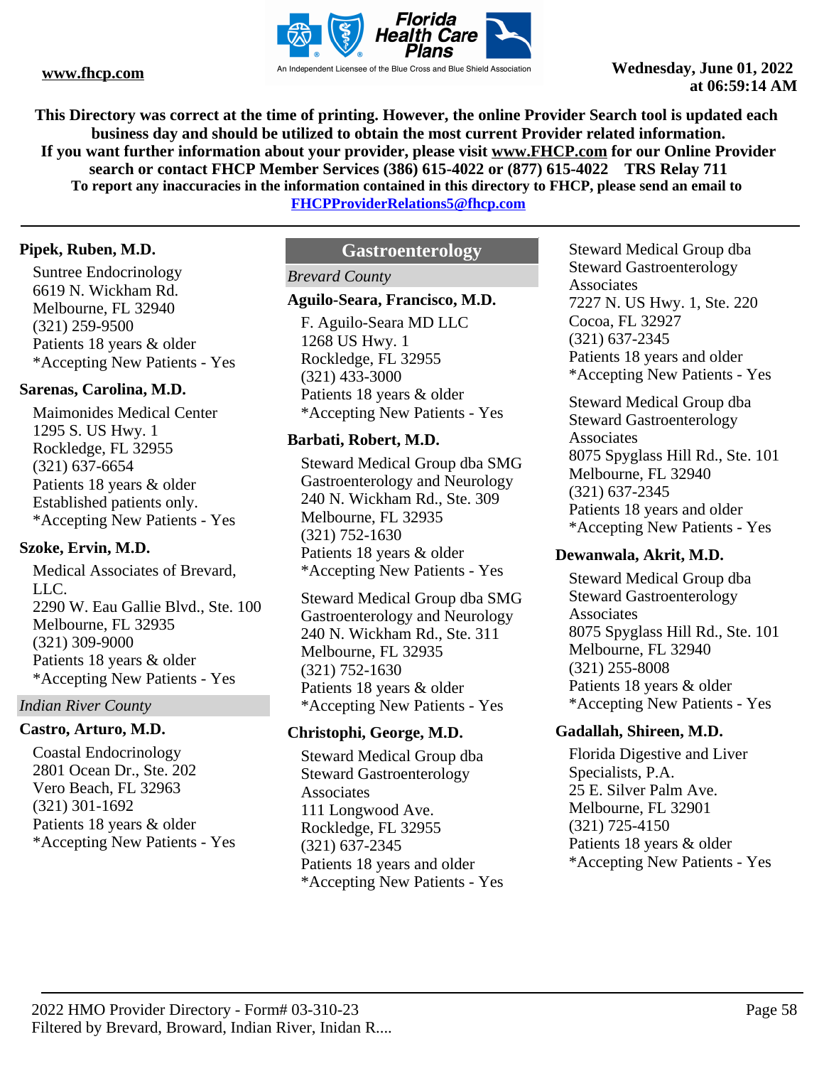This Directory was correct at the time of printing. However, the online Provider Search tool is updated each business day and should be utilized to obtain the most current Provider related information.
If you want further information about your provider, please visit www.FHCP.com for our Online Provider search or contact FHCP Member Services (386) 615-4022 or (877) 615-4022 TRS Relay 711
To report any inaccuracies in the information contained in this directory to FHCP, please send an email to FHCPProviderRelations5@fhcp.com

**Pipek, Ruben, M.D.**

Suntree Endocrinology
6619 N. Wickham Rd.
Melbourne, FL 32940
(321) 259-9500
Patients 18 years & older
*Accepting New Patients - Yes

**Sarenas, Carolina, M.D.**

Maimonides Medical Center
1295 S. US Hwy. 1
Rockledge, FL 32955
(321) 637-6654
Patients 18 years & older
Established patients only.
*Accepting New Patients - Yes

**Szoke, Ervin, M.D.**

Medical Associates of Brevard, LLC.
2290 W. Eau Gallie Blvd., Ste. 100
Melbourne, FL 32935
(321) 309-9000
Patients 18 years & older
*Accepting New Patients - Yes

*Indian River County*

**Castro, Arturo, M.D.**

Coastal Endocrinology
2801 Ocean Dr., Ste. 202
Vero Beach, FL 32963
(321) 301-1692
Patients 18 years & older
*Accepting New Patients - Yes

## Gastroenterology

*Brevard County*

**Aguilo-Seara, Francisco, M.D.**

F. Aguilo-Seara MD LLC
1268 US Hwy. 1
Rockledge, FL 32955
(321) 433-3000
Patients 18 years & older
*Accepting New Patients - Yes

**Barbati, Robert, M.D.**

Steward Medical Group dba SMG Gastroenterology and Neurology
240 N. Wickham Rd., Ste. 309
Melbourne, FL 32935
(321) 752-1630
Patients 18 years & older
*Accepting New Patients - Yes

Steward Medical Group dba SMG Gastroenterology and Neurology
240 N. Wickham Rd., Ste. 311
Melbourne, FL 32935
(321) 752-1630
Patients 18 years & older
*Accepting New Patients - Yes

**Christophi, George, M.D.**

Steward Medical Group dba Steward Gastroenterology Associates
111 Longwood Ave.
Rockledge, FL 32955
(321) 637-2345
Patients 18 years and older
*Accepting New Patients - Yes

Steward Medical Group dba Steward Gastroenterology Associates
7227 N. US Hwy. 1, Ste. 220
Cocoa, FL 32927
(321) 637-2345
Patients 18 years and older
*Accepting New Patients - Yes

Steward Medical Group dba Steward Gastroenterology Associates
8075 Spyglass Hill Rd., Ste. 101
Melbourne, FL 32940
(321) 637-2345
Patients 18 years and older
*Accepting New Patients - Yes

**Dewanwala, Akrit, M.D.**

Steward Medical Group dba Steward Gastroenterology Associates
8075 Spyglass Hill Rd., Ste. 101
Melbourne, FL 32940
(321) 255-8008
Patients 18 years & older
*Accepting New Patients - Yes

**Gadallah, Shireen, M.D.**

Florida Digestive and Liver Specialists, P.A.
25 E. Silver Palm Ave.
Melbourne, FL 32901
(321) 725-4150
Patients 18 years & older
*Accepting New Patients - Yes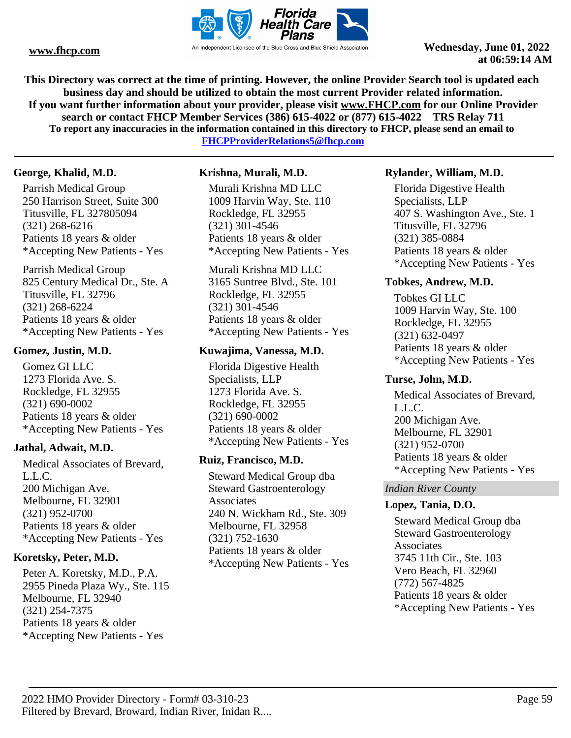This Directory was correct at the time of printing. However, the online Provider Search tool is updated each business day and should be utilized to obtain the most current Provider related information.
If you want further information about your provider, please visit www.FHCP.com for our Online Provider search or contact FHCP Member Services (386) 615-4022 or (877) 615-4022 TRS Relay 711
To report any inaccuracies in the information contained in this directory to FHCP, please send an email to FHCPProviderRelations5@fhcp.com

**George, Khalid, M.D.**

Parrish Medical Group
250 Harrison Street, Suite 300
Titusville, FL 327805094
(321) 268-6216
Patients 18 years & older
*Accepting New Patients - Yes

Parrish Medical Group
825 Century Medical Dr., Ste. A
Titusville, FL 32796
(321) 268-6224
Patients 18 years & older
*Accepting New Patients - Yes

**Gomez, Justin, M.D.**

Gomez GI LLC
1273 Florida Ave. S.
Rockledge, FL 32955
(321) 690-0002
Patients 18 years & older
*Accepting New Patients - Yes

**Jathal, Adwait, M.D.**

Medical Associates of Brevard, L.L.C.
200 Michigan Ave.
Melbourne, FL 32901
(321) 952-0700
Patients 18 years & older
*Accepting New Patients - Yes

**Koretsky, Peter, M.D.**

Peter A. Koretsky, M.D., P.A.
2955 Pineda Plaza Wy., Ste. 115
Melbourne, FL 32940
(321) 254-7375
Patients 18 years & older
*Accepting New Patients - Yes

**Krishna, Murali, M.D.**

Murali Krishna MD LLC
1009 Harvin Way, Ste. 110
Rockledge, FL 32955
(321) 301-4546
Patients 18 years & older
*Accepting New Patients - Yes

Murali Krishna MD LLC
3165 Suntree Blvd., Ste. 101
Rockledge, FL 32955
(321) 301-4546
Patients 18 years & older
*Accepting New Patients - Yes

**Kuwajima, Vanessa, M.D.**

Florida Digestive Health Specialists, LLP
1273 Florida Ave. S.
Rockledge, FL 32955
(321) 690-0002
Patients 18 years & older
*Accepting New Patients - Yes

**Ruiz, Francisco, M.D.**

Steward Medical Group dba Steward Gastroenterology Associates
240 N. Wickham Rd., Ste. 309
Melbourne, FL 32958
(321) 752-1630
Patients 18 years & older
*Accepting New Patients - Yes

**Rylander, William, M.D.**

Florida Digestive Health Specialists, LLP
407 S. Washington Ave., Ste. 1
Titusville, FL 32796
(321) 385-0884
Patients 18 years & older
*Accepting New Patients - Yes

**Tobkes, Andrew, M.D.**

Tobkes GI LLC
1009 Harvin Way, Ste. 100
Rockledge, FL 32955
(321) 632-0497
Patients 18 years & older
*Accepting New Patients - Yes

**Turse, John, M.D.**

Medical Associates of Brevard, L.L.C.
200 Michigan Ave.
Melbourne, FL 32901
(321) 952-0700
Patients 18 years & older
*Accepting New Patients - Yes

*Indian River County*

**Lopez, Tania, D.O.**

Steward Medical Group dba Steward Gastroenterology Associates
3745 11th Cir., Ste. 103
Vero Beach, FL 32960
(772) 567-4825
Patients 18 years & older
*Accepting New Patients - Yes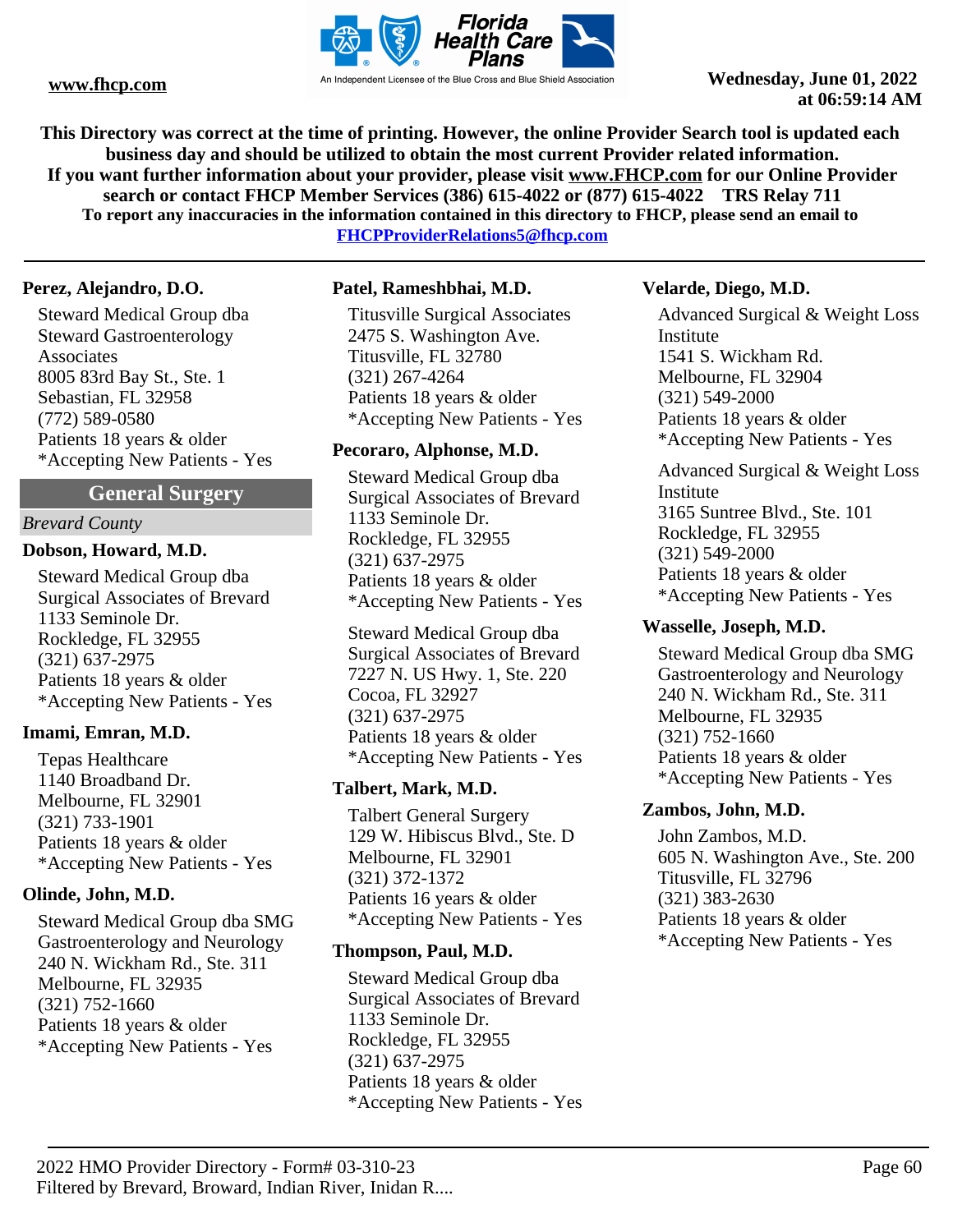This Directory was correct at the time of printing. However, the online Provider Search tool is updated each business day and should be utilized to obtain the most current Provider related information.
If you want further information about your provider, please visit www.FHCP.com for our Online Provider search or contact FHCP Member Services (386) 615-4022 or (877) 615-4022 TRS Relay 711
To report any inaccuracies in the information contained in this directory to FHCP, please send an email to FHCPProviderRelations5@fhcp.com

**Perez, Alejandro, D.O.**

Steward Medical Group dba Steward Gastroenterology Associates
8005 83rd Bay St., Ste. 1
Sebastian, FL 32958
(772) 589-0580
Patients 18 years & older
*Accepting New Patients - Yes

## General Surgery

*Brevard County*

**Dobson, Howard, M.D.**

Steward Medical Group dba Surgical Associates of Brevard
1133 Seminole Dr.
Rockledge, FL 32955
(321) 637-2975
Patients 18 years & older
*Accepting New Patients - Yes

**Imami, Emran, M.D.**

Tepas Healthcare
1140 Broadband Dr.
Melbourne, FL 32901
(321) 733-1901
Patients 18 years & older
*Accepting New Patients - Yes

**Olinde, John, M.D.**

Steward Medical Group dba SMG Gastroenterology and Neurology
240 N. Wickham Rd., Ste. 311
Melbourne, FL 32935
(321) 752-1660
Patients 18 years & older
*Accepting New Patients - Yes

**Patel, Rameshbhai, M.D.**

Titusville Surgical Associates
2475 S. Washington Ave.
Titusville, FL 32780
(321) 267-4264
Patients 18 years & older
*Accepting New Patients - Yes

**Pecoraro, Alphonse, M.D.**

Steward Medical Group dba Surgical Associates of Brevard
1133 Seminole Dr.
Rockledge, FL 32955
(321) 637-2975
Patients 18 years & older
*Accepting New Patients - Yes

Steward Medical Group dba Surgical Associates of Brevard
7227 N. US Hwy. 1, Ste. 220
Cocoa, FL 32927
(321) 637-2975
Patients 18 years & older
*Accepting New Patients - Yes

**Talbert, Mark, M.D.**

Talbert General Surgery
129 W. Hibiscus Blvd., Ste. D
Melbourne, FL 32901
(321) 372-1372
Patients 16 years & older
*Accepting New Patients - Yes

**Thompson, Paul, M.D.**

Steward Medical Group dba Surgical Associates of Brevard
1133 Seminole Dr.
Rockledge, FL 32955
(321) 637-2975
Patients 18 years & older
*Accepting New Patients - Yes

**Velarde, Diego, M.D.**

Advanced Surgical & Weight Loss Institute
1541 S. Wickham Rd.
Melbourne, FL 32904
(321) 549-2000
Patients 18 years & older
*Accepting New Patients - Yes

Advanced Surgical & Weight Loss Institute
3165 Suntree Blvd., Ste. 101
Rockledge, FL 32955
(321) 549-2000
Patients 18 years & older
*Accepting New Patients - Yes

**Wasselle, Joseph, M.D.**

Steward Medical Group dba SMG Gastroenterology and Neurology
240 N. Wickham Rd., Ste. 311
Melbourne, FL 32935
(321) 752-1660
Patients 18 years & older
*Accepting New Patients - Yes

**Zambos, John, M.D.**

John Zambos, M.D.
605 N. Washington Ave., Ste. 200
Titusville, FL 32796
(321) 383-2630
Patients 18 years & older
*Accepting New Patients - Yes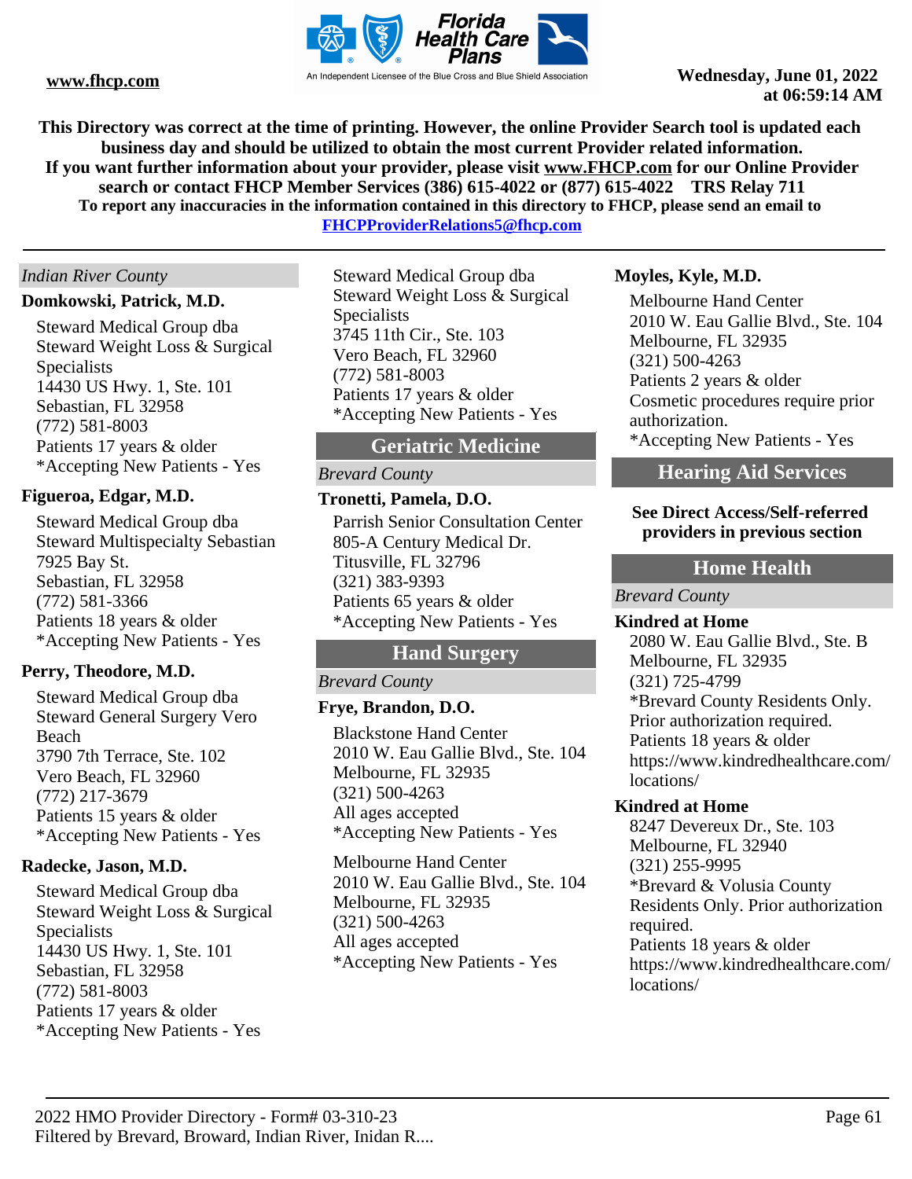*Indian River County*

**Domkowski, Patrick, M.D.**

Steward Medical Group dba
Steward Weight Loss & Surgical Specialists
14430 US Hwy. 1, Ste. 101
Sebastian, FL 32958
(772) 581-8003
Patients 17 years & older
*Accepting New Patients - Yes

**Figueroa, Edgar, M.D.**

Steward Medical Group dba
Steward Multispecialty Sebastian
7925 Bay St.
Sebastian, FL 32958
(772) 581-3366
Patients 18 years & older
*Accepting New Patients - Yes

**Perry, Theodore, M.D.**

Steward Medical Group dba
Steward General Surgery Vero Beach
3790 7th Terrace, Ste. 102
Vero Beach, FL 32960
(772) 217-3679
Patients 15 years & older
*Accepting New Patients - Yes

**Radecke, Jason, M.D.**

Steward Medical Group dba
Steward Weight Loss & Surgical Specialists
14430 US Hwy. 1, Ste. 101
Sebastian, FL 32958
(772) 581-8003
Patients 17 years & older
*Accepting New Patients - Yes

Steward Medical Group dba
Steward Weight Loss & Surgical Specialists
3745 11th Cir., Ste. 103
Vero Beach, FL 32960
(772) 581-8003
Patients 17 years & older
*Accepting New Patients - Yes

## Geriatric Medicine

*Brevard County*

**Tronetti, Pamela, D.O.**

Parrish Senior Consultation Center
805-A Century Medical Dr.
Titusville, FL 32796
(321) 383-9393
Patients 65 years & older
*Accepting New Patients - Yes

## Hand Surgery

*Brevard County*

**Frye, Brandon, D.O.**

Blackstone Hand Center
2010 W. Eau Gallie Blvd., Ste. 104
Melbourne, FL 32935
(321) 500-4263
All ages accepted
*Accepting New Patients - Yes

Melbourne Hand Center
2010 W. Eau Gallie Blvd., Ste. 104
Melbourne, FL 32935
(321) 500-4263
All ages accepted
*Accepting New Patients - Yes

**Moyles, Kyle, M.D.**

Melbourne Hand Center
2010 W. Eau Gallie Blvd., Ste. 104
Melbourne, FL 32935
(321) 500-4263
Patients 2 years & older
Cosmetic procedures require prior authorization.
*Accepting New Patients - Yes

## Hearing Aid Services

**See Direct Access/Self-referred providers in previous section**

## Home Health

*Brevard County*

**Kindred at Home**

2080 W. Eau Gallie Blvd., Ste. B
Melbourne, FL 32935
(321) 725-4799
*Brevard County Residents Only. Prior authorization required.
Patients 18 years & older
https://www.kindredhealthcare.com/locations/

**Kindred at Home**

8247 Devereux Dr., Ste. 103
Melbourne, FL 32940
(321) 255-9995
*Brevard & Volusia County Residents Only. Prior authorization required.
Patients 18 years & older
https://www.kindredhealthcare.com/locations/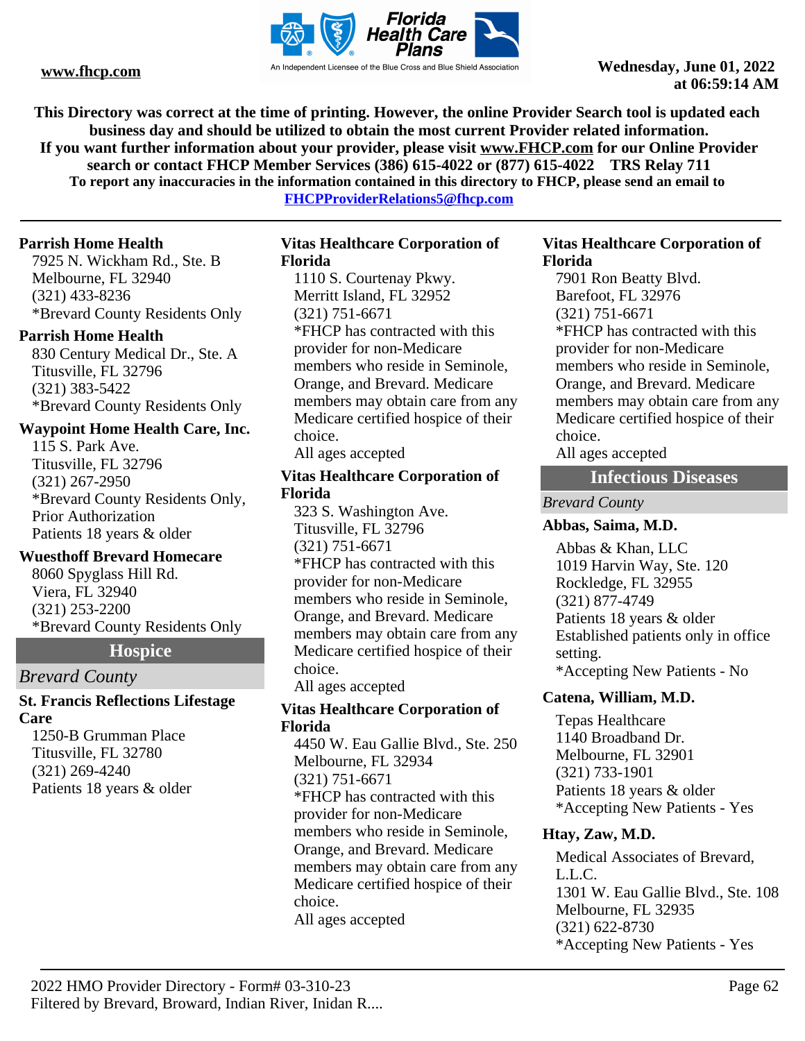This Directory was correct at the time of printing. However, the online Provider Search tool is updated each business day and should be utilized to obtain the most current Provider related information.
If you want further information about your provider, please visit www.FHCP.com for our Online Provider search or contact FHCP Member Services (386) 615-4022 or (877) 615-4022 TRS Relay 711
To report any inaccuracies in the information contained in this directory to FHCP, please send an email to FHCPProviderRelations5@fhcp.com

**Parrish Home Health**
7925 N. Wickham Rd., Ste. B
Melbourne, FL 32940
(321) 433-8236
*Brevard County Residents Only

**Parrish Home Health**
830 Century Medical Dr., Ste. A
Titusville, FL 32796
(321) 383-5422
*Brevard County Residents Only

**Waypoint Home Health Care, Inc.**
115 S. Park Ave.
Titusville, FL 32796
(321) 267-2950
*Brevard County Residents Only, Prior Authorization
Patients 18 years & older

**Wuesthoff Brevard Homecare**
8060 Spyglass Hill Rd.
Viera, FL 32940
(321) 253-2200
*Brevard County Residents Only

## Hospice

*Brevard County*

**St. Francis Reflections Lifestage Care**
1250-B Grumman Place
Titusville, FL 32780
(321) 269-4240
Patients 18 years & older

**Vitas Healthcare Corporation of Florida**
1110 S. Courtenay Pkwy.
Merritt Island, FL 32952
(321) 751-6671
*FHCP has contracted with this provider for non-Medicare members who reside in Seminole, Orange, and Brevard. Medicare members may obtain care from any Medicare certified hospice of their choice.
All ages accepted

**Vitas Healthcare Corporation of Florida**
323 S. Washington Ave.
Titusville, FL 32796
(321) 751-6671
*FHCP has contracted with this provider for non-Medicare members who reside in Seminole, Orange, and Brevard. Medicare members may obtain care from any Medicare certified hospice of their choice.
All ages accepted

**Vitas Healthcare Corporation of Florida**
4450 W. Eau Gallie Blvd., Ste. 250
Melbourne, FL 32934
(321) 751-6671
*FHCP has contracted with this provider for non-Medicare members who reside in Seminole, Orange, and Brevard. Medicare members may obtain care from any Medicare certified hospice of their choice.
All ages accepted

**Vitas Healthcare Corporation of Florida**
7901 Ron Beatty Blvd.
Barefoot, FL 32976
(321) 751-6671
*FHCP has contracted with this provider for non-Medicare members who reside in Seminole, Orange, and Brevard. Medicare members may obtain care from any Medicare certified hospice of their choice.
All ages accepted

## Infectious Diseases

*Brevard County*

**Abbas, Saima, M.D.**
Abbas & Khan, LLC
1019 Harvin Way, Ste. 120
Rockledge, FL 32955
(321) 877-4749
Patients 18 years & older
Established patients only in office setting.
*Accepting New Patients - No

**Catena, William, M.D.**
Tepas Healthcare
1140 Broadband Dr.
Melbourne, FL 32901
(321) 733-1901
Patients 18 years & older
*Accepting New Patients - Yes

**Htay, Zaw, M.D.**
Medical Associates of Brevard, L.L.C.
1301 W. Eau Gallie Blvd., Ste. 108
Melbourne, FL 32935
(321) 622-8730
*Accepting New Patients - Yes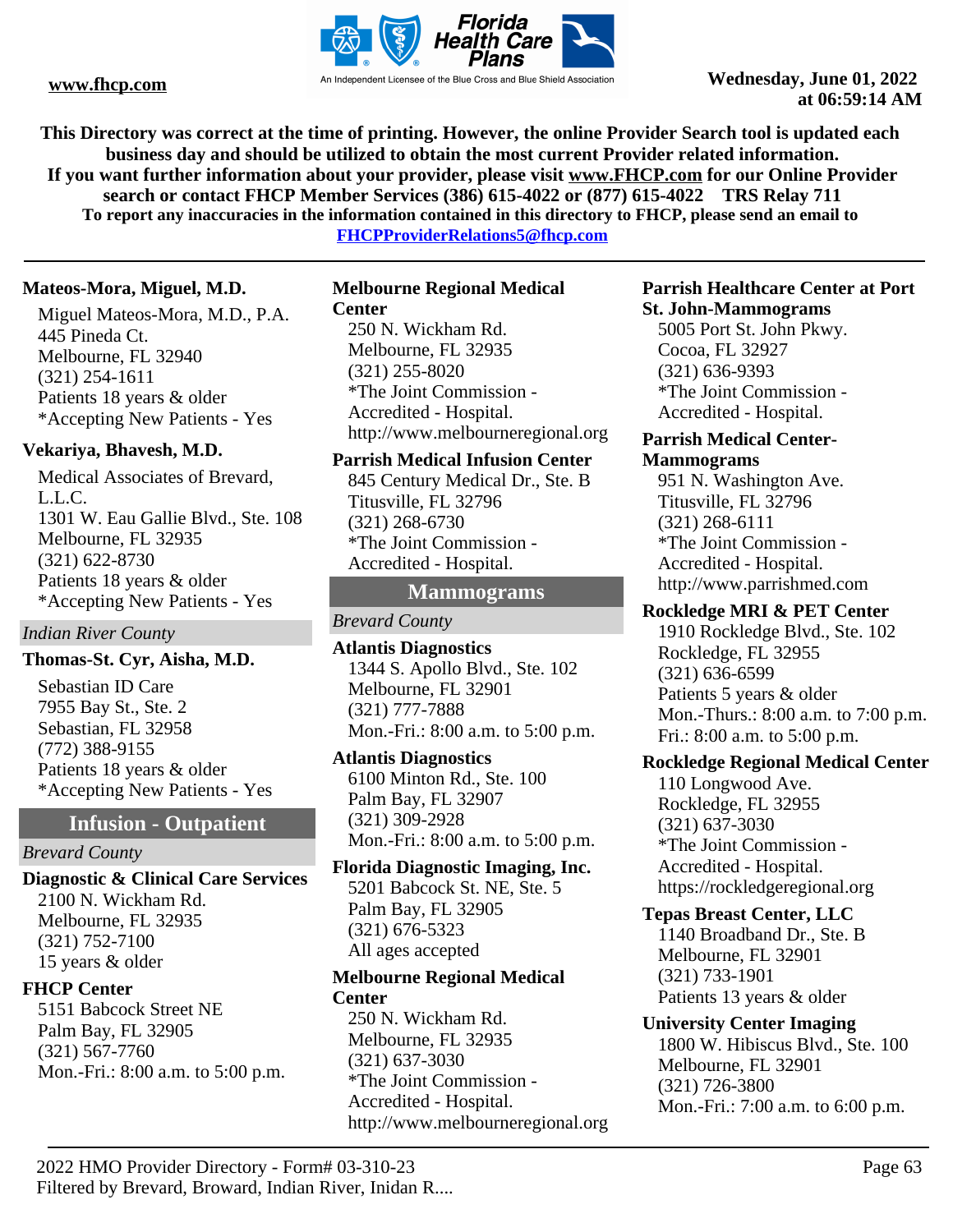**Mateos-Mora, Miguel, M.D.**

Miguel Mateos-Mora, M.D., P.A.
445 Pineda Ct.
Melbourne, FL 32940
(321) 254-1611
Patients 18 years & older
*Accepting New Patients - Yes

**Vekariya, Bhavesh, M.D.**

Medical Associates of Brevard, L.L.C.
1301 W. Eau Gallie Blvd., Ste. 108
Melbourne, FL 32935
(321) 622-8730
Patients 18 years & older
*Accepting New Patients - Yes

*Indian River County*

**Thomas-St. Cyr, Aisha, M.D.**

Sebastian ID Care
7955 Bay St., Ste. 2
Sebastian, FL 32958
(772) 388-9155
Patients 18 years & older
*Accepting New Patients - Yes

## Infusion - Outpatient

*Brevard County*

**Diagnostic & Clinical Care Services**

2100 N. Wickham Rd.
Melbourne, FL 32935
(321) 752-7100
15 years & older

**FHCP Center**

5151 Babcock Street NE
Palm Bay, FL 32905
(321) 567-7760
Mon.-Fri.: 8:00 a.m. to 5:00 p.m.

**Melbourne Regional Medical Center**

250 N. Wickham Rd.
Melbourne, FL 32935
(321) 255-8020
*The Joint Commission - Accredited - Hospital.
http://www.melbourneregional.org

**Parrish Medical Infusion Center**

845 Century Medical Dr., Ste. B
Titusville, FL 32796
(321) 268-6730
*The Joint Commission - Accredited - Hospital.

## Mammograms

*Brevard County*

**Atlantis Diagnostics**

1344 S. Apollo Blvd., Ste. 102
Melbourne, FL 32901
(321) 777-7888
Mon.-Fri.: 8:00 a.m. to 5:00 p.m.

**Atlantis Diagnostics**

6100 Minton Rd., Ste. 100
Palm Bay, FL 32907
(321) 309-2928
Mon.-Fri.: 8:00 a.m. to 5:00 p.m.

**Florida Diagnostic Imaging, Inc.**

5201 Babcock St. NE, Ste. 5
Palm Bay, FL 32905
(321) 676-5323
All ages accepted

**Melbourne Regional Medical Center**

250 N. Wickham Rd.
Melbourne, FL 32935
(321) 637-3030
*The Joint Commission - Accredited - Hospital.
http://www.melbourneregional.org

**Parrish Healthcare Center at Port St. John-Mammograms**

5005 Port St. John Pkwy.
Cocoa, FL 32927
(321) 636-9393
*The Joint Commission - Accredited - Hospital.

**Parrish Medical Center-Mammograms**

951 N. Washington Ave.
Titusville, FL 32796
(321) 268-6111
*The Joint Commission - Accredited - Hospital.
http://www.parrishmed.com

**Rockledge MRI & PET Center**

1910 Rockledge Blvd., Ste. 102
Rockledge, FL 32955
(321) 636-6599
Patients 5 years & older
Mon.-Thurs.: 8:00 a.m. to 7:00 p.m.
Fri.: 8:00 a.m. to 5:00 p.m.

**Rockledge Regional Medical Center**

110 Longwood Ave.
Rockledge, FL 32955
(321) 637-3030
*The Joint Commission - Accredited - Hospital.
https://rockledgeregional.org

**Tepas Breast Center, LLC**

1140 Broadband Dr., Ste. B
Melbourne, FL 32901
(321) 733-1901
Patients 13 years & older

**University Center Imaging**

1800 W. Hibiscus Blvd., Ste. 100
Melbourne, FL 32901
(321) 726-3800
Mon.-Fri.: 7:00 a.m. to 6:00 p.m.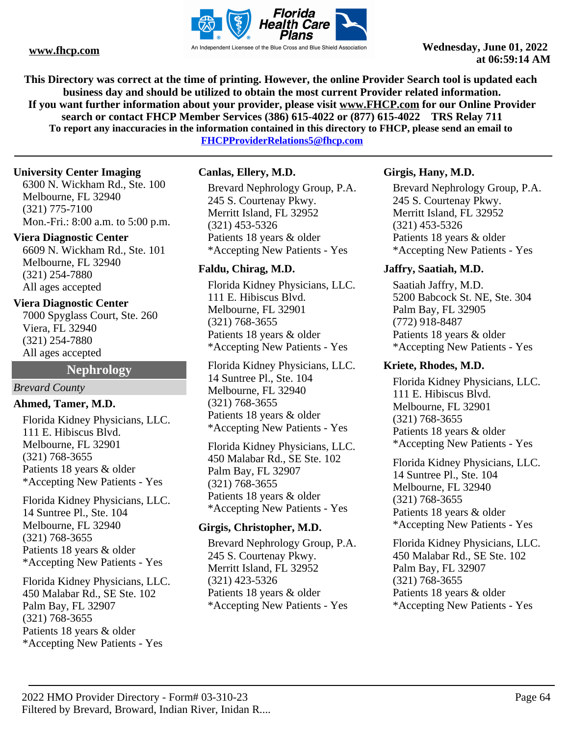This Directory was correct at the time of printing. However, the online Provider Search tool is updated each business day and should be utilized to obtain the most current Provider related information.
If you want further information about your provider, please visit www.FHCP.com for our Online Provider search or contact FHCP Member Services (386) 615-4022 or (877) 615-4022 TRS Relay 711
To report any inaccuracies in the information contained in this directory to FHCP, please send an email to FHCPProviderRelations5@fhcp.com

**University Center Imaging**
6300 N. Wickham Rd., Ste. 100
Melbourne, FL 32940
(321) 775-7100
Mon.-Fri.: 8:00 a.m. to 5:00 p.m.

**Viera Diagnostic Center**
6609 N. Wickham Rd., Ste. 101
Melbourne, FL 32940
(321) 254-7880
All ages accepted

**Viera Diagnostic Center**
7000 Spyglass Court, Ste. 260
Viera, FL 32940
(321) 254-7880
All ages accepted

## Nephrology

*Brevard County*

**Ahmed, Tamer, M.D.**

Florida Kidney Physicians, LLC.
111 E. Hibiscus Blvd.
Melbourne, FL 32901
(321) 768-3655
Patients 18 years & older
*Accepting New Patients - Yes

Florida Kidney Physicians, LLC.
14 Suntree Pl., Ste. 104
Melbourne, FL 32940
(321) 768-3655
Patients 18 years & older
*Accepting New Patients - Yes

Florida Kidney Physicians, LLC.
450 Malabar Rd., SE Ste. 102
Palm Bay, FL 32907
(321) 768-3655
Patients 18 years & older
*Accepting New Patients - Yes

**Canlas, Ellery, M.D.**

Brevard Nephrology Group, P.A.
245 S. Courtenay Pkwy.
Merritt Island, FL 32952
(321) 453-5326
Patients 18 years & older
*Accepting New Patients - Yes

**Faldu, Chirag, M.D.**

Florida Kidney Physicians, LLC.
111 E. Hibiscus Blvd.
Melbourne, FL 32901
(321) 768-3655
Patients 18 years & older
*Accepting New Patients - Yes

Florida Kidney Physicians, LLC.
14 Suntree Pl., Ste. 104
Melbourne, FL 32940
(321) 768-3655
Patients 18 years & older
*Accepting New Patients - Yes

Florida Kidney Physicians, LLC.
450 Malabar Rd., SE Ste. 102
Palm Bay, FL 32907
(321) 768-3655
Patients 18 years & older
*Accepting New Patients - Yes

**Girgis, Christopher, M.D.**

Brevard Nephrology Group, P.A.
245 S. Courtenay Pkwy.
Merritt Island, FL 32952
(321) 423-5326
Patients 18 years & older
*Accepting New Patients - Yes

**Girgis, Hany, M.D.**

Brevard Nephrology Group, P.A.
245 S. Courtenay Pkwy.
Merritt Island, FL 32952
(321) 453-5326
Patients 18 years & older
*Accepting New Patients - Yes

**Jaffry, Saatiah, M.D.**

Saatiah Jaffry, M.D.
5200 Babcock St. NE, Ste. 304
Palm Bay, FL 32905
(772) 918-8487
Patients 18 years & older
*Accepting New Patients - Yes

**Kriete, Rhodes, M.D.**

Florida Kidney Physicians, LLC.
111 E. Hibiscus Blvd.
Melbourne, FL 32901
(321) 768-3655
Patients 18 years & older
*Accepting New Patients - Yes

Florida Kidney Physicians, LLC.
14 Suntree Pl., Ste. 104
Melbourne, FL 32940
(321) 768-3655
Patients 18 years & older
*Accepting New Patients - Yes

Florida Kidney Physicians, LLC.
450 Malabar Rd., SE Ste. 102
Palm Bay, FL 32907
(321) 768-3655
Patients 18 years & older
*Accepting New Patients - Yes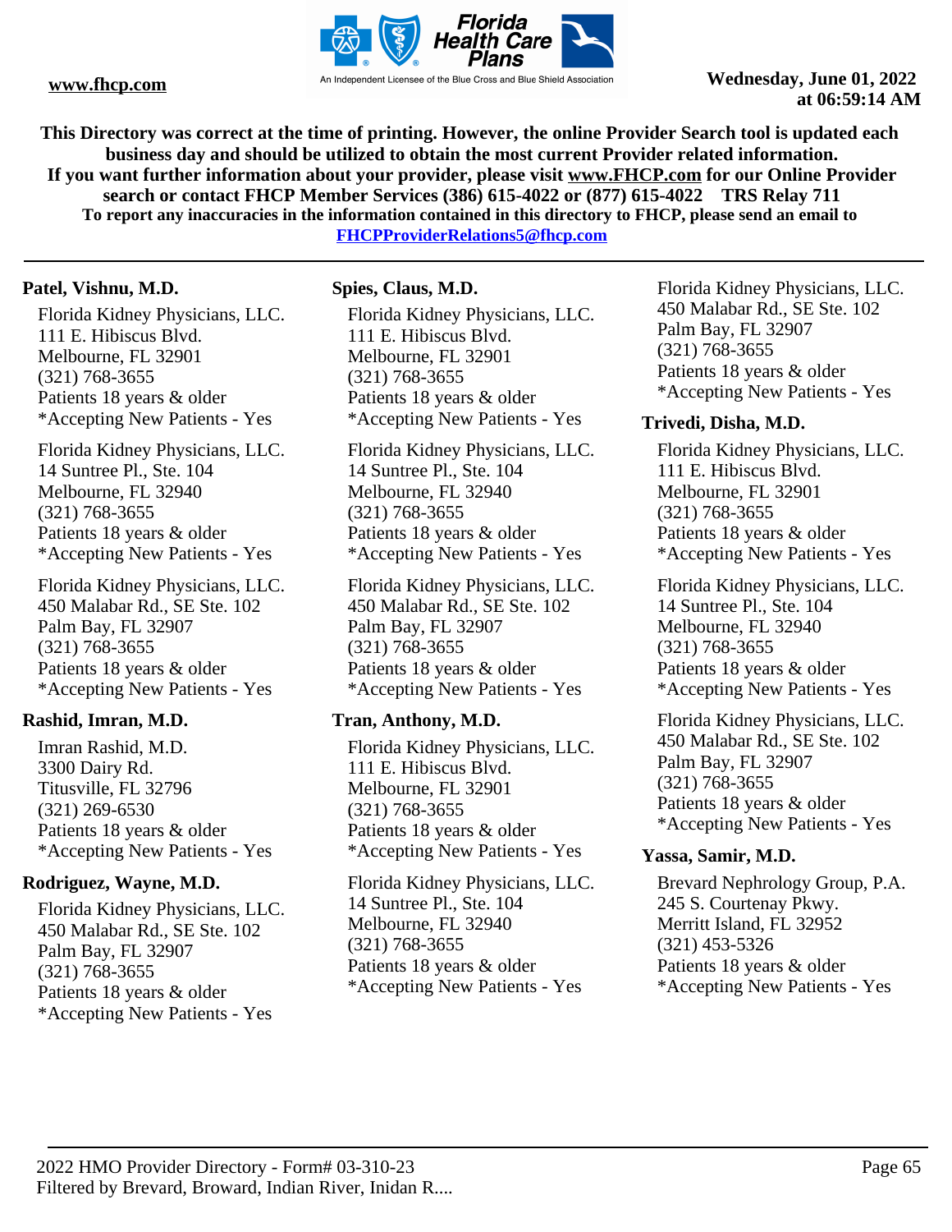**This Directory was correct at the time of printing. However, the online Provider Search tool is updated each business day and should be utilized to obtain the most current Provider related information.**
**If you want further information about your provider, please visit www.FHCP.com for our Online Provider search or contact FHCP Member Services (386) 615-4022 or (877) 615-4022 TRS Relay 711**
**To report any inaccuracies in the information contained in this directory to FHCP, please send an email to FHCPProviderRelations5@fhcp.com**

---

**Patel, Vishnu, M.D.**

Florida Kidney Physicians, LLC.
111 E. Hibiscus Blvd.
Melbourne, FL 32901
(321) 768-3655
Patients 18 years & older
*Accepting New Patients - Yes

Florida Kidney Physicians, LLC.
14 Suntree Pl., Ste. 104
Melbourne, FL 32940
(321) 768-3655
Patients 18 years & older
*Accepting New Patients - Yes

Florida Kidney Physicians, LLC.
450 Malabar Rd., SE Ste. 102
Palm Bay, FL 32907
(321) 768-3655
Patients 18 years & older
*Accepting New Patients - Yes

**Rashid, Imran, M.D.**

Imran Rashid, M.D.
3300 Dairy Rd.
Titusville, FL 32796
(321) 269-6530
Patients 18 years & older
*Accepting New Patients - Yes

**Rodriguez, Wayne, M.D.**

Florida Kidney Physicians, LLC.
450 Malabar Rd., SE Ste. 102
Palm Bay, FL 32907
(321) 768-3655
Patients 18 years & older
*Accepting New Patients - Yes

**Spies, Claus, M.D.**

Florida Kidney Physicians, LLC.
111 E. Hibiscus Blvd.
Melbourne, FL 32901
(321) 768-3655
Patients 18 years & older
*Accepting New Patients - Yes

Florida Kidney Physicians, LLC.
14 Suntree Pl., Ste. 104
Melbourne, FL 32940
(321) 768-3655
Patients 18 years & older
*Accepting New Patients - Yes

Florida Kidney Physicians, LLC.
450 Malabar Rd., SE Ste. 102
Palm Bay, FL 32907
(321) 768-3655
Patients 18 years & older
*Accepting New Patients - Yes

**Tran, Anthony, M.D.**

Florida Kidney Physicians, LLC.
111 E. Hibiscus Blvd.
Melbourne, FL 32901
(321) 768-3655
Patients 18 years & older
*Accepting New Patients - Yes

Florida Kidney Physicians, LLC.
14 Suntree Pl., Ste. 104
Melbourne, FL 32940
(321) 768-3655
Patients 18 years & older
*Accepting New Patients - Yes

Florida Kidney Physicians, LLC.
450 Malabar Rd., SE Ste. 102
Palm Bay, FL 32907
(321) 768-3655
Patients 18 years & older
*Accepting New Patients - Yes

**Trivedi, Disha, M.D.**

Florida Kidney Physicians, LLC.
111 E. Hibiscus Blvd.
Melbourne, FL 32901
(321) 768-3655
Patients 18 years & older
*Accepting New Patients - Yes

Florida Kidney Physicians, LLC.
14 Suntree Pl., Ste. 104
Melbourne, FL 32940
(321) 768-3655
Patients 18 years & older
*Accepting New Patients - Yes

Florida Kidney Physicians, LLC.
450 Malabar Rd., SE Ste. 102
Palm Bay, FL 32907
(321) 768-3655
Patients 18 years & older
*Accepting New Patients - Yes

**Yassa, Samir, M.D.**

Brevard Nephrology Group, P.A.
245 S. Courtenay Pkwy.
Merritt Island, FL 32952
(321) 453-5326
Patients 18 years & older
*Accepting New Patients - Yes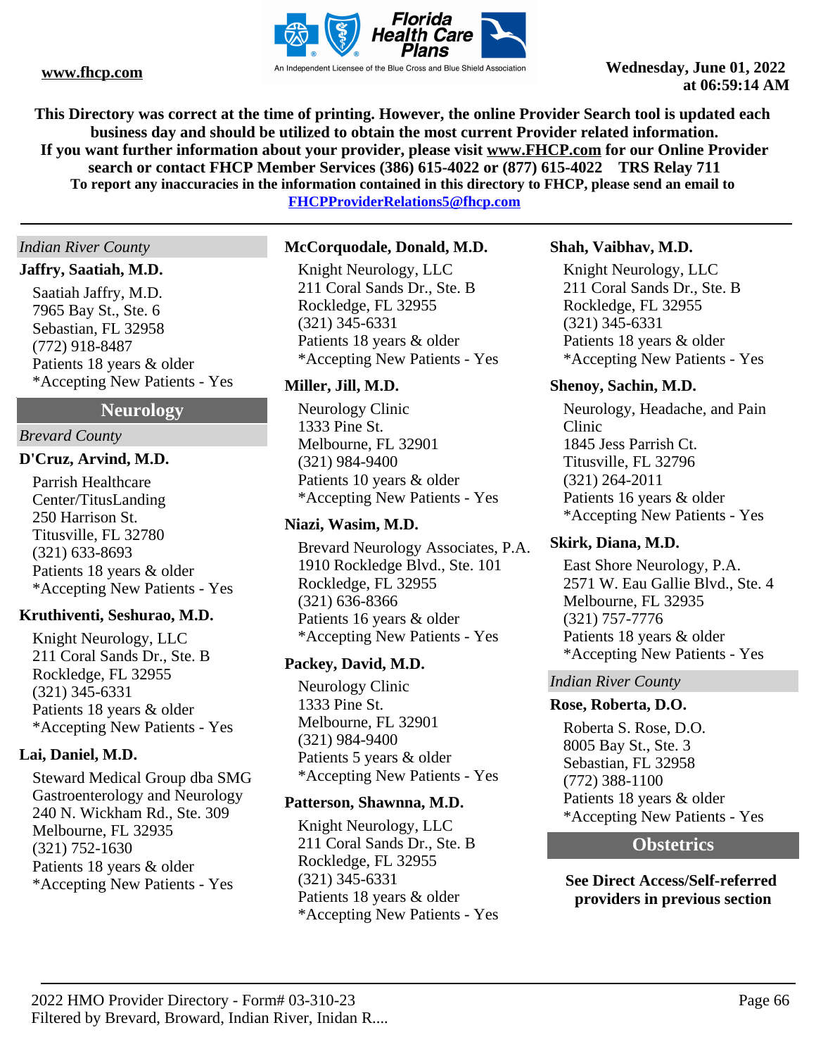This Directory was correct at the time of printing. However, the online Provider Search tool is updated each business day and should be utilized to obtain the most current Provider related information.
If you want further information about your provider, please visit www.FHCP.com for our Online Provider search or contact FHCP Member Services (386) 615-4022 or (877) 615-4022 TRS Relay 711
To report any inaccuracies in the information contained in this directory to FHCP, please send an email to FHCPProviderRelations5@fhcp.com

*Indian River County*

**Jaffry, Saatiah, M.D.**

Saatiah Jaffry, M.D.
7965 Bay St., Ste. 6
Sebastian, FL 32958
(772) 918-8487
Patients 18 years & older
*Accepting New Patients - Yes

## Neurology

*Brevard County*

**D'Cruz, Arvind, M.D.**

Parrish Healthcare Center/TitusLanding
250 Harrison St.
Titusville, FL 32780
(321) 633-8693
Patients 18 years & older
*Accepting New Patients - Yes

**Kruthiventi, Seshurao, M.D.**

Knight Neurology, LLC
211 Coral Sands Dr., Ste. B
Rockledge, FL 32955
(321) 345-6331
Patients 18 years & older
*Accepting New Patients - Yes

**Lai, Daniel, M.D.**

Steward Medical Group dba SMG Gastroenterology and Neurology
240 N. Wickham Rd., Ste. 309
Melbourne, FL 32935
(321) 752-1630
Patients 18 years & older
*Accepting New Patients - Yes

**McCorquodale, Donald, M.D.**

Knight Neurology, LLC
211 Coral Sands Dr., Ste. B
Rockledge, FL 32955
(321) 345-6331
Patients 18 years & older
*Accepting New Patients - Yes

**Miller, Jill, M.D.**

Neurology Clinic
1333 Pine St.
Melbourne, FL 32901
(321) 984-9400
Patients 10 years & older
*Accepting New Patients - Yes

**Niazi, Wasim, M.D.**

Brevard Neurology Associates, P.A.
1910 Rockledge Blvd., Ste. 101
Rockledge, FL 32955
(321) 636-8366
Patients 16 years & older
*Accepting New Patients - Yes

**Packey, David, M.D.**

Neurology Clinic
1333 Pine St.
Melbourne, FL 32901
(321) 984-9400
Patients 5 years & older
*Accepting New Patients - Yes

**Patterson, Shawnna, M.D.**

Knight Neurology, LLC
211 Coral Sands Dr., Ste. B
Rockledge, FL 32955
(321) 345-6331
Patients 18 years & older
*Accepting New Patients - Yes

**Shah, Vaibhav, M.D.**

Knight Neurology, LLC
211 Coral Sands Dr., Ste. B
Rockledge, FL 32955
(321) 345-6331
Patients 18 years & older
*Accepting New Patients - Yes

**Shenoy, Sachin, M.D.**

Neurology, Headache, and Pain Clinic
1845 Jess Parrish Ct.
Titusville, FL 32796
(321) 264-2011
Patients 16 years & older
*Accepting New Patients - Yes

**Skirk, Diana, M.D.**

East Shore Neurology, P.A.
2571 W. Eau Gallie Blvd., Ste. 4
Melbourne, FL 32935
(321) 757-7776
Patients 18 years & older
*Accepting New Patients - Yes

*Indian River County*

**Rose, Roberta, D.O.**

Roberta S. Rose, D.O.
8005 Bay St., Ste. 3
Sebastian, FL 32958
(772) 388-1100
Patients 18 years & older
*Accepting New Patients - Yes

## Obstetrics

**See Direct Access/Self-referred providers in previous section**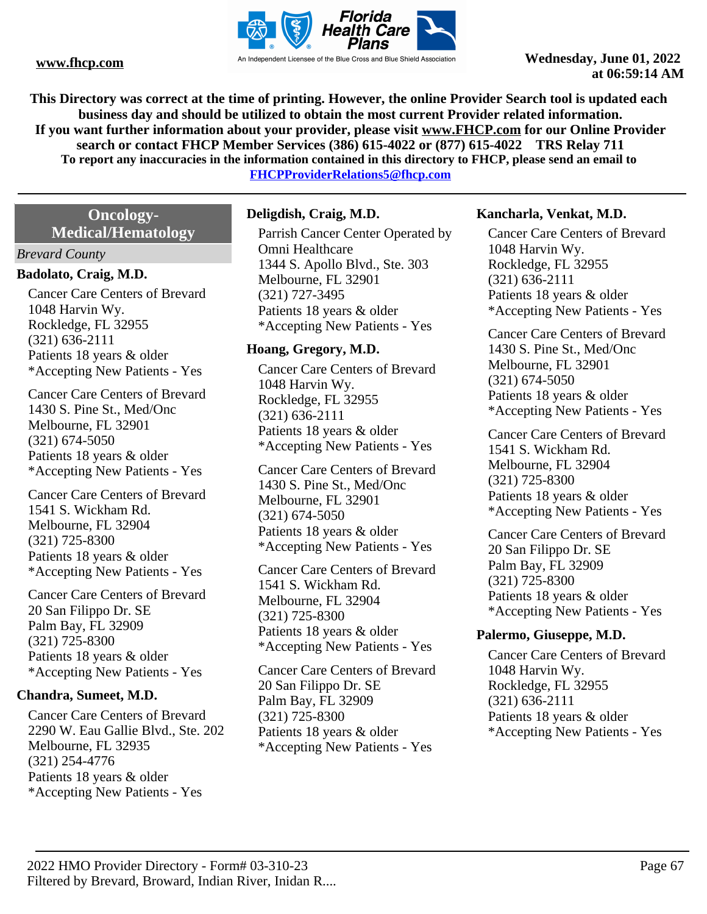This Directory was correct at the time of printing. However, the online Provider Search tool is updated each business day and should be utilized to obtain the most current Provider related information.
If you want further information about your provider, please visit www.FHCP.com for our Online Provider search or contact FHCP Member Services (386) 615-4022 or (877) 615-4022 TRS Relay 711
To report any inaccuracies in the information contained in this directory to FHCP, please send an email to FHCPProviderRelations5@fhcp.com

## Oncology-Medical/Hematology

*Brevard County*

### Badolato, Craig, M.D.

Cancer Care Centers of Brevard
1048 Harvin Wy.
Rockledge, FL 32955
(321) 636-2111
Patients 18 years & older
*Accepting New Patients - Yes

Cancer Care Centers of Brevard
1430 S. Pine St., Med/Onc
Melbourne, FL 32901
(321) 674-5050
Patients 18 years & older
*Accepting New Patients - Yes

Cancer Care Centers of Brevard
1541 S. Wickham Rd.
Melbourne, FL 32904
(321) 725-8300
Patients 18 years & older
*Accepting New Patients - Yes

Cancer Care Centers of Brevard
20 San Filippo Dr. SE
Palm Bay, FL 32909
(321) 725-8300
Patients 18 years & older
*Accepting New Patients - Yes

### Chandra, Sumeet, M.D.

Cancer Care Centers of Brevard
2290 W. Eau Gallie Blvd., Ste. 202
Melbourne, FL 32935
(321) 254-4776
Patients 18 years & older
*Accepting New Patients - Yes

### Deligdish, Craig, M.D.

Parrish Cancer Center Operated by Omni Healthcare
1344 S. Apollo Blvd., Ste. 303
Melbourne, FL 32901
(321) 727-3495
Patients 18 years & older
*Accepting New Patients - Yes

### Hoang, Gregory, M.D.

Cancer Care Centers of Brevard
1048 Harvin Wy.
Rockledge, FL 32955
(321) 636-2111
Patients 18 years & older
*Accepting New Patients - Yes

Cancer Care Centers of Brevard
1430 S. Pine St., Med/Onc
Melbourne, FL 32901
(321) 674-5050
Patients 18 years & older
*Accepting New Patients - Yes

Cancer Care Centers of Brevard
1541 S. Wickham Rd.
Melbourne, FL 32904
(321) 725-8300
Patients 18 years & older
*Accepting New Patients - Yes

Cancer Care Centers of Brevard
20 San Filippo Dr. SE
Palm Bay, FL 32909
(321) 725-8300
Patients 18 years & older
*Accepting New Patients - Yes

### Kancharla, Venkat, M.D.

Cancer Care Centers of Brevard
1048 Harvin Wy.
Rockledge, FL 32955
(321) 636-2111
Patients 18 years & older
*Accepting New Patients - Yes

Cancer Care Centers of Brevard
1430 S. Pine St., Med/Onc
Melbourne, FL 32901
(321) 674-5050
Patients 18 years & older
*Accepting New Patients - Yes

Cancer Care Centers of Brevard
1541 S. Wickham Rd.
Melbourne, FL 32904
(321) 725-8300
Patients 18 years & older
*Accepting New Patients - Yes

Cancer Care Centers of Brevard
20 San Filippo Dr. SE
Palm Bay, FL 32909
(321) 725-8300
Patients 18 years & older
*Accepting New Patients - Yes

### Palermo, Giuseppe, M.D.

Cancer Care Centers of Brevard
1048 Harvin Wy.
Rockledge, FL 32955
(321) 636-2111
Patients 18 years & older
*Accepting New Patients - Yes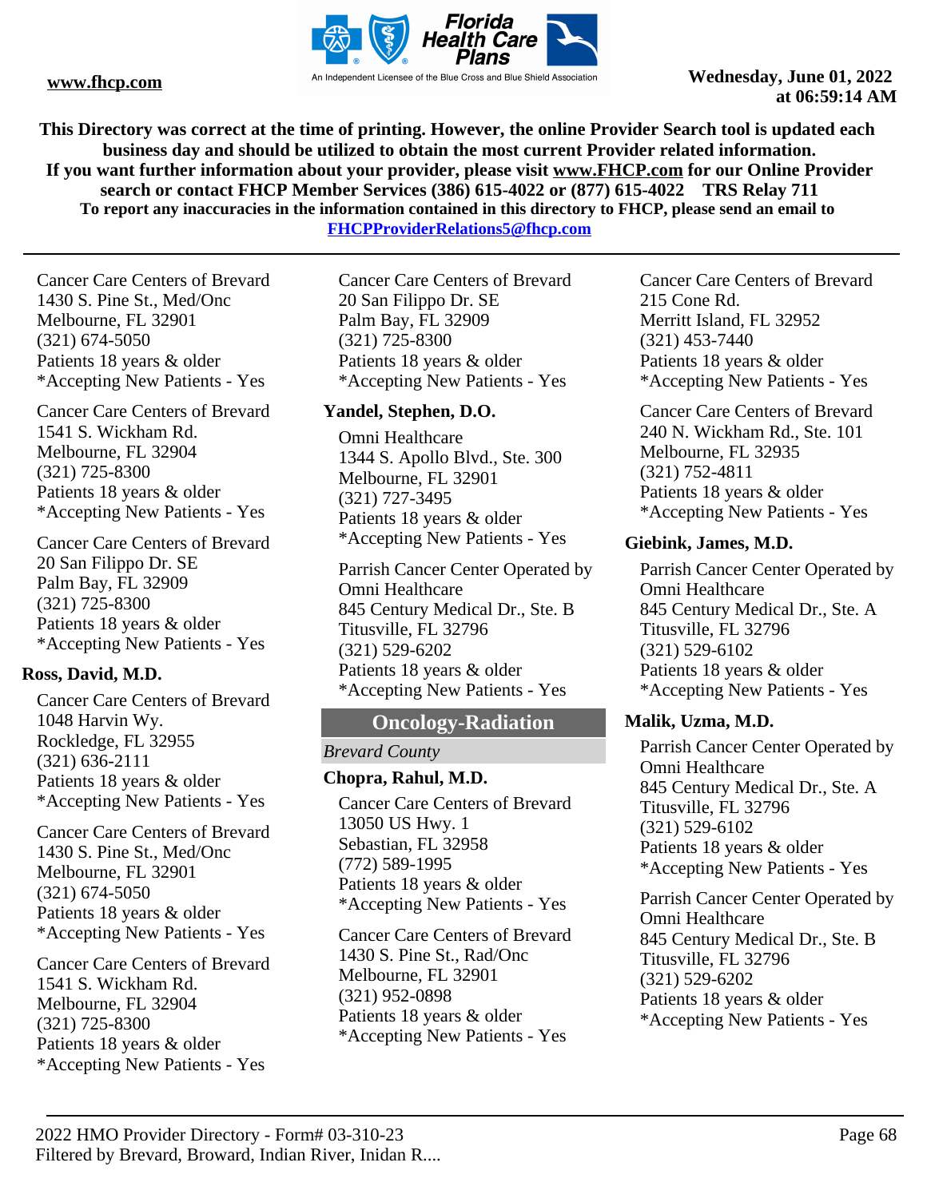This Directory was correct at the time of printing. However, the online Provider Search tool is updated each business day and should be utilized to obtain the most current Provider related information.
If you want further information about your provider, please visit www.FHCP.com for our Online Provider search or contact FHCP Member Services (386) 615-4022 or (877) 615-4022 TRS Relay 711
To report any inaccuracies in the information contained in this directory to FHCP, please send an email to FHCPProviderRelations5@fhcp.com

Cancer Care Centers of Brevard
1430 S. Pine St., Med/Onc
Melbourne, FL 32901
(321) 674-5050
Patients 18 years & older
*Accepting New Patients - Yes

Cancer Care Centers of Brevard
1541 S. Wickham Rd.
Melbourne, FL 32904
(321) 725-8300
Patients 18 years & older
*Accepting New Patients - Yes

Cancer Care Centers of Brevard
20 San Filippo Dr. SE
Palm Bay, FL 32909
(321) 725-8300
Patients 18 years & older
*Accepting New Patients - Yes

**Ross, David, M.D.**

Cancer Care Centers of Brevard
1048 Harvin Wy.
Rockledge, FL 32955
(321) 636-2111
Patients 18 years & older
*Accepting New Patients - Yes

Cancer Care Centers of Brevard
1430 S. Pine St., Med/Onc
Melbourne, FL 32901
(321) 674-5050
Patients 18 years & older
*Accepting New Patients - Yes

Cancer Care Centers of Brevard
1541 S. Wickham Rd.
Melbourne, FL 32904
(321) 725-8300
Patients 18 years & older
*Accepting New Patients - Yes

Cancer Care Centers of Brevard
20 San Filippo Dr. SE
Palm Bay, FL 32909
(321) 725-8300
Patients 18 years & older
*Accepting New Patients - Yes

**Yandel, Stephen, D.O.**

Omni Healthcare
1344 S. Apollo Blvd., Ste. 300
Melbourne, FL 32901
(321) 727-3495
Patients 18 years & older
*Accepting New Patients - Yes

Parrish Cancer Center Operated by Omni Healthcare
845 Century Medical Dr., Ste. B
Titusville, FL 32796
(321) 529-6202
Patients 18 years & older
*Accepting New Patients - Yes

## Oncology-Radiation

*Brevard County*

**Chopra, Rahul, M.D.**

Cancer Care Centers of Brevard
13050 US Hwy. 1
Sebastian, FL 32958
(772) 589-1995
Patients 18 years & older
*Accepting New Patients - Yes

Cancer Care Centers of Brevard
1430 S. Pine St., Rad/Onc
Melbourne, FL 32901
(321) 952-0898
Patients 18 years & older
*Accepting New Patients - Yes

Cancer Care Centers of Brevard
215 Cone Rd.
Merritt Island, FL 32952
(321) 453-7440
Patients 18 years & older
*Accepting New Patients - Yes

Cancer Care Centers of Brevard
240 N. Wickham Rd., Ste. 101
Melbourne, FL 32935
(321) 752-4811
Patients 18 years & older
*Accepting New Patients - Yes

**Giebink, James, M.D.**

Parrish Cancer Center Operated by Omni Healthcare
845 Century Medical Dr., Ste. A
Titusville, FL 32796
(321) 529-6102
Patients 18 years & older
*Accepting New Patients - Yes

**Malik, Uzma, M.D.**

Parrish Cancer Center Operated by Omni Healthcare
845 Century Medical Dr., Ste. A
Titusville, FL 32796
(321) 529-6102
Patients 18 years & older
*Accepting New Patients - Yes

Parrish Cancer Center Operated by Omni Healthcare
845 Century Medical Dr., Ste. B
Titusville, FL 32796
(321) 529-6202
Patients 18 years & older
*Accepting New Patients - Yes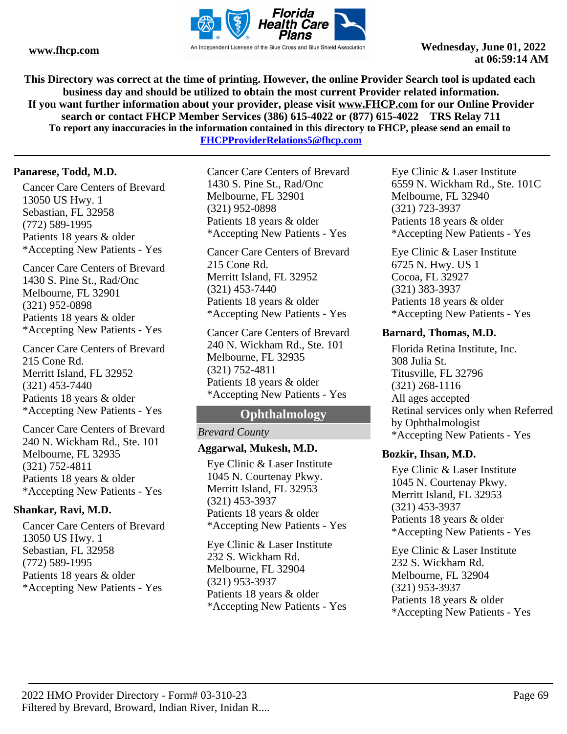This Directory was correct at the time of printing. However, the online Provider Search tool is updated each business day and should be utilized to obtain the most current Provider related information.
If you want further information about your provider, please visit www.FHCP.com for our Online Provider search or contact FHCP Member Services (386) 615-4022 or (877) 615-4022 TRS Relay 711
To report any inaccuracies in the information contained in this directory to FHCP, please send an email to FHCPProviderRelations5@fhcp.com

**Panarese, Todd, M.D.**

Cancer Care Centers of Brevard
13050 US Hwy. 1
Sebastian, FL 32958
(772) 589-1995
Patients 18 years & older
*Accepting New Patients - Yes

Cancer Care Centers of Brevard
1430 S. Pine St., Rad/Onc
Melbourne, FL 32901
(321) 952-0898
Patients 18 years & older
*Accepting New Patients - Yes

Cancer Care Centers of Brevard
215 Cone Rd.
Merritt Island, FL 32952
(321) 453-7440
Patients 18 years & older
*Accepting New Patients - Yes

Cancer Care Centers of Brevard
240 N. Wickham Rd., Ste. 101
Melbourne, FL 32935
(321) 752-4811
Patients 18 years & older
*Accepting New Patients - Yes

**Shankar, Ravi, M.D.**

Cancer Care Centers of Brevard
13050 US Hwy. 1
Sebastian, FL 32958
(772) 589-1995
Patients 18 years & older
*Accepting New Patients - Yes

Cancer Care Centers of Brevard
1430 S. Pine St., Rad/Onc
Melbourne, FL 32901
(321) 952-0898
Patients 18 years & older
*Accepting New Patients - Yes

Cancer Care Centers of Brevard
215 Cone Rd.
Merritt Island, FL 32952
(321) 453-7440
Patients 18 years & older
*Accepting New Patients - Yes

Cancer Care Centers of Brevard
240 N. Wickham Rd., Ste. 101
Melbourne, FL 32935
(321) 752-4811
Patients 18 years & older
*Accepting New Patients - Yes

## Ophthalmology

*Brevard County*

**Aggarwal, Mukesh, M.D.**

Eye Clinic & Laser Institute
1045 N. Courtenay Pkwy.
Merritt Island, FL 32953
(321) 453-3937
Patients 18 years & older
*Accepting New Patients - Yes

Eye Clinic & Laser Institute
232 S. Wickham Rd.
Melbourne, FL 32904
(321) 953-3937
Patients 18 years & older
*Accepting New Patients - Yes

Eye Clinic & Laser Institute
6559 N. Wickham Rd., Ste. 101C
Melbourne, FL 32940
(321) 723-3937
Patients 18 years & older
*Accepting New Patients - Yes

Eye Clinic & Laser Institute
6725 N. Hwy. US 1
Cocoa, FL 32927
(321) 383-3937
Patients 18 years & older
*Accepting New Patients - Yes

**Barnard, Thomas, M.D.**

Florida Retina Institute, Inc.
308 Julia St.
Titusville, FL 32796
(321) 268-1116
All ages accepted
Retinal services only when Referred by Ophthalmologist
*Accepting New Patients - Yes

**Bozkir, Ihsan, M.D.**

Eye Clinic & Laser Institute
1045 N. Courtenay Pkwy.
Merritt Island, FL 32953
(321) 453-3937
Patients 18 years & older
*Accepting New Patients - Yes

Eye Clinic & Laser Institute
232 S. Wickham Rd.
Melbourne, FL 32904
(321) 953-3937
Patients 18 years & older
*Accepting New Patients - Yes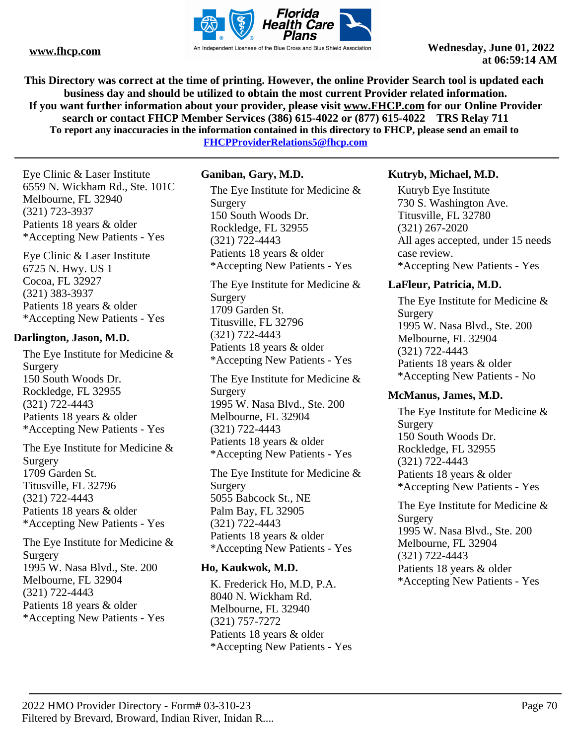This Directory was correct at the time of printing. However, the online Provider Search tool is updated each business day and should be utilized to obtain the most current Provider related information.
If you want further information about your provider, please visit www.FHCP.com for our Online Provider search or contact FHCP Member Services (386) 615-4022 or (877) 615-4022 TRS Relay 711
To report any inaccuracies in the information contained in this directory to FHCP, please send an email to FHCPProviderRelations5@fhcp.com

Eye Clinic & Laser Institute
6559 N. Wickham Rd., Ste. 101C
Melbourne, FL 32940
(321) 723-3937
Patients 18 years & older
*Accepting New Patients - Yes

Eye Clinic & Laser Institute
6725 N. Hwy. US 1
Cocoa, FL 32927
(321) 383-3937
Patients 18 years & older
*Accepting New Patients - Yes

**Darlington, Jason, M.D.**

The Eye Institute for Medicine & Surgery
150 South Woods Dr.
Rockledge, FL 32955
(321) 722-4443
Patients 18 years & older
*Accepting New Patients - Yes

The Eye Institute for Medicine & Surgery
1709 Garden St.
Titusville, FL 32796
(321) 722-4443
Patients 18 years & older
*Accepting New Patients - Yes

The Eye Institute for Medicine & Surgery
1995 W. Nasa Blvd., Ste. 200
Melbourne, FL 32904
(321) 722-4443
Patients 18 years & older
*Accepting New Patients - Yes

**Ganiban, Gary, M.D.**

The Eye Institute for Medicine & Surgery
150 South Woods Dr.
Rockledge, FL 32955
(321) 722-4443
Patients 18 years & older
*Accepting New Patients - Yes

The Eye Institute for Medicine & Surgery
1709 Garden St.
Titusville, FL 32796
(321) 722-4443
Patients 18 years & older
*Accepting New Patients - Yes

The Eye Institute for Medicine & Surgery
1995 W. Nasa Blvd., Ste. 200
Melbourne, FL 32904
(321) 722-4443
Patients 18 years & older
*Accepting New Patients - Yes

The Eye Institute for Medicine & Surgery
5055 Babcock St., NE
Palm Bay, FL 32905
(321) 722-4443
Patients 18 years & older
*Accepting New Patients - Yes

**Ho, Kaukwok, M.D.**

K. Frederick Ho, M.D, P.A.
8040 N. Wickham Rd.
Melbourne, FL 32940
(321) 757-7272
Patients 18 years & older
*Accepting New Patients - Yes

**Kutryb, Michael, M.D.**

Kutryb Eye Institute
730 S. Washington Ave.
Titusville, FL 32780
(321) 267-2020
All ages accepted, under 15 needs case review.
*Accepting New Patients - Yes

**LaFleur, Patricia, M.D.**

The Eye Institute for Medicine & Surgery
1995 W. Nasa Blvd., Ste. 200
Melbourne, FL 32904
(321) 722-4443
Patients 18 years & older
*Accepting New Patients - No

**McManus, James, M.D.**

The Eye Institute for Medicine & Surgery
150 South Woods Dr.
Rockledge, FL 32955
(321) 722-4443
Patients 18 years & older
*Accepting New Patients - Yes

The Eye Institute for Medicine & Surgery
1995 W. Nasa Blvd., Ste. 200
Melbourne, FL 32904
(321) 722-4443
Patients 18 years & older
*Accepting New Patients - Yes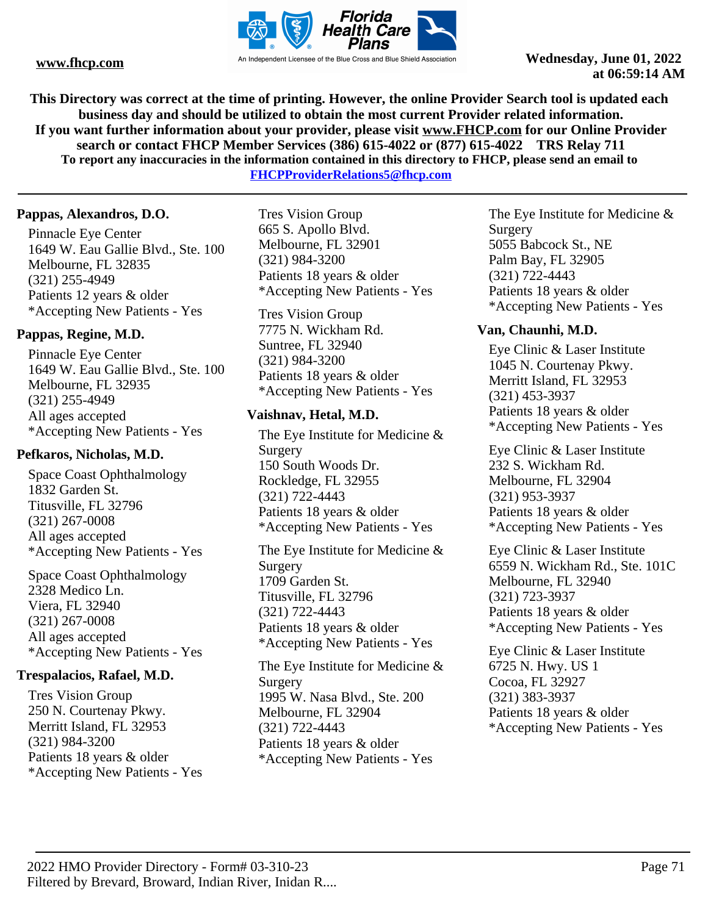This Directory was correct at the time of printing. However, the online Provider Search tool is updated each business day and should be utilized to obtain the most current Provider related information.
If you want further information about your provider, please visit www.FHCP.com for our Online Provider search or contact FHCP Member Services (386) 615-4022 or (877) 615-4022 TRS Relay 711
To report any inaccuracies in the information contained in this directory to FHCP, please send an email to FHCPProviderRelations5@fhcp.com

**Pappas, Alexandros, D.O.**

Pinnacle Eye Center
1649 W. Eau Gallie Blvd., Ste. 100
Melbourne, FL 32835
(321) 255-4949
Patients 12 years & older
*Accepting New Patients - Yes

**Pappas, Regine, M.D.**

Pinnacle Eye Center
1649 W. Eau Gallie Blvd., Ste. 100
Melbourne, FL 32935
(321) 255-4949
All ages accepted
*Accepting New Patients - Yes

**Pefkaros, Nicholas, M.D.**

Space Coast Ophthalmology
1832 Garden St.
Titusville, FL 32796
(321) 267-0008
All ages accepted
*Accepting New Patients - Yes

Space Coast Ophthalmology
2328 Medico Ln.
Viera, FL 32940
(321) 267-0008
All ages accepted
*Accepting New Patients - Yes

**Trespalacios, Rafael, M.D.**

Tres Vision Group
250 N. Courtenay Pkwy.
Merritt Island, FL 32953
(321) 984-3200
Patients 18 years & older
*Accepting New Patients - Yes

Tres Vision Group
665 S. Apollo Blvd.
Melbourne, FL 32901
(321) 984-3200
Patients 18 years & older
*Accepting New Patients - Yes

Tres Vision Group
7775 N. Wickham Rd.
Suntree, FL 32940
(321) 984-3200
Patients 18 years & older
*Accepting New Patients - Yes

**Vaishnav, Hetal, M.D.**

The Eye Institute for Medicine & Surgery
150 South Woods Dr.
Rockledge, FL 32955
(321) 722-4443
Patients 18 years & older
*Accepting New Patients - Yes

The Eye Institute for Medicine & Surgery
1709 Garden St.
Titusville, FL 32796
(321) 722-4443
Patients 18 years & older
*Accepting New Patients - Yes

The Eye Institute for Medicine & Surgery
1995 W. Nasa Blvd., Ste. 200
Melbourne, FL 32904
(321) 722-4443
Patients 18 years & older
*Accepting New Patients - Yes

The Eye Institute for Medicine & Surgery
5055 Babcock St., NE
Palm Bay, FL 32905
(321) 722-4443
Patients 18 years & older
*Accepting New Patients - Yes

**Van, Chaunhi, M.D.**

Eye Clinic & Laser Institute
1045 N. Courtenay Pkwy.
Merritt Island, FL 32953
(321) 453-3937
Patients 18 years & older
*Accepting New Patients - Yes

Eye Clinic & Laser Institute
232 S. Wickham Rd.
Melbourne, FL 32904
(321) 953-3937
Patients 18 years & older
*Accepting New Patients - Yes

Eye Clinic & Laser Institute
6559 N. Wickham Rd., Ste. 101C
Melbourne, FL 32940
(321) 723-3937
Patients 18 years & older
*Accepting New Patients - Yes

Eye Clinic & Laser Institute
6725 N. Hwy. US 1
Cocoa, FL 32927
(321) 383-3937
Patients 18 years & older
*Accepting New Patients - Yes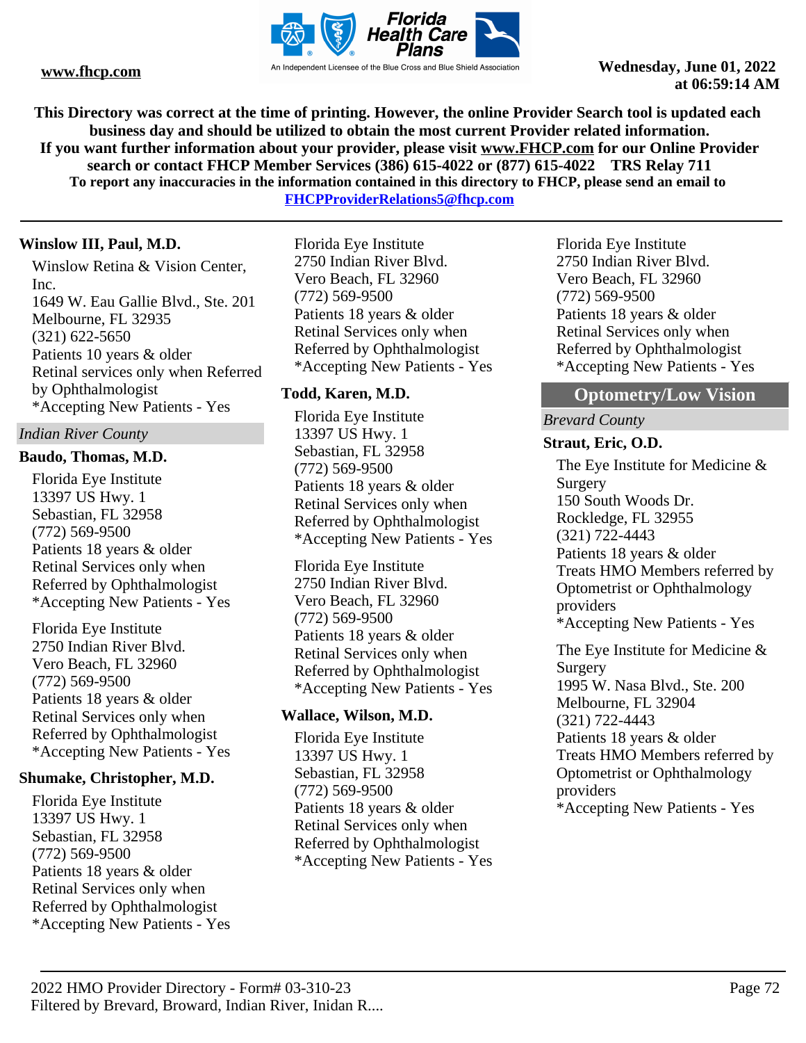**Winslow III, Paul, M.D.**

Winslow Retina & Vision Center, Inc.
1649 W. Eau Gallie Blvd., Ste. 201
Melbourne, FL 32935
(321) 622-5650
Patients 10 years & older
Retinal services only when Referred by Ophthalmologist
*Accepting New Patients - Yes

*Indian River County*

**Baudo, Thomas, M.D.**

Florida Eye Institute
13397 US Hwy. 1
Sebastian, FL 32958
(772) 569-9500
Patients 18 years & older
Retinal Services only when Referred by Ophthalmologist
*Accepting New Patients - Yes

Florida Eye Institute
2750 Indian River Blvd.
Vero Beach, FL 32960
(772) 569-9500
Patients 18 years & older
Retinal Services only when Referred by Ophthalmologist
*Accepting New Patients - Yes

**Shumake, Christopher, M.D.**

Florida Eye Institute
13397 US Hwy. 1
Sebastian, FL 32958
(772) 569-9500
Patients 18 years & older
Retinal Services only when Referred by Ophthalmologist
*Accepting New Patients - Yes

Florida Eye Institute
2750 Indian River Blvd.
Vero Beach, FL 32960
(772) 569-9500
Patients 18 years & older
Retinal Services only when Referred by Ophthalmologist
*Accepting New Patients - Yes

**Todd, Karen, M.D.**

Florida Eye Institute
13397 US Hwy. 1
Sebastian, FL 32958
(772) 569-9500
Patients 18 years & older
Retinal Services only when Referred by Ophthalmologist
*Accepting New Patients - Yes

Florida Eye Institute
2750 Indian River Blvd.
Vero Beach, FL 32960
(772) 569-9500
Patients 18 years & older
Retinal Services only when Referred by Ophthalmologist
*Accepting New Patients - Yes

**Wallace, Wilson, M.D.**

Florida Eye Institute
13397 US Hwy. 1
Sebastian, FL 32958
(772) 569-9500
Patients 18 years & older
Retinal Services only when Referred by Ophthalmologist
*Accepting New Patients - Yes

Florida Eye Institute
2750 Indian River Blvd.
Vero Beach, FL 32960
(772) 569-9500
Patients 18 years & older
Retinal Services only when Referred by Ophthalmologist
*Accepting New Patients - Yes

## Optometry/Low Vision

*Brevard County*

**Straut, Eric, O.D.**

The Eye Institute for Medicine & Surgery
150 South Woods Dr.
Rockledge, FL 32955
(321) 722-4443
Patients 18 years & older
Treats HMO Members referred by Optometrist or Ophthalmology providers
*Accepting New Patients - Yes

The Eye Institute for Medicine & Surgery
1995 W. Nasa Blvd., Ste. 200
Melbourne, FL 32904
(321) 722-4443
Patients 18 years & older
Treats HMO Members referred by Optometrist or Ophthalmology providers
*Accepting New Patients - Yes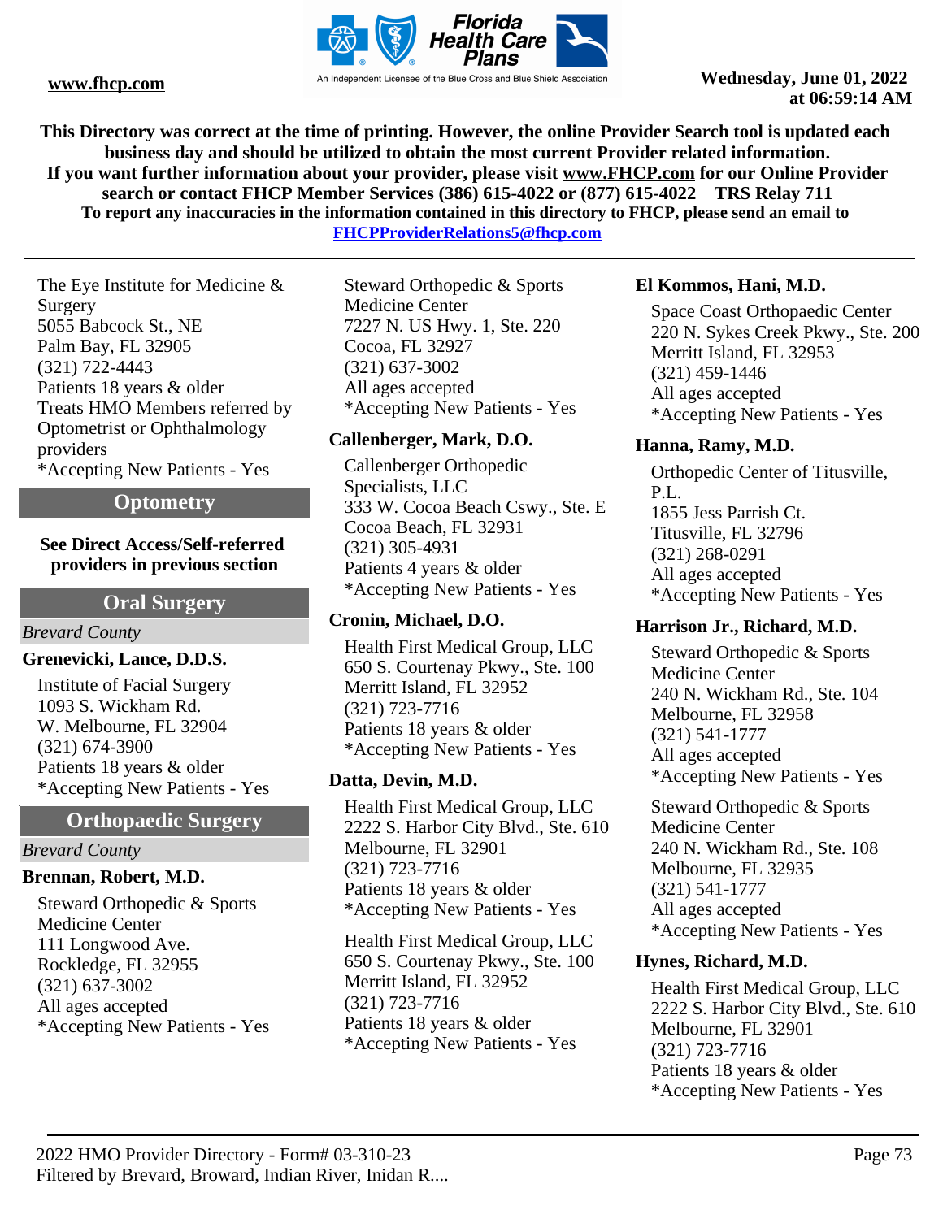This Directory was correct at the time of printing. However, the online Provider Search tool is updated each business day and should be utilized to obtain the most current Provider related information.
If you want further information about your provider, please visit www.FHCP.com for our Online Provider search or contact FHCP Member Services (386) 615-4022 or (877) 615-4022 TRS Relay 711
To report any inaccuracies in the information contained in this directory to FHCP, please send an email to FHCPProviderRelations5@fhcp.com

The Eye Institute for Medicine & Surgery
5055 Babcock St., NE
Palm Bay, FL 32905
(321) 722-4443
Patients 18 years & older
Treats HMO Members referred by Optometrist or Ophthalmology providers
*Accepting New Patients - Yes

## Optometry

**See Direct Access/Self-referred providers in previous section**

## Oral Surgery

*Brevard County*

**Grenevicki, Lance, D.D.S.**

Institute of Facial Surgery
1093 S. Wickham Rd.
W. Melbourne, FL 32904
(321) 674-3900
Patients 18 years & older
*Accepting New Patients - Yes

## Orthopaedic Surgery

*Brevard County*

**Brennan, Robert, M.D.**

Steward Orthopedic & Sports Medicine Center
111 Longwood Ave.
Rockledge, FL 32955
(321) 637-3002
All ages accepted
*Accepting New Patients - Yes

Steward Orthopedic & Sports Medicine Center
7227 N. US Hwy. 1, Ste. 220
Cocoa, FL 32927
(321) 637-3002
All ages accepted
*Accepting New Patients - Yes

**Callenberger, Mark, D.O.**

Callenberger Orthopedic Specialists, LLC
333 W. Cocoa Beach Cswy., Ste. E
Cocoa Beach, FL 32931
(321) 305-4931
Patients 4 years & older
*Accepting New Patients - Yes

**Cronin, Michael, D.O.**

Health First Medical Group, LLC
650 S. Courtenay Pkwy., Ste. 100
Merritt Island, FL 32952
(321) 723-7716
Patients 18 years & older
*Accepting New Patients - Yes

**Datta, Devin, M.D.**

Health First Medical Group, LLC
2222 S. Harbor City Blvd., Ste. 610
Melbourne, FL 32901
(321) 723-7716
Patients 18 years & older
*Accepting New Patients - Yes

Health First Medical Group, LLC
650 S. Courtenay Pkwy., Ste. 100
Merritt Island, FL 32952
(321) 723-7716
Patients 18 years & older
*Accepting New Patients - Yes

**El Kommos, Hani, M.D.**

Space Coast Orthopaedic Center
220 N. Sykes Creek Pkwy., Ste. 200
Merritt Island, FL 32953
(321) 459-1446
All ages accepted
*Accepting New Patients - Yes

**Hanna, Ramy, M.D.**

Orthopedic Center of Titusville, P.L.
1855 Jess Parrish Ct.
Titusville, FL 32796
(321) 268-0291
All ages accepted
*Accepting New Patients - Yes

**Harrison Jr., Richard, M.D.**

Steward Orthopedic & Sports Medicine Center
240 N. Wickham Rd., Ste. 104
Melbourne, FL 32958
(321) 541-1777
All ages accepted
*Accepting New Patients - Yes

Steward Orthopedic & Sports Medicine Center
240 N. Wickham Rd., Ste. 108
Melbourne, FL 32935
(321) 541-1777
All ages accepted
*Accepting New Patients - Yes

**Hynes, Richard, M.D.**

Health First Medical Group, LLC
2222 S. Harbor City Blvd., Ste. 610
Melbourne, FL 32901
(321) 723-7716
Patients 18 years & older
*Accepting New Patients - Yes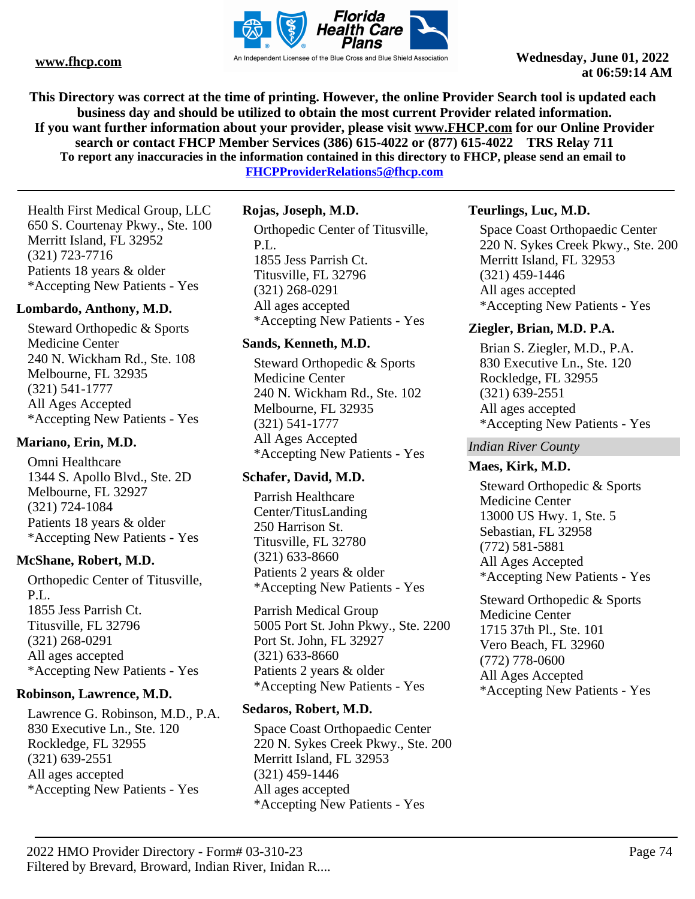Health First Medical Group, LLC
650 S. Courtenay Pkwy., Ste. 100
Merritt Island, FL 32952
(321) 723-7716
Patients 18 years & older
*Accepting New Patients - Yes

**Lombardo, Anthony, M.D.**

Steward Orthopedic & Sports Medicine Center
240 N. Wickham Rd., Ste. 108
Melbourne, FL 32935
(321) 541-1777
All Ages Accepted
*Accepting New Patients - Yes

**Mariano, Erin, M.D.**

Omni Healthcare
1344 S. Apollo Blvd., Ste. 2D
Melbourne, FL 32927
(321) 724-1084
Patients 18 years & older
*Accepting New Patients - Yes

**McShane, Robert, M.D.**

Orthopedic Center of Titusville, P.L.
1855 Jess Parrish Ct.
Titusville, FL 32796
(321) 268-0291
All ages accepted
*Accepting New Patients - Yes

**Robinson, Lawrence, M.D.**

Lawrence G. Robinson, M.D., P.A.
830 Executive Ln., Ste. 120
Rockledge, FL 32955
(321) 639-2551
All ages accepted
*Accepting New Patients - Yes

**Rojas, Joseph, M.D.**

Orthopedic Center of Titusville, P.L.
1855 Jess Parrish Ct.
Titusville, FL 32796
(321) 268-0291
All ages accepted
*Accepting New Patients - Yes

**Sands, Kenneth, M.D.**

Steward Orthopedic & Sports Medicine Center
240 N. Wickham Rd., Ste. 102
Melbourne, FL 32935
(321) 541-1777
All Ages Accepted
*Accepting New Patients - Yes

**Schafer, David, M.D.**

Parrish Healthcare Center/TitusLanding
250 Harrison St.
Titusville, FL 32780
(321) 633-8660
Patients 2 years & older
*Accepting New Patients - Yes

Parrish Medical Group
5005 Port St. John Pkwy., Ste. 2200
Port St. John, FL 32927
(321) 633-8660
Patients 2 years & older
*Accepting New Patients - Yes

**Sedaros, Robert, M.D.**

Space Coast Orthopaedic Center
220 N. Sykes Creek Pkwy., Ste. 200
Merritt Island, FL 32953
(321) 459-1446
All ages accepted
*Accepting New Patients - Yes

**Teurlings, Luc, M.D.**

Space Coast Orthopaedic Center
220 N. Sykes Creek Pkwy., Ste. 200
Merritt Island, FL 32953
(321) 459-1446
All ages accepted
*Accepting New Patients - Yes

**Ziegler, Brian, M.D. P.A.**

Brian S. Ziegler, M.D., P.A.
830 Executive Ln., Ste. 120
Rockledge, FL 32955
(321) 639-2551
All ages accepted
*Accepting New Patients - Yes

*Indian River County*

**Maes, Kirk, M.D.**

Steward Orthopedic & Sports Medicine Center
13000 US Hwy. 1, Ste. 5
Sebastian, FL 32958
(772) 581-5881
All Ages Accepted
*Accepting New Patients - Yes

Steward Orthopedic & Sports Medicine Center
1715 37th Pl., Ste. 101
Vero Beach, FL 32960
(772) 778-0600
All Ages Accepted
*Accepting New Patients - Yes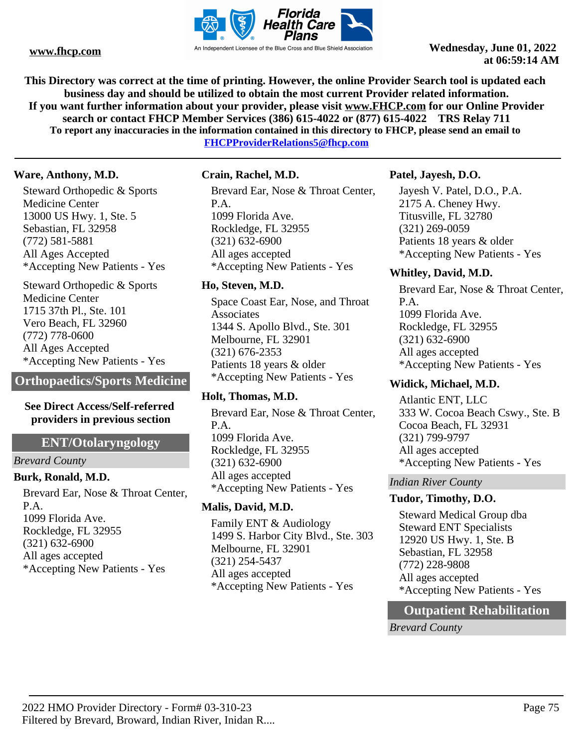**Ware, Anthony, M.D.**

Steward Orthopedic & Sports Medicine Center
13000 US Hwy. 1, Ste. 5
Sebastian, FL 32958
(772) 581-5881
All Ages Accepted
*Accepting New Patients - Yes

Steward Orthopedic & Sports Medicine Center
1715 37th Pl., Ste. 101
Vero Beach, FL 32960
(772) 778-0600
All Ages Accepted
*Accepting New Patients - Yes

## Orthopaedics/Sports Medicine

**See Direct Access/Self-referred providers in previous section**

## ENT/Otolaryngology

*Brevard County*

**Burk, Ronald, M.D.**

Brevard Ear, Nose & Throat Center, P.A.
1099 Florida Ave.
Rockledge, FL 32955
(321) 632-6900
All ages accepted
*Accepting New Patients - Yes

**Crain, Rachel, M.D.**

Brevard Ear, Nose & Throat Center, P.A.
1099 Florida Ave.
Rockledge, FL 32955
(321) 632-6900
All ages accepted
*Accepting New Patients - Yes

**Ho, Steven, M.D.**

Space Coast Ear, Nose, and Throat Associates
1344 S. Apollo Blvd., Ste. 301
Melbourne, FL 32901
(321) 676-2353
Patients 18 years & older
*Accepting New Patients - Yes

**Holt, Thomas, M.D.**

Brevard Ear, Nose & Throat Center, P.A.
1099 Florida Ave.
Rockledge, FL 32955
(321) 632-6900
All ages accepted
*Accepting New Patients - Yes

**Malis, David, M.D.**

Family ENT & Audiology
1499 S. Harbor City Blvd., Ste. 303
Melbourne, FL 32901
(321) 254-5437
All ages accepted
*Accepting New Patients - Yes

**Patel, Jayesh, D.O.**

Jayesh V. Patel, D.O., P.A.
2175 A. Cheney Hwy.
Titusville, FL 32780
(321) 269-0059
Patients 18 years & older
*Accepting New Patients - Yes

**Whitley, David, M.D.**

Brevard Ear, Nose & Throat Center, P.A.
1099 Florida Ave.
Rockledge, FL 32955
(321) 632-6900
All ages accepted
*Accepting New Patients - Yes

**Widick, Michael, M.D.**

Atlantic ENT, LLC
333 W. Cocoa Beach Cswy., Ste. B
Cocoa Beach, FL 32931
(321) 799-9797
All ages accepted
*Accepting New Patients - Yes

*Indian River County*

**Tudor, Timothy, D.O.**

Steward Medical Group dba Steward ENT Specialists
12920 US Hwy. 1, Ste. B
Sebastian, FL 32958
(772) 228-9808
All ages accepted
*Accepting New Patients - Yes

## Outpatient Rehabilitation

*Brevard County*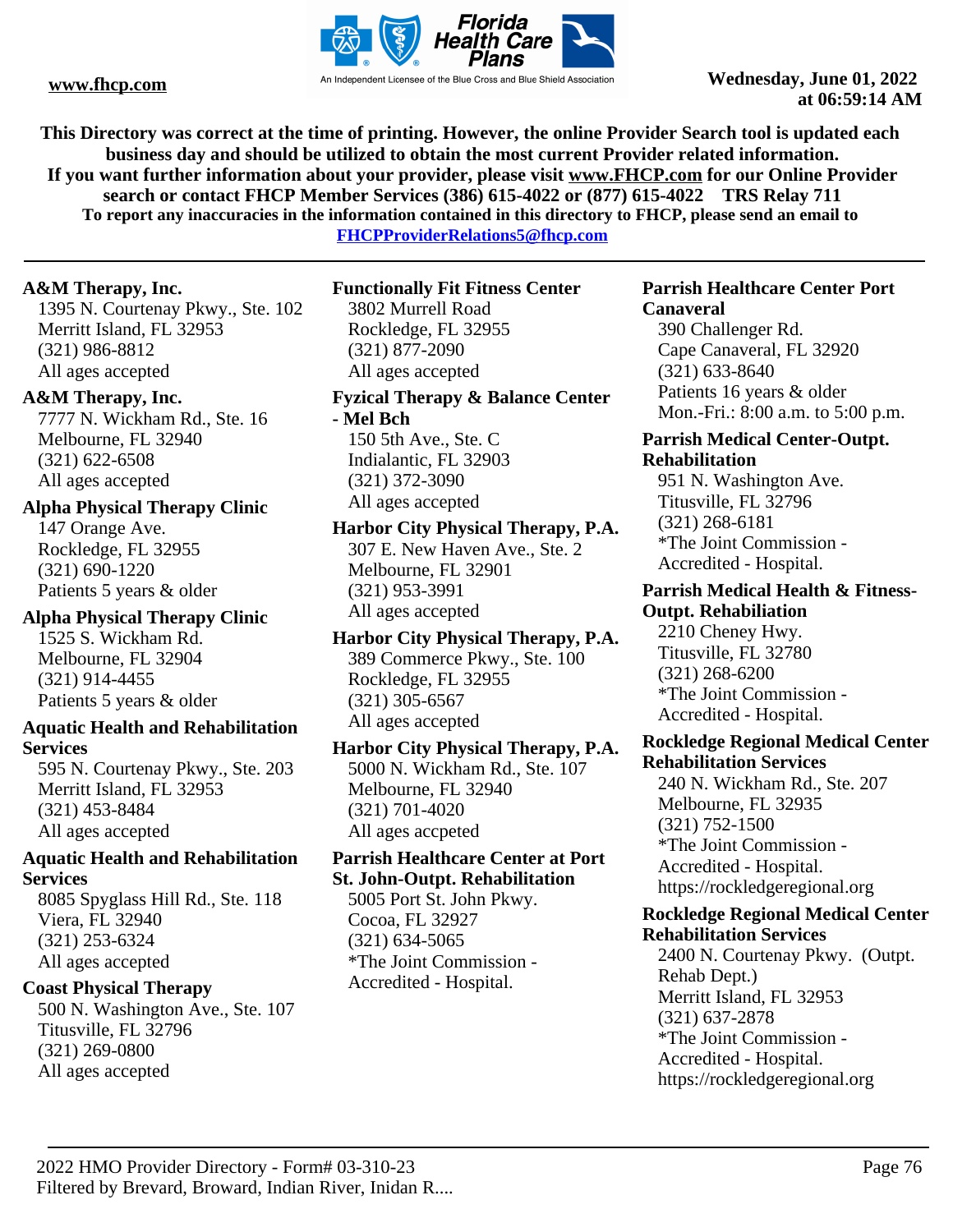This Directory was correct at the time of printing. However, the online Provider Search tool is updated each business day and should be utilized to obtain the most current Provider related information.
If you want further information about your provider, please visit www.FHCP.com for our Online Provider search or contact FHCP Member Services (386) 615-4022 or (877) 615-4022 TRS Relay 711
To report any inaccuracies in the information contained in this directory to FHCP, please send an email to FHCPProviderRelations5@fhcp.com

**A&M Therapy, Inc.**
1395 N. Courtenay Pkwy., Ste. 102
Merritt Island, FL 32953
(321) 986-8812
All ages accepted

**A&M Therapy, Inc.**
7777 N. Wickham Rd., Ste. 16
Melbourne, FL 32940
(321) 622-6508
All ages accepted

**Alpha Physical Therapy Clinic**
147 Orange Ave.
Rockledge, FL 32955
(321) 690-1220
Patients 5 years & older

**Alpha Physical Therapy Clinic**
1525 S. Wickham Rd.
Melbourne, FL 32904
(321) 914-4455
Patients 5 years & older

**Aquatic Health and Rehabilitation Services**
595 N. Courtenay Pkwy., Ste. 203
Merritt Island, FL 32953
(321) 453-8484
All ages accepted

**Aquatic Health and Rehabilitation Services**
8085 Spyglass Hill Rd., Ste. 118
Viera, FL 32940
(321) 253-6324
All ages accepted

**Coast Physical Therapy**
500 N. Washington Ave., Ste. 107
Titusville, FL 32796
(321) 269-0800
All ages accepted

**Functionally Fit Fitness Center**
3802 Murrell Road
Rockledge, FL 32955
(321) 877-2090
All ages accepted

**Fyzical Therapy & Balance Center - Mel Bch**
150 5th Ave., Ste. C
Indialantic, FL 32903
(321) 372-3090
All ages accepted

**Harbor City Physical Therapy, P.A.**
307 E. New Haven Ave., Ste. 2
Melbourne, FL 32901
(321) 953-3991
All ages accepted

**Harbor City Physical Therapy, P.A.**
389 Commerce Pkwy., Ste. 100
Rockledge, FL 32955
(321) 305-6567
All ages accepted

**Harbor City Physical Therapy, P.A.**
5000 N. Wickham Rd., Ste. 107
Melbourne, FL 32940
(321) 701-4020
All ages accpeted

**Parrish Healthcare Center at Port St. John-Outpt. Rehabilitation**
5005 Port St. John Pkwy.
Cocoa, FL 32927
(321) 634-5065
*The Joint Commission - Accredited - Hospital.

**Parrish Healthcare Center Port Canaveral**
390 Challenger Rd.
Cape Canaveral, FL 32920
(321) 633-8640
Patients 16 years & older
Mon.-Fri.: 8:00 a.m. to 5:00 p.m.

**Parrish Medical Center-Outpt. Rehabilitation**
951 N. Washington Ave.
Titusville, FL 32796
(321) 268-6181
*The Joint Commission - Accredited - Hospital.

**Parrish Medical Health & Fitness-Outpt. Rehabiliation**
2210 Cheney Hwy.
Titusville, FL 32780
(321) 268-6200
*The Joint Commission - Accredited - Hospital.

**Rockledge Regional Medical Center Rehabilitation Services**
240 N. Wickham Rd., Ste. 207
Melbourne, FL 32935
(321) 752-1500
*The Joint Commission - Accredited - Hospital.
https://rockledgeregional.org

**Rockledge Regional Medical Center Rehabilitation Services**
2400 N. Courtenay Pkwy. (Outpt. Rehab Dept.)
Merritt Island, FL 32953
(321) 637-2878
*The Joint Commission - Accredited - Hospital.
https://rockledgeregional.org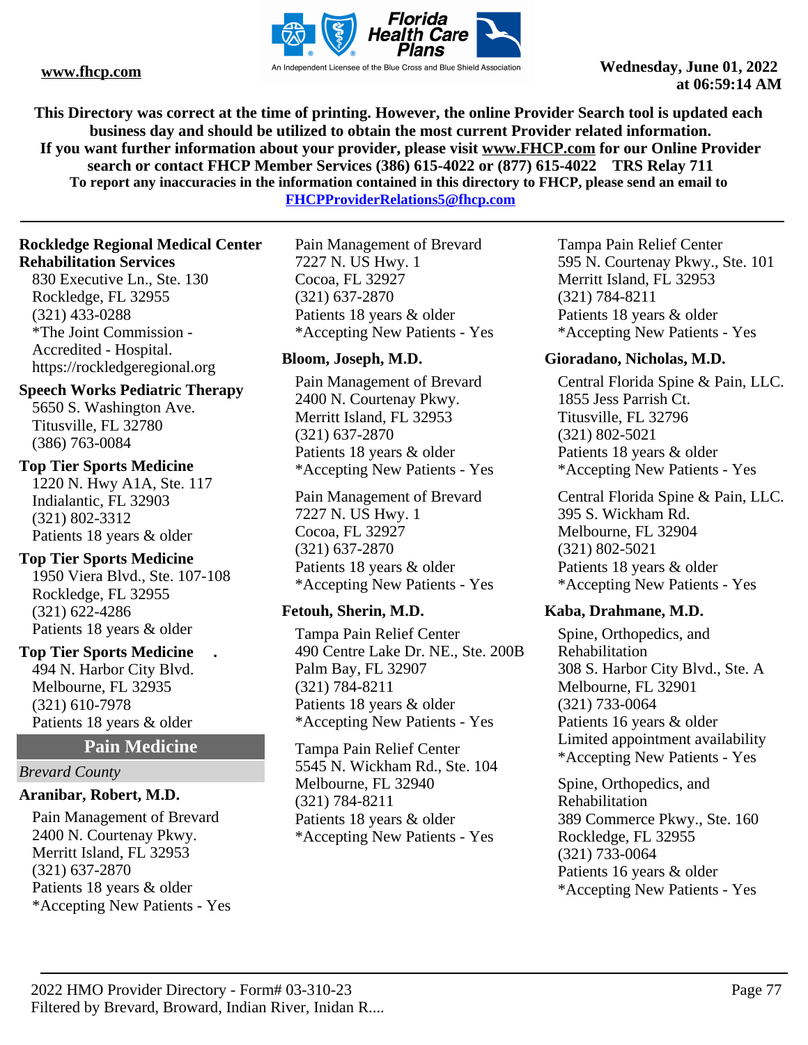**Rockledge Regional Medical Center Rehabilitation Services**

830 Executive Ln., Ste. 130
Rockledge, FL 32955
(321) 433-0288
*The Joint Commission - Accredited - Hospital.
https://rockledgeregional.org

**Speech Works Pediatric Therapy**

5650 S. Washington Ave.
Titusville, FL 32780
(386) 763-0084

**Top Tier Sports Medicine**

1220 N. Hwy A1A, Ste. 117
Indialantic, FL 32903
(321) 802-3312
Patients 18 years & older

**Top Tier Sports Medicine**

1950 Viera Blvd., Ste. 107-108
Rockledge, FL 32955
(321) 622-4286
Patients 18 years & older

**Top Tier Sports Medicine .**

494 N. Harbor City Blvd.
Melbourne, FL 32935
(321) 610-7978
Patients 18 years & older

## Pain Medicine

*Brevard County*

**Aranibar, Robert, M.D.**

Pain Management of Brevard
2400 N. Courtenay Pkwy.
Merritt Island, FL 32953
(321) 637-2870
Patients 18 years & older
*Accepting New Patients - Yes

Pain Management of Brevard
7227 N. US Hwy. 1
Cocoa, FL 32927
(321) 637-2870
Patients 18 years & older
*Accepting New Patients - Yes

**Bloom, Joseph, M.D.**

Pain Management of Brevard
2400 N. Courtenay Pkwy.
Merritt Island, FL 32953
(321) 637-2870
Patients 18 years & older
*Accepting New Patients - Yes

Pain Management of Brevard
7227 N. US Hwy. 1
Cocoa, FL 32927
(321) 637-2870
Patients 18 years & older
*Accepting New Patients - Yes

**Fetouh, Sherin, M.D.**

Tampa Pain Relief Center
490 Centre Lake Dr. NE., Ste. 200B
Palm Bay, FL 32907
(321) 784-8211
Patients 18 years & older
*Accepting New Patients - Yes

Tampa Pain Relief Center
5545 N. Wickham Rd., Ste. 104
Melbourne, FL 32940
(321) 784-8211
Patients 18 years & older
*Accepting New Patients - Yes

Tampa Pain Relief Center
595 N. Courtenay Pkwy., Ste. 101
Merritt Island, FL 32953
(321) 784-8211
Patients 18 years & older
*Accepting New Patients - Yes

**Gioradano, Nicholas, M.D.**

Central Florida Spine & Pain, LLC.
1855 Jess Parrish Ct.
Titusville, FL 32796
(321) 802-5021
Patients 18 years & older
*Accepting New Patients - Yes

Central Florida Spine & Pain, LLC.
395 S. Wickham Rd.
Melbourne, FL 32904
(321) 802-5021
Patients 18 years & older
*Accepting New Patients - Yes

**Kaba, Drahmane, M.D.**

Spine, Orthopedics, and Rehabilitation
308 S. Harbor City Blvd., Ste. A
Melbourne, FL 32901
(321) 733-0064
Patients 16 years & older
Limited appointment availability
*Accepting New Patients - Yes

Spine, Orthopedics, and Rehabilitation
389 Commerce Pkwy., Ste. 160
Rockledge, FL 32955
(321) 733-0064
Patients 16 years & older
*Accepting New Patients - Yes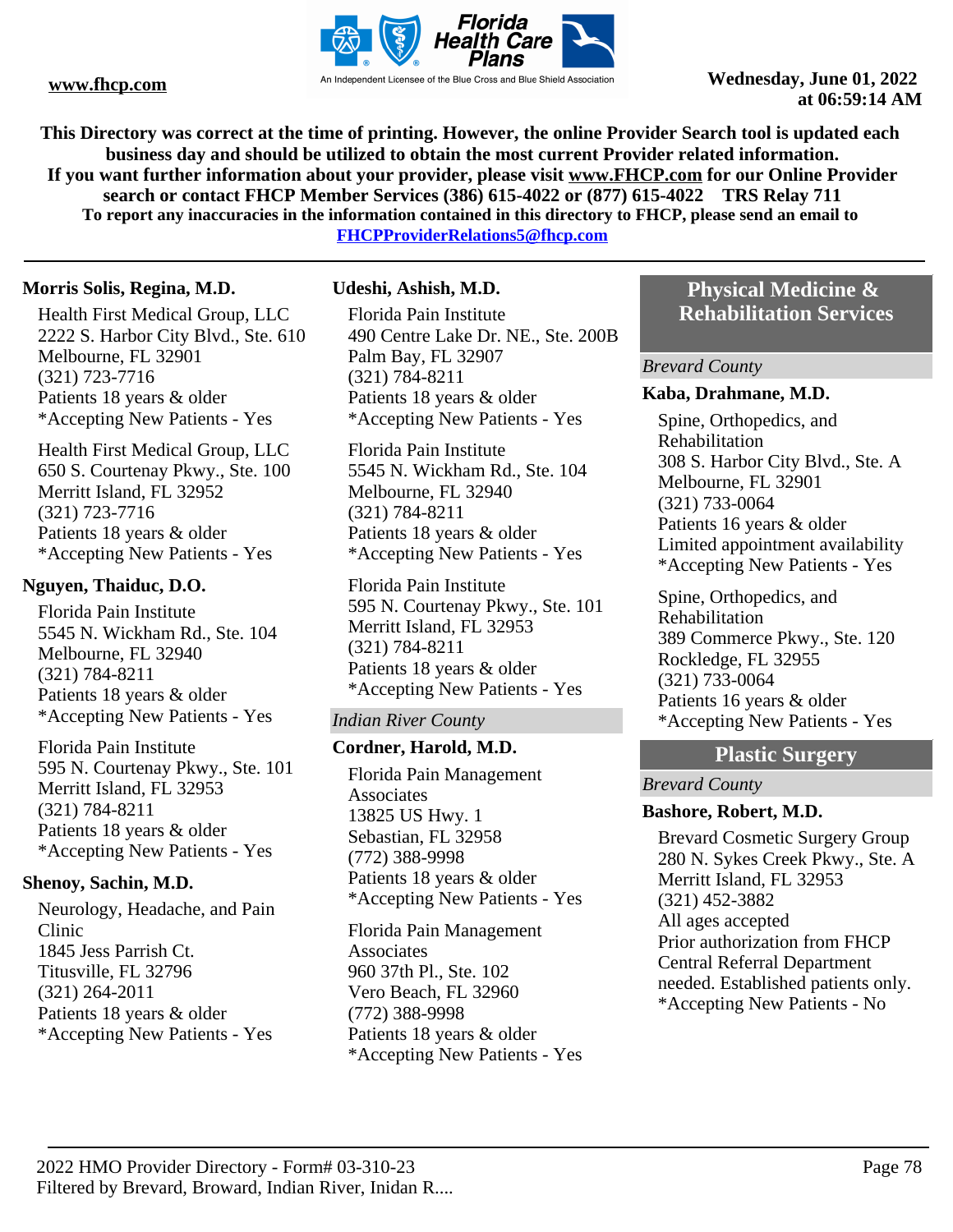This Directory was correct at the time of printing. However, the online Provider Search tool is updated each business day and should be utilized to obtain the most current Provider related information.
If you want further information about your provider, please visit www.FHCP.com for our Online Provider search or contact FHCP Member Services (386) 615-4022 or (877) 615-4022 TRS Relay 711
To report any inaccuracies in the information contained in this directory to FHCP, please send an email to FHCPProviderRelations5@fhcp.com

**Morris Solis, Regina, M.D.**

Health First Medical Group, LLC
2222 S. Harbor City Blvd., Ste. 610
Melbourne, FL 32901
(321) 723-7716
Patients 18 years & older
*Accepting New Patients - Yes

Health First Medical Group, LLC
650 S. Courtenay Pkwy., Ste. 100
Merritt Island, FL 32952
(321) 723-7716
Patients 18 years & older
*Accepting New Patients - Yes

**Nguyen, Thaiduc, D.O.**

Florida Pain Institute
5545 N. Wickham Rd., Ste. 104
Melbourne, FL 32940
(321) 784-8211
Patients 18 years & older
*Accepting New Patients - Yes

Florida Pain Institute
595 N. Courtenay Pkwy., Ste. 101
Merritt Island, FL 32953
(321) 784-8211
Patients 18 years & older
*Accepting New Patients - Yes

**Shenoy, Sachin, M.D.**

Neurology, Headache, and Pain Clinic
1845 Jess Parrish Ct.
Titusville, FL 32796
(321) 264-2011
Patients 18 years & older
*Accepting New Patients - Yes

**Udeshi, Ashish, M.D.**

Florida Pain Institute
490 Centre Lake Dr. NE., Ste. 200B
Palm Bay, FL 32907
(321) 784-8211
Patients 18 years & older
*Accepting New Patients - Yes

Florida Pain Institute
5545 N. Wickham Rd., Ste. 104
Melbourne, FL 32940
(321) 784-8211
Patients 18 years & older
*Accepting New Patients - Yes

Florida Pain Institute
595 N. Courtenay Pkwy., Ste. 101
Merritt Island, FL 32953
(321) 784-8211
Patients 18 years & older
*Accepting New Patients - Yes

*Indian River County*

**Cordner, Harold, M.D.**

Florida Pain Management Associates
13825 US Hwy. 1
Sebastian, FL 32958
(772) 388-9998
Patients 18 years & older
*Accepting New Patients - Yes

Florida Pain Management Associates
960 37th Pl., Ste. 102
Vero Beach, FL 32960
(772) 388-9998
Patients 18 years & older
*Accepting New Patients - Yes

## Physical Medicine & Rehabilitation Services

*Brevard County*

**Kaba, Drahmane, M.D.**

Spine, Orthopedics, and Rehabilitation
308 S. Harbor City Blvd., Ste. A
Melbourne, FL 32901
(321) 733-0064
Patients 16 years & older
Limited appointment availability
*Accepting New Patients - Yes

Spine, Orthopedics, and Rehabilitation
389 Commerce Pkwy., Ste. 120
Rockledge, FL 32955
(321) 733-0064
Patients 16 years & older
*Accepting New Patients - Yes

## Plastic Surgery

*Brevard County*

**Bashore, Robert, M.D.**

Brevard Cosmetic Surgery Group
280 N. Sykes Creek Pkwy., Ste. A
Merritt Island, FL 32953
(321) 452-3882
All ages accepted
Prior authorization from FHCP Central Referral Department needed. Established patients only.
*Accepting New Patients - No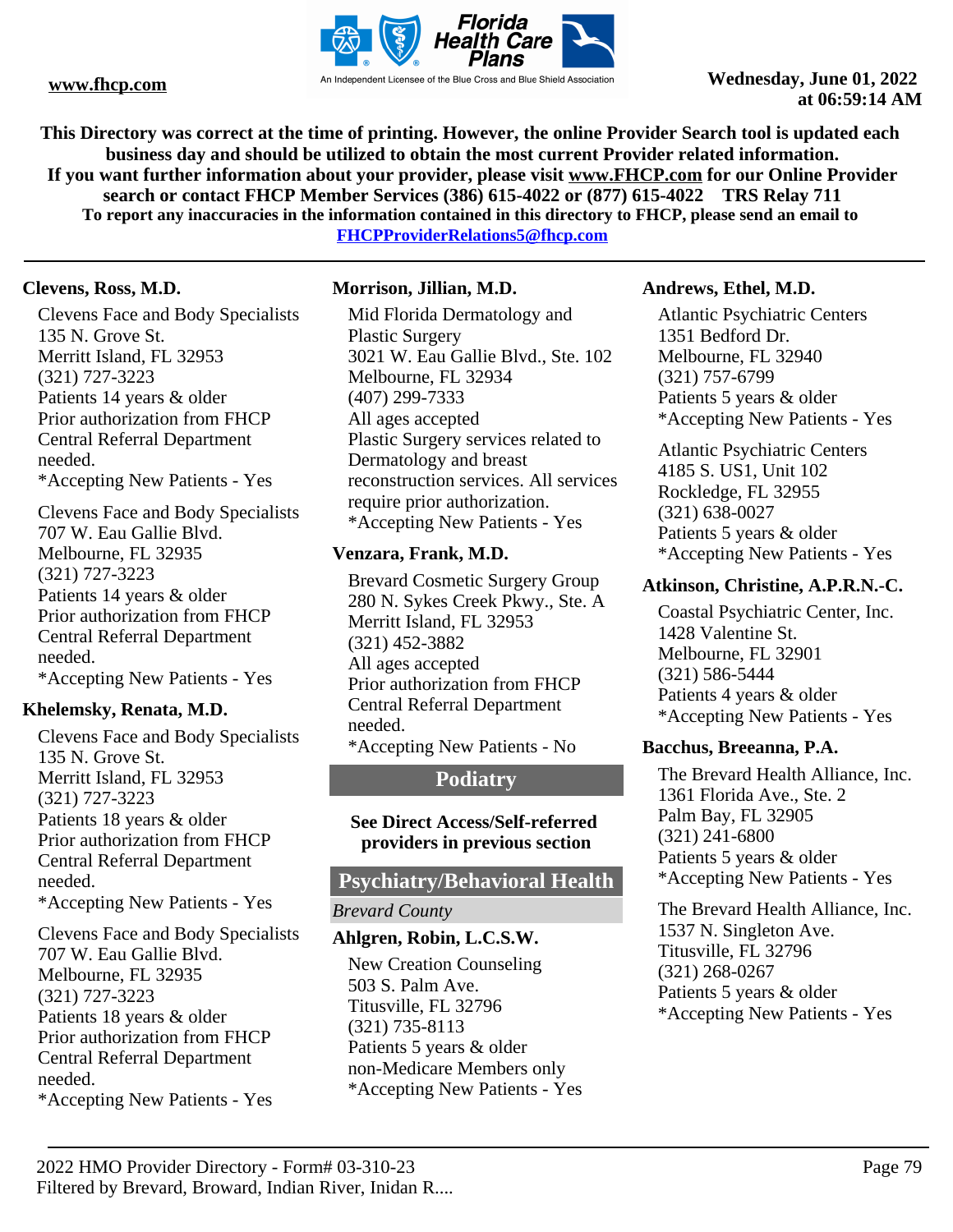This Directory was correct at the time of printing. However, the online Provider Search tool is updated each business day and should be utilized to obtain the most current Provider related information.
If you want further information about your provider, please visit www.FHCP.com for our Online Provider search or contact FHCP Member Services (386) 615-4022 or (877) 615-4022 TRS Relay 711
To report any inaccuracies in the information contained in this directory to FHCP, please send an email to FHCPProviderRelations5@fhcp.com

**Clevens, Ross, M.D.**

Clevens Face and Body Specialists
135 N. Grove St.
Merritt Island, FL 32953
(321) 727-3223
Patients 14 years & older
Prior authorization from FHCP Central Referral Department needed.
*Accepting New Patients - Yes

Clevens Face and Body Specialists
707 W. Eau Gallie Blvd.
Melbourne, FL 32935
(321) 727-3223
Patients 14 years & older
Prior authorization from FHCP Central Referral Department needed.
*Accepting New Patients - Yes

**Khelemsky, Renata, M.D.**

Clevens Face and Body Specialists
135 N. Grove St.
Merritt Island, FL 32953
(321) 727-3223
Patients 18 years & older
Prior authorization from FHCP Central Referral Department needed.
*Accepting New Patients - Yes

Clevens Face and Body Specialists
707 W. Eau Gallie Blvd.
Melbourne, FL 32935
(321) 727-3223
Patients 18 years & older
Prior authorization from FHCP Central Referral Department needed.
*Accepting New Patients - Yes

**Morrison, Jillian, M.D.**

Mid Florida Dermatology and Plastic Surgery
3021 W. Eau Gallie Blvd., Ste. 102
Melbourne, FL 32934
(407) 299-7333
All ages accepted
Plastic Surgery services related to Dermatology and breast reconstruction services. All services require prior authorization.
*Accepting New Patients - Yes

**Venzara, Frank, M.D.**

Brevard Cosmetic Surgery Group
280 N. Sykes Creek Pkwy., Ste. A
Merritt Island, FL 32953
(321) 452-3882
All ages accepted
Prior authorization from FHCP Central Referral Department needed.
*Accepting New Patients - No

## Podiatry

**See Direct Access/Self-referred providers in previous section**

## Psychiatry/Behavioral Health

*Brevard County*

**Ahlgren, Robin, L.C.S.W.**

New Creation Counseling
503 S. Palm Ave.
Titusville, FL 32796
(321) 735-8113
Patients 5 years & older
non-Medicare Members only
*Accepting New Patients - Yes

**Andrews, Ethel, M.D.**

Atlantic Psychiatric Centers
1351 Bedford Dr.
Melbourne, FL 32940
(321) 757-6799
Patients 5 years & older
*Accepting New Patients - Yes

Atlantic Psychiatric Centers
4185 S. US1, Unit 102
Rockledge, FL 32955
(321) 638-0027
Patients 5 years & older
*Accepting New Patients - Yes

**Atkinson, Christine, A.P.R.N.-C.**

Coastal Psychiatric Center, Inc.
1428 Valentine St.
Melbourne, FL 32901
(321) 586-5444
Patients 4 years & older
*Accepting New Patients - Yes

**Bacchus, Breeanna, P.A.**

The Brevard Health Alliance, Inc.
1361 Florida Ave., Ste. 2
Palm Bay, FL 32905
(321) 241-6800
Patients 5 years & older
*Accepting New Patients - Yes

The Brevard Health Alliance, Inc.
1537 N. Singleton Ave.
Titusville, FL 32796
(321) 268-0267
Patients 5 years & older
*Accepting New Patients - Yes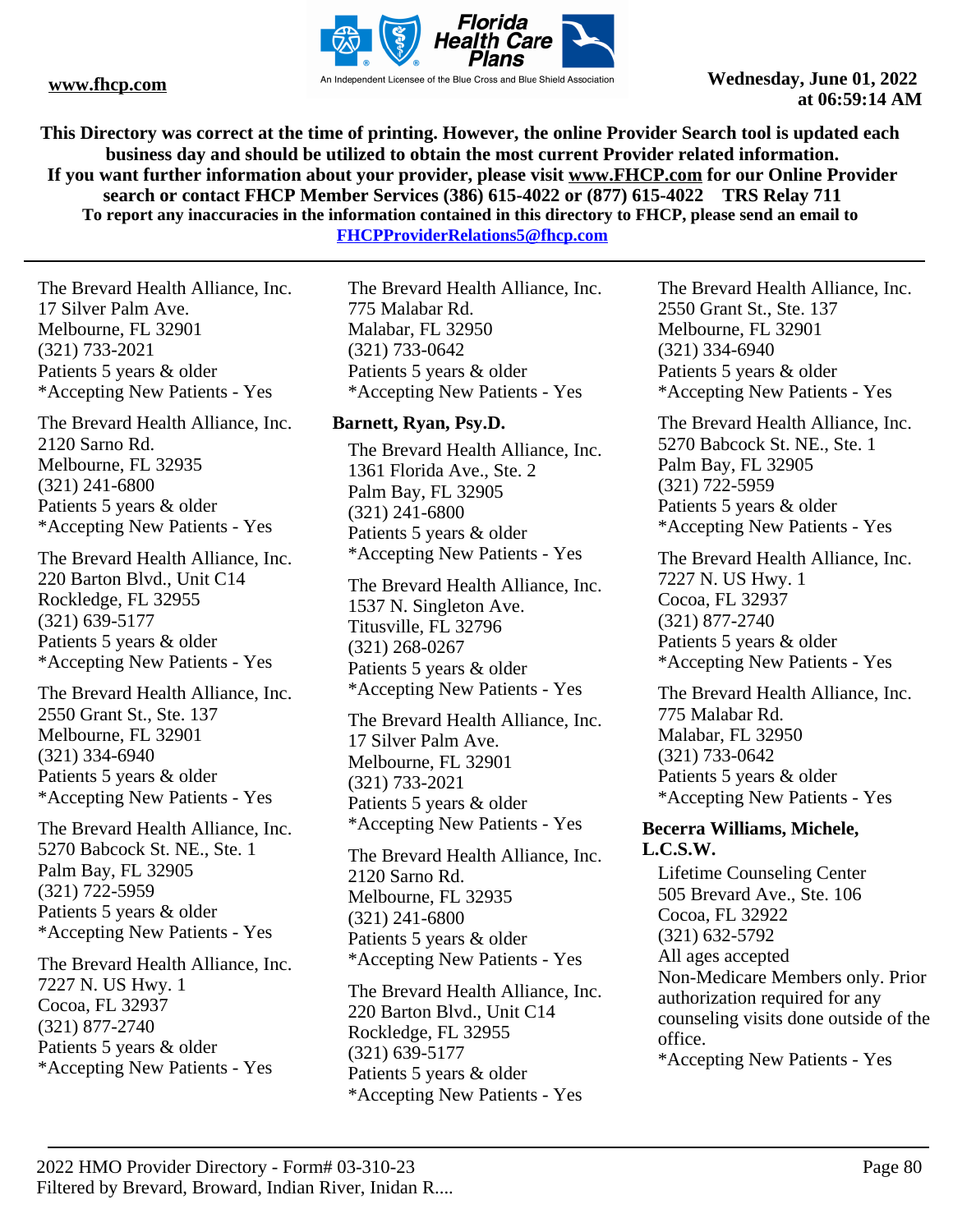This Directory was correct at the time of printing. However, the online Provider Search tool is updated each business day and should be utilized to obtain the most current Provider related information.
If you want further information about your provider, please visit www.FHCP.com for our Online Provider search or contact FHCP Member Services (386) 615-4022 or (877) 615-4022 TRS Relay 711
To report any inaccuracies in the information contained in this directory to FHCP, please send an email to FHCPProviderRelations5@fhcp.com

The Brevard Health Alliance, Inc.
17 Silver Palm Ave.
Melbourne, FL 32901
(321) 733-2021
Patients 5 years & older
*Accepting New Patients - Yes

The Brevard Health Alliance, Inc.
2120 Sarno Rd.
Melbourne, FL 32935
(321) 241-6800
Patients 5 years & older
*Accepting New Patients - Yes

The Brevard Health Alliance, Inc.
220 Barton Blvd., Unit C14
Rockledge, FL 32955
(321) 639-5177
Patients 5 years & older
*Accepting New Patients - Yes

The Brevard Health Alliance, Inc.
2550 Grant St., Ste. 137
Melbourne, FL 32901
(321) 334-6940
Patients 5 years & older
*Accepting New Patients - Yes

The Brevard Health Alliance, Inc.
5270 Babcock St. NE., Ste. 1
Palm Bay, FL 32905
(321) 722-5959
Patients 5 years & older
*Accepting New Patients - Yes

The Brevard Health Alliance, Inc.
7227 N. US Hwy. 1
Cocoa, FL 32937
(321) 877-2740
Patients 5 years & older
*Accepting New Patients - Yes

The Brevard Health Alliance, Inc.
775 Malabar Rd.
Malabar, FL 32950
(321) 733-0642
Patients 5 years & older
*Accepting New Patients - Yes

**Barnett, Ryan, Psy.D.**

The Brevard Health Alliance, Inc.
1361 Florida Ave., Ste. 2
Palm Bay, FL 32905
(321) 241-6800
Patients 5 years & older
*Accepting New Patients - Yes

The Brevard Health Alliance, Inc.
1537 N. Singleton Ave.
Titusville, FL 32796
(321) 268-0267
Patients 5 years & older
*Accepting New Patients - Yes

The Brevard Health Alliance, Inc.
17 Silver Palm Ave.
Melbourne, FL 32901
(321) 733-2021
Patients 5 years & older
*Accepting New Patients - Yes

The Brevard Health Alliance, Inc.
2120 Sarno Rd.
Melbourne, FL 32935
(321) 241-6800
Patients 5 years & older
*Accepting New Patients - Yes

The Brevard Health Alliance, Inc.
220 Barton Blvd., Unit C14
Rockledge, FL 32955
(321) 639-5177
Patients 5 years & older
*Accepting New Patients - Yes

The Brevard Health Alliance, Inc.
2550 Grant St., Ste. 137
Melbourne, FL 32901
(321) 334-6940
Patients 5 years & older
*Accepting New Patients - Yes

The Brevard Health Alliance, Inc.
5270 Babcock St. NE., Ste. 1
Palm Bay, FL 32905
(321) 722-5959
Patients 5 years & older
*Accepting New Patients - Yes

The Brevard Health Alliance, Inc.
7227 N. US Hwy. 1
Cocoa, FL 32937
(321) 877-2740
Patients 5 years & older
*Accepting New Patients - Yes

The Brevard Health Alliance, Inc.
775 Malabar Rd.
Malabar, FL 32950
(321) 733-0642
Patients 5 years & older
*Accepting New Patients - Yes

**Becerra Williams, Michele, L.C.S.W.**

Lifetime Counseling Center
505 Brevard Ave., Ste. 106
Cocoa, FL 32922
(321) 632-5792
All ages accepted
Non-Medicare Members only. Prior authorization required for any counseling visits done outside of the office.
*Accepting New Patients - Yes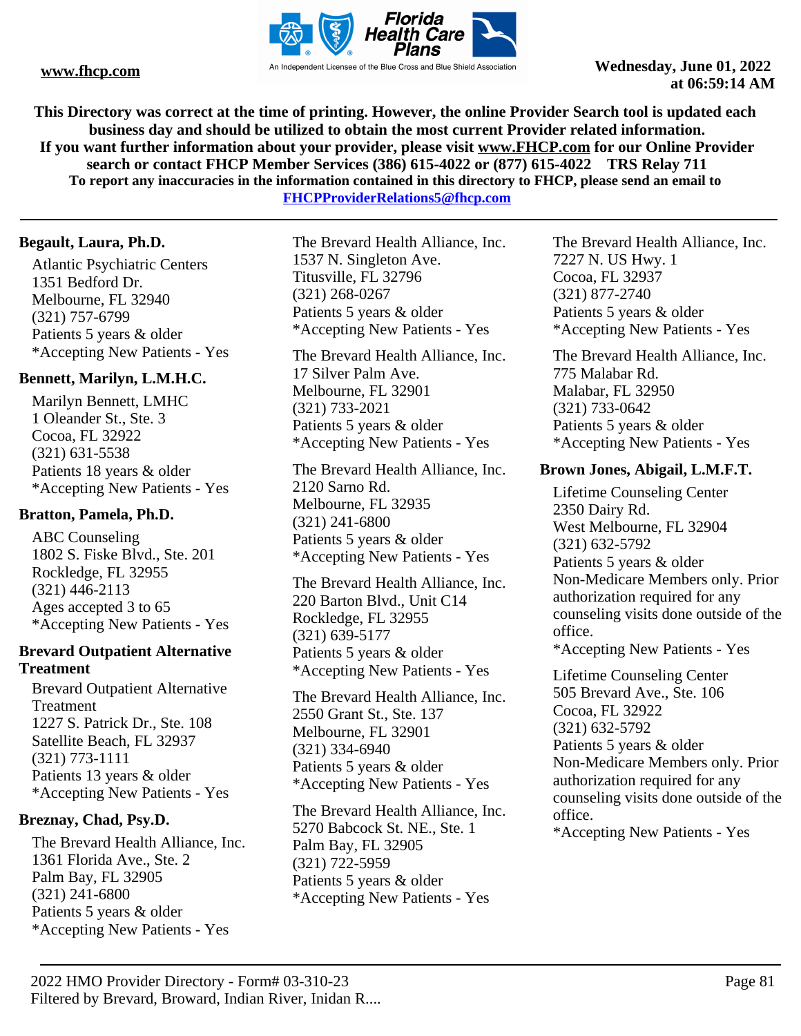This Directory was correct at the time of printing. However, the online Provider Search tool is updated each business day and should be utilized to obtain the most current Provider related information.
If you want further information about your provider, please visit www.FHCP.com for our Online Provider search or contact FHCP Member Services (386) 615-4022 or (877) 615-4022 TRS Relay 711
To report any inaccuracies in the information contained in this directory to FHCP, please send an email to FHCPProviderRelations5@fhcp.com

**Begault, Laura, Ph.D.**

Atlantic Psychiatric Centers
1351 Bedford Dr.
Melbourne, FL 32940
(321) 757-6799
Patients 5 years & older
*Accepting New Patients - Yes

**Bennett, Marilyn, L.M.H.C.**

Marilyn Bennett, LMHC
1 Oleander St., Ste. 3
Cocoa, FL 32922
(321) 631-5538
Patients 18 years & older
*Accepting New Patients - Yes

**Bratton, Pamela, Ph.D.**

ABC Counseling
1802 S. Fiske Blvd., Ste. 201
Rockledge, FL 32955
(321) 446-2113
Ages accepted 3 to 65
*Accepting New Patients - Yes

**Brevard Outpatient Alternative Treatment**

Brevard Outpatient Alternative Treatment
1227 S. Patrick Dr., Ste. 108
Satellite Beach, FL 32937
(321) 773-1111
Patients 13 years & older
*Accepting New Patients - Yes

**Breznay, Chad, Psy.D.**

The Brevard Health Alliance, Inc.
1361 Florida Ave., Ste. 2
Palm Bay, FL 32905
(321) 241-6800
Patients 5 years & older
*Accepting New Patients - Yes

The Brevard Health Alliance, Inc.
1537 N. Singleton Ave.
Titusville, FL 32796
(321) 268-0267
Patients 5 years & older
*Accepting New Patients - Yes

The Brevard Health Alliance, Inc.
17 Silver Palm Ave.
Melbourne, FL 32901
(321) 733-2021
Patients 5 years & older
*Accepting New Patients - Yes

The Brevard Health Alliance, Inc.
2120 Sarno Rd.
Melbourne, FL 32935
(321) 241-6800
Patients 5 years & older
*Accepting New Patients - Yes

The Brevard Health Alliance, Inc.
220 Barton Blvd., Unit C14
Rockledge, FL 32955
(321) 639-5177
Patients 5 years & older
*Accepting New Patients - Yes

The Brevard Health Alliance, Inc.
2550 Grant St., Ste. 137
Melbourne, FL 32901
(321) 334-6940
Patients 5 years & older
*Accepting New Patients - Yes

The Brevard Health Alliance, Inc.
5270 Babcock St. NE., Ste. 1
Palm Bay, FL 32905
(321) 722-5959
Patients 5 years & older
*Accepting New Patients - Yes

The Brevard Health Alliance, Inc.
7227 N. US Hwy. 1
Cocoa, FL 32937
(321) 877-2740
Patients 5 years & older
*Accepting New Patients - Yes

The Brevard Health Alliance, Inc.
775 Malabar Rd.
Malabar, FL 32950
(321) 733-0642
Patients 5 years & older
*Accepting New Patients - Yes

**Brown Jones, Abigail, L.M.F.T.**

Lifetime Counseling Center
2350 Dairy Rd.
West Melbourne, FL 32904
(321) 632-5792
Patients 5 years & older
Non-Medicare Members only. Prior authorization required for any counseling visits done outside of the office.
*Accepting New Patients - Yes

Lifetime Counseling Center
505 Brevard Ave., Ste. 106
Cocoa, FL 32922
(321) 632-5792
Patients 5 years & older
Non-Medicare Members only. Prior authorization required for any counseling visits done outside of the office.
*Accepting New Patients - Yes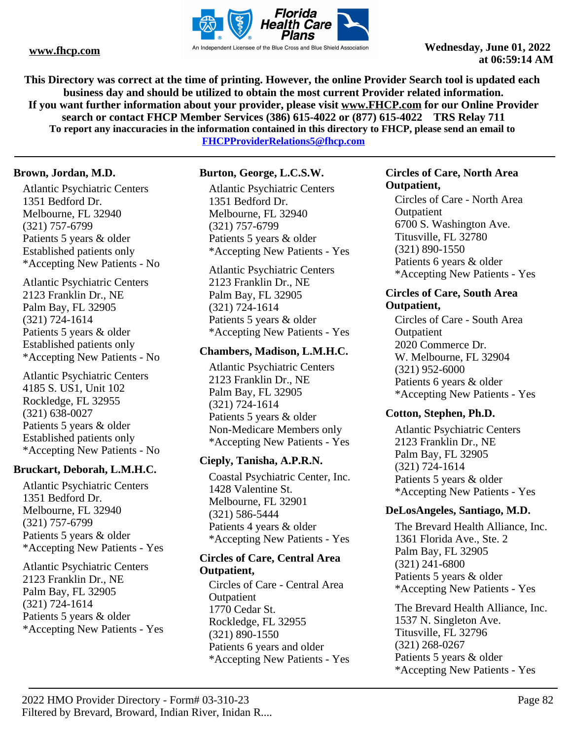**This Directory was correct at the time of printing. However, the online Provider Search tool is updated each business day and should be utilized to obtain the most current Provider related information.**
**If you want further information about your provider, please visit www.FHCP.com for our Online Provider search or contact FHCP Member Services (386) 615-4022 or (877) 615-4022 TRS Relay 711**
**To report any inaccuracies in the information contained in this directory to FHCP, please send an email to FHCPProviderRelations5@fhcp.com**

**Brown, Jordan, M.D.**

Atlantic Psychiatric Centers
1351 Bedford Dr.
Melbourne, FL 32940
(321) 757-6799
Patients 5 years & older
Established patients only
*Accepting New Patients - No

Atlantic Psychiatric Centers
2123 Franklin Dr., NE
Palm Bay, FL 32905
(321) 724-1614
Patients 5 years & older
Established patients only
*Accepting New Patients - No

Atlantic Psychiatric Centers
4185 S. US1, Unit 102
Rockledge, FL 32955
(321) 638-0027
Patients 5 years & older
Established patients only
*Accepting New Patients - No

**Bruckart, Deborah, L.M.H.C.**

Atlantic Psychiatric Centers
1351 Bedford Dr.
Melbourne, FL 32940
(321) 757-6799
Patients 5 years & older
*Accepting New Patients - Yes

Atlantic Psychiatric Centers
2123 Franklin Dr., NE
Palm Bay, FL 32905
(321) 724-1614
Patients 5 years & older
*Accepting New Patients - Yes

**Burton, George, L.C.S.W.**

Atlantic Psychiatric Centers
1351 Bedford Dr.
Melbourne, FL 32940
(321) 757-6799
Patients 5 years & older
*Accepting New Patients - Yes

Atlantic Psychiatric Centers
2123 Franklin Dr., NE
Palm Bay, FL 32905
(321) 724-1614
Patients 5 years & older
*Accepting New Patients - Yes

**Chambers, Madison, L.M.H.C.**

Atlantic Psychiatric Centers
2123 Franklin Dr., NE
Palm Bay, FL 32905
(321) 724-1614
Patients 5 years & older
Non-Medicare Members only
*Accepting New Patients - Yes

**Cieply, Tanisha, A.P.R.N.**

Coastal Psychiatric Center, Inc.
1428 Valentine St.
Melbourne, FL 32901
(321) 586-5444
Patients 4 years & older
*Accepting New Patients - Yes

**Circles of Care, Central Area Outpatient,**

Circles of Care - Central Area Outpatient
1770 Cedar St.
Rockledge, FL 32955
(321) 890-1550
Patients 6 years and older
*Accepting New Patients - Yes

**Circles of Care, North Area Outpatient,**

Circles of Care - North Area Outpatient
6700 S. Washington Ave.
Titusville, FL 32780
(321) 890-1550
Patients 6 years & older
*Accepting New Patients - Yes

**Circles of Care, South Area Outpatient,**

Circles of Care - South Area Outpatient
2020 Commerce Dr.
W. Melbourne, FL 32904
(321) 952-6000
Patients 6 years & older
*Accepting New Patients - Yes

**Cotton, Stephen, Ph.D.**

Atlantic Psychiatric Centers
2123 Franklin Dr., NE
Palm Bay, FL 32905
(321) 724-1614
Patients 5 years & older
*Accepting New Patients - Yes

**DeLosAngeles, Santiago, M.D.**

The Brevard Health Alliance, Inc.
1361 Florida Ave., Ste. 2
Palm Bay, FL 32905
(321) 241-6800
Patients 5 years & older
*Accepting New Patients - Yes

The Brevard Health Alliance, Inc.
1537 N. Singleton Ave.
Titusville, FL 32796
(321) 268-0267
Patients 5 years & older
*Accepting New Patients - Yes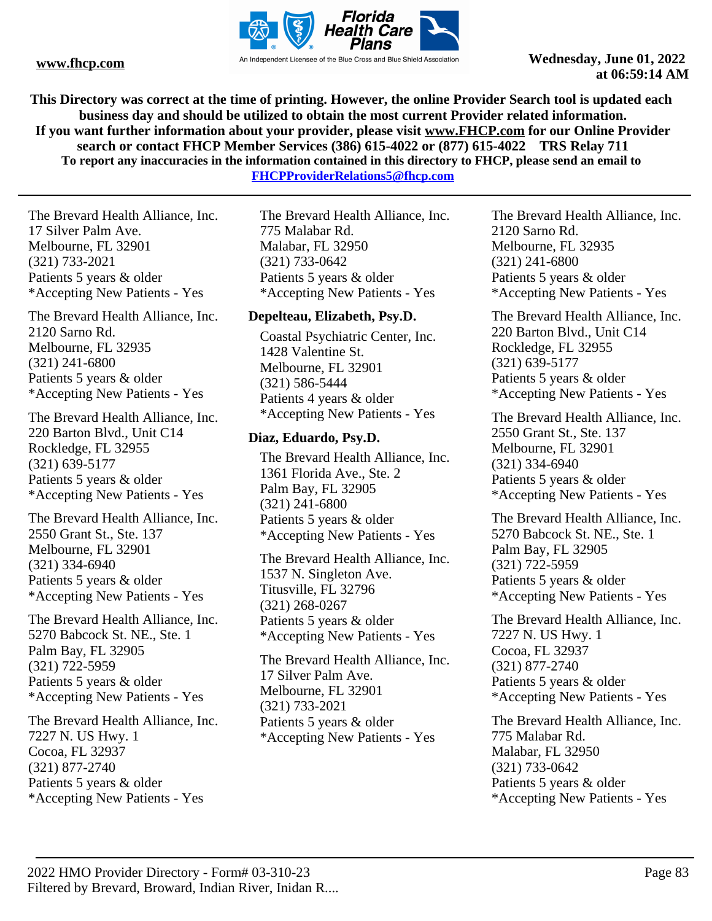The Brevard Health Alliance, Inc.
17 Silver Palm Ave.
Melbourne, FL 32901
(321) 733-2021
Patients 5 years & older
*Accepting New Patients - Yes

The Brevard Health Alliance, Inc.
2120 Sarno Rd.
Melbourne, FL 32935
(321) 241-6800
Patients 5 years & older
*Accepting New Patients - Yes

The Brevard Health Alliance, Inc.
220 Barton Blvd., Unit C14
Rockledge, FL 32955
(321) 639-5177
Patients 5 years & older
*Accepting New Patients - Yes

The Brevard Health Alliance, Inc.
2550 Grant St., Ste. 137
Melbourne, FL 32901
(321) 334-6940
Patients 5 years & older
*Accepting New Patients - Yes

The Brevard Health Alliance, Inc.
5270 Babcock St. NE., Ste. 1
Palm Bay, FL 32905
(321) 722-5959
Patients 5 years & older
*Accepting New Patients - Yes

The Brevard Health Alliance, Inc.
7227 N. US Hwy. 1
Cocoa, FL 32937
(321) 877-2740
Patients 5 years & older
*Accepting New Patients - Yes

The Brevard Health Alliance, Inc.
775 Malabar Rd.
Malabar, FL 32950
(321) 733-0642
Patients 5 years & older
*Accepting New Patients - Yes

**Depelteau, Elizabeth, Psy.D.**

Coastal Psychiatric Center, Inc.
1428 Valentine St.
Melbourne, FL 32901
(321) 586-5444
Patients 4 years & older
*Accepting New Patients - Yes

**Diaz, Eduardo, Psy.D.**

The Brevard Health Alliance, Inc.
1361 Florida Ave., Ste. 2
Palm Bay, FL 32905
(321) 241-6800
Patients 5 years & older
*Accepting New Patients - Yes

The Brevard Health Alliance, Inc.
1537 N. Singleton Ave.
Titusville, FL 32796
(321) 268-0267
Patients 5 years & older
*Accepting New Patients - Yes

The Brevard Health Alliance, Inc.
17 Silver Palm Ave.
Melbourne, FL 32901
(321) 733-2021
Patients 5 years & older
*Accepting New Patients - Yes

The Brevard Health Alliance, Inc.
2120 Sarno Rd.
Melbourne, FL 32935
(321) 241-6800
Patients 5 years & older
*Accepting New Patients - Yes

The Brevard Health Alliance, Inc.
220 Barton Blvd., Unit C14
Rockledge, FL 32955
(321) 639-5177
Patients 5 years & older
*Accepting New Patients - Yes

The Brevard Health Alliance, Inc.
2550 Grant St., Ste. 137
Melbourne, FL 32901
(321) 334-6940
Patients 5 years & older
*Accepting New Patients - Yes

The Brevard Health Alliance, Inc.
5270 Babcock St. NE., Ste. 1
Palm Bay, FL 32905
(321) 722-5959
Patients 5 years & older
*Accepting New Patients - Yes

The Brevard Health Alliance, Inc.
7227 N. US Hwy. 1
Cocoa, FL 32937
(321) 877-2740
Patients 5 years & older
*Accepting New Patients - Yes

The Brevard Health Alliance, Inc.
775 Malabar Rd.
Malabar, FL 32950
(321) 733-0642
Patients 5 years & older
*Accepting New Patients - Yes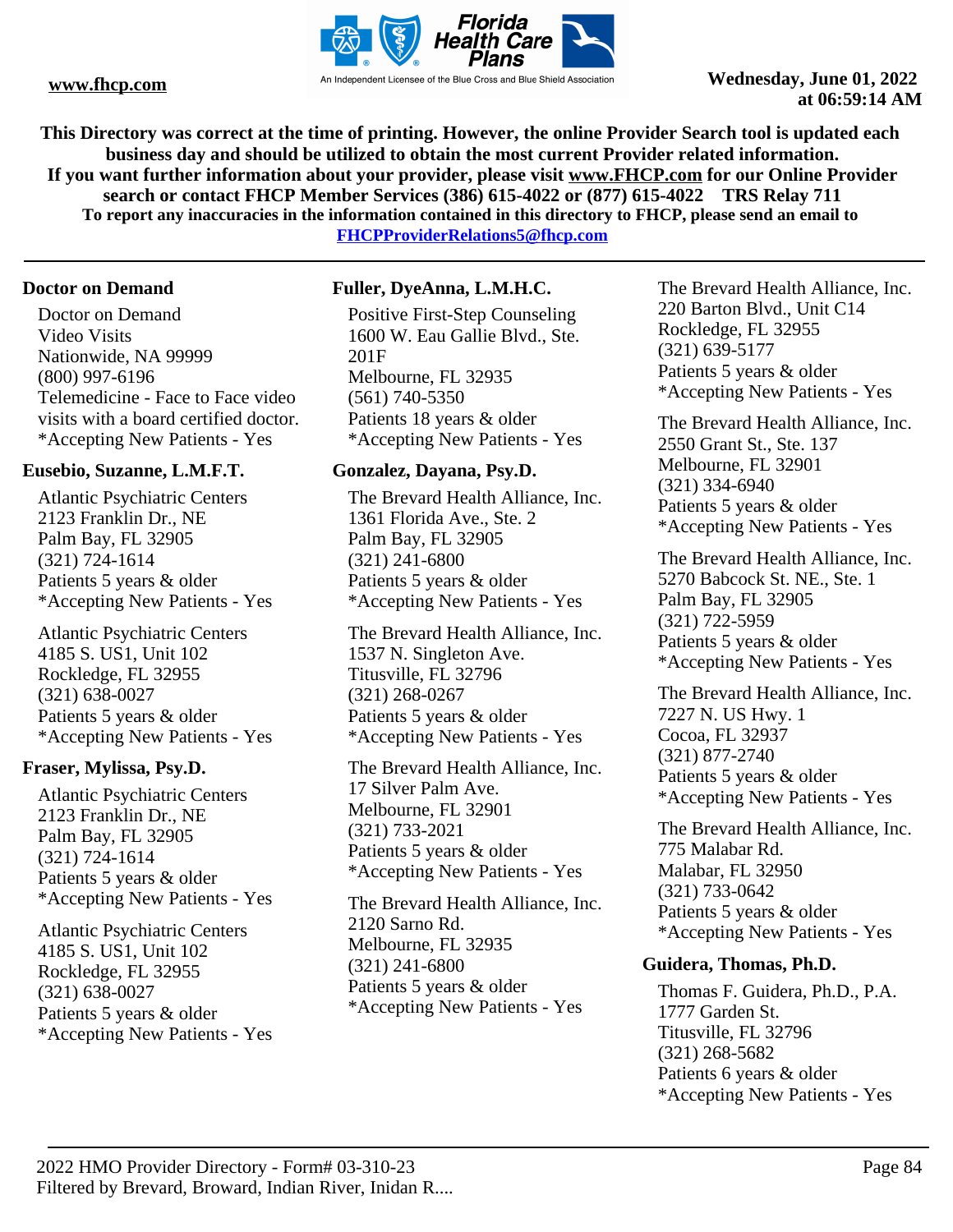**This Directory was correct at the time of printing. However, the online Provider Search tool is updated each business day and should be utilized to obtain the most current Provider related information.**
**If you want further information about your provider, please visit www.FHCP.com for our Online Provider search or contact FHCP Member Services (386) 615-4022 or (877) 615-4022 TRS Relay 711**
**To report any inaccuracies in the information contained in this directory to FHCP, please send an email to FHCPProviderRelations5@fhcp.com**

---

### Doctor on Demand

Doctor on Demand
Video Visits
Nationwide, NA 99999
(800) 997-6196
Telemedicine - Face to Face video visits with a board certified doctor.
*Accepting New Patients - Yes

### Eusebio, Suzanne, L.M.F.T.

Atlantic Psychiatric Centers
2123 Franklin Dr., NE
Palm Bay, FL 32905
(321) 724-1614
Patients 5 years & older
*Accepting New Patients - Yes

Atlantic Psychiatric Centers
4185 S. US1, Unit 102
Rockledge, FL 32955
(321) 638-0027
Patients 5 years & older
*Accepting New Patients - Yes

### Fraser, Mylissa, Psy.D.

Atlantic Psychiatric Centers
2123 Franklin Dr., NE
Palm Bay, FL 32905
(321) 724-1614
Patients 5 years & older
*Accepting New Patients - Yes

Atlantic Psychiatric Centers
4185 S. US1, Unit 102
Rockledge, FL 32955
(321) 638-0027
Patients 5 years & older
*Accepting New Patients - Yes

### Fuller, DyeAnna, L.M.H.C.

Positive First-Step Counseling
1600 W. Eau Gallie Blvd., Ste. 201F
Melbourne, FL 32935
(561) 740-5350
Patients 18 years & older
*Accepting New Patients - Yes

### Gonzalez, Dayana, Psy.D.

The Brevard Health Alliance, Inc.
1361 Florida Ave., Ste. 2
Palm Bay, FL 32905
(321) 241-6800
Patients 5 years & older
*Accepting New Patients - Yes

The Brevard Health Alliance, Inc.
1537 N. Singleton Ave.
Titusville, FL 32796
(321) 268-0267
Patients 5 years & older
*Accepting New Patients - Yes

The Brevard Health Alliance, Inc.
17 Silver Palm Ave.
Melbourne, FL 32901
(321) 733-2021
Patients 5 years & older
*Accepting New Patients - Yes

The Brevard Health Alliance, Inc.
2120 Sarno Rd.
Melbourne, FL 32935
(321) 241-6800
Patients 5 years & older
*Accepting New Patients - Yes

The Brevard Health Alliance, Inc.
220 Barton Blvd., Unit C14
Rockledge, FL 32955
(321) 639-5177
Patients 5 years & older
*Accepting New Patients - Yes

The Brevard Health Alliance, Inc.
2550 Grant St., Ste. 137
Melbourne, FL 32901
(321) 334-6940
Patients 5 years & older
*Accepting New Patients - Yes

The Brevard Health Alliance, Inc.
5270 Babcock St. NE., Ste. 1
Palm Bay, FL 32905
(321) 722-5959
Patients 5 years & older
*Accepting New Patients - Yes

The Brevard Health Alliance, Inc.
7227 N. US Hwy. 1
Cocoa, FL 32937
(321) 877-2740
Patients 5 years & older
*Accepting New Patients - Yes

The Brevard Health Alliance, Inc.
775 Malabar Rd.
Malabar, FL 32950
(321) 733-0642
Patients 5 years & older
*Accepting New Patients - Yes

### Guidera, Thomas, Ph.D.

Thomas F. Guidera, Ph.D., P.A.
1777 Garden St.
Titusville, FL 32796
(321) 268-5682
Patients 6 years & older
*Accepting New Patients - Yes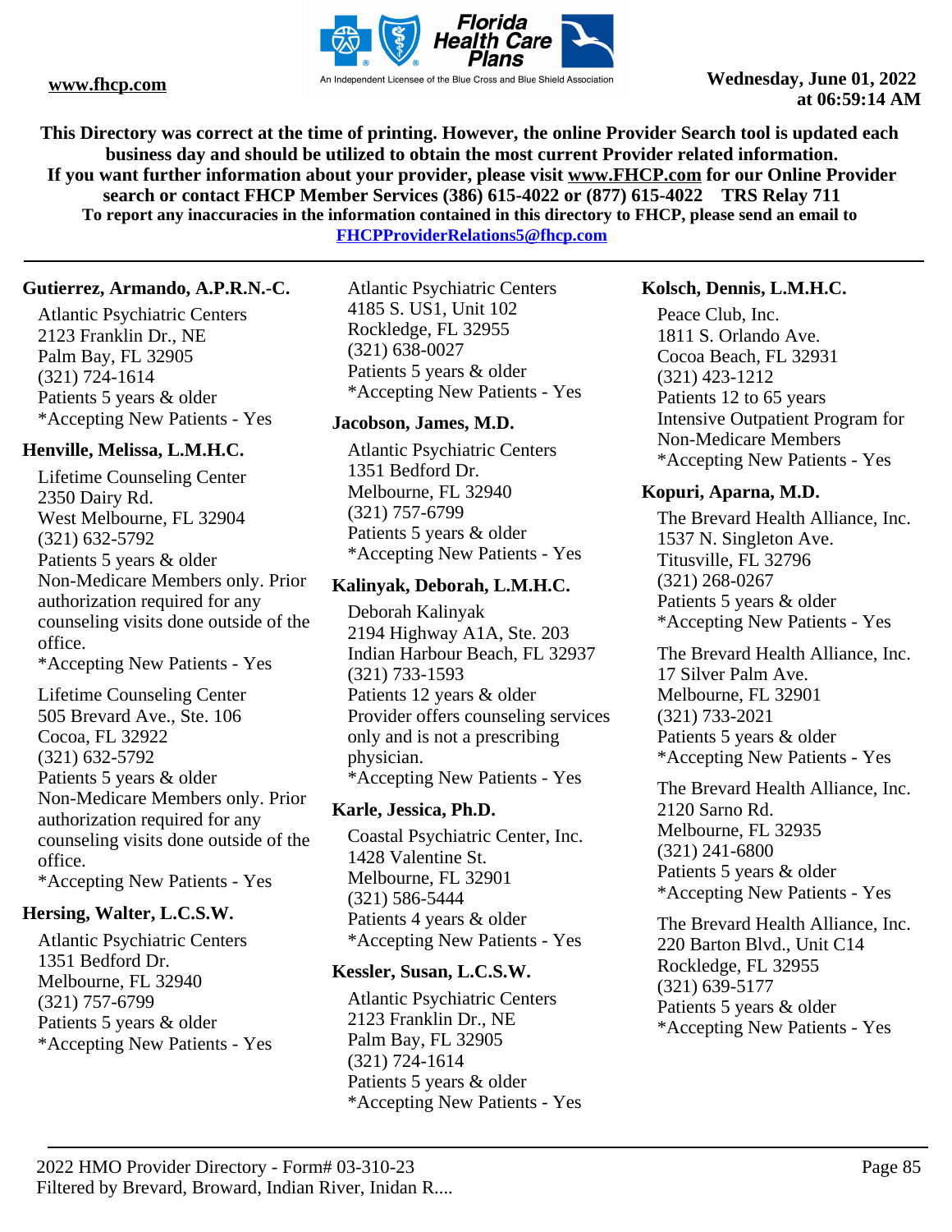This Directory was correct at the time of printing. However, the online Provider Search tool is updated each business day and should be utilized to obtain the most current Provider related information.
If you want further information about your provider, please visit www.FHCP.com for our Online Provider search or contact FHCP Member Services (386) 615-4022 or (877) 615-4022 TRS Relay 711
To report any inaccuracies in the information contained in this directory to FHCP, please send an email to FHCPProviderRelations5@fhcp.com

**Gutierrez, Armando, A.P.R.N.-C.**

Atlantic Psychiatric Centers
2123 Franklin Dr., NE
Palm Bay, FL 32905
(321) 724-1614
Patients 5 years & older
*Accepting New Patients - Yes

**Henville, Melissa, L.M.H.C.**

Lifetime Counseling Center
2350 Dairy Rd.
West Melbourne, FL 32904
(321) 632-5792
Patients 5 years & older
Non-Medicare Members only. Prior authorization required for any counseling visits done outside of the office.
*Accepting New Patients - Yes

Lifetime Counseling Center
505 Brevard Ave., Ste. 106
Cocoa, FL 32922
(321) 632-5792
Patients 5 years & older
Non-Medicare Members only. Prior authorization required for any counseling visits done outside of the office.
*Accepting New Patients - Yes

**Hersing, Walter, L.C.S.W.**

Atlantic Psychiatric Centers
1351 Bedford Dr.
Melbourne, FL 32940
(321) 757-6799
Patients 5 years & older
*Accepting New Patients - Yes

Atlantic Psychiatric Centers
4185 S. US1, Unit 102
Rockledge, FL 32955
(321) 638-0027
Patients 5 years & older
*Accepting New Patients - Yes

**Jacobson, James, M.D.**

Atlantic Psychiatric Centers
1351 Bedford Dr.
Melbourne, FL 32940
(321) 757-6799
Patients 5 years & older
*Accepting New Patients - Yes

**Kalinyak, Deborah, L.M.H.C.**

Deborah Kalinyak
2194 Highway A1A, Ste. 203
Indian Harbour Beach, FL 32937
(321) 733-1593
Patients 12 years & older
Provider offers counseling services only and is not a prescribing physician.
*Accepting New Patients - Yes

**Karle, Jessica, Ph.D.**

Coastal Psychiatric Center, Inc.
1428 Valentine St.
Melbourne, FL 32901
(321) 586-5444
Patients 4 years & older
*Accepting New Patients - Yes

**Kessler, Susan, L.C.S.W.**

Atlantic Psychiatric Centers
2123 Franklin Dr., NE
Palm Bay, FL 32905
(321) 724-1614
Patients 5 years & older
*Accepting New Patients - Yes

**Kolsch, Dennis, L.M.H.C.**

Peace Club, Inc.
1811 S. Orlando Ave.
Cocoa Beach, FL 32931
(321) 423-1212
Patients 12 to 65 years
Intensive Outpatient Program for Non-Medicare Members
*Accepting New Patients - Yes

**Kopuri, Aparna, M.D.**

The Brevard Health Alliance, Inc.
1537 N. Singleton Ave.
Titusville, FL 32796
(321) 268-0267
Patients 5 years & older
*Accepting New Patients - Yes

The Brevard Health Alliance, Inc.
17 Silver Palm Ave.
Melbourne, FL 32901
(321) 733-2021
Patients 5 years & older
*Accepting New Patients - Yes

The Brevard Health Alliance, Inc.
2120 Sarno Rd.
Melbourne, FL 32935
(321) 241-6800
Patients 5 years & older
*Accepting New Patients - Yes

The Brevard Health Alliance, Inc.
220 Barton Blvd., Unit C14
Rockledge, FL 32955
(321) 639-5177
Patients 5 years & older
*Accepting New Patients - Yes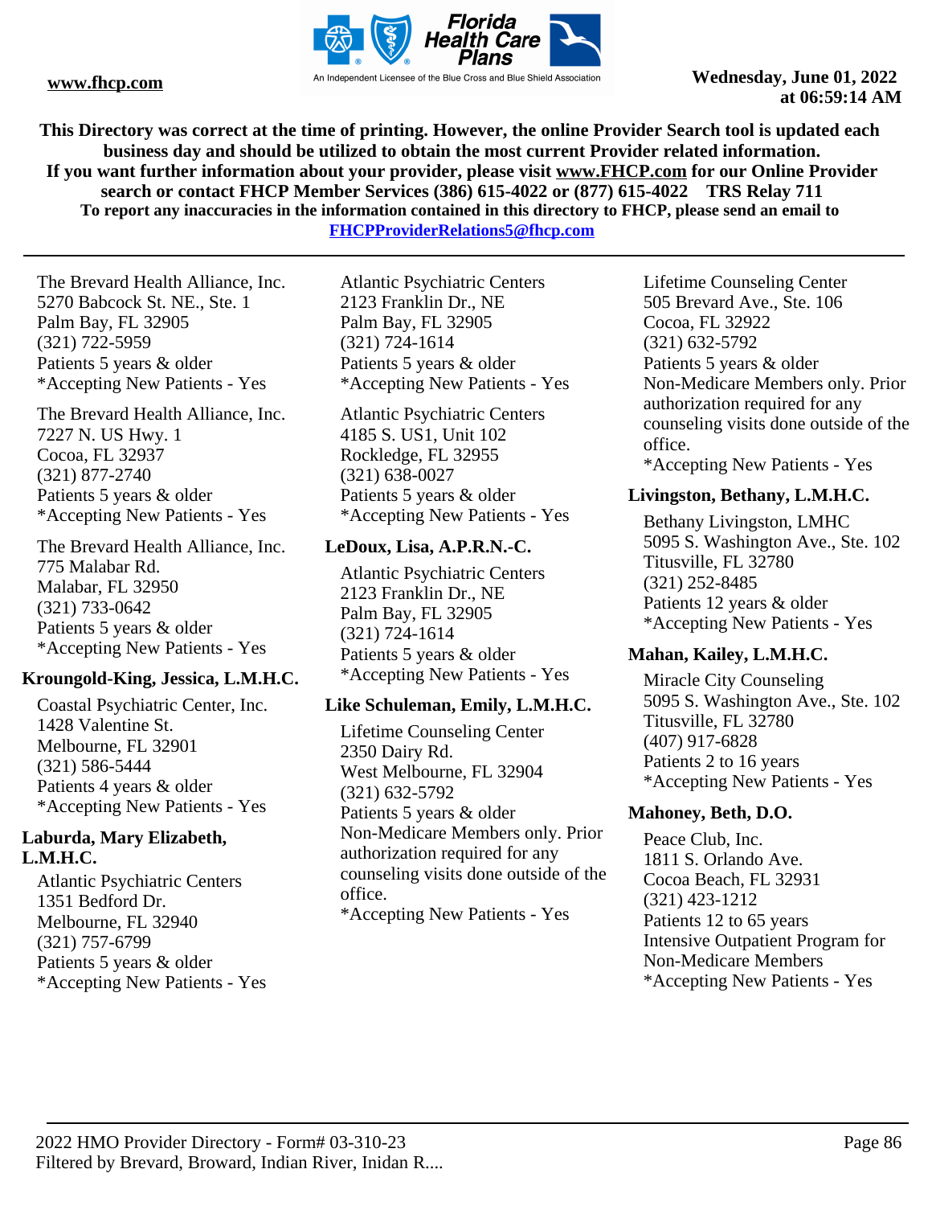The Brevard Health Alliance, Inc.
5270 Babcock St. NE., Ste. 1
Palm Bay, FL 32905
(321) 722-5959
Patients 5 years & older
*Accepting New Patients - Yes

The Brevard Health Alliance, Inc.
7227 N. US Hwy. 1
Cocoa, FL 32937
(321) 877-2740
Patients 5 years & older
*Accepting New Patients - Yes

The Brevard Health Alliance, Inc.
775 Malabar Rd.
Malabar, FL 32950
(321) 733-0642
Patients 5 years & older
*Accepting New Patients - Yes

### Kroungold-King, Jessica, L.M.H.C.

Coastal Psychiatric Center, Inc.
1428 Valentine St.
Melbourne, FL 32901
(321) 586-5444
Patients 4 years & older
*Accepting New Patients - Yes

### Laburda, Mary Elizabeth, L.M.H.C.

Atlantic Psychiatric Centers
1351 Bedford Dr.
Melbourne, FL 32940
(321) 757-6799
Patients 5 years & older
*Accepting New Patients - Yes

Atlantic Psychiatric Centers
2123 Franklin Dr., NE
Palm Bay, FL 32905
(321) 724-1614
Patients 5 years & older
*Accepting New Patients - Yes

Atlantic Psychiatric Centers
4185 S. US1, Unit 102
Rockledge, FL 32955
(321) 638-0027
Patients 5 years & older
*Accepting New Patients - Yes

### LeDoux, Lisa, A.P.R.N.-C.

Atlantic Psychiatric Centers
2123 Franklin Dr., NE
Palm Bay, FL 32905
(321) 724-1614
Patients 5 years & older
*Accepting New Patients - Yes

### Like Schuleman, Emily, L.M.H.C.

Lifetime Counseling Center
2350 Dairy Rd.
West Melbourne, FL 32904
(321) 632-5792
Patients 5 years & older
Non-Medicare Members only. Prior authorization required for any counseling visits done outside of the office.
*Accepting New Patients - Yes

Lifetime Counseling Center
505 Brevard Ave., Ste. 106
Cocoa, FL 32922
(321) 632-5792
Patients 5 years & older
Non-Medicare Members only. Prior authorization required for any counseling visits done outside of the office.
*Accepting New Patients - Yes

### Livingston, Bethany, L.M.H.C.

Bethany Livingston, LMHC
5095 S. Washington Ave., Ste. 102
Titusville, FL 32780
(321) 252-8485
Patients 12 years & older
*Accepting New Patients - Yes

### Mahan, Kailey, L.M.H.C.

Miracle City Counseling
5095 S. Washington Ave., Ste. 102
Titusville, FL 32780
(407) 917-6828
Patients 2 to 16 years
*Accepting New Patients - Yes

### Mahoney, Beth, D.O.

Peace Club, Inc.
1811 S. Orlando Ave.
Cocoa Beach, FL 32931
(321) 423-1212
Patients 12 to 65 years
Intensive Outpatient Program for Non-Medicare Members
*Accepting New Patients - Yes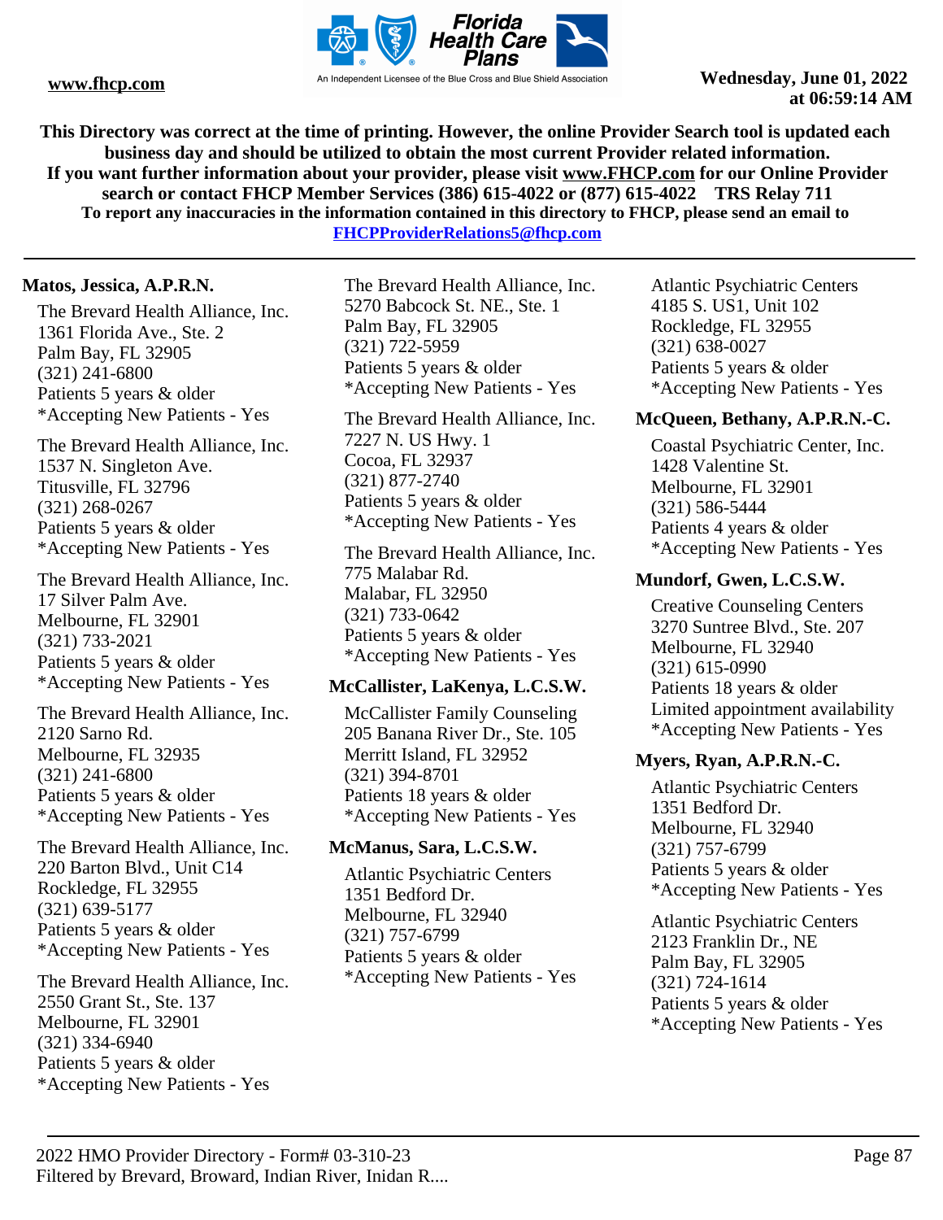**Matos, Jessica, A.P.R.N.**

The Brevard Health Alliance, Inc.
1361 Florida Ave., Ste. 2
Palm Bay, FL 32905
(321) 241-6800
Patients 5 years & older
*Accepting New Patients - Yes

The Brevard Health Alliance, Inc.
1537 N. Singleton Ave.
Titusville, FL 32796
(321) 268-0267
Patients 5 years & older
*Accepting New Patients - Yes

The Brevard Health Alliance, Inc.
17 Silver Palm Ave.
Melbourne, FL 32901
(321) 733-2021
Patients 5 years & older
*Accepting New Patients - Yes

The Brevard Health Alliance, Inc.
2120 Sarno Rd.
Melbourne, FL 32935
(321) 241-6800
Patients 5 years & older
*Accepting New Patients - Yes

The Brevard Health Alliance, Inc.
220 Barton Blvd., Unit C14
Rockledge, FL 32955
(321) 639-5177
Patients 5 years & older
*Accepting New Patients - Yes

The Brevard Health Alliance, Inc.
2550 Grant St., Ste. 137
Melbourne, FL 32901
(321) 334-6940
Patients 5 years & older
*Accepting New Patients - Yes

The Brevard Health Alliance, Inc.
5270 Babcock St. NE., Ste. 1
Palm Bay, FL 32905
(321) 722-5959
Patients 5 years & older
*Accepting New Patients - Yes

The Brevard Health Alliance, Inc.
7227 N. US Hwy. 1
Cocoa, FL 32937
(321) 877-2740
Patients 5 years & older
*Accepting New Patients - Yes

The Brevard Health Alliance, Inc.
775 Malabar Rd.
Malabar, FL 32950
(321) 733-0642
Patients 5 years & older
*Accepting New Patients - Yes

**McCallister, LaKenya, L.C.S.W.**

McCallister Family Counseling
205 Banana River Dr., Ste. 105
Merritt Island, FL 32952
(321) 394-8701
Patients 18 years & older
*Accepting New Patients - Yes

**McManus, Sara, L.C.S.W.**

Atlantic Psychiatric Centers
1351 Bedford Dr.
Melbourne, FL 32940
(321) 757-6799
Patients 5 years & older
*Accepting New Patients - Yes

Atlantic Psychiatric Centers
4185 S. US1, Unit 102
Rockledge, FL 32955
(321) 638-0027
Patients 5 years & older
*Accepting New Patients - Yes

**McQueen, Bethany, A.P.R.N.-C.**

Coastal Psychiatric Center, Inc.
1428 Valentine St.
Melbourne, FL 32901
(321) 586-5444
Patients 4 years & older
*Accepting New Patients - Yes

**Mundorf, Gwen, L.C.S.W.**

Creative Counseling Centers
3270 Suntree Blvd., Ste. 207
Melbourne, FL 32940
(321) 615-0990
Patients 18 years & older
Limited appointment availability
*Accepting New Patients - Yes

**Myers, Ryan, A.P.R.N.-C.**

Atlantic Psychiatric Centers
1351 Bedford Dr.
Melbourne, FL 32940
(321) 757-6799
Patients 5 years & older
*Accepting New Patients - Yes

Atlantic Psychiatric Centers
2123 Franklin Dr., NE
Palm Bay, FL 32905
(321) 724-1614
Patients 5 years & older
*Accepting New Patients - Yes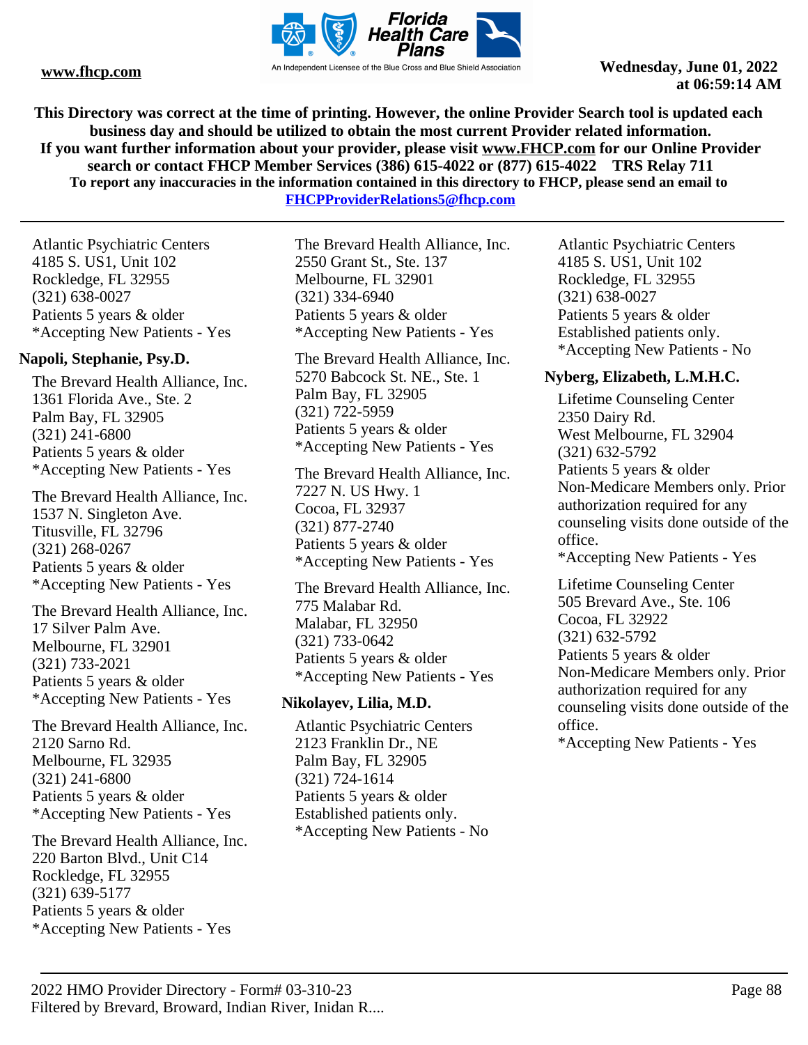This Directory was correct at the time of printing. However, the online Provider Search tool is updated each business day and should be utilized to obtain the most current Provider related information.
If you want further information about your provider, please visit www.FHCP.com for our Online Provider search or contact FHCP Member Services (386) 615-4022 or (877) 615-4022 TRS Relay 711
To report any inaccuracies in the information contained in this directory to FHCP, please send an email to FHCPProviderRelations5@fhcp.com

Atlantic Psychiatric Centers
4185 S. US1, Unit 102
Rockledge, FL 32955
(321) 638-0027
Patients 5 years & older
*Accepting New Patients - Yes

**Napoli, Stephanie, Psy.D.**

The Brevard Health Alliance, Inc.
1361 Florida Ave., Ste. 2
Palm Bay, FL 32905
(321) 241-6800
Patients 5 years & older
*Accepting New Patients - Yes

The Brevard Health Alliance, Inc.
1537 N. Singleton Ave.
Titusville, FL 32796
(321) 268-0267
Patients 5 years & older
*Accepting New Patients - Yes

The Brevard Health Alliance, Inc.
17 Silver Palm Ave.
Melbourne, FL 32901
(321) 733-2021
Patients 5 years & older
*Accepting New Patients - Yes

The Brevard Health Alliance, Inc.
2120 Sarno Rd.
Melbourne, FL 32935
(321) 241-6800
Patients 5 years & older
*Accepting New Patients - Yes

The Brevard Health Alliance, Inc.
220 Barton Blvd., Unit C14
Rockledge, FL 32955
(321) 639-5177
Patients 5 years & older
*Accepting New Patients - Yes

The Brevard Health Alliance, Inc.
2550 Grant St., Ste. 137
Melbourne, FL 32901
(321) 334-6940
Patients 5 years & older
*Accepting New Patients - Yes

The Brevard Health Alliance, Inc.
5270 Babcock St. NE., Ste. 1
Palm Bay, FL 32905
(321) 722-5959
Patients 5 years & older
*Accepting New Patients - Yes

The Brevard Health Alliance, Inc.
7227 N. US Hwy. 1
Cocoa, FL 32937
(321) 877-2740
Patients 5 years & older
*Accepting New Patients - Yes

The Brevard Health Alliance, Inc.
775 Malabar Rd.
Malabar, FL 32950
(321) 733-0642
Patients 5 years & older
*Accepting New Patients - Yes

**Nikolayev, Lilia, M.D.**

Atlantic Psychiatric Centers
2123 Franklin Dr., NE
Palm Bay, FL 32905
(321) 724-1614
Patients 5 years & older
Established patients only.
*Accepting New Patients - No

Atlantic Psychiatric Centers
4185 S. US1, Unit 102
Rockledge, FL 32955
(321) 638-0027
Patients 5 years & older
Established patients only.
*Accepting New Patients - No

**Nyberg, Elizabeth, L.M.H.C.**

Lifetime Counseling Center
2350 Dairy Rd.
West Melbourne, FL 32904
(321) 632-5792
Patients 5 years & older
Non-Medicare Members only. Prior authorization required for any counseling visits done outside of the office.
*Accepting New Patients - Yes

Lifetime Counseling Center
505 Brevard Ave., Ste. 106
Cocoa, FL 32922
(321) 632-5792
Patients 5 years & older
Non-Medicare Members only. Prior authorization required for any counseling visits done outside of the office.
*Accepting New Patients - Yes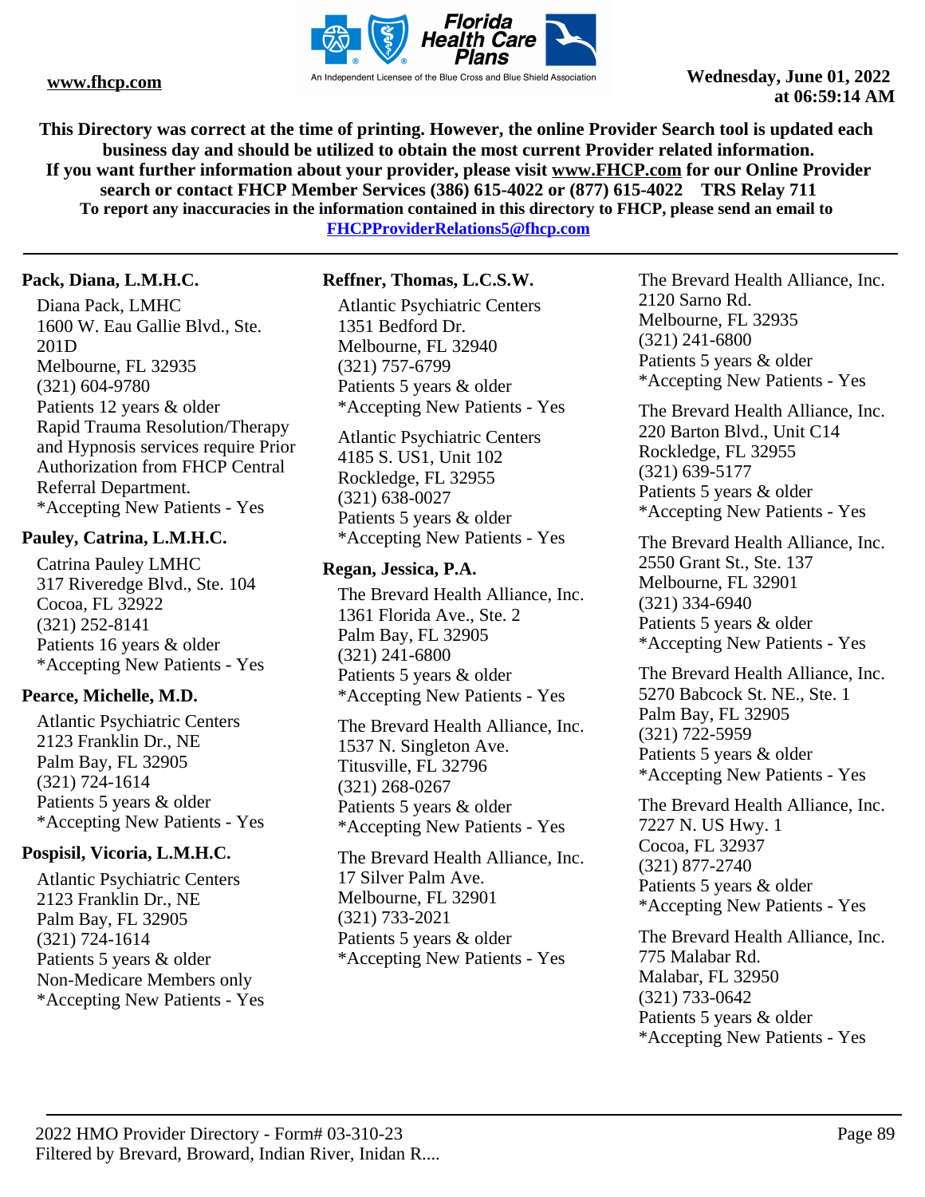This Directory was correct at the time of printing. However, the online Provider Search tool is updated each business day and should be utilized to obtain the most current Provider related information.
If you want further information about your provider, please visit www.FHCP.com for our Online Provider search or contact FHCP Member Services (386) 615-4022 or (877) 615-4022 TRS Relay 711
To report any inaccuracies in the information contained in this directory to FHCP, please send an email to FHCPProviderRelations5@fhcp.com

**Pack, Diana, L.M.H.C.**

Diana Pack, LMHC
1600 W. Eau Gallie Blvd., Ste. 201D
Melbourne, FL 32935
(321) 604-9780
Patients 12 years & older
Rapid Trauma Resolution/Therapy and Hypnosis services require Prior Authorization from FHCP Central Referral Department.
*Accepting New Patients - Yes

**Pauley, Catrina, L.M.H.C.**

Catrina Pauley LMHC
317 Riveredge Blvd., Ste. 104
Cocoa, FL 32922
(321) 252-8141
Patients 16 years & older
*Accepting New Patients - Yes

**Pearce, Michelle, M.D.**

Atlantic Psychiatric Centers
2123 Franklin Dr., NE
Palm Bay, FL 32905
(321) 724-1614
Patients 5 years & older
*Accepting New Patients - Yes

**Pospisil, Vicoria, L.M.H.C.**

Atlantic Psychiatric Centers
2123 Franklin Dr., NE
Palm Bay, FL 32905
(321) 724-1614
Patients 5 years & older
Non-Medicare Members only
*Accepting New Patients - Yes

**Reffner, Thomas, L.C.S.W.**

Atlantic Psychiatric Centers
1351 Bedford Dr.
Melbourne, FL 32940
(321) 757-6799
Patients 5 years & older
*Accepting New Patients - Yes

Atlantic Psychiatric Centers
4185 S. US1, Unit 102
Rockledge, FL 32955
(321) 638-0027
Patients 5 years & older
*Accepting New Patients - Yes

**Regan, Jessica, P.A.**

The Brevard Health Alliance, Inc.
1361 Florida Ave., Ste. 2
Palm Bay, FL 32905
(321) 241-6800
Patients 5 years & older
*Accepting New Patients - Yes

The Brevard Health Alliance, Inc.
1537 N. Singleton Ave.
Titusville, FL 32796
(321) 268-0267
Patients 5 years & older
*Accepting New Patients - Yes

The Brevard Health Alliance, Inc.
17 Silver Palm Ave.
Melbourne, FL 32901
(321) 733-2021
Patients 5 years & older
*Accepting New Patients - Yes

The Brevard Health Alliance, Inc.
2120 Sarno Rd.
Melbourne, FL 32935
(321) 241-6800
Patients 5 years & older
*Accepting New Patients - Yes

The Brevard Health Alliance, Inc.
220 Barton Blvd., Unit C14
Rockledge, FL 32955
(321) 639-5177
Patients 5 years & older
*Accepting New Patients - Yes

The Brevard Health Alliance, Inc.
2550 Grant St., Ste. 137
Melbourne, FL 32901
(321) 334-6940
Patients 5 years & older
*Accepting New Patients - Yes

The Brevard Health Alliance, Inc.
5270 Babcock St. NE., Ste. 1
Palm Bay, FL 32905
(321) 722-5959
Patients 5 years & older
*Accepting New Patients - Yes

The Brevard Health Alliance, Inc.
7227 N. US Hwy. 1
Cocoa, FL 32937
(321) 877-2740
Patients 5 years & older
*Accepting New Patients - Yes

The Brevard Health Alliance, Inc.
775 Malabar Rd.
Malabar, FL 32950
(321) 733-0642
Patients 5 years & older
*Accepting New Patients - Yes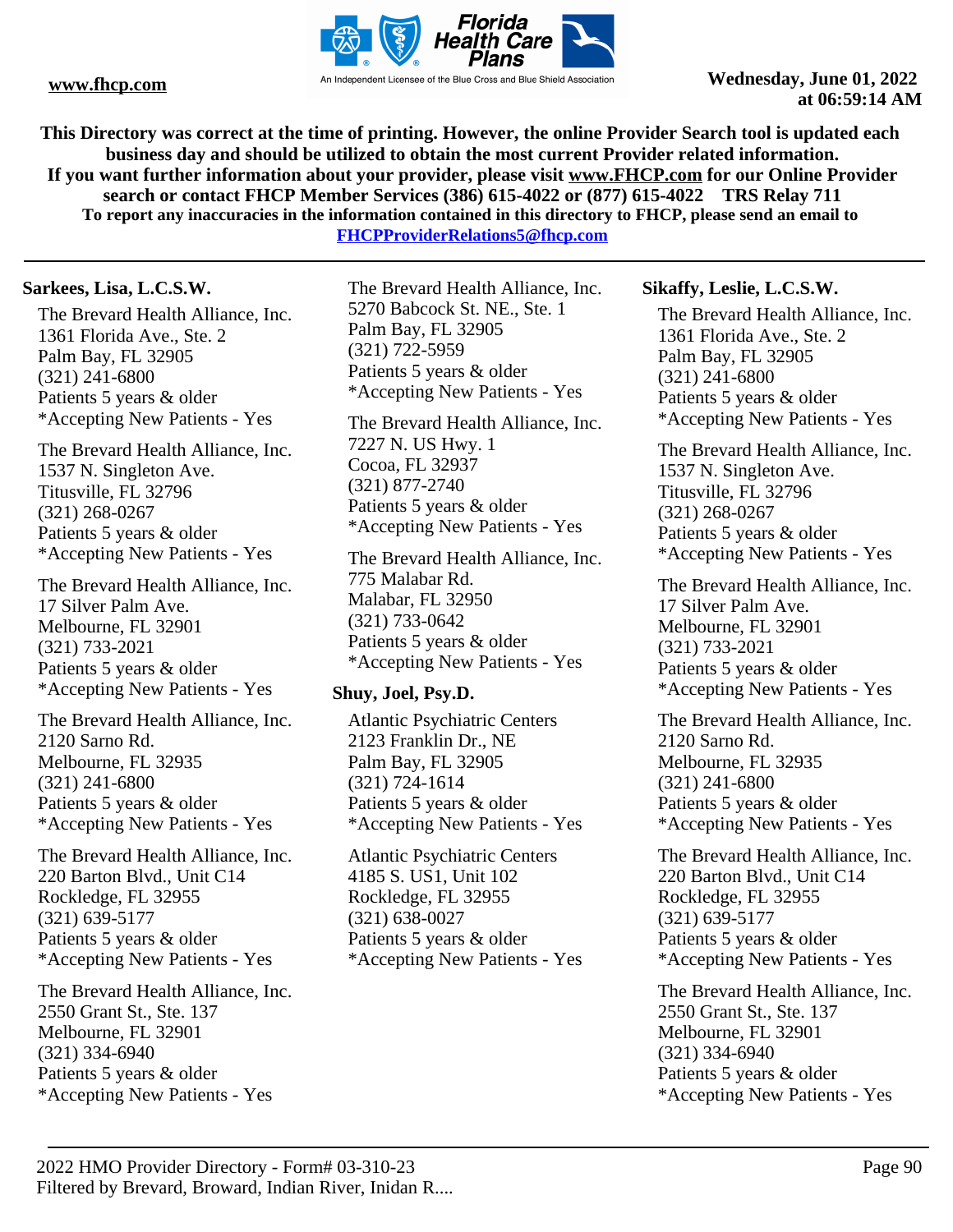**Sarkees, Lisa, L.C.S.W.**

The Brevard Health Alliance, Inc.
1361 Florida Ave., Ste. 2
Palm Bay, FL 32905
(321) 241-6800
Patients 5 years & older
*Accepting New Patients - Yes

The Brevard Health Alliance, Inc.
1537 N. Singleton Ave.
Titusville, FL 32796
(321) 268-0267
Patients 5 years & older
*Accepting New Patients - Yes

The Brevard Health Alliance, Inc.
17 Silver Palm Ave.
Melbourne, FL 32901
(321) 733-2021
Patients 5 years & older
*Accepting New Patients - Yes

The Brevard Health Alliance, Inc.
2120 Sarno Rd.
Melbourne, FL 32935
(321) 241-6800
Patients 5 years & older
*Accepting New Patients - Yes

The Brevard Health Alliance, Inc.
220 Barton Blvd., Unit C14
Rockledge, FL 32955
(321) 639-5177
Patients 5 years & older
*Accepting New Patients - Yes

The Brevard Health Alliance, Inc.
2550 Grant St., Ste. 137
Melbourne, FL 32901
(321) 334-6940
Patients 5 years & older
*Accepting New Patients - Yes

The Brevard Health Alliance, Inc.
5270 Babcock St. NE., Ste. 1
Palm Bay, FL 32905
(321) 722-5959
Patients 5 years & older
*Accepting New Patients - Yes

The Brevard Health Alliance, Inc.
7227 N. US Hwy. 1
Cocoa, FL 32937
(321) 877-2740
Patients 5 years & older
*Accepting New Patients - Yes

The Brevard Health Alliance, Inc.
775 Malabar Rd.
Malabar, FL 32950
(321) 733-0642
Patients 5 years & older
*Accepting New Patients - Yes

**Shuy, Joel, Psy.D.**

Atlantic Psychiatric Centers
2123 Franklin Dr., NE
Palm Bay, FL 32905
(321) 724-1614
Patients 5 years & older
*Accepting New Patients - Yes

Atlantic Psychiatric Centers
4185 S. US1, Unit 102
Rockledge, FL 32955
(321) 638-0027
Patients 5 years & older
*Accepting New Patients - Yes

**Sikaffy, Leslie, L.C.S.W.**

The Brevard Health Alliance, Inc.
1361 Florida Ave., Ste. 2
Palm Bay, FL 32905
(321) 241-6800
Patients 5 years & older
*Accepting New Patients - Yes

The Brevard Health Alliance, Inc.
1537 N. Singleton Ave.
Titusville, FL 32796
(321) 268-0267
Patients 5 years & older
*Accepting New Patients - Yes

The Brevard Health Alliance, Inc.
17 Silver Palm Ave.
Melbourne, FL 32901
(321) 733-2021
Patients 5 years & older
*Accepting New Patients - Yes

The Brevard Health Alliance, Inc.
2120 Sarno Rd.
Melbourne, FL 32935
(321) 241-6800
Patients 5 years & older
*Accepting New Patients - Yes

The Brevard Health Alliance, Inc.
220 Barton Blvd., Unit C14
Rockledge, FL 32955
(321) 639-5177
Patients 5 years & older
*Accepting New Patients - Yes

The Brevard Health Alliance, Inc.
2550 Grant St., Ste. 137
Melbourne, FL 32901
(321) 334-6940
Patients 5 years & older
*Accepting New Patients - Yes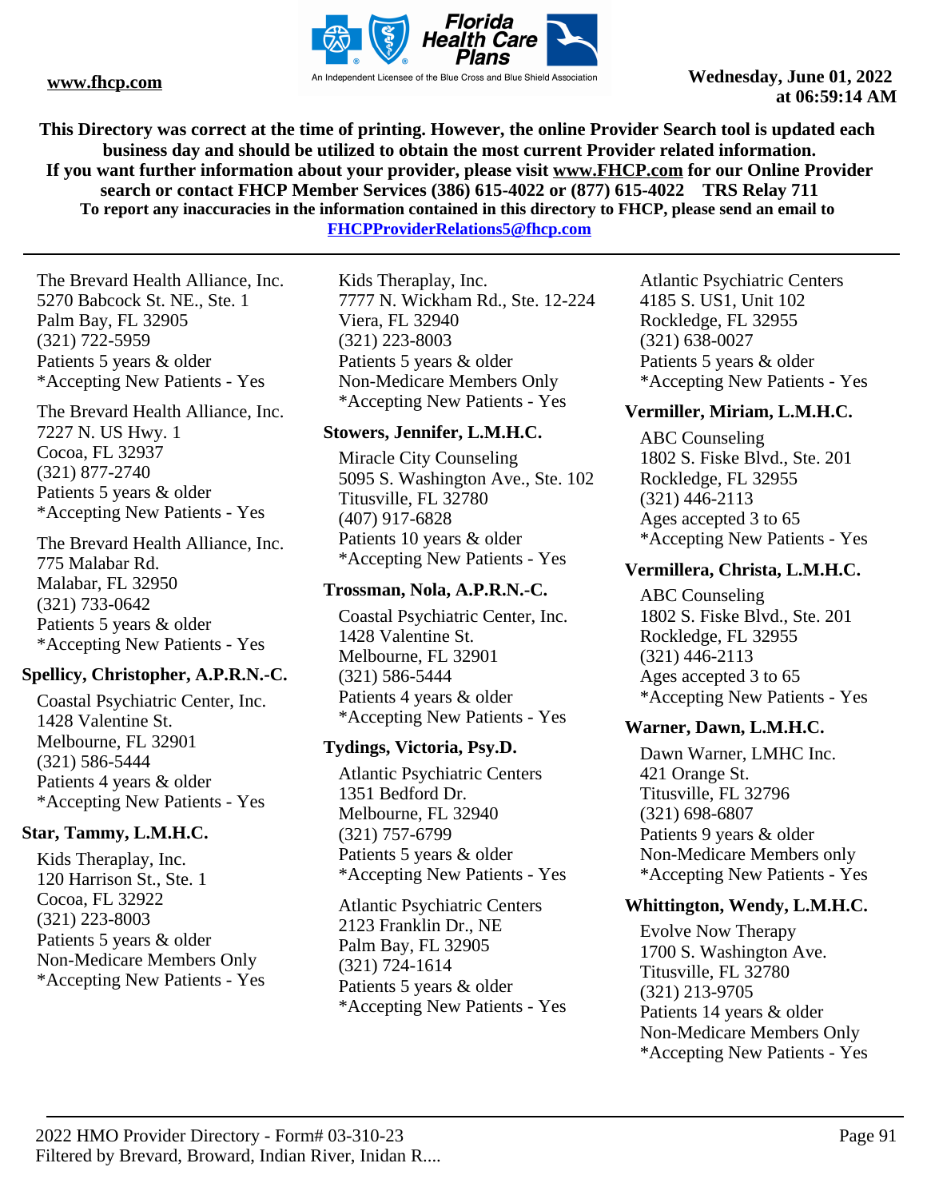This Directory was correct at the time of printing. However, the online Provider Search tool is updated each business day and should be utilized to obtain the most current Provider related information.
If you want further information about your provider, please visit www.FHCP.com for our Online Provider search or contact FHCP Member Services (386) 615-4022 or (877) 615-4022 TRS Relay 711
To report any inaccuracies in the information contained in this directory to FHCP, please send an email to FHCPProviderRelations5@fhcp.com

The Brevard Health Alliance, Inc.
5270 Babcock St. NE., Ste. 1
Palm Bay, FL 32905
(321) 722-5959
Patients 5 years & older
*Accepting New Patients - Yes

The Brevard Health Alliance, Inc.
7227 N. US Hwy. 1
Cocoa, FL 32937
(321) 877-2740
Patients 5 years & older
*Accepting New Patients - Yes

The Brevard Health Alliance, Inc.
775 Malabar Rd.
Malabar, FL 32950
(321) 733-0642
Patients 5 years & older
*Accepting New Patients - Yes

**Spellicy, Christopher, A.P.R.N.-C.**

Coastal Psychiatric Center, Inc.
1428 Valentine St.
Melbourne, FL 32901
(321) 586-5444
Patients 4 years & older
*Accepting New Patients - Yes

**Star, Tammy, L.M.H.C.**

Kids Theraplay, Inc.
120 Harrison St., Ste. 1
Cocoa, FL 32922
(321) 223-8003
Patients 5 years & older
Non-Medicare Members Only
*Accepting New Patients - Yes

Kids Theraplay, Inc.
7777 N. Wickham Rd., Ste. 12-224
Viera, FL 32940
(321) 223-8003
Patients 5 years & older
Non-Medicare Members Only
*Accepting New Patients - Yes

**Stowers, Jennifer, L.M.H.C.**

Miracle City Counseling
5095 S. Washington Ave., Ste. 102
Titusville, FL 32780
(407) 917-6828
Patients 10 years & older
*Accepting New Patients - Yes

**Trossman, Nola, A.P.R.N.-C.**

Coastal Psychiatric Center, Inc.
1428 Valentine St.
Melbourne, FL 32901
(321) 586-5444
Patients 4 years & older
*Accepting New Patients - Yes

**Tydings, Victoria, Psy.D.**

Atlantic Psychiatric Centers
1351 Bedford Dr.
Melbourne, FL 32940
(321) 757-6799
Patients 5 years & older
*Accepting New Patients - Yes

Atlantic Psychiatric Centers
2123 Franklin Dr., NE
Palm Bay, FL 32905
(321) 724-1614
Patients 5 years & older
*Accepting New Patients - Yes

Atlantic Psychiatric Centers
4185 S. US1, Unit 102
Rockledge, FL 32955
(321) 638-0027
Patients 5 years & older
*Accepting New Patients - Yes

**Vermiller, Miriam, L.M.H.C.**

ABC Counseling
1802 S. Fiske Blvd., Ste. 201
Rockledge, FL 32955
(321) 446-2113
Ages accepted 3 to 65
*Accepting New Patients - Yes

**Vermillera, Christa, L.M.H.C.**

ABC Counseling
1802 S. Fiske Blvd., Ste. 201
Rockledge, FL 32955
(321) 446-2113
Ages accepted 3 to 65
*Accepting New Patients - Yes

**Warner, Dawn, L.M.H.C.**

Dawn Warner, LMHC Inc.
421 Orange St.
Titusville, FL 32796
(321) 698-6807
Patients 9 years & older
Non-Medicare Members only
*Accepting New Patients - Yes

**Whittington, Wendy, L.M.H.C.**

Evolve Now Therapy
1700 S. Washington Ave.
Titusville, FL 32780
(321) 213-9705
Patients 14 years & older
Non-Medicare Members Only
*Accepting New Patients - Yes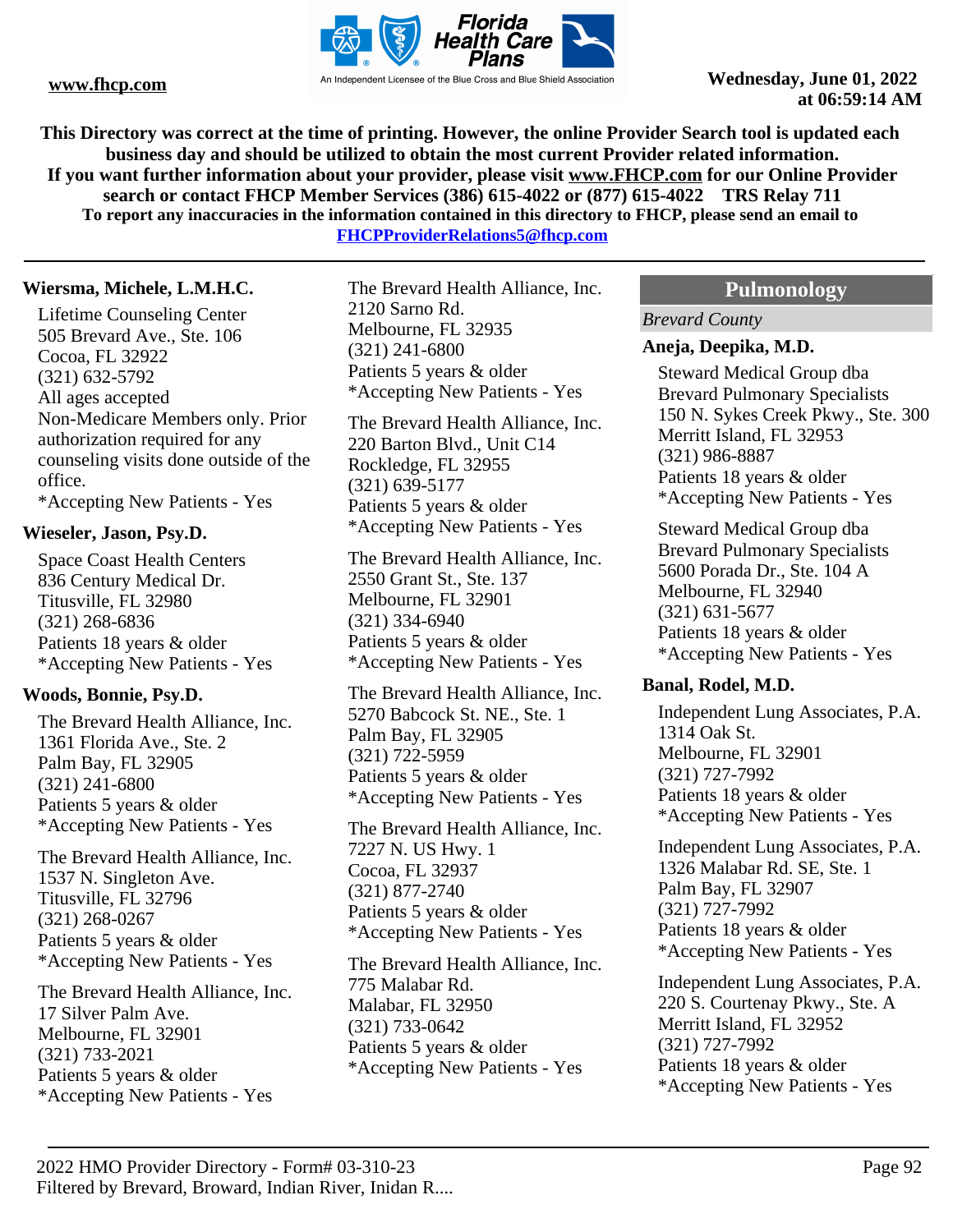This Directory was correct at the time of printing. However, the online Provider Search tool is updated each business day and should be utilized to obtain the most current Provider related information.
If you want further information about your provider, please visit www.FHCP.com for our Online Provider search or contact FHCP Member Services (386) 615-4022 or (877) 615-4022 TRS Relay 711
To report any inaccuracies in the information contained in this directory to FHCP, please send an email to FHCPProviderRelations5@fhcp.com

**Wiersma, Michele, L.M.H.C.**

Lifetime Counseling Center
505 Brevard Ave., Ste. 106
Cocoa, FL 32922
(321) 632-5792
All ages accepted
Non-Medicare Members only. Prior authorization required for any counseling visits done outside of the office.
*Accepting New Patients - Yes

**Wieseler, Jason, Psy.D.**

Space Coast Health Centers
836 Century Medical Dr.
Titusville, FL 32980
(321) 268-6836
Patients 18 years & older
*Accepting New Patients - Yes

**Woods, Bonnie, Psy.D.**

The Brevard Health Alliance, Inc.
1361 Florida Ave., Ste. 2
Palm Bay, FL 32905
(321) 241-6800
Patients 5 years & older
*Accepting New Patients - Yes

The Brevard Health Alliance, Inc.
1537 N. Singleton Ave.
Titusville, FL 32796
(321) 268-0267
Patients 5 years & older
*Accepting New Patients - Yes

The Brevard Health Alliance, Inc.
17 Silver Palm Ave.
Melbourne, FL 32901
(321) 733-2021
Patients 5 years & older
*Accepting New Patients - Yes

The Brevard Health Alliance, Inc.
2120 Sarno Rd.
Melbourne, FL 32935
(321) 241-6800
Patients 5 years & older
*Accepting New Patients - Yes

The Brevard Health Alliance, Inc.
220 Barton Blvd., Unit C14
Rockledge, FL 32955
(321) 639-5177
Patients 5 years & older
*Accepting New Patients - Yes

The Brevard Health Alliance, Inc.
2550 Grant St., Ste. 137
Melbourne, FL 32901
(321) 334-6940
Patients 5 years & older
*Accepting New Patients - Yes

The Brevard Health Alliance, Inc.
5270 Babcock St. NE., Ste. 1
Palm Bay, FL 32905
(321) 722-5959
Patients 5 years & older
*Accepting New Patients - Yes

The Brevard Health Alliance, Inc.
7227 N. US Hwy. 1
Cocoa, FL 32937
(321) 877-2740
Patients 5 years & older
*Accepting New Patients - Yes

The Brevard Health Alliance, Inc.
775 Malabar Rd.
Malabar, FL 32950
(321) 733-0642
Patients 5 years & older
*Accepting New Patients - Yes

## Pulmonology

*Brevard County*

**Aneja, Deepika, M.D.**

Steward Medical Group dba Brevard Pulmonary Specialists
150 N. Sykes Creek Pkwy., Ste. 300
Merritt Island, FL 32953
(321) 986-8887
Patients 18 years & older
*Accepting New Patients - Yes

Steward Medical Group dba Brevard Pulmonary Specialists
5600 Porada Dr., Ste. 104 A
Melbourne, FL 32940
(321) 631-5677
Patients 18 years & older
*Accepting New Patients - Yes

**Banal, Rodel, M.D.**

Independent Lung Associates, P.A.
1314 Oak St.
Melbourne, FL 32901
(321) 727-7992
Patients 18 years & older
*Accepting New Patients - Yes

Independent Lung Associates, P.A.
1326 Malabar Rd. SE, Ste. 1
Palm Bay, FL 32907
(321) 727-7992
Patients 18 years & older
*Accepting New Patients - Yes

Independent Lung Associates, P.A.
220 S. Courtenay Pkwy., Ste. A
Merritt Island, FL 32952
(321) 727-7992
Patients 18 years & older
*Accepting New Patients - Yes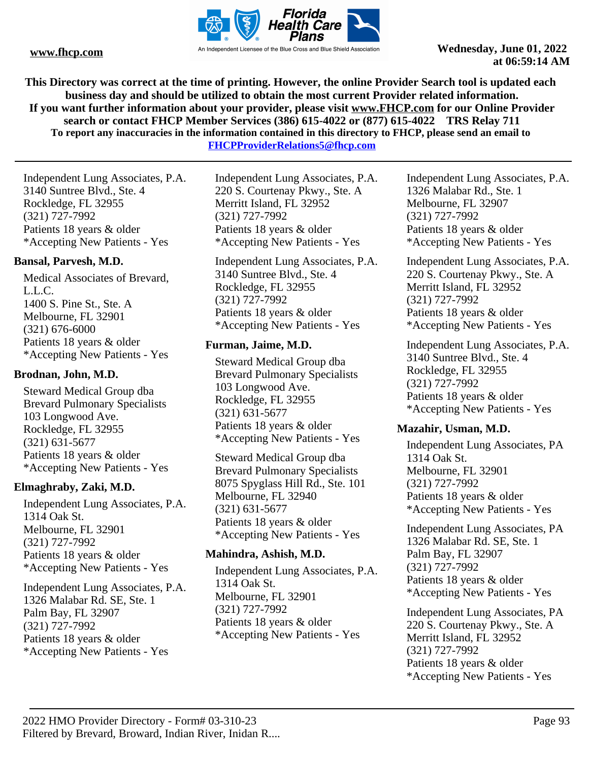This Directory was correct at the time of printing. However, the online Provider Search tool is updated each business day and should be utilized to obtain the most current Provider related information.
If you want further information about your provider, please visit www.FHCP.com for our Online Provider search or contact FHCP Member Services (386) 615-4022 or (877) 615-4022 TRS Relay 711
To report any inaccuracies in the information contained in this directory to FHCP, please send an email to FHCPProviderRelations5@fhcp.com

Independent Lung Associates, P.A.
3140 Suntree Blvd., Ste. 4
Rockledge, FL 32955
(321) 727-7992
Patients 18 years & older
*Accepting New Patients - Yes

**Bansal, Parvesh, M.D.**

Medical Associates of Brevard, L.L.C.
1400 S. Pine St., Ste. A
Melbourne, FL 32901
(321) 676-6000
Patients 18 years & older
*Accepting New Patients - Yes

**Brodnan, John, M.D.**

Steward Medical Group dba Brevard Pulmonary Specialists
103 Longwood Ave.
Rockledge, FL 32955
(321) 631-5677
Patients 18 years & older
*Accepting New Patients - Yes

**Elmaghraby, Zaki, M.D.**

Independent Lung Associates, P.A.
1314 Oak St.
Melbourne, FL 32901
(321) 727-7992
Patients 18 years & older
*Accepting New Patients - Yes

Independent Lung Associates, P.A.
1326 Malabar Rd. SE, Ste. 1
Palm Bay, FL 32907
(321) 727-7992
Patients 18 years & older
*Accepting New Patients - Yes

Independent Lung Associates, P.A.
220 S. Courtenay Pkwy., Ste. A
Merritt Island, FL 32952
(321) 727-7992
Patients 18 years & older
*Accepting New Patients - Yes

Independent Lung Associates, P.A.
3140 Suntree Blvd., Ste. 4
Rockledge, FL 32955
(321) 727-7992
Patients 18 years & older
*Accepting New Patients - Yes

**Furman, Jaime, M.D.**

Steward Medical Group dba Brevard Pulmonary Specialists
103 Longwood Ave.
Rockledge, FL 32955
(321) 631-5677
Patients 18 years & older
*Accepting New Patients - Yes

Steward Medical Group dba Brevard Pulmonary Specialists
8075 Spyglass Hill Rd., Ste. 101
Melbourne, FL 32940
(321) 631-5677
Patients 18 years & older
*Accepting New Patients - Yes

**Mahindra, Ashish, M.D.**

Independent Lung Associates, P.A.
1314 Oak St.
Melbourne, FL 32901
(321) 727-7992
Patients 18 years & older
*Accepting New Patients - Yes

Independent Lung Associates, P.A.
1326 Malabar Rd., Ste. 1
Melbourne, FL 32907
(321) 727-7992
Patients 18 years & older
*Accepting New Patients - Yes

Independent Lung Associates, P.A.
220 S. Courtenay Pkwy., Ste. A
Merritt Island, FL 32952
(321) 727-7992
Patients 18 years & older
*Accepting New Patients - Yes

Independent Lung Associates, P.A.
3140 Suntree Blvd., Ste. 4
Rockledge, FL 32955
(321) 727-7992
Patients 18 years & older
*Accepting New Patients - Yes

**Mazahir, Usman, M.D.**

Independent Lung Associates, PA
1314 Oak St.
Melbourne, FL 32901
(321) 727-7992
Patients 18 years & older
*Accepting New Patients - Yes

Independent Lung Associates, PA
1326 Malabar Rd. SE, Ste. 1
Palm Bay, FL 32907
(321) 727-7992
Patients 18 years & older
*Accepting New Patients - Yes

Independent Lung Associates, PA
220 S. Courtenay Pkwy., Ste. A
Merritt Island, FL 32952
(321) 727-7992
Patients 18 years & older
*Accepting New Patients - Yes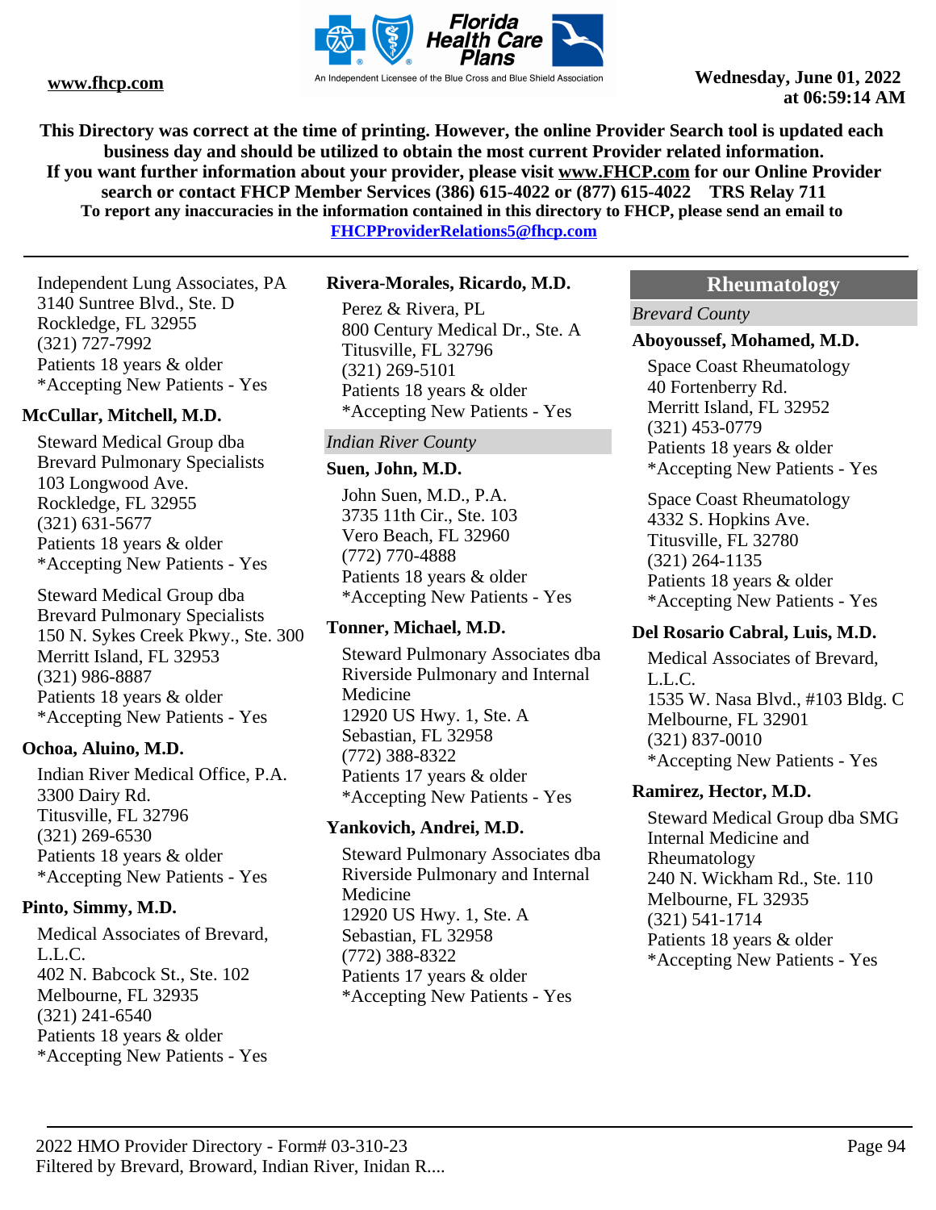This Directory was correct at the time of printing. However, the online Provider Search tool is updated each business day and should be utilized to obtain the most current Provider related information.
If you want further information about your provider, please visit www.FHCP.com for our Online Provider search or contact FHCP Member Services (386) 615-4022 or (877) 615-4022 TRS Relay 711
To report any inaccuracies in the information contained in this directory to FHCP, please send an email to FHCPProviderRelations5@fhcp.com

Independent Lung Associates, PA
3140 Suntree Blvd., Ste. D
Rockledge, FL 32955
(321) 727-7992
Patients 18 years & older
*Accepting New Patients - Yes

**McCullar, Mitchell, M.D.**

Steward Medical Group dba
Brevard Pulmonary Specialists
103 Longwood Ave.
Rockledge, FL 32955
(321) 631-5677
Patients 18 years & older
*Accepting New Patients - Yes

Steward Medical Group dba
Brevard Pulmonary Specialists
150 N. Sykes Creek Pkwy., Ste. 300
Merritt Island, FL 32953
(321) 986-8887
Patients 18 years & older
*Accepting New Patients - Yes

**Ochoa, Aluino, M.D.**

Indian River Medical Office, P.A.
3300 Dairy Rd.
Titusville, FL 32796
(321) 269-6530
Patients 18 years & older
*Accepting New Patients - Yes

**Pinto, Simmy, M.D.**

Medical Associates of Brevard, L.L.C.
402 N. Babcock St., Ste. 102
Melbourne, FL 32935
(321) 241-6540
Patients 18 years & older
*Accepting New Patients - Yes

**Rivera-Morales, Ricardo, M.D.**

Perez & Rivera, PL
800 Century Medical Dr., Ste. A
Titusville, FL 32796
(321) 269-5101
Patients 18 years & older
*Accepting New Patients - Yes

*Indian River County*

**Suen, John, M.D.**

John Suen, M.D., P.A.
3735 11th Cir., Ste. 103
Vero Beach, FL 32960
(772) 770-4888
Patients 18 years & older
*Accepting New Patients - Yes

**Tonner, Michael, M.D.**

Steward Pulmonary Associates dba
Riverside Pulmonary and Internal Medicine
12920 US Hwy. 1, Ste. A
Sebastian, FL 32958
(772) 388-8322
Patients 17 years & older
*Accepting New Patients - Yes

**Yankovich, Andrei, M.D.**

Steward Pulmonary Associates dba
Riverside Pulmonary and Internal Medicine
12920 US Hwy. 1, Ste. A
Sebastian, FL 32958
(772) 388-8322
Patients 17 years & older
*Accepting New Patients - Yes

## Rheumatology

*Brevard County*

**Aboyoussef, Mohamed, M.D.**

Space Coast Rheumatology
40 Fortenberry Rd.
Merritt Island, FL 32952
(321) 453-0779
Patients 18 years & older
*Accepting New Patients - Yes

Space Coast Rheumatology
4332 S. Hopkins Ave.
Titusville, FL 32780
(321) 264-1135
Patients 18 years & older
*Accepting New Patients - Yes

**Del Rosario Cabral, Luis, M.D.**

Medical Associates of Brevard, L.L.C.
1535 W. Nasa Blvd., #103 Bldg. C
Melbourne, FL 32901
(321) 837-0010
*Accepting New Patients - Yes

**Ramirez, Hector, M.D.**

Steward Medical Group dba SMG Internal Medicine and Rheumatology
240 N. Wickham Rd., Ste. 110
Melbourne, FL 32935
(321) 541-1714
Patients 18 years & older
*Accepting New Patients - Yes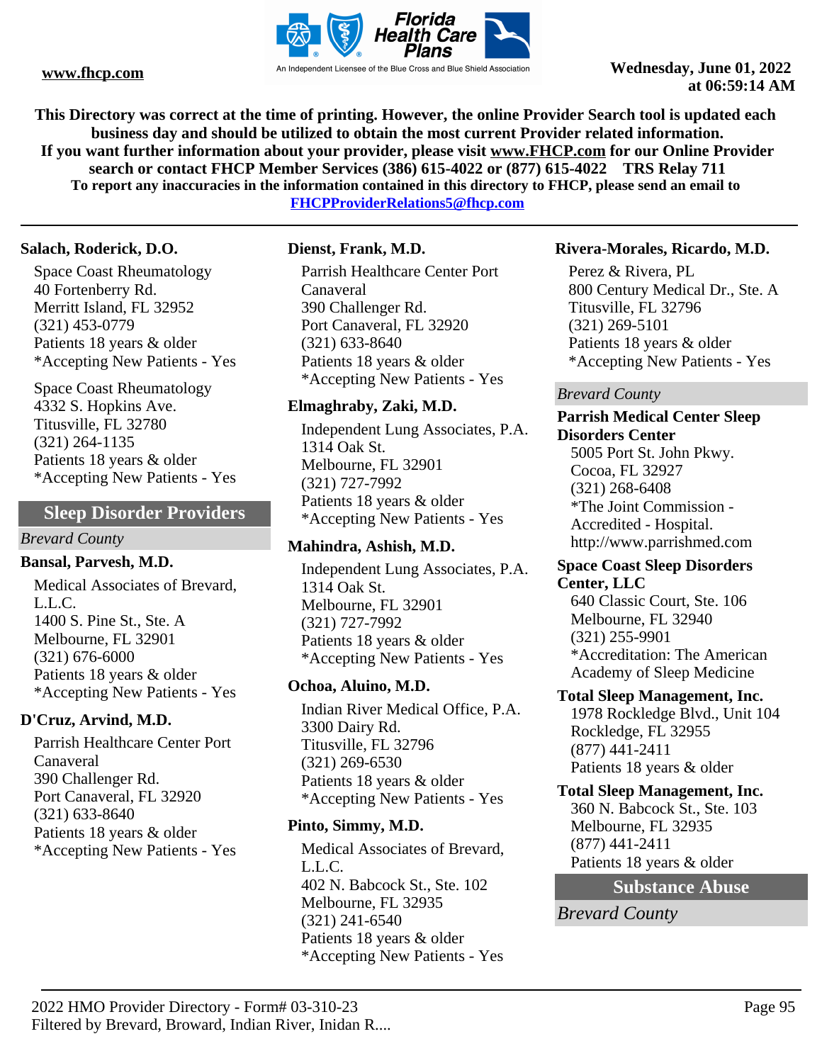**Salach, Roderick, D.O.**

Space Coast Rheumatology
40 Fortenberry Rd.
Merritt Island, FL 32952
(321) 453-0779
Patients 18 years & older
*Accepting New Patients - Yes

Space Coast Rheumatology
4332 S. Hopkins Ave.
Titusville, FL 32780
(321) 264-1135
Patients 18 years & older
*Accepting New Patients - Yes

## Sleep Disorder Providers

*Brevard County*

**Bansal, Parvesh, M.D.**

Medical Associates of Brevard, L.L.C.
1400 S. Pine St., Ste. A
Melbourne, FL 32901
(321) 676-6000
Patients 18 years & older
*Accepting New Patients - Yes

**D'Cruz, Arvind, M.D.**

Parrish Healthcare Center Port Canaveral
390 Challenger Rd.
Port Canaveral, FL 32920
(321) 633-8640
Patients 18 years & older
*Accepting New Patients - Yes

**Dienst, Frank, M.D.**

Parrish Healthcare Center Port Canaveral
390 Challenger Rd.
Port Canaveral, FL 32920
(321) 633-8640
Patients 18 years & older
*Accepting New Patients - Yes

**Elmaghraby, Zaki, M.D.**

Independent Lung Associates, P.A.
1314 Oak St.
Melbourne, FL 32901
(321) 727-7992
Patients 18 years & older
*Accepting New Patients - Yes

**Mahindra, Ashish, M.D.**

Independent Lung Associates, P.A.
1314 Oak St.
Melbourne, FL 32901
(321) 727-7992
Patients 18 years & older
*Accepting New Patients - Yes

**Ochoa, Aluino, M.D.**

Indian River Medical Office, P.A.
3300 Dairy Rd.
Titusville, FL 32796
(321) 269-6530
Patients 18 years & older
*Accepting New Patients - Yes

**Pinto, Simmy, M.D.**

Medical Associates of Brevard, L.L.C.
402 N. Babcock St., Ste. 102
Melbourne, FL 32935
(321) 241-6540
Patients 18 years & older
*Accepting New Patients - Yes

**Rivera-Morales, Ricardo, M.D.**

Perez & Rivera, PL
800 Century Medical Dr., Ste. A
Titusville, FL 32796
(321) 269-5101
Patients 18 years & older
*Accepting New Patients - Yes

*Brevard County*

**Parrish Medical Center Sleep Disorders Center**
5005 Port St. John Pkwy.
Cocoa, FL 32927
(321) 268-6408
*The Joint Commission - Accredited - Hospital.
http://www.parrishmed.com

**Space Coast Sleep Disorders Center, LLC**
640 Classic Court, Ste. 106
Melbourne, FL 32940
(321) 255-9901
*Accreditation: The American Academy of Sleep Medicine

**Total Sleep Management, Inc.**
1978 Rockledge Blvd., Unit 104
Rockledge, FL 32955
(877) 441-2411
Patients 18 years & older

**Total Sleep Management, Inc.**
360 N. Babcock St., Ste. 103
Melbourne, FL 32935
(877) 441-2411
Patients 18 years & older

## Substance Abuse

*Brevard County*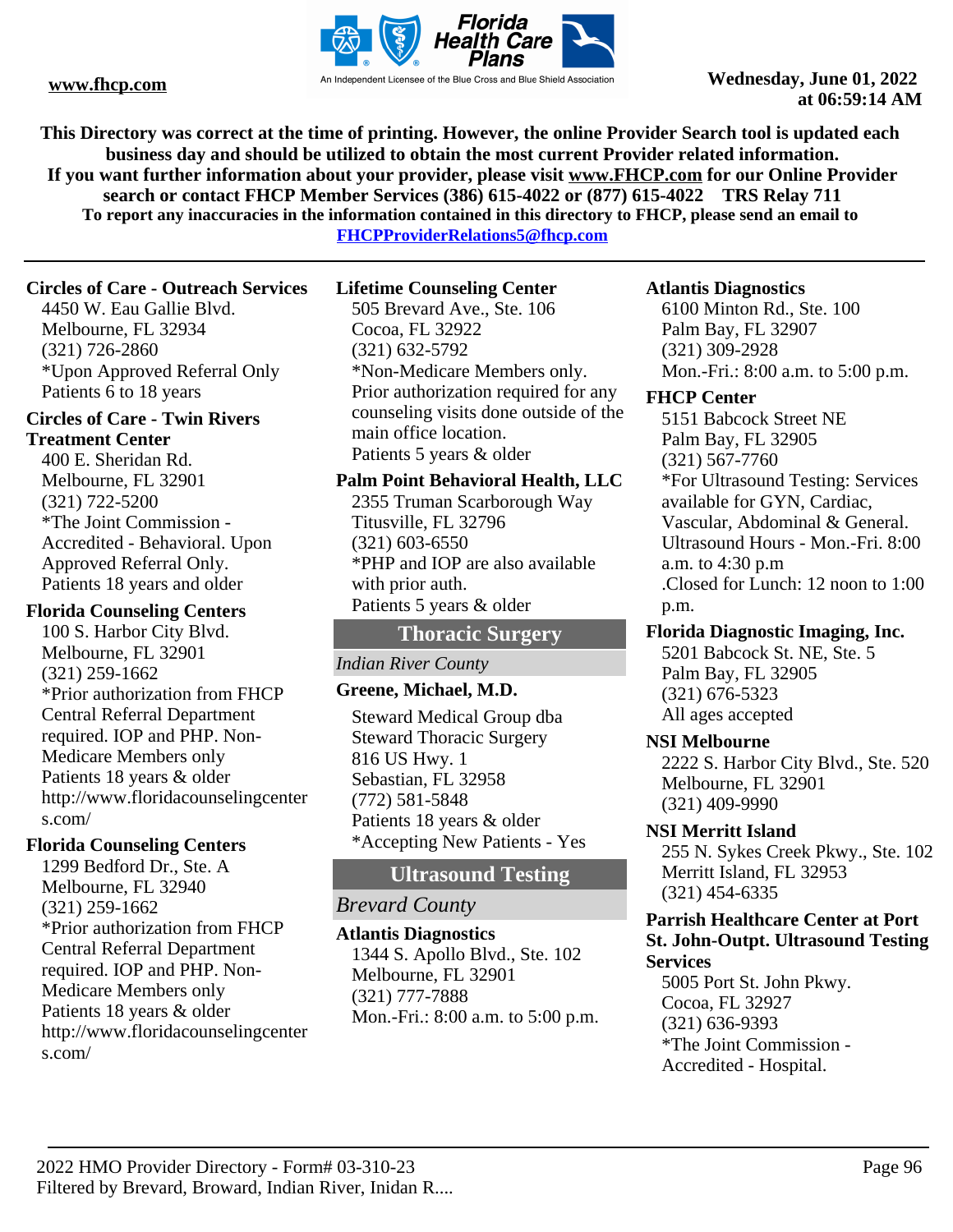This Directory was correct at the time of printing. However, the online Provider Search tool is updated each business day and should be utilized to obtain the most current Provider related information.
If you want further information about your provider, please visit www.FHCP.com for our Online Provider search or contact FHCP Member Services (386) 615-4022 or (877) 615-4022 TRS Relay 711
To report any inaccuracies in the information contained in this directory to FHCP, please send an email to FHCPProviderRelations5@fhcp.com

**Circles of Care - Outreach Services**
4450 W. Eau Gallie Blvd.
Melbourne, FL 32934
(321) 726-2860
*Upon Approved Referral Only
Patients 6 to 18 years

**Circles of Care - Twin Rivers Treatment Center**
400 E. Sheridan Rd.
Melbourne, FL 32901
(321) 722-5200
*The Joint Commission - Accredited - Behavioral. Upon Approved Referral Only.
Patients 18 years and older

**Florida Counseling Centers**
100 S. Harbor City Blvd.
Melbourne, FL 32901
(321) 259-1662
*Prior authorization from FHCP Central Referral Department required. IOP and PHP. Non-Medicare Members only
Patients 18 years & older
http://www.floridacounselingcenters.com/

**Florida Counseling Centers**
1299 Bedford Dr., Ste. A
Melbourne, FL 32940
(321) 259-1662
*Prior authorization from FHCP Central Referral Department required. IOP and PHP. Non-Medicare Members only
Patients 18 years & older
http://www.floridacounselingcenters.com/

**Lifetime Counseling Center**
505 Brevard Ave., Ste. 106
Cocoa, FL 32922
(321) 632-5792
*Non-Medicare Members only. Prior authorization required for any counseling visits done outside of the main office location.
Patients 5 years & older

**Palm Point Behavioral Health, LLC**
2355 Truman Scarborough Way
Titusville, FL 32796
(321) 603-6550
*PHP and IOP are also available with prior auth.
Patients 5 years & older

## Thoracic Surgery

*Indian River County*

**Greene, Michael, M.D.**
Steward Medical Group dba Steward Thoracic Surgery
816 US Hwy. 1
Sebastian, FL 32958
(772) 581-5848
Patients 18 years & older
*Accepting New Patients - Yes

## Ultrasound Testing

*Brevard County*

**Atlantis Diagnostics**
1344 S. Apollo Blvd., Ste. 102
Melbourne, FL 32901
(321) 777-7888
Mon.-Fri.: 8:00 a.m. to 5:00 p.m.

**Atlantis Diagnostics**
6100 Minton Rd., Ste. 100
Palm Bay, FL 32907
(321) 309-2928
Mon.-Fri.: 8:00 a.m. to 5:00 p.m.

**FHCP Center**
5151 Babcock Street NE
Palm Bay, FL 32905
(321) 567-7760
*For Ultrasound Testing: Services available for GYN, Cardiac, Vascular, Abdominal & General. Ultrasound Hours - Mon.-Fri. 8:00 a.m. to 4:30 p.m .Closed for Lunch: 12 noon to 1:00 p.m.

**Florida Diagnostic Imaging, Inc.**
5201 Babcock St. NE, Ste. 5
Palm Bay, FL 32905
(321) 676-5323
All ages accepted

**NSI Melbourne**
2222 S. Harbor City Blvd., Ste. 520
Melbourne, FL 32901
(321) 409-9990

**NSI Merritt Island**
255 N. Sykes Creek Pkwy., Ste. 102
Merritt Island, FL 32953
(321) 454-6335

**Parrish Healthcare Center at Port St. John-Outpt. Ultrasound Testing Services**
5005 Port St. John Pkwy.
Cocoa, FL 32927
(321) 636-9393
*The Joint Commission - Accredited - Hospital.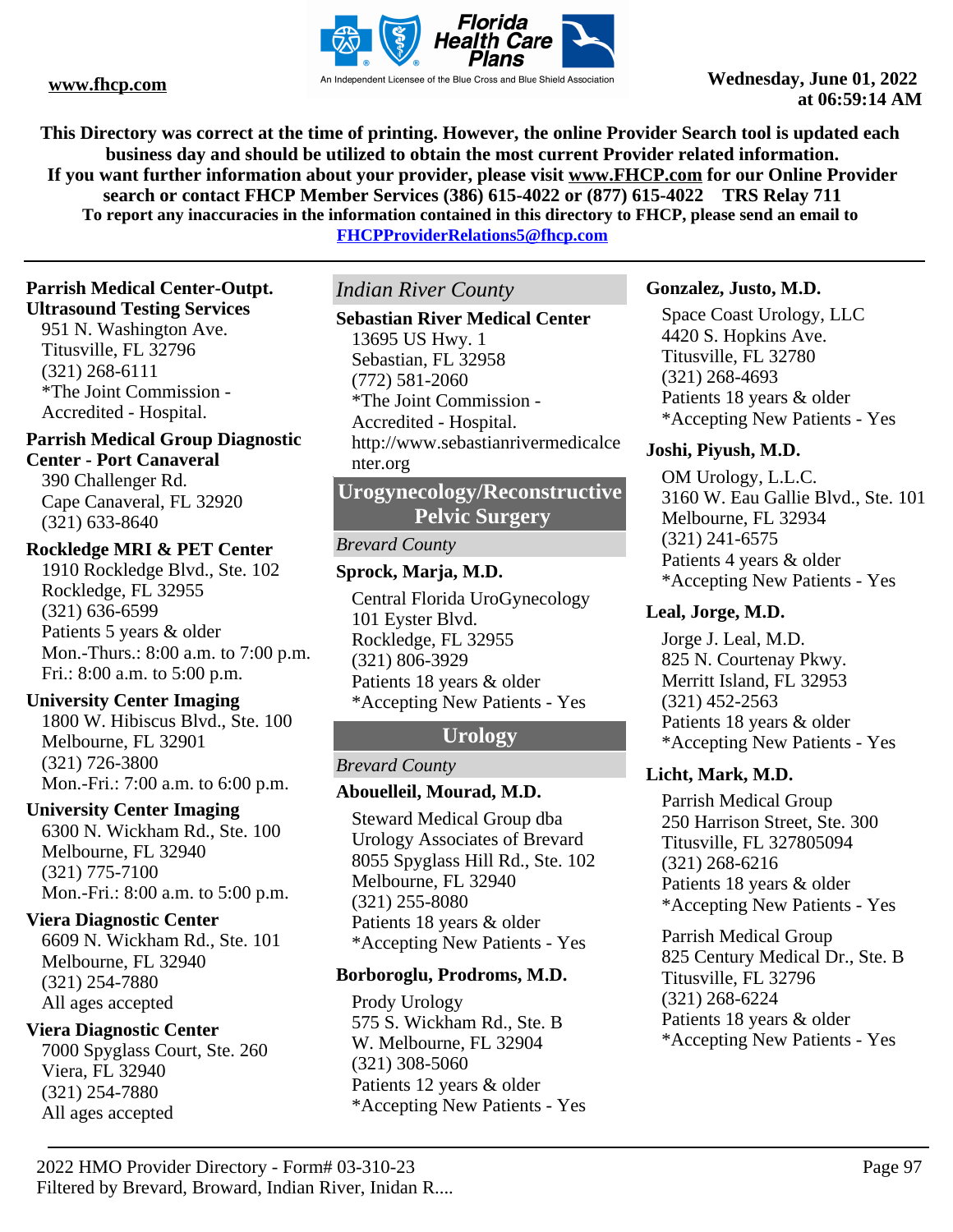This Directory was correct at the time of printing. However, the online Provider Search tool is updated each business day and should be utilized to obtain the most current Provider related information.
If you want further information about your provider, please visit www.FHCP.com for our Online Provider search or contact FHCP Member Services (386) 615-4022 or (877) 615-4022 TRS Relay 711
To report any inaccuracies in the information contained in this directory to FHCP, please send an email to FHCPProviderRelations5@fhcp.com

**Parrish Medical Center-Outpt. Ultrasound Testing Services**
951 N. Washington Ave.
Titusville, FL 32796
(321) 268-6111
*The Joint Commission - Accredited - Hospital.

**Parrish Medical Group Diagnostic Center - Port Canaveral**
390 Challenger Rd.
Cape Canaveral, FL 32920
(321) 633-8640

**Rockledge MRI & PET Center**
1910 Rockledge Blvd., Ste. 102
Rockledge, FL 32955
(321) 636-6599
Patients 5 years & older
Mon.-Thurs.: 8:00 a.m. to 7:00 p.m.
Fri.: 8:00 a.m. to 5:00 p.m.

**University Center Imaging**
1800 W. Hibiscus Blvd., Ste. 100
Melbourne, FL 32901
(321) 726-3800
Mon.-Fri.: 7:00 a.m. to 6:00 p.m.

**University Center Imaging**
6300 N. Wickham Rd., Ste. 100
Melbourne, FL 32940
(321) 775-7100
Mon.-Fri.: 8:00 a.m. to 5:00 p.m.

**Viera Diagnostic Center**
6609 N. Wickham Rd., Ste. 101
Melbourne, FL 32940
(321) 254-7880
All ages accepted

**Viera Diagnostic Center**
7000 Spyglass Court, Ste. 260
Viera, FL 32940
(321) 254-7880
All ages accepted

*Indian River County*

**Sebastian River Medical Center**
13695 US Hwy. 1
Sebastian, FL 32958
(772) 581-2060
*The Joint Commission - Accredited - Hospital.
http://www.sebastianrivermedicalcenter.org

## Urogynecology/Reconstructive Pelvic Surgery

*Brevard County*

**Sprock, Marja, M.D.**
Central Florida UroGynecology
101 Eyster Blvd.
Rockledge, FL 32955
(321) 806-3929
Patients 18 years & older
*Accepting New Patients - Yes

## Urology

*Brevard County*

**Abouelleil, Mourad, M.D.**
Steward Medical Group dba Urology Associates of Brevard
8055 Spyglass Hill Rd., Ste. 102
Melbourne, FL 32940
(321) 255-8080
Patients 18 years & older
*Accepting New Patients - Yes

**Borboroglu, Prodroms, M.D.**
Prody Urology
575 S. Wickham Rd., Ste. B
W. Melbourne, FL 32904
(321) 308-5060
Patients 12 years & older
*Accepting New Patients - Yes

**Gonzalez, Justo, M.D.**
Space Coast Urology, LLC
4420 S. Hopkins Ave.
Titusville, FL 32780
(321) 268-4693
Patients 18 years & older
*Accepting New Patients - Yes

**Joshi, Piyush, M.D.**
OM Urology, L.L.C.
3160 W. Eau Gallie Blvd., Ste. 101
Melbourne, FL 32934
(321) 241-6575
Patients 4 years & older
*Accepting New Patients - Yes

**Leal, Jorge, M.D.**
Jorge J. Leal, M.D.
825 N. Courtenay Pkwy.
Merritt Island, FL 32953
(321) 452-2563
Patients 18 years & older
*Accepting New Patients - Yes

**Licht, Mark, M.D.**
Parrish Medical Group
250 Harrison Street, Ste. 300
Titusville, FL 327805094
(321) 268-6216
Patients 18 years & older
*Accepting New Patients - Yes

Parrish Medical Group
825 Century Medical Dr., Ste. B
Titusville, FL 32796
(321) 268-6224
Patients 18 years & older
*Accepting New Patients - Yes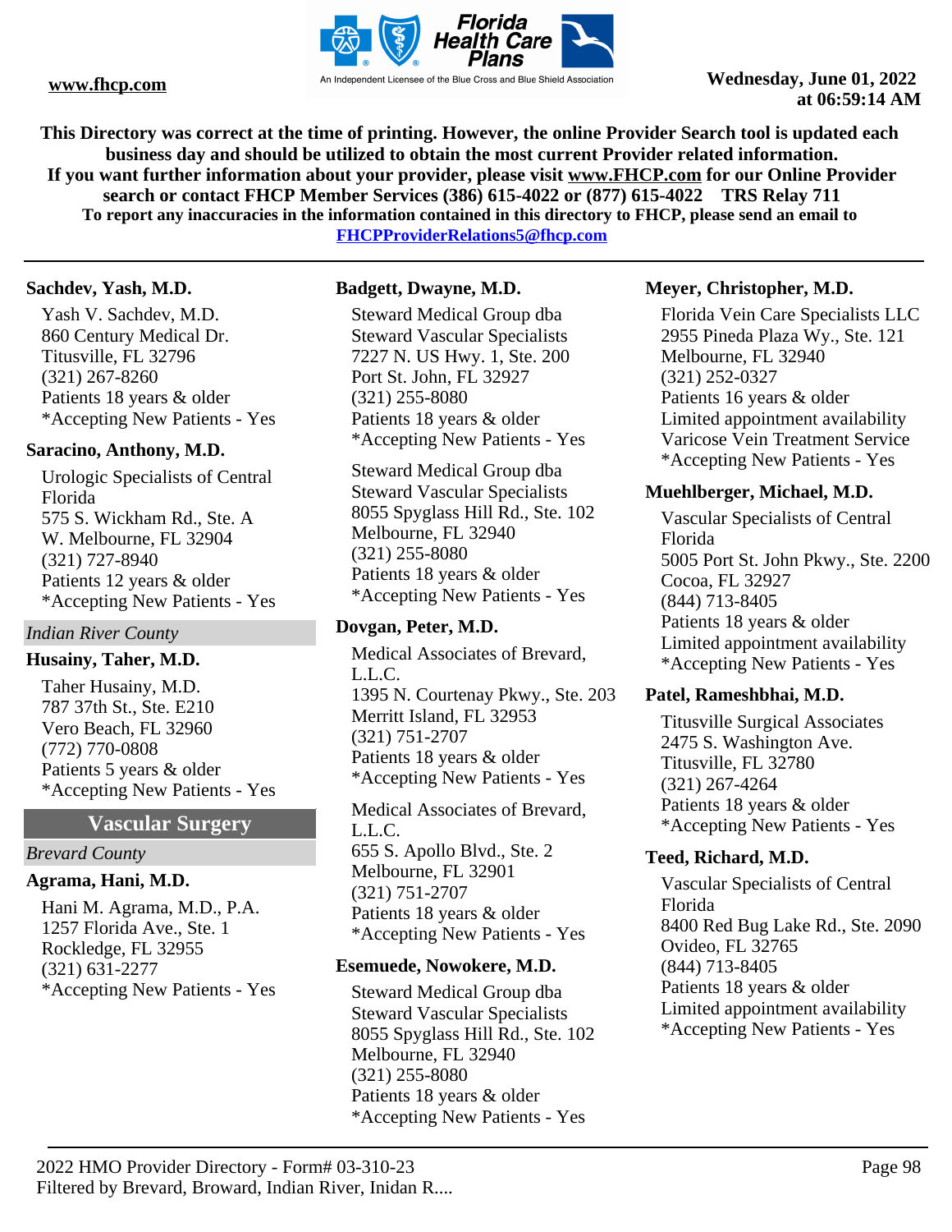This Directory was correct at the time of printing. However, the online Provider Search tool is updated each business day and should be utilized to obtain the most current Provider related information.
If you want further information about your provider, please visit www.FHCP.com for our Online Provider search or contact FHCP Member Services (386) 615-4022 or (877) 615-4022 TRS Relay 711
To report any inaccuracies in the information contained in this directory to FHCP, please send an email to FHCPProviderRelations5@fhcp.com

**Sachdev, Yash, M.D.**

Yash V. Sachdev, M.D.
860 Century Medical Dr.
Titusville, FL 32796
(321) 267-8260
Patients 18 years & older
*Accepting New Patients - Yes

**Saracino, Anthony, M.D.**

Urologic Specialists of Central Florida
575 S. Wickham Rd., Ste. A
W. Melbourne, FL 32904
(321) 727-8940
Patients 12 years & older
*Accepting New Patients - Yes

*Indian River County*

**Husainy, Taher, M.D.**

Taher Husainy, M.D.
787 37th St., Ste. E210
Vero Beach, FL 32960
(772) 770-0808
Patients 5 years & older
*Accepting New Patients - Yes

## Vascular Surgery

*Brevard County*

**Agrama, Hani, M.D.**

Hani M. Agrama, M.D., P.A.
1257 Florida Ave., Ste. 1
Rockledge, FL 32955
(321) 631-2277
*Accepting New Patients - Yes

**Badgett, Dwayne, M.D.**

Steward Medical Group dba Steward Vascular Specialists
7227 N. US Hwy. 1, Ste. 200
Port St. John, FL 32927
(321) 255-8080
Patients 18 years & older
*Accepting New Patients - Yes

Steward Medical Group dba Steward Vascular Specialists
8055 Spyglass Hill Rd., Ste. 102
Melbourne, FL 32940
(321) 255-8080
Patients 18 years & older
*Accepting New Patients - Yes

**Dovgan, Peter, M.D.**

Medical Associates of Brevard, L.L.C.
1395 N. Courtenay Pkwy., Ste. 203
Merritt Island, FL 32953
(321) 751-2707
Patients 18 years & older
*Accepting New Patients - Yes

Medical Associates of Brevard, L.L.C.
655 S. Apollo Blvd., Ste. 2
Melbourne, FL 32901
(321) 751-2707
Patients 18 years & older
*Accepting New Patients - Yes

**Esemuede, Nowokere, M.D.**

Steward Medical Group dba Steward Vascular Specialists
8055 Spyglass Hill Rd., Ste. 102
Melbourne, FL 32940
(321) 255-8080
Patients 18 years & older
*Accepting New Patients - Yes

**Meyer, Christopher, M.D.**

Florida Vein Care Specialists LLC
2955 Pineda Plaza Wy., Ste. 121
Melbourne, FL 32940
(321) 252-0327
Patients 16 years & older
Limited appointment availability
Varicose Vein Treatment Service
*Accepting New Patients - Yes

**Muehlberger, Michael, M.D.**

Vascular Specialists of Central Florida
5005 Port St. John Pkwy., Ste. 2200
Cocoa, FL 32927
(844) 713-8405
Patients 18 years & older
Limited appointment availability
*Accepting New Patients - Yes

**Patel, Rameshbhai, M.D.**

Titusville Surgical Associates
2475 S. Washington Ave.
Titusville, FL 32780
(321) 267-4264
Patients 18 years & older
*Accepting New Patients - Yes

**Teed, Richard, M.D.**

Vascular Specialists of Central Florida
8400 Red Bug Lake Rd., Ste. 2090
Ovideo, FL 32765
(844) 713-8405
Patients 18 years & older
Limited appointment availability
*Accepting New Patients - Yes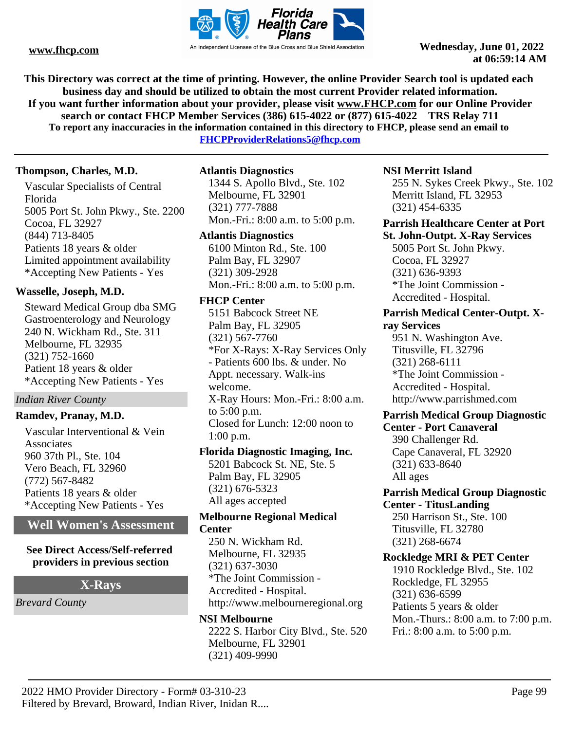This Directory was correct at the time of printing. However, the online Provider Search tool is updated each business day and should be utilized to obtain the most current Provider related information.
If you want further information about your provider, please visit www.FHCP.com for our Online Provider search or contact FHCP Member Services (386) 615-4022 or (877) 615-4022 TRS Relay 711
To report any inaccuracies in the information contained in this directory to FHCP, please send an email to FHCPProviderRelations5@fhcp.com

**Thompson, Charles, M.D.**
Vascular Specialists of Central Florida
5005 Port St. John Pkwy., Ste. 2200
Cocoa, FL 32927
(844) 713-8405
Patients 18 years & older
Limited appointment availability
*Accepting New Patients - Yes

**Wasselle, Joseph, M.D.**
Steward Medical Group dba SMG Gastroenterology and Neurology
240 N. Wickham Rd., Ste. 311
Melbourne, FL 32935
(321) 752-1660
Patient 18 years & older
*Accepting New Patients - Yes

*Indian River County*

**Ramdev, Pranay, M.D.**
Vascular Interventional & Vein Associates
960 37th Pl., Ste. 104
Vero Beach, FL 32960
(772) 567-8482
Patients 18 years & older
*Accepting New Patients - Yes

## Well Women's Assessment

**See Direct Access/Self-referred providers in previous section**

## X-Rays

*Brevard County*

**Atlantis Diagnostics**
1344 S. Apollo Blvd., Ste. 102
Melbourne, FL 32901
(321) 777-7888
Mon.-Fri.: 8:00 a.m. to 5:00 p.m.

**Atlantis Diagnostics**
6100 Minton Rd., Ste. 100
Palm Bay, FL 32907
(321) 309-2928
Mon.-Fri.: 8:00 a.m. to 5:00 p.m.

**FHCP Center**
5151 Babcock Street NE
Palm Bay, FL 32905
(321) 567-7760
*For X-Rays: X-Ray Services Only - Patients 600 lbs. & under. No Appt. necessary. Walk-ins welcome.
X-Ray Hours: Mon.-Fri.: 8:00 a.m. to 5:00 p.m.
Closed for Lunch: 12:00 noon to 1:00 p.m.

**Florida Diagnostic Imaging, Inc.**
5201 Babcock St. NE, Ste. 5
Palm Bay, FL 32905
(321) 676-5323
All ages accepted

**Melbourne Regional Medical Center**
250 N. Wickham Rd.
Melbourne, FL 32935
(321) 637-3030
*The Joint Commission - Accredited - Hospital.
http://www.melbourneregional.org

**NSI Melbourne**
2222 S. Harbor City Blvd., Ste. 520
Melbourne, FL 32901
(321) 409-9990

**NSI Merritt Island**
255 N. Sykes Creek Pkwy., Ste. 102
Merritt Island, FL 32953
(321) 454-6335

**Parrish Healthcare Center at Port St. John-Outpt. X-Ray Services**
5005 Port St. John Pkwy.
Cocoa, FL 32927
(321) 636-9393
*The Joint Commission - Accredited - Hospital.

**Parrish Medical Center-Outpt. X-ray Services**
951 N. Washington Ave.
Titusville, FL 32796
(321) 268-6111
*The Joint Commission - Accredited - Hospital.
http://www.parrishmed.com

**Parrish Medical Group Diagnostic Center - Port Canaveral**
390 Challenger Rd.
Cape Canaveral, FL 32920
(321) 633-8640
All ages

**Parrish Medical Group Diagnostic Center - TitusLanding**
250 Harrison St., Ste. 100
Titusville, FL 32780
(321) 268-6674

**Rockledge MRI & PET Center**
1910 Rockledge Blvd., Ste. 102
Rockledge, FL 32955
(321) 636-6599
Patients 5 years & older
Mon.-Thurs.: 8:00 a.m. to 7:00 p.m.
Fri.: 8:00 a.m. to 5:00 p.m.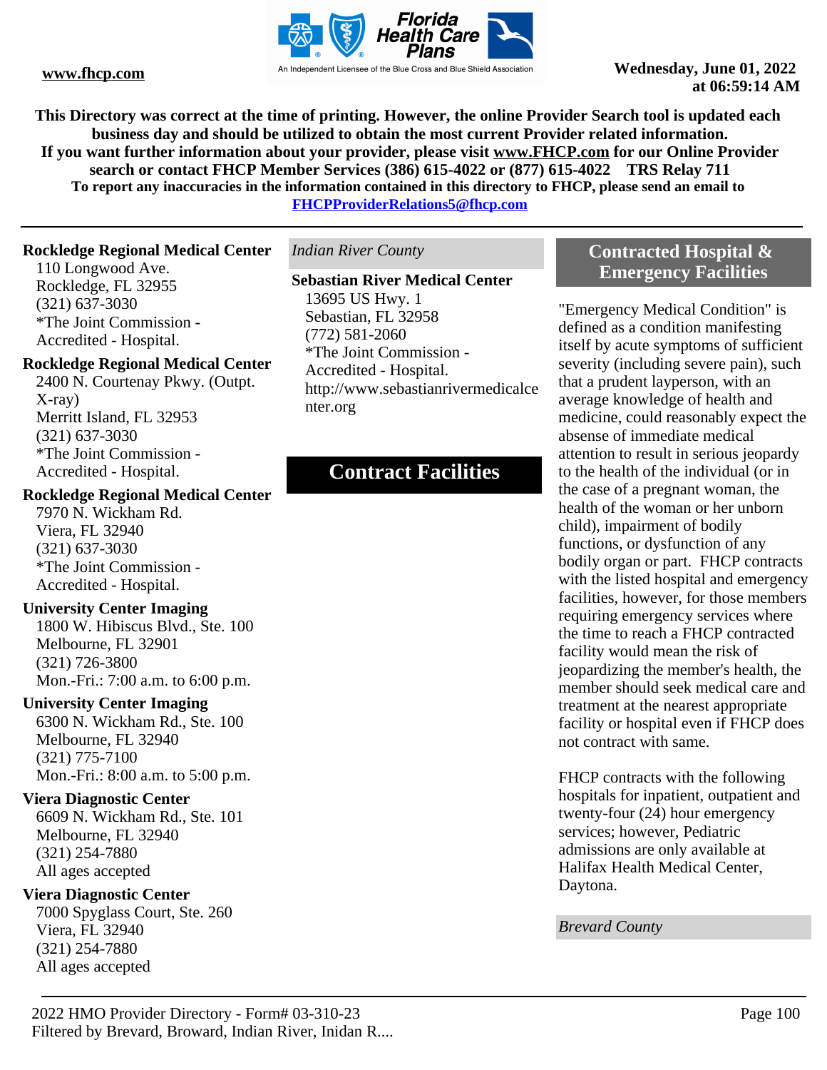This Directory was correct at the time of printing. However, the online Provider Search tool is updated each business day and should be utilized to obtain the most current Provider related information.
If you want further information about your provider, please visit www.FHCP.com for our Online Provider search or contact FHCP Member Services (386) 615-4022 or (877) 615-4022 TRS Relay 711
To report any inaccuracies in the information contained in this directory to FHCP, please send an email to FHCPProviderRelations5@fhcp.com

**Rockledge Regional Medical Center**
110 Longwood Ave.
Rockledge, FL 32955
(321) 637-3030
*The Joint Commission - Accredited - Hospital.

**Rockledge Regional Medical Center**
2400 N. Courtenay Pkwy. (Outpt. X-ray)
Merritt Island, FL 32953
(321) 637-3030
*The Joint Commission - Accredited - Hospital.

**Rockledge Regional Medical Center**
7970 N. Wickham Rd.
Viera, FL 32940
(321) 637-3030
*The Joint Commission - Accredited - Hospital.

**University Center Imaging**
1800 W. Hibiscus Blvd., Ste. 100
Melbourne, FL 32901
(321) 726-3800
Mon.-Fri.: 7:00 a.m. to 6:00 p.m.

**University Center Imaging**
6300 N. Wickham Rd., Ste. 100
Melbourne, FL 32940
(321) 775-7100
Mon.-Fri.: 8:00 a.m. to 5:00 p.m.

**Viera Diagnostic Center**
6609 N. Wickham Rd., Ste. 101
Melbourne, FL 32940
(321) 254-7880
All ages accepted

**Viera Diagnostic Center**
7000 Spyglass Court, Ste. 260
Viera, FL 32940
(321) 254-7880
All ages accepted

*Indian River County*

**Sebastian River Medical Center**
13695 US Hwy. 1
Sebastian, FL 32958
(772) 581-2060
*The Joint Commission - Accredited - Hospital.
http://www.sebastianrivermedicalcenter.org

# Contract Facilities

## Contracted Hospital & Emergency Facilities

"Emergency Medical Condition" is defined as a condition manifesting itself by acute symptoms of sufficient severity (including severe pain), such that a prudent layperson, with an average knowledge of health and medicine, could reasonably expect the absense of immediate medical attention to result in serious jeopardy to the health of the individual (or in the case of a pregnant woman, the health of the woman or her unborn child), impairment of bodily functions, or dysfunction of any bodily organ or part. FHCP contracts with the listed hospital and emergency facilities, however, for those members requiring emergency services where the time to reach a FHCP contracted facility would mean the risk of jeopardizing the member's health, the member should seek medical care and treatment at the nearest appropriate facility or hospital even if FHCP does not contract with same.

FHCP contracts with the following hospitals for inpatient, outpatient and twenty-four (24) hour emergency services; however, Pediatric admissions are only available at Halifax Health Medical Center, Daytona.

*Brevard County*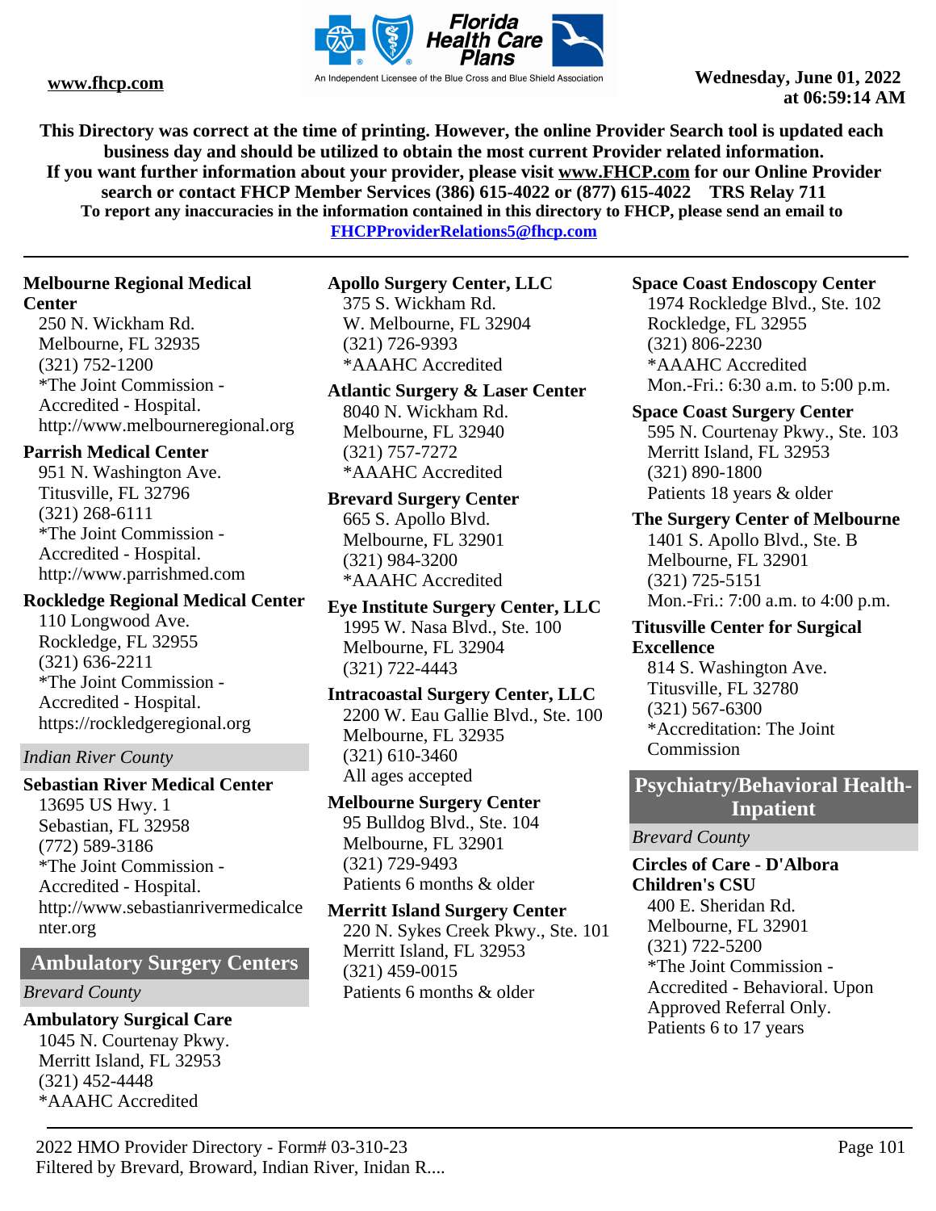This Directory was correct at the time of printing. However, the online Provider Search tool is updated each business day and should be utilized to obtain the most current Provider related information.
If you want further information about your provider, please visit www.FHCP.com for our Online Provider search or contact FHCP Member Services (386) 615-4022 or (877) 615-4022 TRS Relay 711
To report any inaccuracies in the information contained in this directory to FHCP, please send an email to FHCPProviderRelations5@fhcp.com

**Melbourne Regional Medical Center**
250 N. Wickham Rd.
Melbourne, FL 32935
(321) 752-1200
*The Joint Commission - Accredited - Hospital.
http://www.melbourneregional.org

**Parrish Medical Center**
951 N. Washington Ave.
Titusville, FL 32796
(321) 268-6111
*The Joint Commission - Accredited - Hospital.
http://www.parrishmed.com

**Rockledge Regional Medical Center**
110 Longwood Ave.
Rockledge, FL 32955
(321) 636-2211
*The Joint Commission - Accredited - Hospital.
https://rockledgeregional.org

*Indian River County*

**Sebastian River Medical Center**
13695 US Hwy. 1
Sebastian, FL 32958
(772) 589-3186
*The Joint Commission - Accredited - Hospital.
http://www.sebastianrivermedicalcenter.org

## Ambulatory Surgery Centers

*Brevard County*

**Ambulatory Surgical Care**
1045 N. Courtenay Pkwy.
Merritt Island, FL 32953
(321) 452-4448
*AAAHC Accredited

**Apollo Surgery Center, LLC**
375 S. Wickham Rd.
W. Melbourne, FL 32904
(321) 726-9393
*AAAHC Accredited

**Atlantic Surgery & Laser Center**
8040 N. Wickham Rd.
Melbourne, FL 32940
(321) 757-7272
*AAAHC Accredited

**Brevard Surgery Center**
665 S. Apollo Blvd.
Melbourne, FL 32901
(321) 984-3200
*AAAHC Accredited

**Eye Institute Surgery Center, LLC**
1995 W. Nasa Blvd., Ste. 100
Melbourne, FL 32904
(321) 722-4443

**Intracoastal Surgery Center, LLC**
2200 W. Eau Gallie Blvd., Ste. 100
Melbourne, FL 32935
(321) 610-3460
All ages accepted

**Melbourne Surgery Center**
95 Bulldog Blvd., Ste. 104
Melbourne, FL 32901
(321) 729-9493
Patients 6 months & older

**Merritt Island Surgery Center**
220 N. Sykes Creek Pkwy., Ste. 101
Merritt Island, FL 32953
(321) 459-0015
Patients 6 months & older

**Space Coast Endoscopy Center**
1974 Rockledge Blvd., Ste. 102
Rockledge, FL 32955
(321) 806-2230
*AAAHC Accredited
Mon.-Fri.: 6:30 a.m. to 5:00 p.m.

**Space Coast Surgery Center**
595 N. Courtenay Pkwy., Ste. 103
Merritt Island, FL 32953
(321) 890-1800
Patients 18 years & older

**The Surgery Center of Melbourne**
1401 S. Apollo Blvd., Ste. B
Melbourne, FL 32901
(321) 725-5151
Mon.-Fri.: 7:00 a.m. to 4:00 p.m.

**Titusville Center for Surgical Excellence**
814 S. Washington Ave.
Titusville, FL 32780
(321) 567-6300
*Accreditation: The Joint Commission

## Psychiatry/Behavioral Health-Inpatient

*Brevard County*

**Circles of Care - D'Albora Children's CSU**
400 E. Sheridan Rd.
Melbourne, FL 32901
(321) 722-5200
*The Joint Commission - Accredited - Behavioral. Upon Approved Referral Only.
Patients 6 to 17 years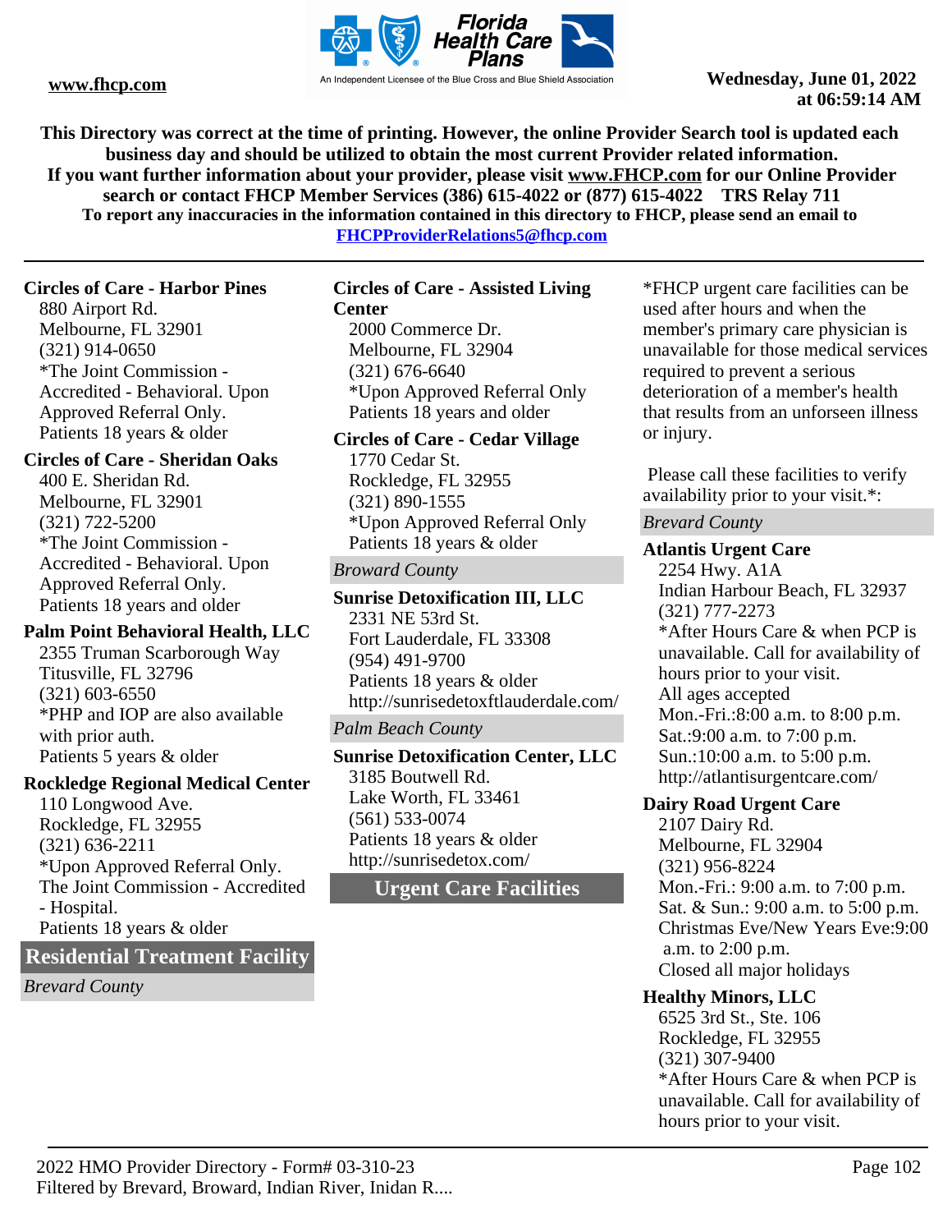This Directory was correct at the time of printing. However, the online Provider Search tool is updated each business day and should be utilized to obtain the most current Provider related information.
If you want further information about your provider, please visit www.FHCP.com for our Online Provider search or contact FHCP Member Services (386) 615-4022 or (877) 615-4022 TRS Relay 711
To report any inaccuracies in the information contained in this directory to FHCP, please send an email to FHCPProviderRelations5@fhcp.com

**Circles of Care - Harbor Pines**
880 Airport Rd.
Melbourne, FL 32901
(321) 914-0650
*The Joint Commission - Accredited - Behavioral. Upon Approved Referral Only.
Patients 18 years & older

**Circles of Care - Sheridan Oaks**
400 E. Sheridan Rd.
Melbourne, FL 32901
(321) 722-5200
*The Joint Commission - Accredited - Behavioral. Upon Approved Referral Only.
Patients 18 years and older

**Palm Point Behavioral Health, LLC**
2355 Truman Scarborough Way
Titusville, FL 32796
(321) 603-6550
*PHP and IOP are also available with prior auth.
Patients 5 years & older

**Rockledge Regional Medical Center**
110 Longwood Ave.
Rockledge, FL 32955
(321) 636-2211
*Upon Approved Referral Only. The Joint Commission - Accredited - Hospital.
Patients 18 years & older

## Residential Treatment Facility

*Brevard County*

**Circles of Care - Assisted Living Center**
2000 Commerce Dr.
Melbourne, FL 32904
(321) 676-6640
*Upon Approved Referral Only
Patients 18 years and older

**Circles of Care - Cedar Village**
1770 Cedar St.
Rockledge, FL 32955
(321) 890-1555
*Upon Approved Referral Only
Patients 18 years & older

*Broward County*

**Sunrise Detoxification III, LLC**
2331 NE 53rd St.
Fort Lauderdale, FL 33308
(954) 491-9700
Patients 18 years & older
http://sunrisedetoxftlauderdale.com/

*Palm Beach County*

**Sunrise Detoxification Center, LLC**
3185 Boutwell Rd.
Lake Worth, FL 33461
(561) 533-0074
Patients 18 years & older
http://sunrisedetox.com/

## Urgent Care Facilities

*FHCP urgent care facilities can be used after hours and when the member's primary care physician is unavailable for those medical services required to prevent a serious deterioration of a member's health that results from an unforseen illness or injury.

Please call these facilities to verify availability prior to your visit.*:

*Brevard County*

**Atlantis Urgent Care**
2254 Hwy. A1A
Indian Harbour Beach, FL 32937
(321) 777-2273
*After Hours Care & when PCP is unavailable. Call for availability of hours prior to your visit.
All ages accepted
Mon.-Fri.:8:00 a.m. to 8:00 p.m.
Sat.:9:00 a.m. to 7:00 p.m.
Sun.:10:00 a.m. to 5:00 p.m.
http://atlantisurgentcare.com/

**Dairy Road Urgent Care**
2107 Dairy Rd.
Melbourne, FL 32904
(321) 956-8224
Mon.-Fri.: 9:00 a.m. to 7:00 p.m.
Sat. & Sun.: 9:00 a.m. to 5:00 p.m.
Christmas Eve/New Years Eve:9:00 a.m. to 2:00 p.m.
Closed all major holidays

**Healthy Minors, LLC**
6525 3rd St., Ste. 106
Rockledge, FL 32955
(321) 307-9400
*After Hours Care & when PCP is unavailable. Call for availability of hours prior to your visit.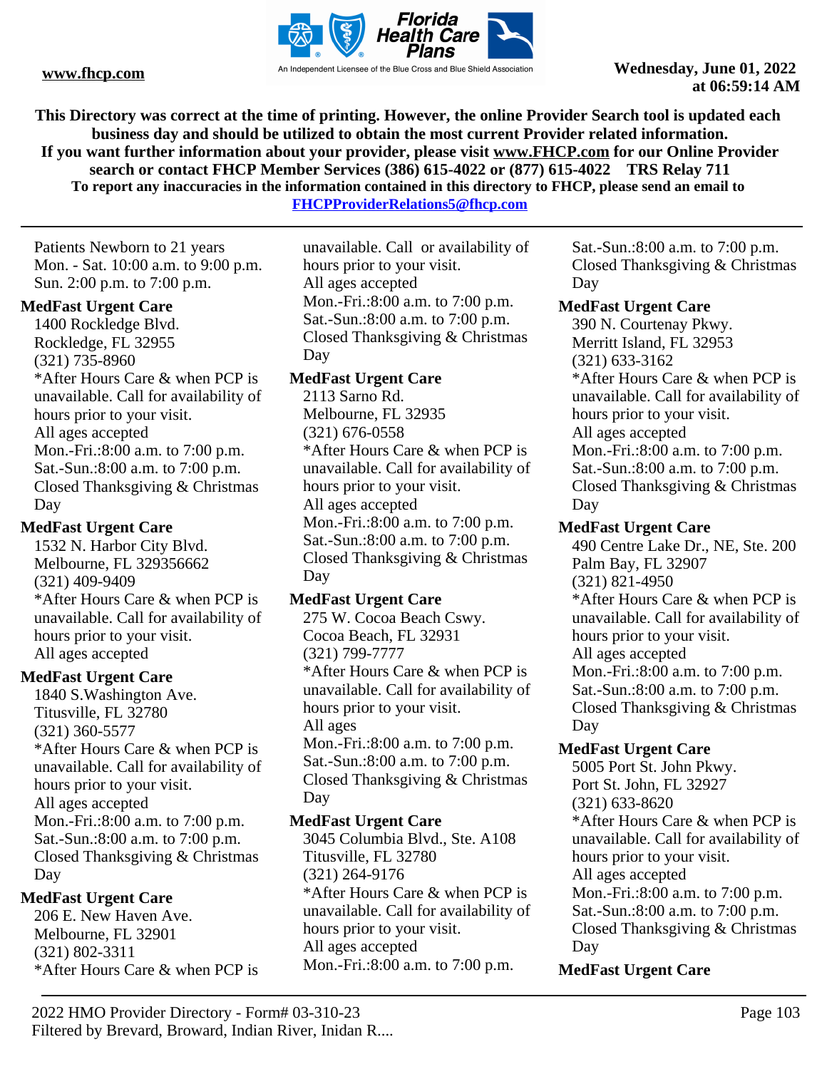Patients Newborn to 21 years
Mon. - Sat. 10:00 a.m. to 9:00 p.m.
Sun. 2:00 p.m. to 7:00 p.m.

**MedFast Urgent Care**
1400 Rockledge Blvd.
Rockledge, FL 32955
(321) 735-8960
*After Hours Care & when PCP is unavailable. Call for availability of hours prior to your visit.
All ages accepted
Mon.-Fri.:8:00 a.m. to 7:00 p.m.
Sat.-Sun.:8:00 a.m. to 7:00 p.m.
Closed Thanksgiving & Christmas Day

**MedFast Urgent Care**
1532 N. Harbor City Blvd.
Melbourne, FL 329356662
(321) 409-9409
*After Hours Care & when PCP is unavailable. Call for availability of hours prior to your visit.
All ages accepted

**MedFast Urgent Care**
1840 S.Washington Ave.
Titusville, FL 32780
(321) 360-5577
*After Hours Care & when PCP is unavailable. Call for availability of hours prior to your visit.
All ages accepted
Mon.-Fri.:8:00 a.m. to 7:00 p.m.
Sat.-Sun.:8:00 a.m. to 7:00 p.m.
Closed Thanksgiving & Christmas Day

**MedFast Urgent Care**
206 E. New Haven Ave.
Melbourne, FL 32901
(321) 802-3311
*After Hours Care & when PCP is unavailable. Call  or availability of hours prior to your visit.
All ages accepted
Mon.-Fri.:8:00 a.m. to 7:00 p.m.
Sat.-Sun.:8:00 a.m. to 7:00 p.m.
Closed Thanksgiving & Christmas Day

**MedFast Urgent Care**
2113 Sarno Rd.
Melbourne, FL 32935
(321) 676-0558
*After Hours Care & when PCP is unavailable. Call for availability of hours prior to your visit.
All ages accepted
Mon.-Fri.:8:00 a.m. to 7:00 p.m.
Sat.-Sun.:8:00 a.m. to 7:00 p.m.
Closed Thanksgiving & Christmas Day

**MedFast Urgent Care**
275 W. Cocoa Beach Cswy.
Cocoa Beach, FL 32931
(321) 799-7777
*After Hours Care & when PCP is unavailable. Call for availability of hours prior to your visit.
All ages
Mon.-Fri.:8:00 a.m. to 7:00 p.m.
Sat.-Sun.:8:00 a.m. to 7:00 p.m.
Closed Thanksgiving & Christmas Day

**MedFast Urgent Care**
3045 Columbia Blvd., Ste. A108
Titusville, FL 32780
(321) 264-9176
*After Hours Care & when PCP is unavailable. Call for availability of hours prior to your visit.
All ages accepted
Mon.-Fri.:8:00 a.m. to 7:00 p.m.
Sat.-Sun.:8:00 a.m. to 7:00 p.m.
Closed Thanksgiving & Christmas Day

**MedFast Urgent Care**
390 N. Courtenay Pkwy.
Merritt Island, FL 32953
(321) 633-3162
*After Hours Care & when PCP is unavailable. Call for availability of hours prior to your visit.
All ages accepted
Mon.-Fri.:8:00 a.m. to 7:00 p.m.
Sat.-Sun.:8:00 a.m. to 7:00 p.m.
Closed Thanksgiving & Christmas Day

**MedFast Urgent Care**
490 Centre Lake Dr., NE, Ste. 200
Palm Bay, FL 32907
(321) 821-4950
*After Hours Care & when PCP is unavailable. Call for availability of hours prior to your visit.
All ages accepted
Mon.-Fri.:8:00 a.m. to 7:00 p.m.
Sat.-Sun.:8:00 a.m. to 7:00 p.m.
Closed Thanksgiving & Christmas Day

**MedFast Urgent Care**
5005 Port St. John Pkwy.
Port St. John, FL 32927
(321) 633-8620
*After Hours Care & when PCP is unavailable. Call for availability of hours prior to your visit.
All ages accepted
Mon.-Fri.:8:00 a.m. to 7:00 p.m.
Sat.-Sun.:8:00 a.m. to 7:00 p.m.
Closed Thanksgiving & Christmas Day

**MedFast Urgent Care**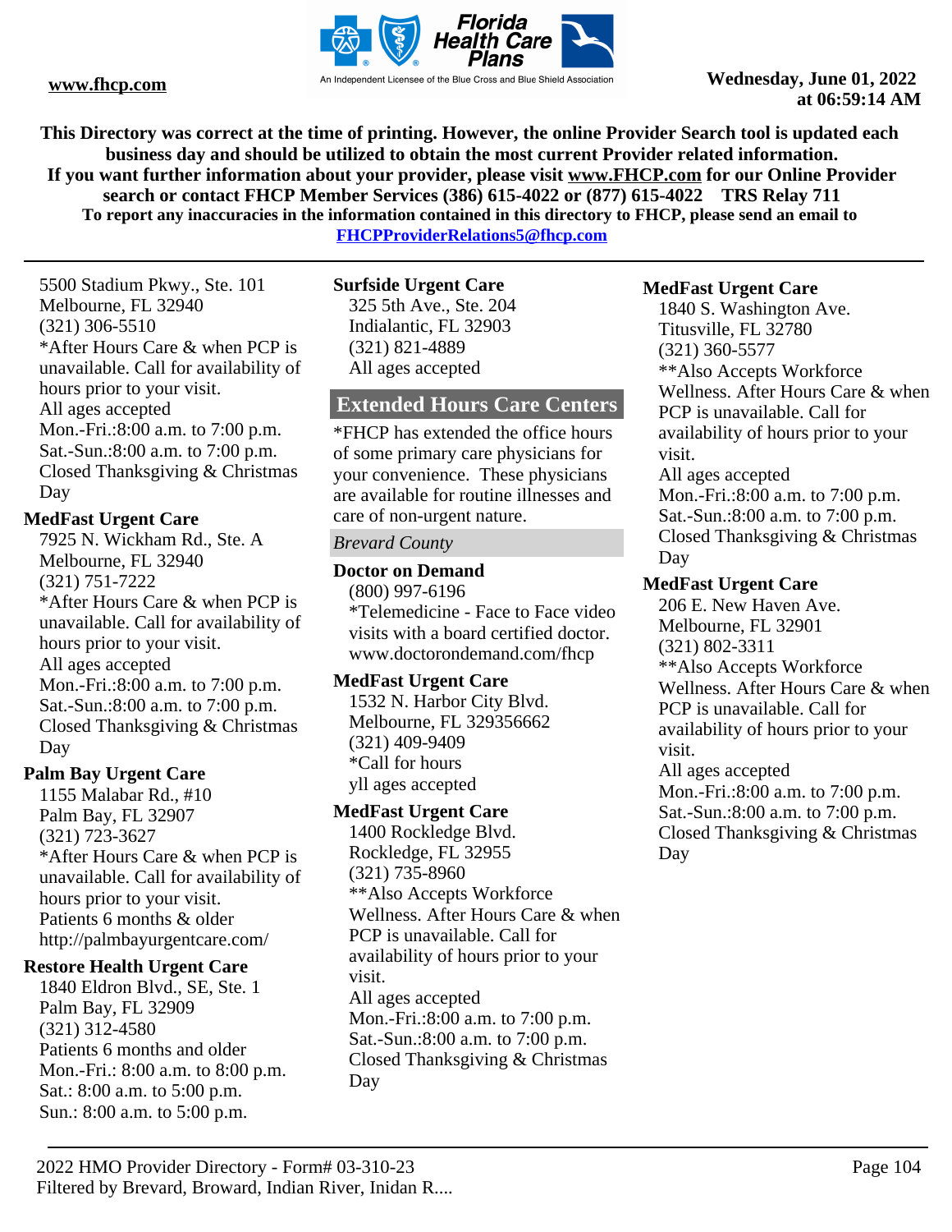**This Directory was correct at the time of printing. However, the online Provider Search tool is updated each business day and should be utilized to obtain the most current Provider related information.**
**If you want further information about your provider, please visit www.FHCP.com for our Online Provider search or contact FHCP Member Services (386) 615-4022 or (877) 615-4022 TRS Relay 711**
**To report any inaccuracies in the information contained in this directory to FHCP, please send an email to FHCPProviderRelations5@fhcp.com**

5500 Stadium Pkwy., Ste. 101
Melbourne, FL 32940
(321) 306-5510
*After Hours Care & when PCP is unavailable. Call for availability of hours prior to your visit.
All ages accepted
Mon.-Fri.:8:00 a.m. to 7:00 p.m.
Sat.-Sun.:8:00 a.m. to 7:00 p.m.
Closed Thanksgiving & Christmas Day

**MedFast Urgent Care**
7925 N. Wickham Rd., Ste. A
Melbourne, FL 32940
(321) 751-7222
*After Hours Care & when PCP is unavailable. Call for availability of hours prior to your visit.
All ages accepted
Mon.-Fri.:8:00 a.m. to 7:00 p.m.
Sat.-Sun.:8:00 a.m. to 7:00 p.m.
Closed Thanksgiving & Christmas Day

**Palm Bay Urgent Care**
1155 Malabar Rd., #10
Palm Bay, FL 32907
(321) 723-3627
*After Hours Care & when PCP is unavailable. Call for availability of hours prior to your visit.
Patients 6 months & older
http://palmbayurgentcare.com/

**Restore Health Urgent Care**
1840 Eldron Blvd., SE, Ste. 1
Palm Bay, FL 32909
(321) 312-4580
Patients 6 months and older
Mon.-Fri.: 8:00 a.m. to 8:00 p.m.
Sat.: 8:00 a.m. to 5:00 p.m.
Sun.: 8:00 a.m. to 5:00 p.m.

**Surfside Urgent Care**
325 5th Ave., Ste. 204
Indialantic, FL 32903
(321) 821-4889
All ages accepted

## Extended Hours Care Centers

*FHCP has extended the office hours of some primary care physicians for your convenience. These physicians are available for routine illnesses and care of non-urgent nature.

*Brevard County*

**Doctor on Demand**
(800) 997-6196
*Telemedicine - Face to Face video visits with a board certified doctor.
www.doctorondemand.com/fhcp

**MedFast Urgent Care**
1532 N. Harbor City Blvd.
Melbourne, FL 329356662
(321) 409-9409
*Call for hours
yll ages accepted

**MedFast Urgent Care**
1400 Rockledge Blvd.
Rockledge, FL 32955
(321) 735-8960
**Also Accepts Workforce Wellness. After Hours Care & when PCP is unavailable. Call for availability of hours prior to your visit.
All ages accepted
Mon.-Fri.:8:00 a.m. to 7:00 p.m.
Sat.-Sun.:8:00 a.m. to 7:00 p.m.
Closed Thanksgiving & Christmas Day

**MedFast Urgent Care**
1840 S. Washington Ave.
Titusville, FL 32780
(321) 360-5577
**Also Accepts Workforce Wellness. After Hours Care & when PCP is unavailable. Call for availability of hours prior to your visit.
All ages accepted
Mon.-Fri.:8:00 a.m. to 7:00 p.m.
Sat.-Sun.:8:00 a.m. to 7:00 p.m.
Closed Thanksgiving & Christmas Day

**MedFast Urgent Care**
206 E. New Haven Ave.
Melbourne, FL 32901
(321) 802-3311
**Also Accepts Workforce Wellness. After Hours Care & when PCP is unavailable. Call for availability of hours prior to your visit.
All ages accepted
Mon.-Fri.:8:00 a.m. to 7:00 p.m.
Sat.-Sun.:8:00 a.m. to 7:00 p.m.
Closed Thanksgiving & Christmas Day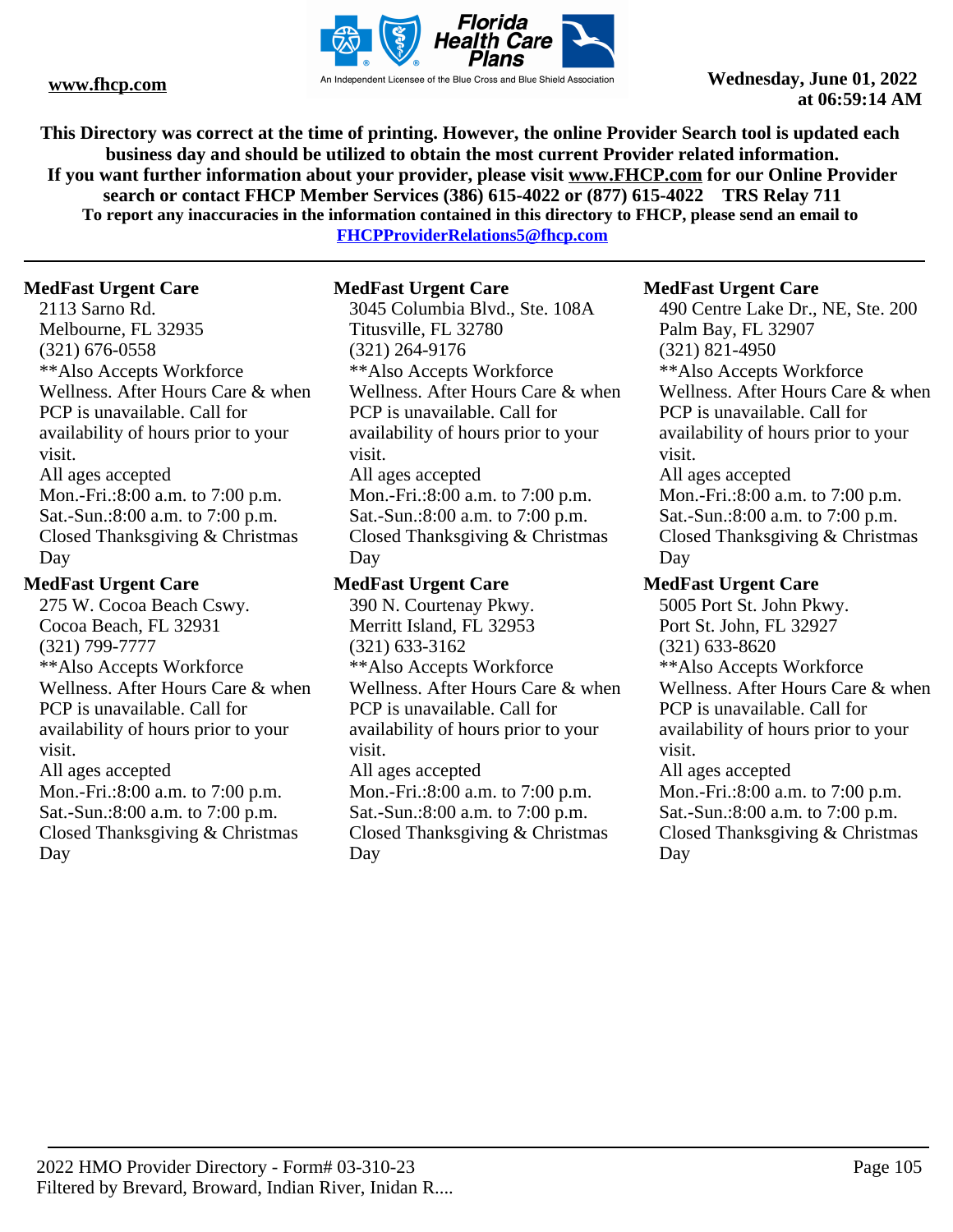This Directory was correct at the time of printing. However, the online Provider Search tool is updated each business day and should be utilized to obtain the most current Provider related information.
If you want further information about your provider, please visit www.FHCP.com for our Online Provider search or contact FHCP Member Services (386) 615-4022 or (877) 615-4022 TRS Relay 711
To report any inaccuracies in the information contained in this directory to FHCP, please send an email to FHCPProviderRelations5@fhcp.com

**MedFast Urgent Care**
2113 Sarno Rd.
Melbourne, FL 32935
(321) 676-0558
**Also Accepts Workforce Wellness. After Hours Care & when PCP is unavailable. Call for availability of hours prior to your visit.
All ages accepted
Mon.-Fri.:8:00 a.m. to 7:00 p.m.
Sat.-Sun.:8:00 a.m. to 7:00 p.m.
Closed Thanksgiving & Christmas Day

**MedFast Urgent Care**
275 W. Cocoa Beach Cswy.
Cocoa Beach, FL 32931
(321) 799-7777
**Also Accepts Workforce Wellness. After Hours Care & when PCP is unavailable. Call for availability of hours prior to your visit.
All ages accepted
Mon.-Fri.:8:00 a.m. to 7:00 p.m.
Sat.-Sun.:8:00 a.m. to 7:00 p.m.
Closed Thanksgiving & Christmas Day

**MedFast Urgent Care**
3045 Columbia Blvd., Ste. 108A
Titusville, FL 32780
(321) 264-9176
**Also Accepts Workforce Wellness. After Hours Care & when PCP is unavailable. Call for availability of hours prior to your visit.
All ages accepted
Mon.-Fri.:8:00 a.m. to 7:00 p.m.
Sat.-Sun.:8:00 a.m. to 7:00 p.m.
Closed Thanksgiving & Christmas Day

**MedFast Urgent Care**
390 N. Courtenay Pkwy.
Merritt Island, FL 32953
(321) 633-3162
**Also Accepts Workforce Wellness. After Hours Care & when PCP is unavailable. Call for availability of hours prior to your visit.
All ages accepted
Mon.-Fri.:8:00 a.m. to 7:00 p.m.
Sat.-Sun.:8:00 a.m. to 7:00 p.m.
Closed Thanksgiving & Christmas Day

**MedFast Urgent Care**
490 Centre Lake Dr., NE, Ste. 200
Palm Bay, FL 32907
(321) 821-4950
**Also Accepts Workforce Wellness. After Hours Care & when PCP is unavailable. Call for availability of hours prior to your visit.
All ages accepted
Mon.-Fri.:8:00 a.m. to 7:00 p.m.
Sat.-Sun.:8:00 a.m. to 7:00 p.m.
Closed Thanksgiving & Christmas Day

**MedFast Urgent Care**
5005 Port St. John Pkwy.
Port St. John, FL 32927
(321) 633-8620
**Also Accepts Workforce Wellness. After Hours Care & when PCP is unavailable. Call for availability of hours prior to your visit.
All ages accepted
Mon.-Fri.:8:00 a.m. to 7:00 p.m.
Sat.-Sun.:8:00 a.m. to 7:00 p.m.
Closed Thanksgiving & Christmas Day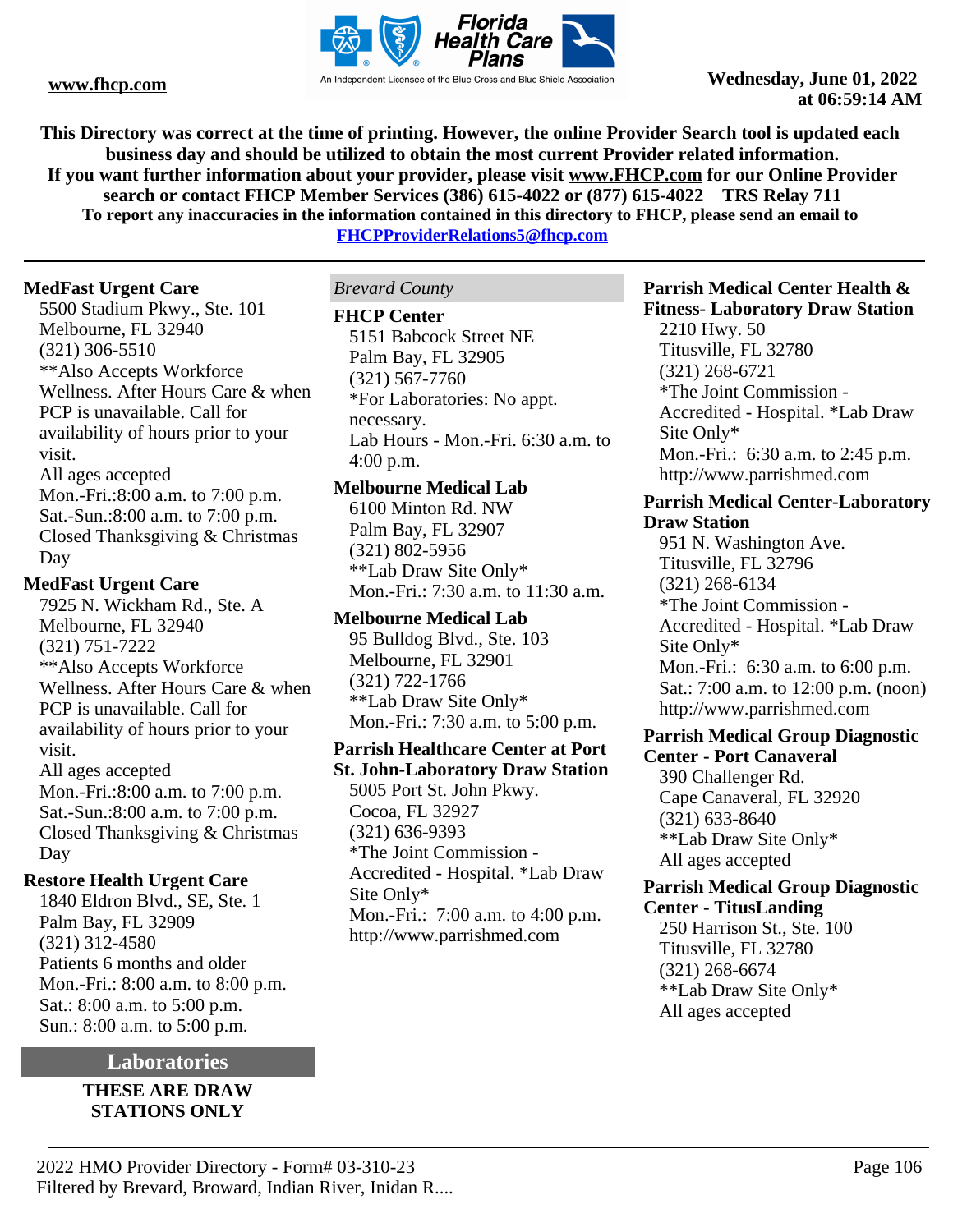This Directory was correct at the time of printing. However, the online Provider Search tool is updated each business day and should be utilized to obtain the most current Provider related information.
If you want further information about your provider, please visit www.FHCP.com for our Online Provider search or contact FHCP Member Services (386) 615-4022 or (877) 615-4022 TRS Relay 711
To report any inaccuracies in the information contained in this directory to FHCP, please send an email to FHCPProviderRelations5@fhcp.com

**MedFast Urgent Care**
5500 Stadium Pkwy., Ste. 101
Melbourne, FL 32940
(321) 306-5510
**Also Accepts Workforce Wellness. After Hours Care & when PCP is unavailable. Call for availability of hours prior to your visit.
All ages accepted
Mon.-Fri.:8:00 a.m. to 7:00 p.m.
Sat.-Sun.:8:00 a.m. to 7:00 p.m.
Closed Thanksgiving & Christmas Day

**MedFast Urgent Care**
7925 N. Wickham Rd., Ste. A
Melbourne, FL 32940
(321) 751-7222
**Also Accepts Workforce Wellness. After Hours Care & when PCP is unavailable. Call for availability of hours prior to your visit.
All ages accepted
Mon.-Fri.:8:00 a.m. to 7:00 p.m.
Sat.-Sun.:8:00 a.m. to 7:00 p.m.
Closed Thanksgiving & Christmas Day

**Restore Health Urgent Care**
1840 Eldron Blvd., SE, Ste. 1
Palm Bay, FL 32909
(321) 312-4580
Patients 6 months and older
Mon.-Fri.: 8:00 a.m. to 8:00 p.m.
Sat.: 8:00 a.m. to 5:00 p.m.
Sun.: 8:00 a.m. to 5:00 p.m.

## Laboratories

**THESE ARE DRAW STATIONS ONLY**

*Brevard County*

**FHCP Center**
5151 Babcock Street NE
Palm Bay, FL 32905
(321) 567-7760
*For Laboratories: No appt. necessary.
Lab Hours - Mon.-Fri. 6:30 a.m. to 4:00 p.m.

**Melbourne Medical Lab**
6100 Minton Rd. NW
Palm Bay, FL 32907
(321) 802-5956
**Lab Draw Site Only*
Mon.-Fri.: 7:30 a.m. to 11:30 a.m.

**Melbourne Medical Lab**
95 Bulldog Blvd., Ste. 103
Melbourne, FL 32901
(321) 722-1766
**Lab Draw Site Only*
Mon.-Fri.: 7:30 a.m. to 5:00 p.m.

**Parrish Healthcare Center at Port St. John-Laboratory Draw Station**
5005 Port St. John Pkwy.
Cocoa, FL 32927
(321) 636-9393
*The Joint Commission - Accredited - Hospital. *Lab Draw Site Only*
Mon.-Fri.: 7:00 a.m. to 4:00 p.m.
http://www.parrishmed.com

**Parrish Medical Center Health & Fitness- Laboratory Draw Station**
2210 Hwy. 50
Titusville, FL 32780
(321) 268-6721
*The Joint Commission - Accredited - Hospital. *Lab Draw Site Only*
Mon.-Fri.: 6:30 a.m. to 2:45 p.m.
http://www.parrishmed.com

**Parrish Medical Center-Laboratory Draw Station**
951 N. Washington Ave.
Titusville, FL 32796
(321) 268-6134
*The Joint Commission - Accredited - Hospital. *Lab Draw Site Only*
Mon.-Fri.: 6:30 a.m. to 6:00 p.m.
Sat.: 7:00 a.m. to 12:00 p.m. (noon)
http://www.parrishmed.com

**Parrish Medical Group Diagnostic Center - Port Canaveral**
390 Challenger Rd.
Cape Canaveral, FL 32920
(321) 633-8640
**Lab Draw Site Only*
All ages accepted

**Parrish Medical Group Diagnostic Center - TitusLanding**
250 Harrison St., Ste. 100
Titusville, FL 32780
(321) 268-6674
**Lab Draw Site Only*
All ages accepted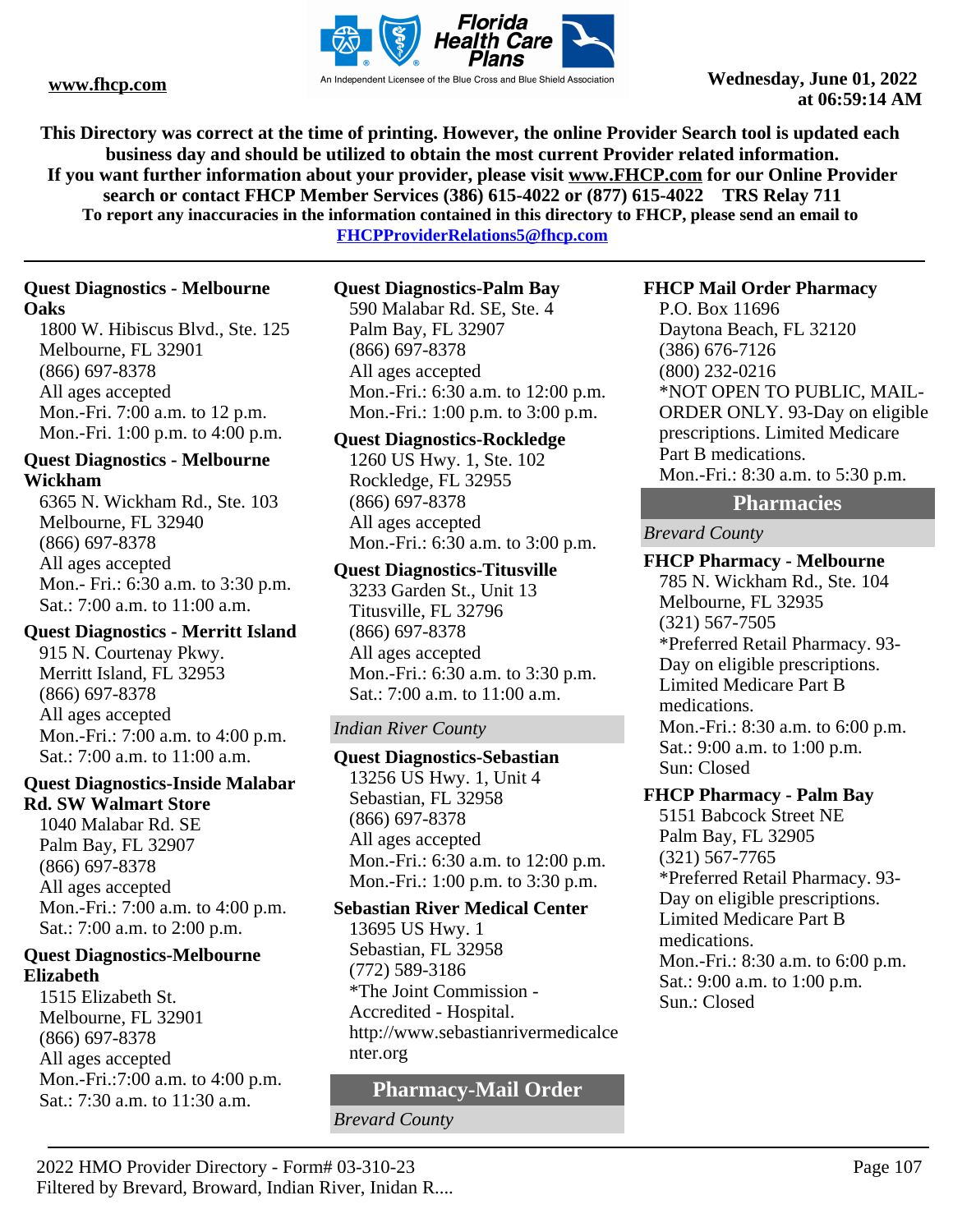This Directory was correct at the time of printing. However, the online Provider Search tool is updated each business day and should be utilized to obtain the most current Provider related information.
If you want further information about your provider, please visit www.FHCP.com for our Online Provider search or contact FHCP Member Services (386) 615-4022 or (877) 615-4022 TRS Relay 711
To report any inaccuracies in the information contained in this directory to FHCP, please send an email to FHCPProviderRelations5@fhcp.com

**Quest Diagnostics - Melbourne Oaks**
1800 W. Hibiscus Blvd., Ste. 125
Melbourne, FL 32901
(866) 697-8378
All ages accepted
Mon.-Fri. 7:00 a.m. to 12 p.m.
Mon.-Fri. 1:00 p.m. to 4:00 p.m.

**Quest Diagnostics - Melbourne Wickham**
6365 N. Wickham Rd., Ste. 103
Melbourne, FL 32940
(866) 697-8378
All ages accepted
Mon.- Fri.: 6:30 a.m. to 3:30 p.m.
Sat.: 7:00 a.m. to 11:00 a.m.

**Quest Diagnostics - Merritt Island**
915 N. Courtenay Pkwy.
Merritt Island, FL 32953
(866) 697-8378
All ages accepted
Mon.-Fri.: 7:00 a.m. to 4:00 p.m.
Sat.: 7:00 a.m. to 11:00 a.m.

**Quest Diagnostics-Inside Malabar Rd. SW Walmart Store**
1040 Malabar Rd. SE
Palm Bay, FL 32907
(866) 697-8378
All ages accepted
Mon.-Fri.: 7:00 a.m. to 4:00 p.m.
Sat.: 7:00 a.m. to 2:00 p.m.

**Quest Diagnostics-Melbourne Elizabeth**
1515 Elizabeth St.
Melbourne, FL 32901
(866) 697-8378
All ages accepted
Mon.-Fri.:7:00 a.m. to 4:00 p.m.
Sat.: 7:30 a.m. to 11:30 a.m.

**Quest Diagnostics-Palm Bay**
590 Malabar Rd. SE, Ste. 4
Palm Bay, FL 32907
(866) 697-8378
All ages accepted
Mon.-Fri.: 6:30 a.m. to 12:00 p.m.
Mon.-Fri.: 1:00 p.m. to 3:00 p.m.

**Quest Diagnostics-Rockledge**
1260 US Hwy. 1, Ste. 102
Rockledge, FL 32955
(866) 697-8378
All ages accepted
Mon.-Fri.: 6:30 a.m. to 3:00 p.m.

**Quest Diagnostics-Titusville**
3233 Garden St., Unit 13
Titusville, FL 32796
(866) 697-8378
All ages accepted
Mon.-Fri.: 6:30 a.m. to 3:30 p.m.
Sat.: 7:00 a.m. to 11:00 a.m.

*Indian River County*

**Quest Diagnostics-Sebastian**
13256 US Hwy. 1, Unit 4
Sebastian, FL 32958
(866) 697-8378
All ages accepted
Mon.-Fri.: 6:30 a.m. to 12:00 p.m.
Mon.-Fri.: 1:00 p.m. to 3:30 p.m.

**Sebastian River Medical Center**
13695 US Hwy. 1
Sebastian, FL 32958
(772) 589-3186
*The Joint Commission - Accredited - Hospital.
http://www.sebastianrivermedicalcenter.org

## Pharmacy-Mail Order

*Brevard County*

**FHCP Mail Order Pharmacy**
P.O. Box 11696
Daytona Beach, FL 32120
(386) 676-7126
(800) 232-0216
*NOT OPEN TO PUBLIC, MAIL-ORDER ONLY. 93-Day on eligible prescriptions. Limited Medicare Part B medications.
Mon.-Fri.: 8:30 a.m. to 5:30 p.m.

## Pharmacies

*Brevard County*

**FHCP Pharmacy - Melbourne**
785 N. Wickham Rd., Ste. 104
Melbourne, FL 32935
(321) 567-7505
*Preferred Retail Pharmacy. 93-Day on eligible prescriptions. Limited Medicare Part B medications.
Mon.-Fri.: 8:30 a.m. to 6:00 p.m.
Sat.: 9:00 a.m. to 1:00 p.m.
Sun: Closed

**FHCP Pharmacy - Palm Bay**
5151 Babcock Street NE
Palm Bay, FL 32905
(321) 567-7765
*Preferred Retail Pharmacy. 93-Day on eligible prescriptions. Limited Medicare Part B medications.
Mon.-Fri.: 8:30 a.m. to 6:00 p.m.
Sat.: 9:00 a.m. to 1:00 p.m.
Sun.: Closed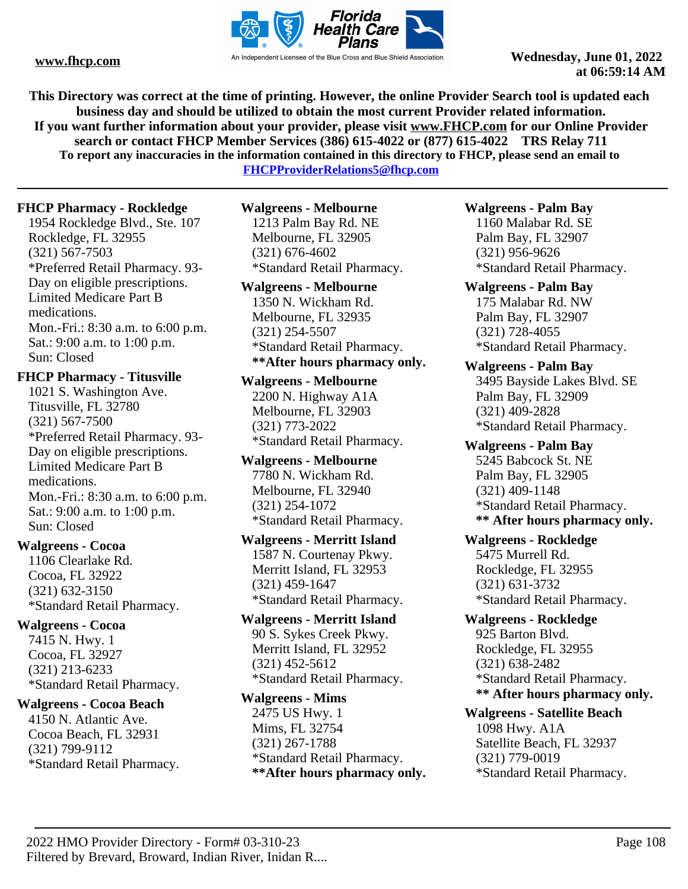**This Directory was correct at the time of printing. However, the online Provider Search tool is updated each business day and should be utilized to obtain the most current Provider related information.**
**If you want further information about your provider, please visit www.FHCP.com for our Online Provider search or contact FHCP Member Services (386) 615-4022 or (877) 615-4022 TRS Relay 711**
**To report any inaccuracies in the information contained in this directory to FHCP, please send an email to FHCPProviderRelations5@fhcp.com**

---

**FHCP Pharmacy - Rockledge**
1954 Rockledge Blvd., Ste. 107
Rockledge, FL 32955
(321) 567-7503
*Preferred Retail Pharmacy. 93-Day on eligible prescriptions. Limited Medicare Part B medications.
Mon.-Fri.: 8:30 a.m. to 6:00 p.m.
Sat.: 9:00 a.m. to 1:00 p.m.
Sun: Closed

**FHCP Pharmacy - Titusville**
1021 S. Washington Ave.
Titusville, FL 32780
(321) 567-7500
*Preferred Retail Pharmacy. 93-Day on eligible prescriptions. Limited Medicare Part B medications.
Mon.-Fri.: 8:30 a.m. to 6:00 p.m.
Sat.: 9:00 a.m. to 1:00 p.m.
Sun: Closed

**Walgreens - Cocoa**
1106 Clearlake Rd.
Cocoa, FL 32922
(321) 632-3150
*Standard Retail Pharmacy.

**Walgreens - Cocoa**
7415 N. Hwy. 1
Cocoa, FL 32927
(321) 213-6233
*Standard Retail Pharmacy.

**Walgreens - Cocoa Beach**
4150 N. Atlantic Ave.
Cocoa Beach, FL 32931
(321) 799-9112
*Standard Retail Pharmacy.

**Walgreens - Melbourne**
1213 Palm Bay Rd. NE
Melbourne, FL 32905
(321) 676-4602
*Standard Retail Pharmacy.

**Walgreens - Melbourne**
1350 N. Wickham Rd.
Melbourne, FL 32935
(321) 254-5507
*Standard Retail Pharmacy.
****After hours pharmacy only.**

**Walgreens - Melbourne**
2200 N. Highway A1A
Melbourne, FL 32903
(321) 773-2022
*Standard Retail Pharmacy.

**Walgreens - Melbourne**
7780 N. Wickham Rd.
Melbourne, FL 32940
(321) 254-1072
*Standard Retail Pharmacy.

**Walgreens - Merritt Island**
1587 N. Courtenay Pkwy.
Merritt Island, FL 32953
(321) 459-1647
*Standard Retail Pharmacy.

**Walgreens - Merritt Island**
90 S. Sykes Creek Pkwy.
Merritt Island, FL 32952
(321) 452-5612
*Standard Retail Pharmacy.

**Walgreens - Mims**
2475 US Hwy. 1
Mims, FL 32754
(321) 267-1788
*Standard Retail Pharmacy.
****After hours pharmacy only.**

**Walgreens - Palm Bay**
1160 Malabar Rd. SE
Palm Bay, FL 32907
(321) 956-9626
*Standard Retail Pharmacy.

**Walgreens - Palm Bay**
175 Malabar Rd. NW
Palm Bay, FL 32907
(321) 728-4055
*Standard Retail Pharmacy.

**Walgreens - Palm Bay**
3495 Bayside Lakes Blvd. SE
Palm Bay, FL 32909
(321) 409-2828
*Standard Retail Pharmacy.

**Walgreens - Palm Bay**
5245 Babcock St. NE
Palm Bay, FL 32905
(321) 409-1148
*Standard Retail Pharmacy.
**** After hours pharmacy only.**

**Walgreens - Rockledge**
5475 Murrell Rd.
Rockledge, FL 32955
(321) 631-3732
*Standard Retail Pharmacy.

**Walgreens - Rockledge**
925 Barton Blvd.
Rockledge, FL 32955
(321) 638-2482
*Standard Retail Pharmacy.
**** After hours pharmacy only.**

**Walgreens - Satellite Beach**
1098 Hwy. A1A
Satellite Beach, FL 32937
(321) 779-0019
*Standard Retail Pharmacy.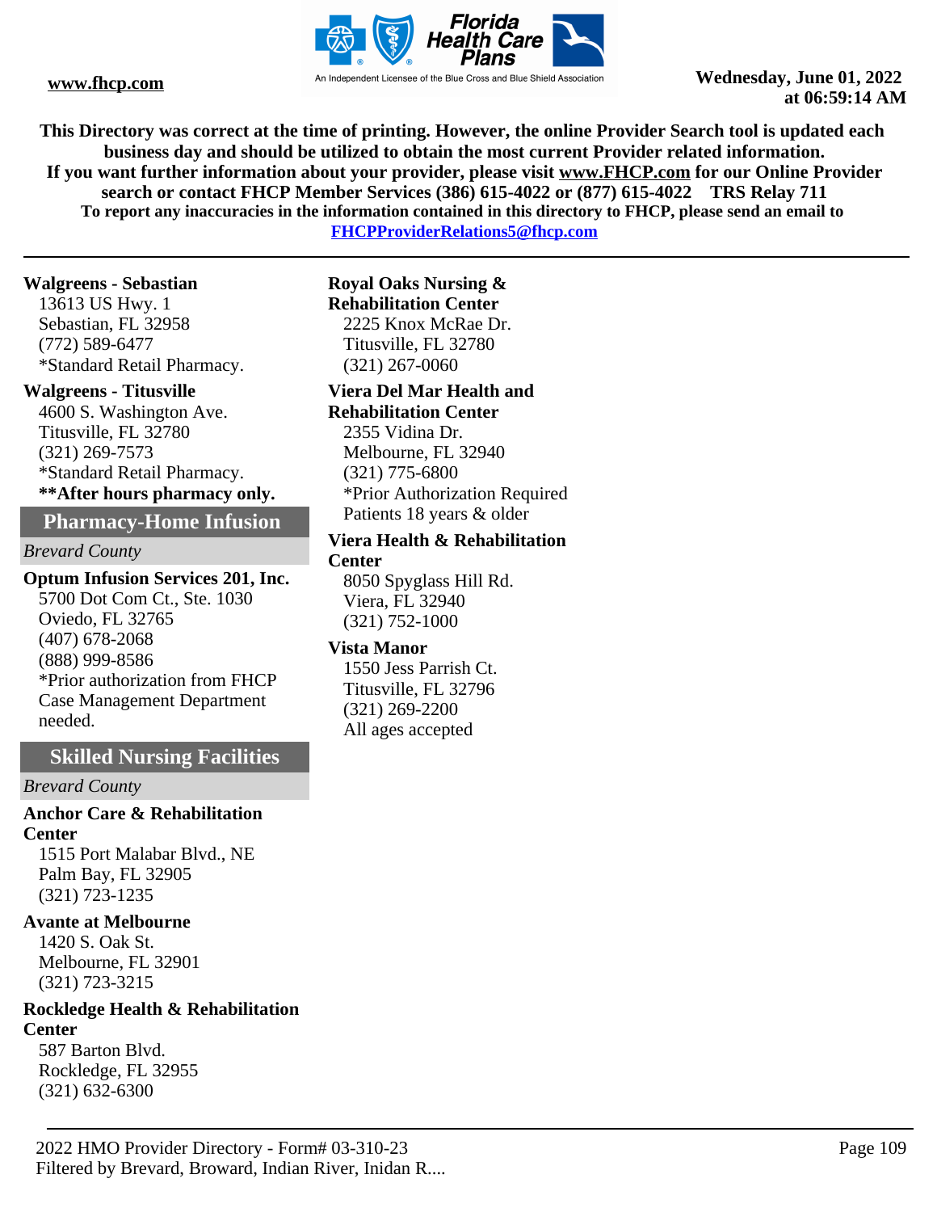This Directory was correct at the time of printing. However, the online Provider Search tool is updated each business day and should be utilized to obtain the most current Provider related information.
If you want further information about your provider, please visit www.FHCP.com for our Online Provider search or contact FHCP Member Services (386) 615-4022 or (877) 615-4022 TRS Relay 711
To report any inaccuracies in the information contained in this directory to FHCP, please send an email to FHCPProviderRelations5@fhcp.com

**Walgreens - Sebastian**
13613 US Hwy. 1
Sebastian, FL 32958
(772) 589-6477
*Standard Retail Pharmacy.

**Walgreens - Titusville**
4600 S. Washington Ave.
Titusville, FL 32780
(321) 269-7573
*Standard Retail Pharmacy.
**\*\*After hours pharmacy only.**

## Pharmacy-Home Infusion

*Brevard County*

**Optum Infusion Services 201, Inc.**
5700 Dot Com Ct., Ste. 1030
Oviedo, FL 32765
(407) 678-2068
(888) 999-8586
*Prior authorization from FHCP Case Management Department needed.

## Skilled Nursing Facilities

*Brevard County*

**Anchor Care & Rehabilitation Center**
1515 Port Malabar Blvd., NE
Palm Bay, FL 32905
(321) 723-1235

**Avante at Melbourne**
1420 S. Oak St.
Melbourne, FL 32901
(321) 723-3215

**Rockledge Health & Rehabilitation Center**
587 Barton Blvd.
Rockledge, FL 32955
(321) 632-6300

**Royal Oaks Nursing & Rehabilitation Center**
2225 Knox McRae Dr.
Titusville, FL 32780
(321) 267-0060

**Viera Del Mar Health and Rehabilitation Center**
2355 Vidina Dr.
Melbourne, FL 32940
(321) 775-6800
*Prior Authorization Required
Patients 18 years & older

**Viera Health & Rehabilitation Center**
8050 Spyglass Hill Rd.
Viera, FL 32940
(321) 752-1000

**Vista Manor**
1550 Jess Parrish Ct.
Titusville, FL 32796
(321) 269-2200
All ages accepted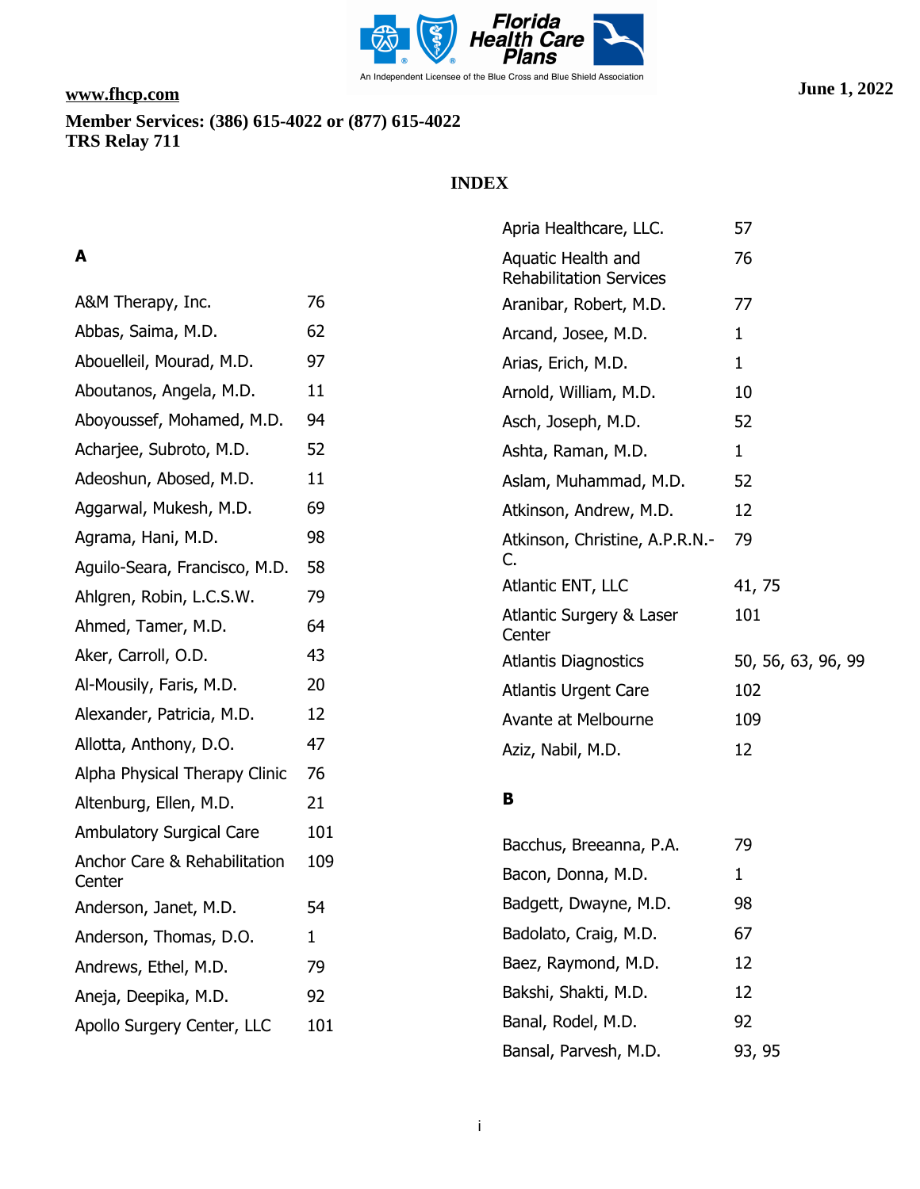www.fhcp.com

**Member Services: (386) 615-4022 or (877) 615-4022**
**TRS Relay 711**

**June 1, 2022**

# INDEX

### A

| | |
|---|---|
| A&M Therapy, Inc. | 76 |
| Abbas, Saima, M.D. | 62 |
| Abouelleil, Mourad, M.D. | 97 |
| Aboutanos, Angela, M.D. | 11 |
| Aboyoussef, Mohamed, M.D. | 94 |
| Acharjee, Subroto, M.D. | 52 |
| Adeoshun, Abosed, M.D. | 11 |
| Aggarwal, Mukesh, M.D. | 69 |
| Agrama, Hani, M.D. | 98 |
| Aguilo-Seara, Francisco, M.D. | 58 |
| Ahlgren, Robin, L.C.S.W. | 79 |
| Ahmed, Tamer, M.D. | 64 |
| Aker, Carroll, O.D. | 43 |
| Al-Mousily, Faris, M.D. | 20 |
| Alexander, Patricia, M.D. | 12 |
| Allotta, Anthony, D.O. | 47 |
| Alpha Physical Therapy Clinic | 76 |
| Altenburg, Ellen, M.D. | 21 |
| Ambulatory Surgical Care | 101 |
| Anchor Care & Rehabilitation Center | 109 |
| Anderson, Janet, M.D. | 54 |
| Anderson, Thomas, D.O. | 1 |
| Andrews, Ethel, M.D. | 79 |
| Aneja, Deepika, M.D. | 92 |
| Apollo Surgery Center, LLC | 101 |
| Apria Healthcare, LLC. | 57 |
| Aquatic Health and Rehabilitation Services | 76 |
| Aranibar, Robert, M.D. | 77 |
| Arcand, Josee, M.D. | 1 |
| Arias, Erich, M.D. | 1 |
| Arnold, William, M.D. | 10 |
| Asch, Joseph, M.D. | 52 |
| Ashta, Raman, M.D. | 1 |
| Aslam, Muhammad, M.D. | 52 |
| Atkinson, Andrew, M.D. | 12 |
| Atkinson, Christine, A.P.R.N.-C. | 79 |
| Atlantic ENT, LLC | 41, 75 |
| Atlantic Surgery & Laser Center | 101 |
| Atlantis Diagnostics | 50, 56, 63, 96, 99 |
| Atlantis Urgent Care | 102 |
| Avante at Melbourne | 109 |
| Aziz, Nabil, M.D. | 12 |

### B

| | |
|---|---|
| Bacchus, Breeanna, P.A. | 79 |
| Bacon, Donna, M.D. | 1 |
| Badgett, Dwayne, M.D. | 98 |
| Badolato, Craig, M.D. | 67 |
| Baez, Raymond, M.D. | 12 |
| Bakshi, Shakti, M.D. | 12 |
| Banal, Rodel, M.D. | 92 |
| Bansal, Parvesh, M.D. | 93, 95 |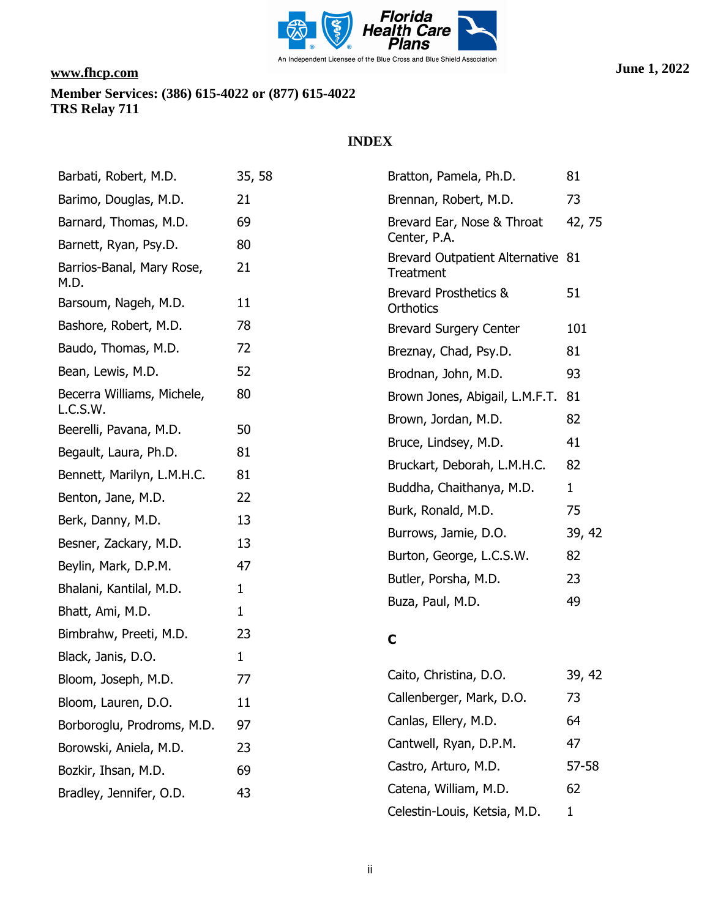www.fhcp.com

**Member Services: (386) 615-4022 or (877) 615-4022**
**TRS Relay 711**

**June 1, 2022**

## INDEX

| | |
|---|---|
| Barbati, Robert, M.D. | 35, 58 |
| Barimo, Douglas, M.D. | 21 |
| Barnard, Thomas, M.D. | 69 |
| Barnett, Ryan, Psy.D. | 80 |
| Barrios-Banal, Mary Rose, M.D. | 21 |
| Barsoum, Nageh, M.D. | 11 |
| Bashore, Robert, M.D. | 78 |
| Baudo, Thomas, M.D. | 72 |
| Bean, Lewis, M.D. | 52 |
| Becerra Williams, Michele, L.C.S.W. | 80 |
| Beerelli, Pavana, M.D. | 50 |
| Begault, Laura, Ph.D. | 81 |
| Bennett, Marilyn, L.M.H.C. | 81 |
| Benton, Jane, M.D. | 22 |
| Berk, Danny, M.D. | 13 |
| Besner, Zackary, M.D. | 13 |
| Beylin, Mark, D.P.M. | 47 |
| Bhalani, Kantilal, M.D. | 1 |
| Bhatt, Ami, M.D. | 1 |
| Bimbrahw, Preeti, M.D. | 23 |
| Black, Janis, D.O. | 1 |
| Bloom, Joseph, M.D. | 77 |
| Bloom, Lauren, D.O. | 11 |
| Borboroglu, Prodroms, M.D. | 97 |
| Borowski, Aniela, M.D. | 23 |
| Bozkir, Ihsan, M.D. | 69 |
| Bradley, Jennifer, O.D. | 43 |
| Bratton, Pamela, Ph.D. | 81 |
| Brennan, Robert, M.D. | 73 |
| Brevard Ear, Nose & Throat Center, P.A. | 42, 75 |
| Brevard Outpatient Alternative Treatment | 81 |
| Brevard Prosthetics & Orthotics | 51 |
| Brevard Surgery Center | 101 |
| Breznay, Chad, Psy.D. | 81 |
| Brodnan, John, M.D. | 93 |
| Brown Jones, Abigail, L.M.F.T. | 81 |
| Brown, Jordan, M.D. | 82 |
| Bruce, Lindsey, M.D. | 41 |
| Bruckart, Deborah, L.M.H.C. | 82 |
| Buddha, Chaithanya, M.D. | 1 |
| Burk, Ronald, M.D. | 75 |
| Burrows, Jamie, D.O. | 39, 42 |
| Burton, George, L.C.S.W. | 82 |
| Butler, Porsha, M.D. | 23 |
| Buza, Paul, M.D. | 49 |

### C

| | |
|---|---|
| Caito, Christina, D.O. | 39, 42 |
| Callenberger, Mark, D.O. | 73 |
| Canlas, Ellery, M.D. | 64 |
| Cantwell, Ryan, D.P.M. | 47 |
| Castro, Arturo, M.D. | 57-58 |
| Catena, William, M.D. | 62 |
| Celestin-Louis, Ketsia, M.D. | 1 |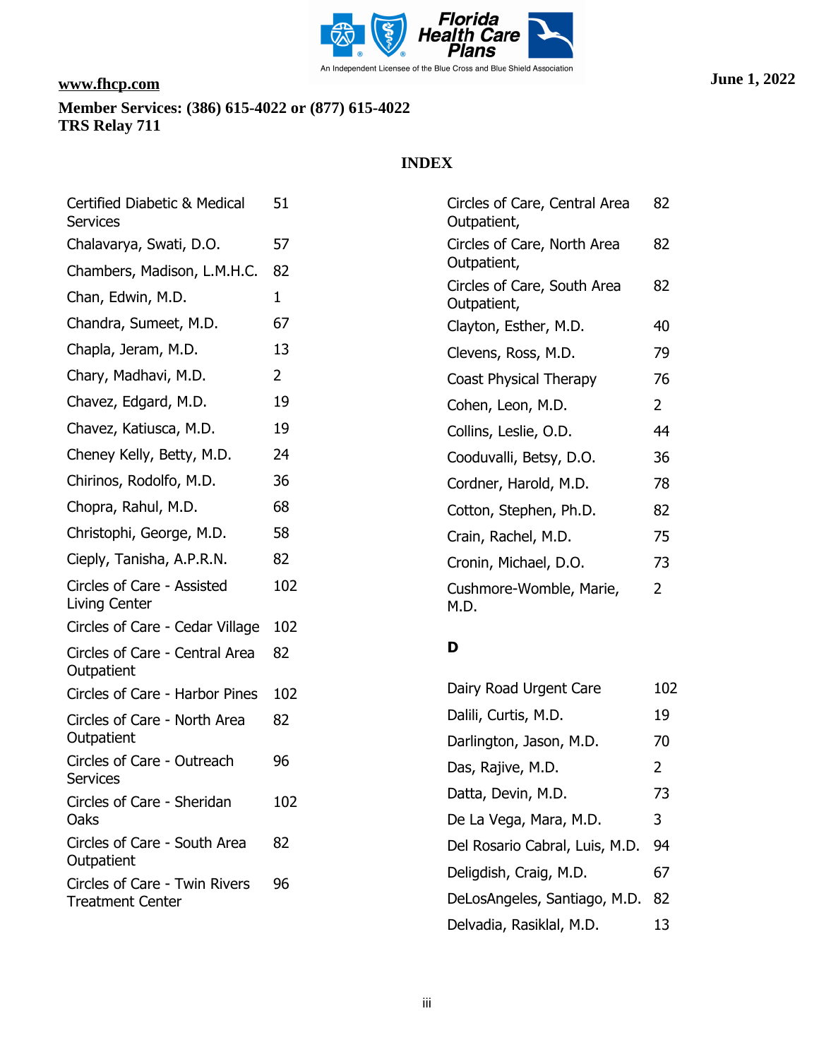www.fhcp.com

**Member Services: (386) 615-4022 or (877) 615-4022**
**TRS Relay 711**

**June 1, 2022**

## INDEX

| | |
|---|---|
| Certified Diabetic & Medical Services | 51 |
| Chalavarya, Swati, D.O. | 57 |
| Chambers, Madison, L.M.H.C. | 82 |
| Chan, Edwin, M.D. | 1 |
| Chandra, Sumeet, M.D. | 67 |
| Chapla, Jeram, M.D. | 13 |
| Chary, Madhavi, M.D. | 2 |
| Chavez, Edgard, M.D. | 19 |
| Chavez, Katiusca, M.D. | 19 |
| Cheney Kelly, Betty, M.D. | 24 |
| Chirinos, Rodolfo, M.D. | 36 |
| Chopra, Rahul, M.D. | 68 |
| Christophi, George, M.D. | 58 |
| Cieply, Tanisha, A.P.R.N. | 82 |
| Circles of Care - Assisted Living Center | 102 |
| Circles of Care - Cedar Village | 102 |
| Circles of Care - Central Area Outpatient | 82 |
| Circles of Care - Harbor Pines | 102 |
| Circles of Care - North Area Outpatient | 82 |
| Circles of Care - Outreach Services | 96 |
| Circles of Care - Sheridan Oaks | 102 |
| Circles of Care - South Area Outpatient | 82 |
| Circles of Care - Twin Rivers Treatment Center | 96 |
| Circles of Care, Central Area Outpatient, | 82 |
| Circles of Care, North Area Outpatient, | 82 |
| Circles of Care, South Area Outpatient, | 82 |
| Clayton, Esther, M.D. | 40 |
| Clevens, Ross, M.D. | 79 |
| Coast Physical Therapy | 76 |
| Cohen, Leon, M.D. | 2 |
| Collins, Leslie, O.D. | 44 |
| Cooduvalli, Betsy, D.O. | 36 |
| Cordner, Harold, M.D. | 78 |
| Cotton, Stephen, Ph.D. | 82 |
| Crain, Rachel, M.D. | 75 |
| Cronin, Michael, D.O. | 73 |
| Cushmore-Womble, Marie, M.D. | 2 |

### D

| | |
|---|---|
| Dairy Road Urgent Care | 102 |
| Dalili, Curtis, M.D. | 19 |
| Darlington, Jason, M.D. | 70 |
| Das, Rajive, M.D. | 2 |
| Datta, Devin, M.D. | 73 |
| De La Vega, Mara, M.D. | 3 |
| Del Rosario Cabral, Luis, M.D. | 94 |
| Deligdish, Craig, M.D. | 67 |
| DeLosAngeles, Santiago, M.D. | 82 |
| Delvadia, Rasiklal, M.D. | 13 |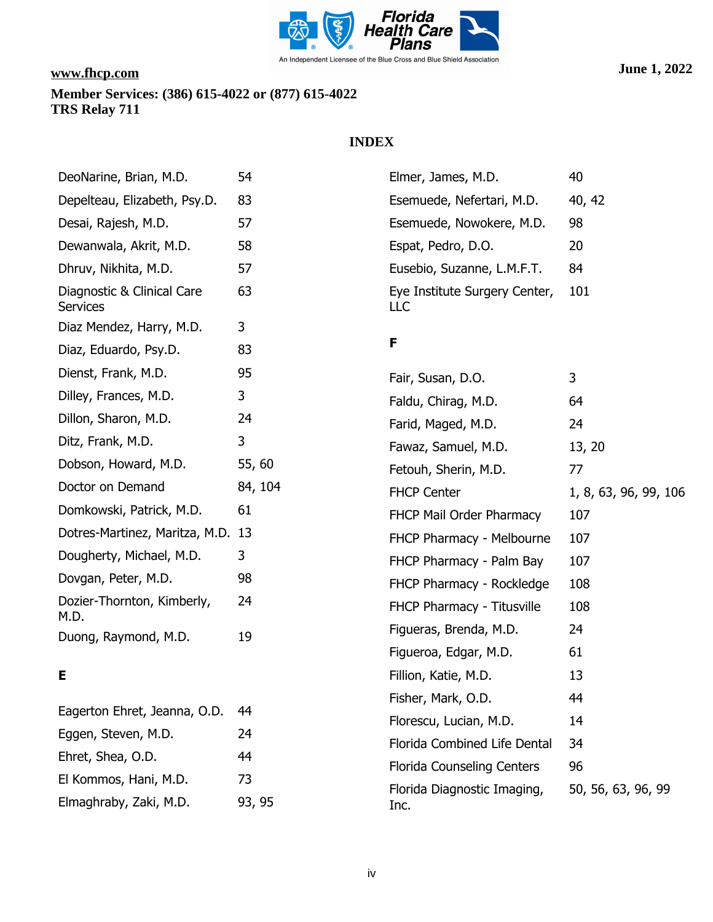www.fhcp.com

**Member Services: (386) 615-4022 or (877) 615-4022**
**TRS Relay 711**

**June 1, 2022**

# INDEX

| | |
|---|---|
| DeoNarine, Brian, M.D. | 54 |
| Depelteau, Elizabeth, Psy.D. | 83 |
| Desai, Rajesh, M.D. | 57 |
| Dewanwala, Akrit, M.D. | 58 |
| Dhruv, Nikhita, M.D. | 57 |
| Diagnostic & Clinical Care Services | 63 |
| Diaz Mendez, Harry, M.D. | 3 |
| Diaz, Eduardo, Psy.D. | 83 |
| Dienst, Frank, M.D. | 95 |
| Dilley, Frances, M.D. | 3 |
| Dillon, Sharon, M.D. | 24 |
| Ditz, Frank, M.D. | 3 |
| Dobson, Howard, M.D. | 55, 60 |
| Doctor on Demand | 84, 104 |
| Domkowski, Patrick, M.D. | 61 |
| Dotres-Martinez, Maritza, M.D. | 13 |
| Dougherty, Michael, M.D. | 3 |
| Dovgan, Peter, M.D. | 98 |
| Dozier-Thornton, Kimberly, M.D. | 24 |
| Duong, Raymond, M.D. | 19 |

**E**

| | |
|---|---|
| Eagerton Ehret, Jeanna, O.D. | 44 |
| Eggen, Steven, M.D. | 24 |
| Ehret, Shea, O.D. | 44 |
| El Kommos, Hani, M.D. | 73 |
| Elmaghraby, Zaki, M.D. | 93, 95 |
| Elmer, James, M.D. | 40 |
| Esemuede, Nefertari, M.D. | 40, 42 |
| Esemuede, Nowokere, M.D. | 98 |
| Espat, Pedro, D.O. | 20 |
| Eusebio, Suzanne, L.M.F.T. | 84 |
| Eye Institute Surgery Center, LLC | 101 |

**F**

| | |
|---|---|
| Fair, Susan, D.O. | 3 |
| Faldu, Chirag, M.D. | 64 |
| Farid, Maged, M.D. | 24 |
| Fawaz, Samuel, M.D. | 13, 20 |
| Fetouh, Sherin, M.D. | 77 |
| FHCP Center | 1, 8, 63, 96, 99, 106 |
| FHCP Mail Order Pharmacy | 107 |
| FHCP Pharmacy - Melbourne | 107 |
| FHCP Pharmacy - Palm Bay | 107 |
| FHCP Pharmacy - Rockledge | 108 |
| FHCP Pharmacy - Titusville | 108 |
| Figueras, Brenda, M.D. | 24 |
| Figueroa, Edgar, M.D. | 61 |
| Fillion, Katie, M.D. | 13 |
| Fisher, Mark, O.D. | 44 |
| Florescu, Lucian, M.D. | 14 |
| Florida Combined Life Dental | 34 |
| Florida Counseling Centers | 96 |
| Florida Diagnostic Imaging, Inc. | 50, 56, 63, 96, 99 |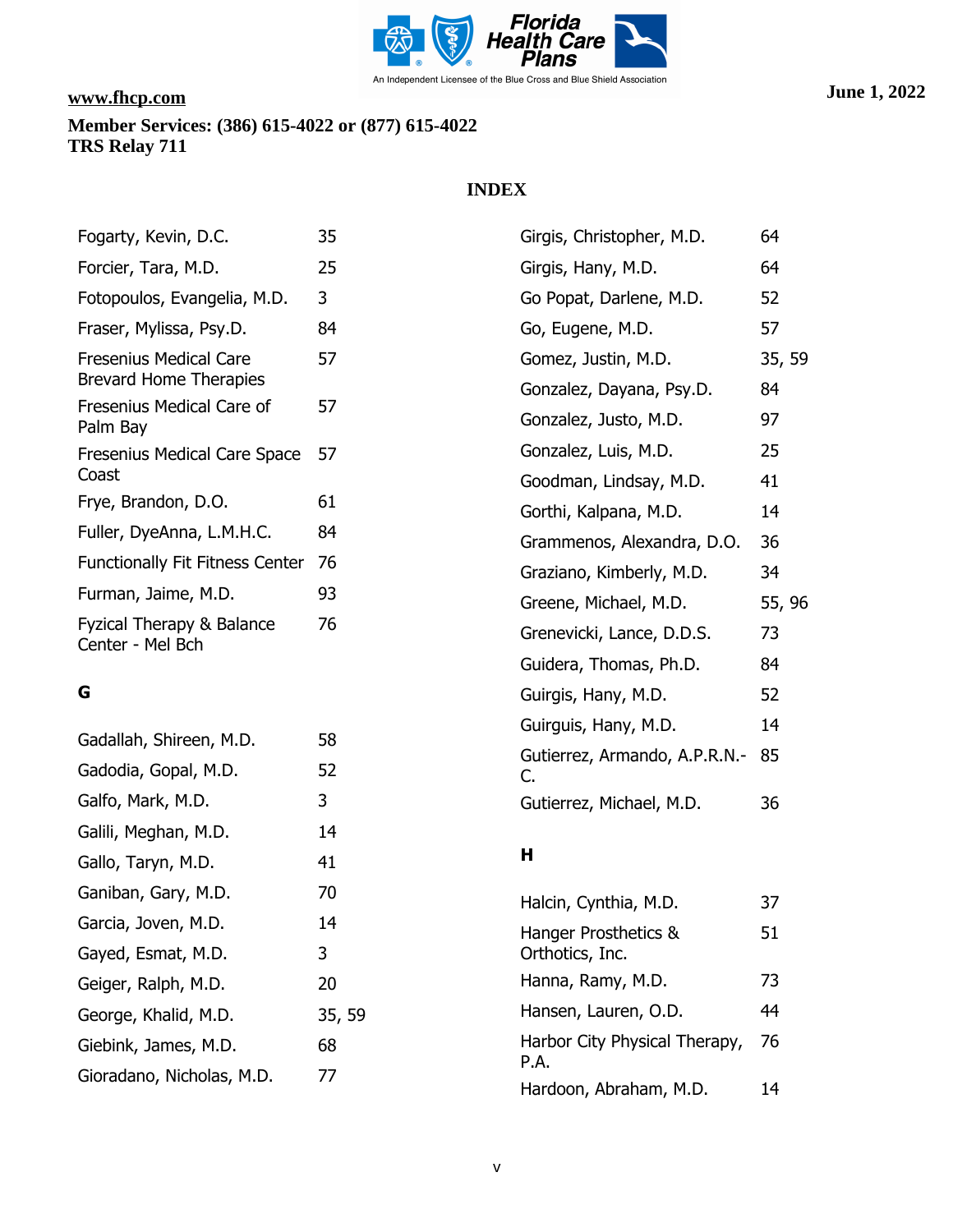www.fhcp.com

**Member Services: (386) 615-4022 or (877) 615-4022**
**TRS Relay 711**

June 1, 2022

## INDEX

| | |
|---|---|
| Fogarty, Kevin, D.C. | 35 |
| Forcier, Tara, M.D. | 25 |
| Fotopoulos, Evangelia, M.D. | 3 |
| Fraser, Mylissa, Psy.D. | 84 |
| Fresenius Medical Care Brevard Home Therapies | 57 |
| Fresenius Medical Care of Palm Bay | 57 |
| Fresenius Medical Care Space Coast | 57 |
| Frye, Brandon, D.O. | 61 |
| Fuller, DyeAnna, L.M.H.C. | 84 |
| Functionally Fit Fitness Center | 76 |
| Furman, Jaime, M.D. | 93 |
| Fyzical Therapy & Balance Center - Mel Bch | 76 |

### G

| | |
|---|---|
| Gadallah, Shireen, M.D. | 58 |
| Gadodia, Gopal, M.D. | 52 |
| Galfo, Mark, M.D. | 3 |
| Galili, Meghan, M.D. | 14 |
| Gallo, Taryn, M.D. | 41 |
| Ganiban, Gary, M.D. | 70 |
| Garcia, Joven, M.D. | 14 |
| Gayed, Esmat, M.D. | 3 |
| Geiger, Ralph, M.D. | 20 |
| George, Khalid, M.D. | 35, 59 |
| Giebink, James, M.D. | 68 |
| Gioradano, Nicholas, M.D. | 77 |
| Girgis, Christopher, M.D. | 64 |
| Girgis, Hany, M.D. | 64 |
| Go Popat, Darlene, M.D. | 52 |
| Go, Eugene, M.D. | 57 |
| Gomez, Justin, M.D. | 35, 59 |
| Gonzalez, Dayana, Psy.D. | 84 |
| Gonzalez, Justo, M.D. | 97 |
| Gonzalez, Luis, M.D. | 25 |
| Goodman, Lindsay, M.D. | 41 |
| Gorthi, Kalpana, M.D. | 14 |
| Grammenos, Alexandra, D.O. | 36 |
| Graziano, Kimberly, M.D. | 34 |
| Greene, Michael, M.D. | 55, 96 |
| Grenevicki, Lance, D.D.S. | 73 |
| Guidera, Thomas, Ph.D. | 84 |
| Guirgis, Hany, M.D. | 52 |
| Guirguis, Hany, M.D. | 14 |
| Gutierrez, Armando, A.P.R.N.-C. | 85 |
| Gutierrez, Michael, M.D. | 36 |

### H

| | |
|---|---|
| Halcin, Cynthia, M.D. | 37 |
| Hanger Prosthetics & Orthotics, Inc. | 51 |
| Hanna, Ramy, M.D. | 73 |
| Hansen, Lauren, O.D. | 44 |
| Harbor City Physical Therapy, P.A. | 76 |
| Hardoon, Abraham, M.D. | 14 |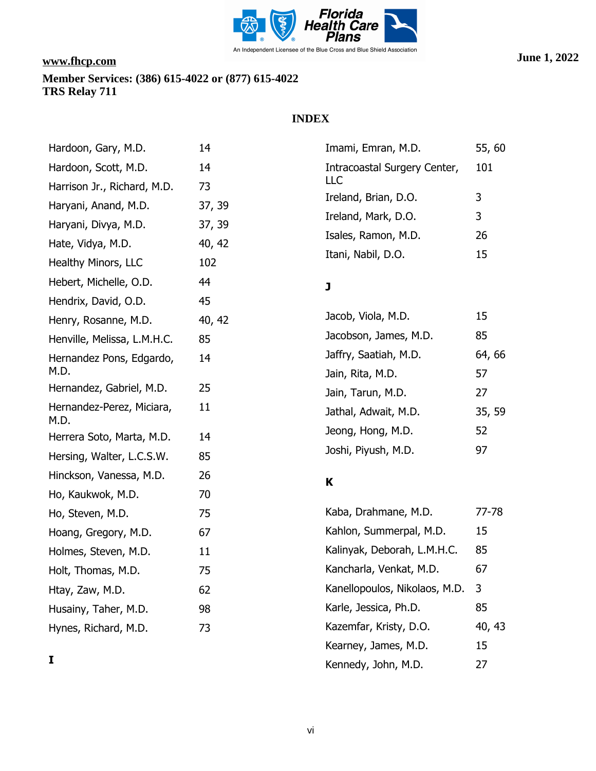# INDEX

| | |
|---|---|
| Hardoon, Gary, M.D. | 14 |
| Hardoon, Scott, M.D. | 14 |
| Harrison Jr., Richard, M.D. | 73 |
| Haryani, Anand, M.D. | 37, 39 |
| Haryani, Divya, M.D. | 37, 39 |
| Hate, Vidya, M.D. | 40, 42 |
| Healthy Minors, LLC | 102 |
| Hebert, Michelle, O.D. | 44 |
| Hendrix, David, O.D. | 45 |
| Henry, Rosanne, M.D. | 40, 42 |
| Henville, Melissa, L.M.H.C. | 85 |
| Hernandez Pons, Edgardo, M.D. | 14 |
| Hernandez, Gabriel, M.D. | 25 |
| Hernandez-Perez, Miciara, M.D. | 11 |
| Herrera Soto, Marta, M.D. | 14 |
| Hersing, Walter, L.C.S.W. | 85 |
| Hinckson, Vanessa, M.D. | 26 |
| Ho, Kaukwok, M.D. | 70 |
| Ho, Steven, M.D. | 75 |
| Hoang, Gregory, M.D. | 67 |
| Holmes, Steven, M.D. | 11 |
| Holt, Thomas, M.D. | 75 |
| Htay, Zaw, M.D. | 62 |
| Husainy, Taher, M.D. | 98 |
| Hynes, Richard, M.D. | 73 |

**I**

| | |
|---|---|
| Imami, Emran, M.D. | 55, 60 |
| Intracoastal Surgery Center, LLC | 101 |
| Ireland, Brian, D.O. | 3 |
| Ireland, Mark, D.O. | 3 |
| Isales, Ramon, M.D. | 26 |
| Itani, Nabil, D.O. | 15 |

**J**

| | |
|---|---|
| Jacob, Viola, M.D. | 15 |
| Jacobson, James, M.D. | 85 |
| Jaffry, Saatiah, M.D. | 64, 66 |
| Jain, Rita, M.D. | 57 |
| Jain, Tarun, M.D. | 27 |
| Jathal, Adwait, M.D. | 35, 59 |
| Jeong, Hong, M.D. | 52 |
| Joshi, Piyush, M.D. | 97 |

**K**

| | |
|---|---|
| Kaba, Drahmane, M.D. | 77-78 |
| Kahlon, Summerpal, M.D. | 15 |
| Kalinyak, Deborah, L.M.H.C. | 85 |
| Kancharla, Venkat, M.D. | 67 |
| Kanellopoulos, Nikolaos, M.D. | 3 |
| Karle, Jessica, Ph.D. | 85 |
| Kazemfar, Kristy, D.O. | 40, 43 |
| Kearney, James, M.D. | 15 |
| Kennedy, John, M.D. | 27 |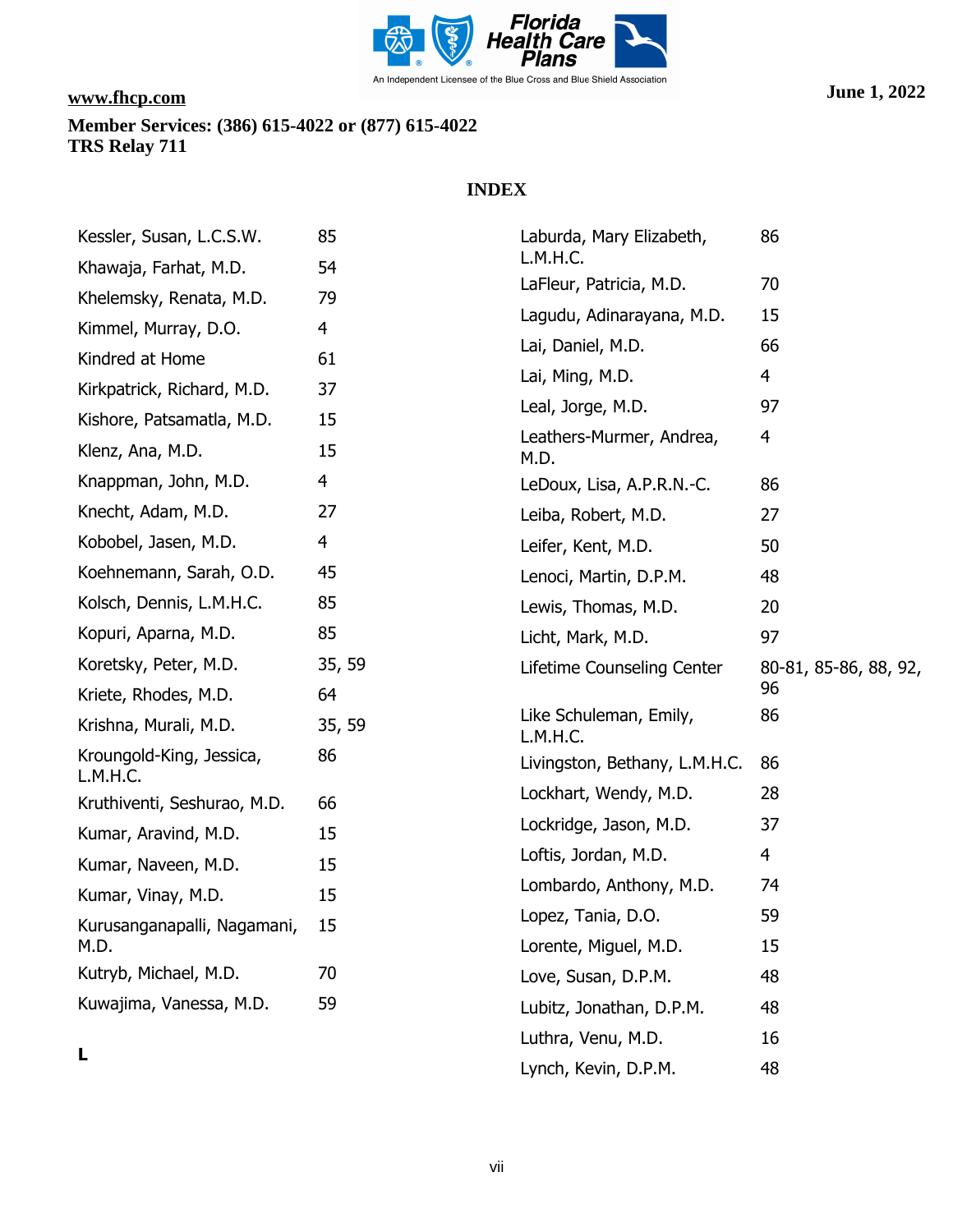www.fhcp.com

**Member Services: (386) 615-4022 or (877) 615-4022**
**TRS Relay 711**

**June 1, 2022**

## INDEX

| | |
|---|---|
| Kessler, Susan, L.C.S.W. | 85 |
| Khawaja, Farhat, M.D. | 54 |
| Khelemsky, Renata, M.D. | 79 |
| Kimmel, Murray, D.O. | 4 |
| Kindred at Home | 61 |
| Kirkpatrick, Richard, M.D. | 37 |
| Kishore, Patsamatla, M.D. | 15 |
| Klenz, Ana, M.D. | 15 |
| Knappman, John, M.D. | 4 |
| Knecht, Adam, M.D. | 27 |
| Kobobel, Jasen, M.D. | 4 |
| Koehnemann, Sarah, O.D. | 45 |
| Kolsch, Dennis, L.M.H.C. | 85 |
| Kopuri, Aparna, M.D. | 85 |
| Koretsky, Peter, M.D. | 35, 59 |
| Kriete, Rhodes, M.D. | 64 |
| Krishna, Murali, M.D. | 35, 59 |
| Kroungold-King, Jessica, L.M.H.C. | 86 |
| Kruthiventi, Seshurao, M.D. | 66 |
| Kumar, Aravind, M.D. | 15 |
| Kumar, Naveen, M.D. | 15 |
| Kumar, Vinay, M.D. | 15 |
| Kurusanganapalli, Nagamani, M.D. | 15 |
| Kutryb, Michael, M.D. | 70 |
| Kuwajima, Vanessa, M.D. | 59 |

**L**

| | |
|---|---|
| Laburda, Mary Elizabeth, L.M.H.C. | 86 |
| LaFleur, Patricia, M.D. | 70 |
| Lagudu, Adinarayana, M.D. | 15 |
| Lai, Daniel, M.D. | 66 |
| Lai, Ming, M.D. | 4 |
| Leal, Jorge, M.D. | 97 |
| Leathers-Murmer, Andrea, M.D. | 4 |
| LeDoux, Lisa, A.P.R.N.-C. | 86 |
| Leiba, Robert, M.D. | 27 |
| Leifer, Kent, M.D. | 50 |
| Lenoci, Martin, D.P.M. | 48 |
| Lewis, Thomas, M.D. | 20 |
| Licht, Mark, M.D. | 97 |
| Lifetime Counseling Center | 80-81, 85-86, 88, 92, 96 |
| Like Schuleman, Emily, L.M.H.C. | 86 |
| Livingston, Bethany, L.M.H.C. | 86 |
| Lockhart, Wendy, M.D. | 28 |
| Lockridge, Jason, M.D. | 37 |
| Loftis, Jordan, M.D. | 4 |
| Lombardo, Anthony, M.D. | 74 |
| Lopez, Tania, D.O. | 59 |
| Lorente, Miguel, M.D. | 15 |
| Love, Susan, D.P.M. | 48 |
| Lubitz, Jonathan, D.P.M. | 48 |
| Luthra, Venu, M.D. | 16 |
| Lynch, Kevin, D.P.M. | 48 |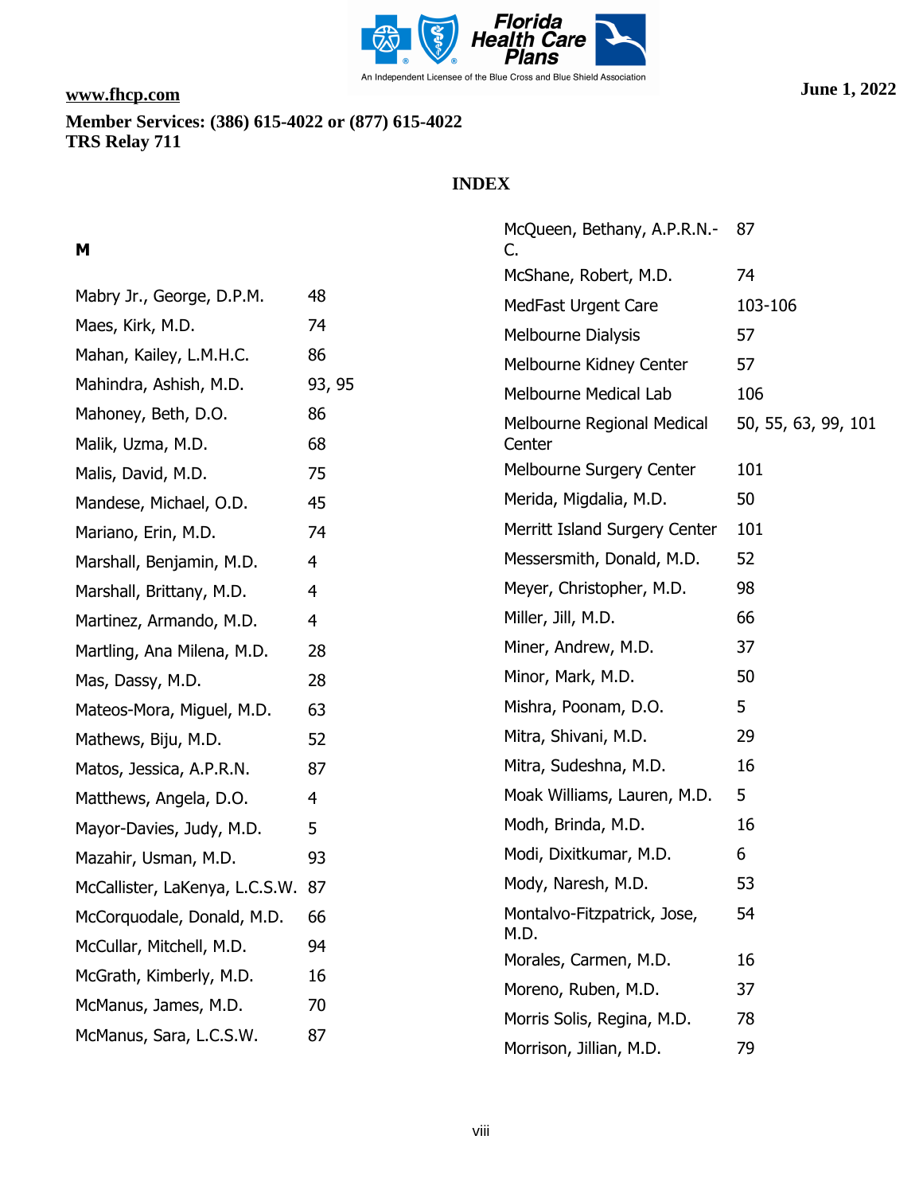www.fhcp.com

**Member Services: (386) 615-4022 or (877) 615-4022**
**TRS Relay 711**

**June 1, 2022**

# INDEX

## M

| | |
|---|---|
| Mabry Jr., George, D.P.M. | 48 |
| Maes, Kirk, M.D. | 74 |
| Mahan, Kailey, L.M.H.C. | 86 |
| Mahindra, Ashish, M.D. | 93, 95 |
| Mahoney, Beth, D.O. | 86 |
| Malik, Uzma, M.D. | 68 |
| Malis, David, M.D. | 75 |
| Mandese, Michael, O.D. | 45 |
| Mariano, Erin, M.D. | 74 |
| Marshall, Benjamin, M.D. | 4 |
| Marshall, Brittany, M.D. | 4 |
| Martinez, Armando, M.D. | 4 |
| Martling, Ana Milena, M.D. | 28 |
| Mas, Dassy, M.D. | 28 |
| Mateos-Mora, Miguel, M.D. | 63 |
| Mathews, Biju, M.D. | 52 |
| Matos, Jessica, A.P.R.N. | 87 |
| Matthews, Angela, D.O. | 4 |
| Mayor-Davies, Judy, M.D. | 5 |
| Mazahir, Usman, M.D. | 93 |
| McCallister, LaKenya, L.C.S.W. | 87 |
| McCorquodale, Donald, M.D. | 66 |
| McCullar, Mitchell, M.D. | 94 |
| McGrath, Kimberly, M.D. | 16 |
| McManus, James, M.D. | 70 |
| McManus, Sara, L.C.S.W. | 87 |
| McQueen, Bethany, A.P.R.N.-C. | 87 |
| McShane, Robert, M.D. | 74 |
| MedFast Urgent Care | 103-106 |
| Melbourne Dialysis | 57 |
| Melbourne Kidney Center | 57 |
| Melbourne Medical Lab | 106 |
| Melbourne Regional Medical Center | 50, 55, 63, 99, 101 |
| Melbourne Surgery Center | 101 |
| Merida, Migdalia, M.D. | 50 |
| Merritt Island Surgery Center | 101 |
| Messersmith, Donald, M.D. | 52 |
| Meyer, Christopher, M.D. | 98 |
| Miller, Jill, M.D. | 66 |
| Miner, Andrew, M.D. | 37 |
| Minor, Mark, M.D. | 50 |
| Mishra, Poonam, D.O. | 5 |
| Mitra, Shivani, M.D. | 29 |
| Mitra, Sudeshna, M.D. | 16 |
| Moak Williams, Lauren, M.D. | 5 |
| Modh, Brinda, M.D. | 16 |
| Modi, Dixitkumar, M.D. | 6 |
| Mody, Naresh, M.D. | 53 |
| Montalvo-Fitzpatrick, Jose, M.D. | 54 |
| Morales, Carmen, M.D. | 16 |
| Moreno, Ruben, M.D. | 37 |
| Morris Solis, Regina, M.D. | 78 |
| Morrison, Jillian, M.D. | 79 |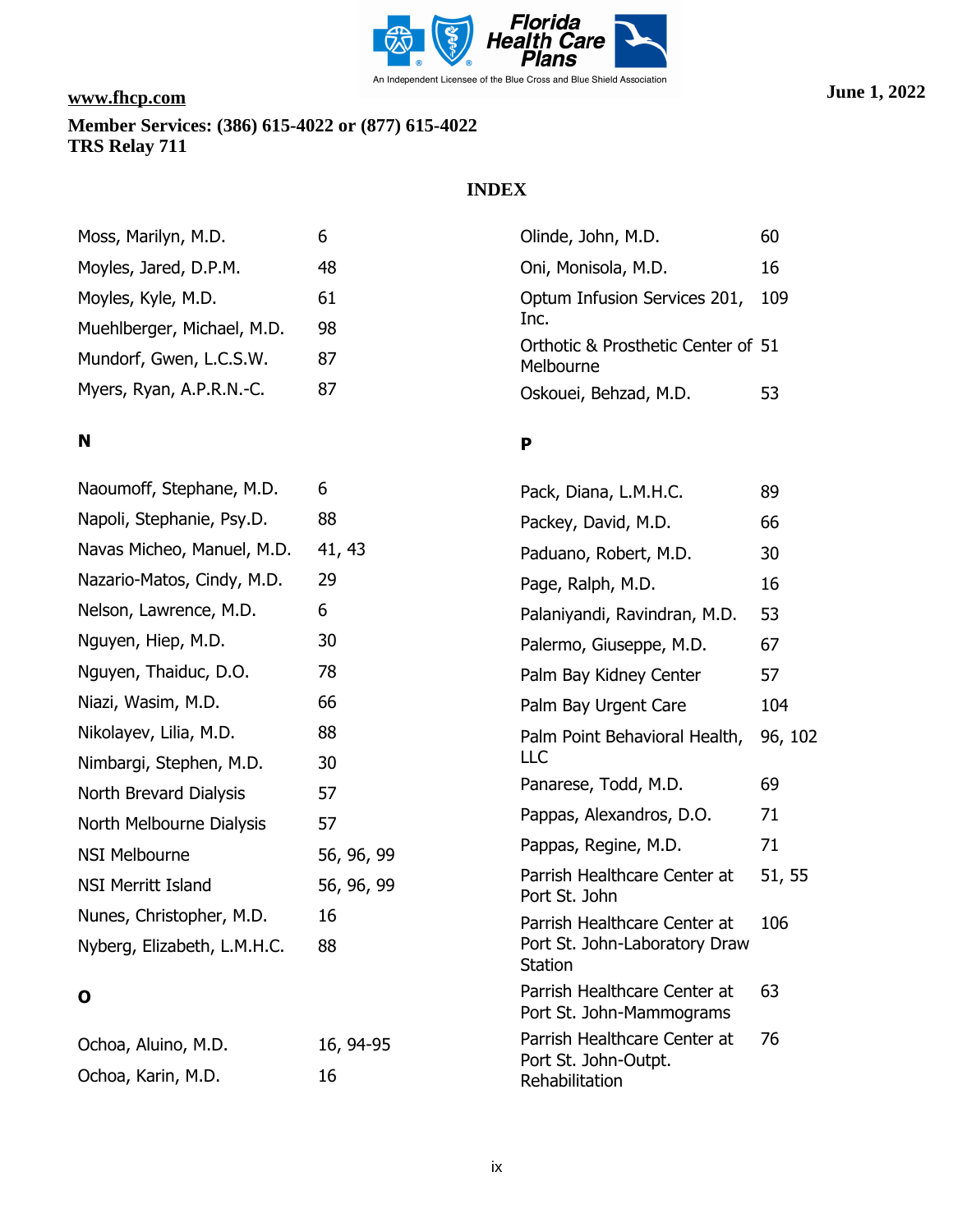# INDEX

| | |
|---|---|
| Moss, Marilyn, M.D. | 6 |
| Moyles, Jared, D.P.M. | 48 |
| Moyles, Kyle, M.D. | 61 |
| Muehlberger, Michael, M.D. | 98 |
| Mundorf, Gwen, L.C.S.W. | 87 |
| Myers, Ryan, A.P.R.N.-C. | 87 |

**N**

| | |
|---|---|
| Naoumoff, Stephane, M.D. | 6 |
| Napoli, Stephanie, Psy.D. | 88 |
| Navas Micheo, Manuel, M.D. | 41, 43 |
| Nazario-Matos, Cindy, M.D. | 29 |
| Nelson, Lawrence, M.D. | 6 |
| Nguyen, Hiep, M.D. | 30 |
| Nguyen, Thaiduc, D.O. | 78 |
| Niazi, Wasim, M.D. | 66 |
| Nikolayev, Lilia, M.D. | 88 |
| Nimbargi, Stephen, M.D. | 30 |
| North Brevard Dialysis | 57 |
| North Melbourne Dialysis | 57 |
| NSI Melbourne | 56, 96, 99 |
| NSI Merritt Island | 56, 96, 99 |
| Nunes, Christopher, M.D. | 16 |
| Nyberg, Elizabeth, L.M.H.C. | 88 |

**O**

| | |
|---|---|
| Ochoa, Aluino, M.D. | 16, 94-95 |
| Ochoa, Karin, M.D. | 16 |
| Olinde, John, M.D. | 60 |
| Oni, Monisola, M.D. | 16 |
| Optum Infusion Services 201, Inc. | 109 |
| Orthotic & Prosthetic Center of Melbourne | 51 |
| Oskouei, Behzad, M.D. | 53 |

**P**

| | |
|---|---|
| Pack, Diana, L.M.H.C. | 89 |
| Packey, David, M.D. | 66 |
| Paduano, Robert, M.D. | 30 |
| Page, Ralph, M.D. | 16 |
| Palaniyandi, Ravindran, M.D. | 53 |
| Palermo, Giuseppe, M.D. | 67 |
| Palm Bay Kidney Center | 57 |
| Palm Bay Urgent Care | 104 |
| Palm Point Behavioral Health, LLC | 96, 102 |
| Panarese, Todd, M.D. | 69 |
| Pappas, Alexandros, D.O. | 71 |
| Pappas, Regine, M.D. | 71 |
| Parrish Healthcare Center at Port St. John | 51, 55 |
| Parrish Healthcare Center at Port St. John-Laboratory Draw Station | 106 |
| Parrish Healthcare Center at Port St. John-Mammograms | 63 |
| Parrish Healthcare Center at Port St. John-Outpt. Rehabilitation | 76 |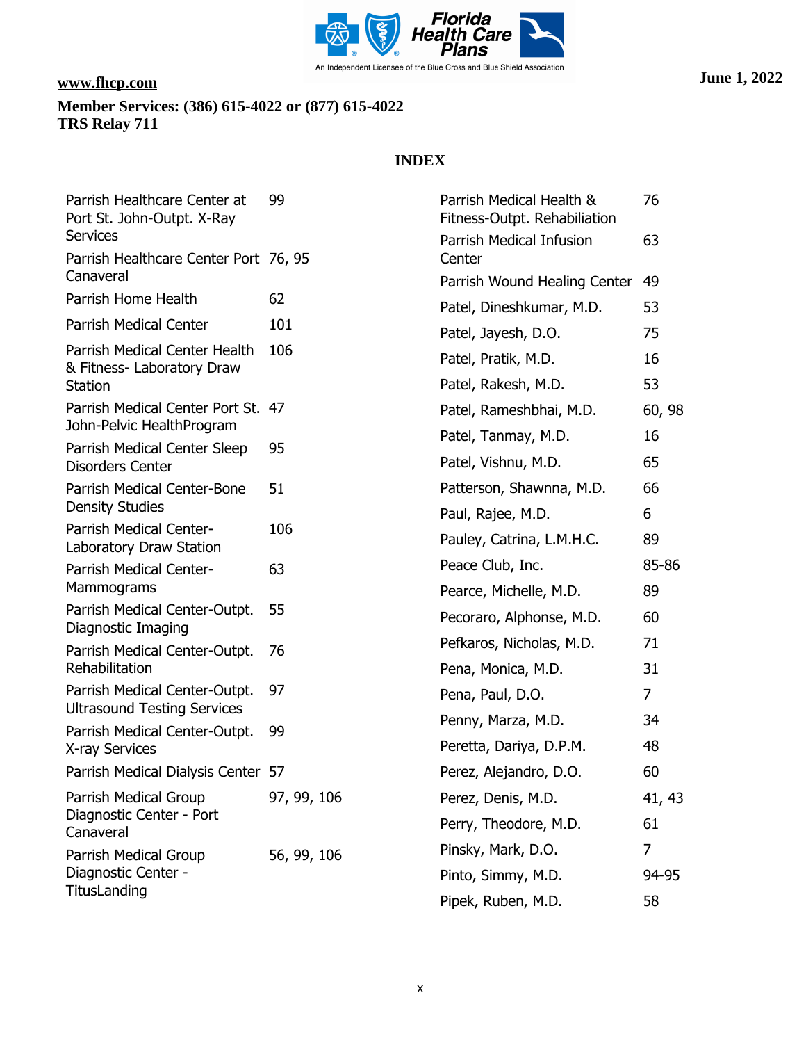## INDEX

| | |
|---|---|
| Parrish Healthcare Center at Port St. John-Outpt. X-Ray Services | 99 |
| Parrish Healthcare Center Port Canaveral | 76, 95 |
| Parrish Home Health | 62 |
| Parrish Medical Center | 101 |
| Parrish Medical Center Health & Fitness- Laboratory Draw Station | 106 |
| Parrish Medical Center Port St. John-Pelvic HealthProgram | 47 |
| Parrish Medical Center Sleep Disorders Center | 95 |
| Parrish Medical Center-Bone Density Studies | 51 |
| Parrish Medical Center-Laboratory Draw Station | 106 |
| Parrish Medical Center-Mammograms | 63 |
| Parrish Medical Center-Outpt. Diagnostic Imaging | 55 |
| Parrish Medical Center-Outpt. Rehabilitation | 76 |
| Parrish Medical Center-Outpt. Ultrasound Testing Services | 97 |
| Parrish Medical Center-Outpt. X-ray Services | 99 |
| Parrish Medical Dialysis Center | 57 |
| Parrish Medical Group Diagnostic Center - Port Canaveral | 97, 99, 106 |
| Parrish Medical Group Diagnostic Center - TitusLanding | 56, 99, 106 |
| Parrish Medical Health & Fitness-Outpt. Rehabiliation | 76 |
| Parrish Medical Infusion Center | 63 |
| Parrish Wound Healing Center | 49 |
| Patel, Dineshkumar, M.D. | 53 |
| Patel, Jayesh, D.O. | 75 |
| Patel, Pratik, M.D. | 16 |
| Patel, Rakesh, M.D. | 53 |
| Patel, Rameshbhai, M.D. | 60, 98 |
| Patel, Tanmay, M.D. | 16 |
| Patel, Vishnu, M.D. | 65 |
| Patterson, Shawnna, M.D. | 66 |
| Paul, Rajee, M.D. | 6 |
| Pauley, Catrina, L.M.H.C. | 89 |
| Peace Club, Inc. | 85-86 |
| Pearce, Michelle, M.D. | 89 |
| Pecoraro, Alphonse, M.D. | 60 |
| Pefkaros, Nicholas, M.D. | 71 |
| Pena, Monica, M.D. | 31 |
| Pena, Paul, D.O. | 7 |
| Penny, Marza, M.D. | 34 |
| Peretta, Dariya, D.P.M. | 48 |
| Perez, Alejandro, D.O. | 60 |
| Perez, Denis, M.D. | 41, 43 |
| Perry, Theodore, M.D. | 61 |
| Pinsky, Mark, D.O. | 7 |
| Pinto, Simmy, M.D. | 94-95 |
| Pipek, Ruben, M.D. | 58 |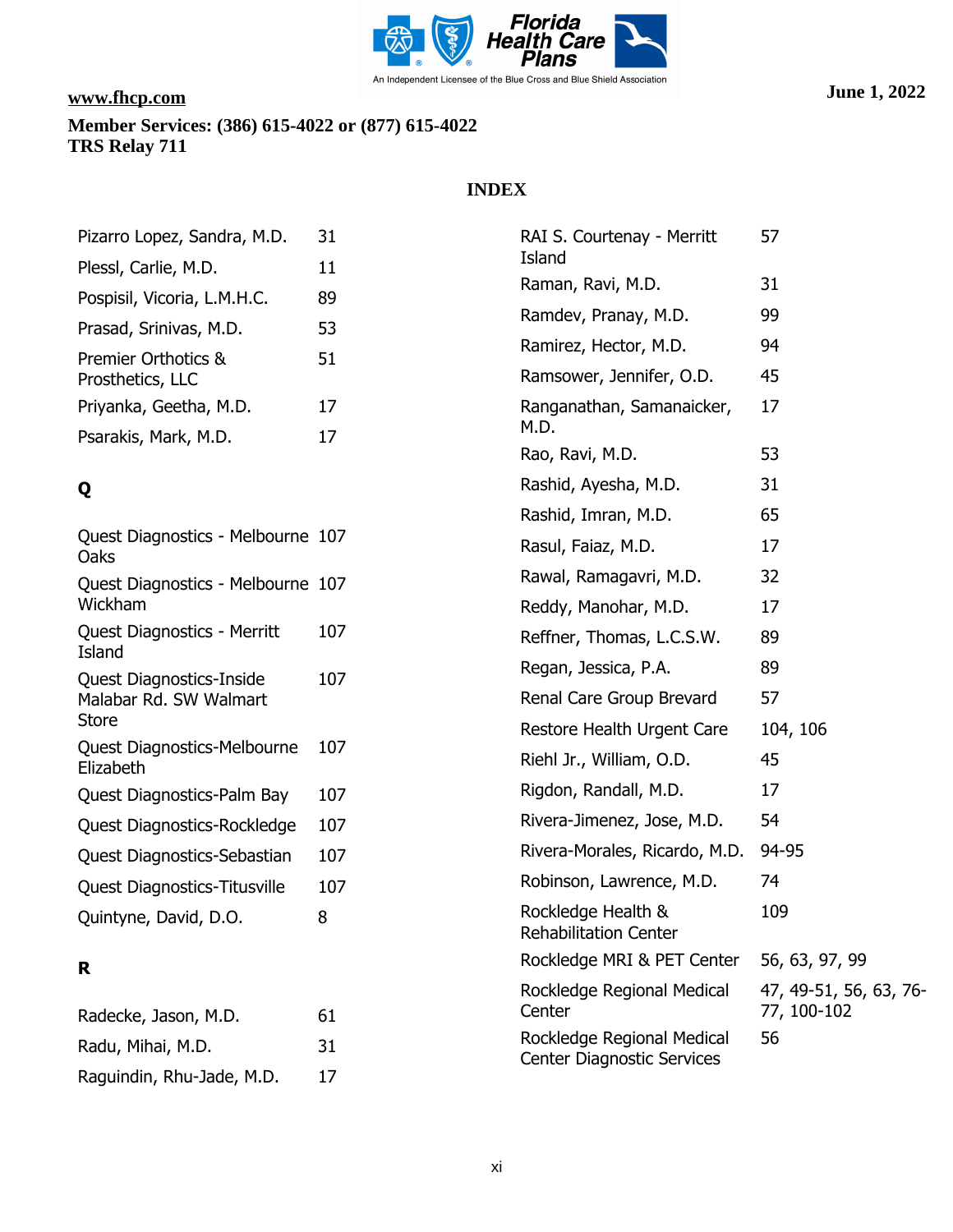www.fhcp.com

**Member Services: (386) 615-4022 or (877) 615-4022**
**TRS Relay 711**

**June 1, 2022**

## INDEX

| | |
|---|---|
| Pizarro Lopez, Sandra, M.D. | 31 |
| Plessl, Carlie, M.D. | 11 |
| Pospisil, Vicoria, L.M.H.C. | 89 |
| Prasad, Srinivas, M.D. | 53 |
| Premier Orthotics & Prosthetics, LLC | 51 |
| Priyanka, Geetha, M.D. | 17 |
| Psarakis, Mark, M.D. | 17 |

### Q

| | |
|---|---|
| Quest Diagnostics - Melbourne Oaks | 107 |
| Quest Diagnostics - Melbourne Wickham | 107 |
| Quest Diagnostics - Merritt Island | 107 |
| Quest Diagnostics-Inside Malabar Rd. SW Walmart Store | 107 |
| Quest Diagnostics-Melbourne Elizabeth | 107 |
| Quest Diagnostics-Palm Bay | 107 |
| Quest Diagnostics-Rockledge | 107 |
| Quest Diagnostics-Sebastian | 107 |
| Quest Diagnostics-Titusville | 107 |
| Quintyne, David, D.O. | 8 |

### R

| | |
|---|---|
| Radecke, Jason, M.D. | 61 |
| Radu, Mihai, M.D. | 31 |
| Raguindin, Rhu-Jade, M.D. | 17 |
| RAI S. Courtenay - Merritt Island | 57 |
| Raman, Ravi, M.D. | 31 |
| Ramdev, Pranay, M.D. | 99 |
| Ramirez, Hector, M.D. | 94 |
| Ramsower, Jennifer, O.D. | 45 |
| Ranganathan, Samanaicker, M.D. | 17 |
| Rao, Ravi, M.D. | 53 |
| Rashid, Ayesha, M.D. | 31 |
| Rashid, Imran, M.D. | 65 |
| Rasul, Faiaz, M.D. | 17 |
| Rawal, Ramagavri, M.D. | 32 |
| Reddy, Manohar, M.D. | 17 |
| Reffner, Thomas, L.C.S.W. | 89 |
| Regan, Jessica, P.A. | 89 |
| Renal Care Group Brevard | 57 |
| Restore Health Urgent Care | 104, 106 |
| Riehl Jr., William, O.D. | 45 |
| Rigdon, Randall, M.D. | 17 |
| Rivera-Jimenez, Jose, M.D. | 54 |
| Rivera-Morales, Ricardo, M.D. | 94-95 |
| Robinson, Lawrence, M.D. | 74 |
| Rockledge Health & Rehabilitation Center | 109 |
| Rockledge MRI & PET Center | 56, 63, 97, 99 |
| Rockledge Regional Medical Center | 47, 49-51, 56, 63, 76-77, 100-102 |
| Rockledge Regional Medical Center Diagnostic Services | 56 |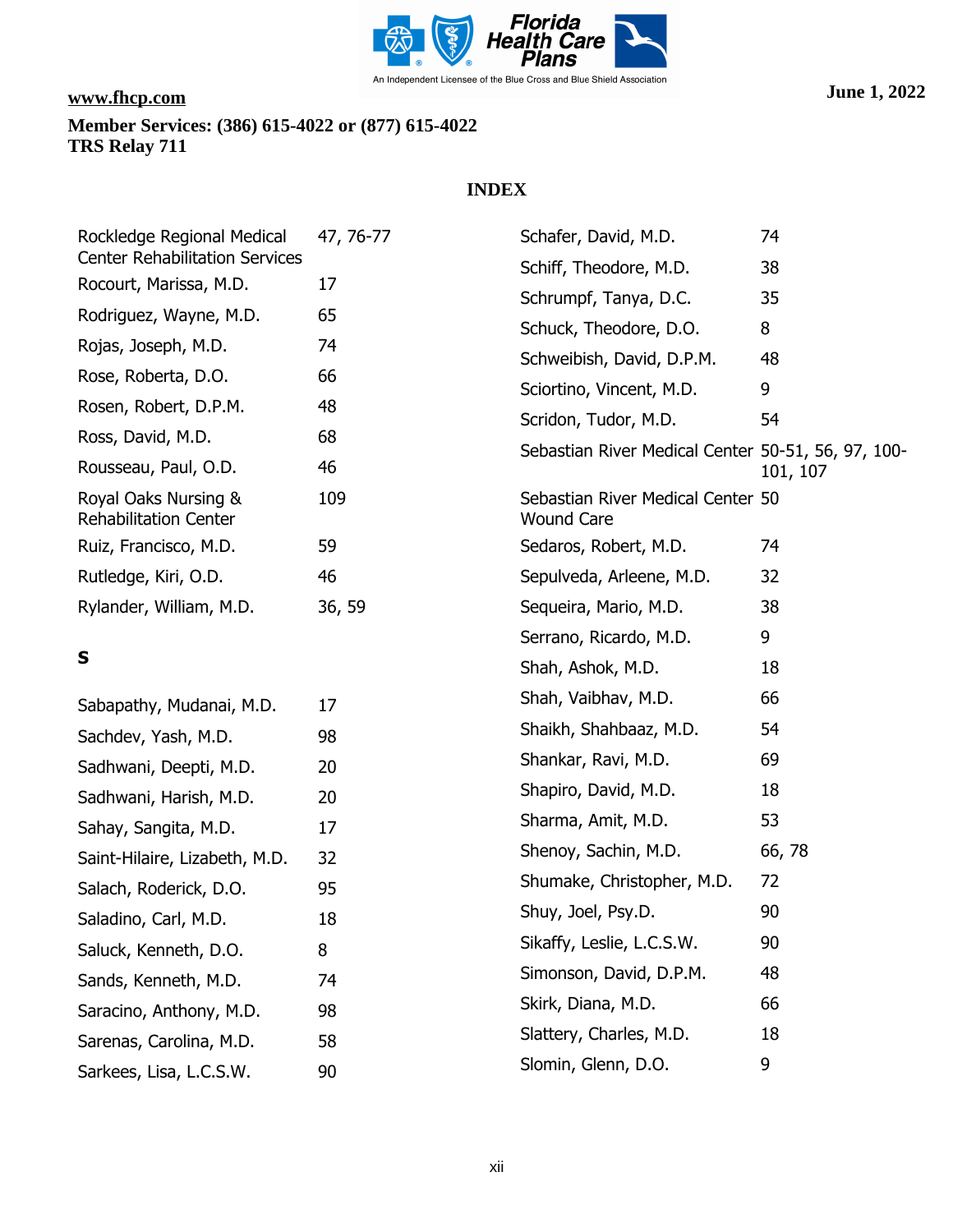www.fhcp.com

**Member Services: (386) 615-4022 or (877) 615-4022**
**TRS Relay 711**

**June 1, 2022**

## INDEX

| | |
|---|---|
| Rockledge Regional Medical Center Rehabilitation Services | 47, 76-77 |
| Rocourt, Marissa, M.D. | 17 |
| Rodriguez, Wayne, M.D. | 65 |
| Rojas, Joseph, M.D. | 74 |
| Rose, Roberta, D.O. | 66 |
| Rosen, Robert, D.P.M. | 48 |
| Ross, David, M.D. | 68 |
| Rousseau, Paul, O.D. | 46 |
| Royal Oaks Nursing & Rehabilitation Center | 109 |
| Ruiz, Francisco, M.D. | 59 |
| Rutledge, Kiri, O.D. | 46 |
| Rylander, William, M.D. | 36, 59 |

### S

| | |
|---|---|
| Sabapathy, Mudanai, M.D. | 17 |
| Sachdev, Yash, M.D. | 98 |
| Sadhwani, Deepti, M.D. | 20 |
| Sadhwani, Harish, M.D. | 20 |
| Sahay, Sangita, M.D. | 17 |
| Saint-Hilaire, Lizabeth, M.D. | 32 |
| Salach, Roderick, D.O. | 95 |
| Saladino, Carl, M.D. | 18 |
| Saluck, Kenneth, D.O. | 8 |
| Sands, Kenneth, M.D. | 74 |
| Saracino, Anthony, M.D. | 98 |
| Sarenas, Carolina, M.D. | 58 |
| Sarkees, Lisa, L.C.S.W. | 90 |
| Schafer, David, M.D. | 74 |
| Schiff, Theodore, M.D. | 38 |
| Schrumpf, Tanya, D.C. | 35 |
| Schuck, Theodore, D.O. | 8 |
| Schweibish, David, D.P.M. | 48 |
| Sciortino, Vincent, M.D. | 9 |
| Scridon, Tudor, M.D. | 54 |
| Sebastian River Medical Center | 50-51, 56, 97, 100-101, 107 |
| Sebastian River Medical Center Wound Care | 50 |
| Sedaros, Robert, M.D. | 74 |
| Sepulveda, Arleene, M.D. | 32 |
| Sequeira, Mario, M.D. | 38 |
| Serrano, Ricardo, M.D. | 9 |
| Shah, Ashok, M.D. | 18 |
| Shah, Vaibhav, M.D. | 66 |
| Shaikh, Shahbaaz, M.D. | 54 |
| Shankar, Ravi, M.D. | 69 |
| Shapiro, David, M.D. | 18 |
| Sharma, Amit, M.D. | 53 |
| Shenoy, Sachin, M.D. | 66, 78 |
| Shumake, Christopher, M.D. | 72 |
| Shuy, Joel, Psy.D. | 90 |
| Sikaffy, Leslie, L.C.S.W. | 90 |
| Simonson, David, D.P.M. | 48 |
| Skirk, Diana, M.D. | 66 |
| Slattery, Charles, M.D. | 18 |
| Slomin, Glenn, D.O. | 9 |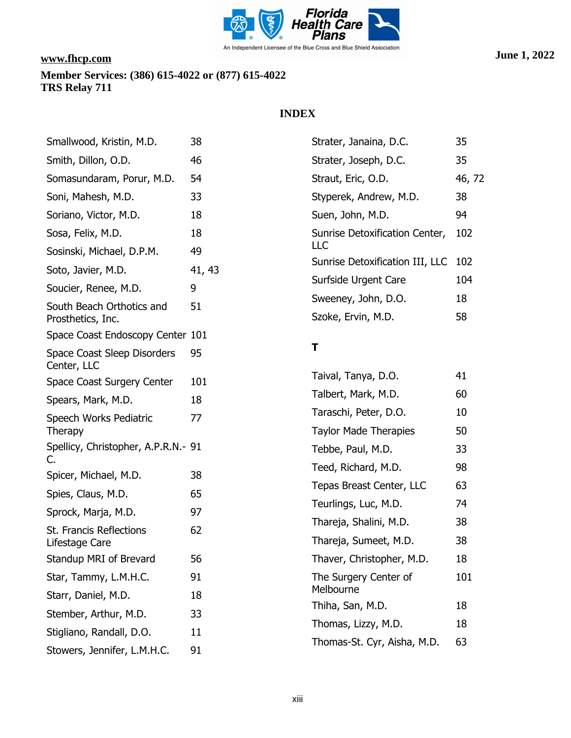www.fhcp.com

**Member Services: (386) 615-4022 or (877) 615-4022**
**TRS Relay 711**

June 1, 2022

## INDEX

| | |
|---|---|
| Smallwood, Kristin, M.D. | 38 |
| Smith, Dillon, O.D. | 46 |
| Somasundaram, Porur, M.D. | 54 |
| Soni, Mahesh, M.D. | 33 |
| Soriano, Victor, M.D. | 18 |
| Sosa, Felix, M.D. | 18 |
| Sosinski, Michael, D.P.M. | 49 |
| Soto, Javier, M.D. | 41, 43 |
| Soucier, Renee, M.D. | 9 |
| South Beach Orthotics and Prosthetics, Inc. | 51 |
| Space Coast Endoscopy Center | 101 |
| Space Coast Sleep Disorders Center, LLC | 95 |
| Space Coast Surgery Center | 101 |
| Spears, Mark, M.D. | 18 |
| Speech Works Pediatric Therapy | 77 |
| Spellicy, Christopher, A.P.R.N.-C. | 91 |
| Spicer, Michael, M.D. | 38 |
| Spies, Claus, M.D. | 65 |
| Sprock, Marja, M.D. | 97 |
| St. Francis Reflections Lifestage Care | 62 |
| Standup MRI of Brevard | 56 |
| Star, Tammy, L.M.H.C. | 91 |
| Starr, Daniel, M.D. | 18 |
| Stember, Arthur, M.D. | 33 |
| Stigliano, Randall, D.O. | 11 |
| Stowers, Jennifer, L.M.H.C. | 91 |
| Strater, Janaina, D.C. | 35 |
| Strater, Joseph, D.C. | 35 |
| Straut, Eric, O.D. | 46, 72 |
| Styperek, Andrew, M.D. | 38 |
| Suen, John, M.D. | 94 |
| Sunrise Detoxification Center, LLC | 102 |
| Sunrise Detoxification III, LLC | 102 |
| Surfside Urgent Care | 104 |
| Sweeney, John, D.O. | 18 |
| Szoke, Ervin, M.D. | 58 |

### T

| | |
|---|---|
| Taival, Tanya, D.O. | 41 |
| Talbert, Mark, M.D. | 60 |
| Taraschi, Peter, D.O. | 10 |
| Taylor Made Therapies | 50 |
| Tebbe, Paul, M.D. | 33 |
| Teed, Richard, M.D. | 98 |
| Tepas Breast Center, LLC | 63 |
| Teurlings, Luc, M.D. | 74 |
| Thareja, Shalini, M.D. | 38 |
| Thareja, Sumeet, M.D. | 38 |
| Thaver, Christopher, M.D. | 18 |
| The Surgery Center of Melbourne | 101 |
| Thiha, San, M.D. | 18 |
| Thomas, Lizzy, M.D. | 18 |
| Thomas-St. Cyr, Aisha, M.D. | 63 |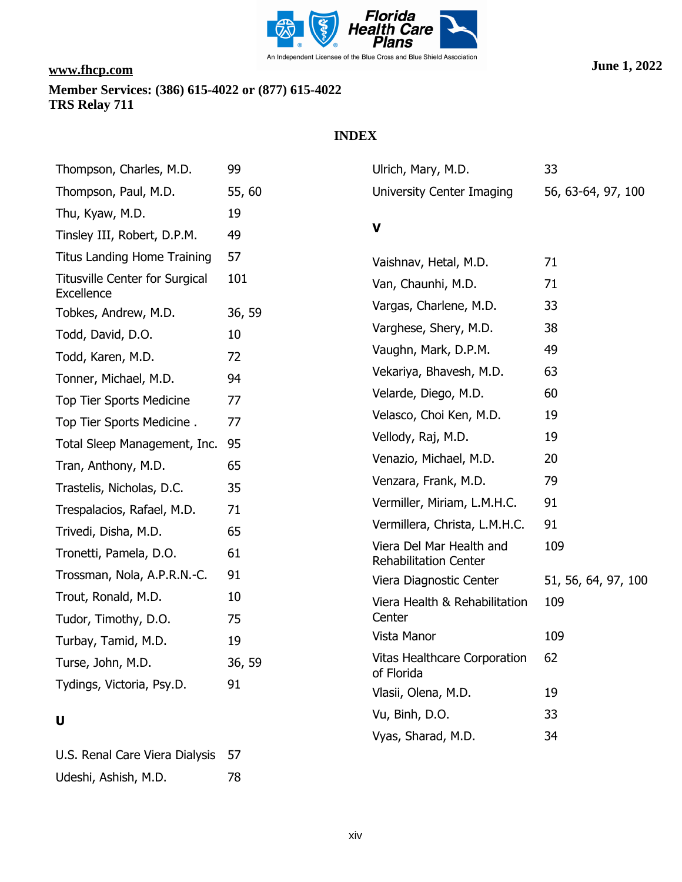www.fhcp.com

**Member Services: (386) 615-4022 or (877) 615-4022**
**TRS Relay 711**

June 1, 2022

## INDEX

| | |
|---|---|
| Thompson, Charles, M.D. | 99 |
| Thompson, Paul, M.D. | 55, 60 |
| Thu, Kyaw, M.D. | 19 |
| Tinsley III, Robert, D.P.M. | 49 |
| Titus Landing Home Training | 57 |
| Titusville Center for Surgical Excellence | 101 |
| Tobkes, Andrew, M.D. | 36, 59 |
| Todd, David, D.O. | 10 |
| Todd, Karen, M.D. | 72 |
| Tonner, Michael, M.D. | 94 |
| Top Tier Sports Medicine | 77 |
| Top Tier Sports Medicine . | 77 |
| Total Sleep Management, Inc. | 95 |
| Tran, Anthony, M.D. | 65 |
| Trastelis, Nicholas, D.C. | 35 |
| Trespalacios, Rafael, M.D. | 71 |
| Trivedi, Disha, M.D. | 65 |
| Tronetti, Pamela, D.O. | 61 |
| Trossman, Nola, A.P.R.N.-C. | 91 |
| Trout, Ronald, M.D. | 10 |
| Tudor, Timothy, D.O. | 75 |
| Turbay, Tamid, M.D. | 19 |
| Turse, John, M.D. | 36, 59 |
| Tydings, Victoria, Psy.D. | 91 |

### U

| | |
|---|---|
| U.S. Renal Care Viera Dialysis | 57 |
| Udeshi, Ashish, M.D. | 78 |
| Ulrich, Mary, M.D. | 33 |
| University Center Imaging | 56, 63-64, 97, 100 |

### V

| | |
|---|---|
| Vaishnav, Hetal, M.D. | 71 |
| Van, Chaunhi, M.D. | 71 |
| Vargas, Charlene, M.D. | 33 |
| Varghese, Shery, M.D. | 38 |
| Vaughn, Mark, D.P.M. | 49 |
| Vekariya, Bhavesh, M.D. | 63 |
| Velarde, Diego, M.D. | 60 |
| Velasco, Choi Ken, M.D. | 19 |
| Vellody, Raj, M.D. | 19 |
| Venazio, Michael, M.D. | 20 |
| Venzara, Frank, M.D. | 79 |
| Vermiller, Miriam, L.M.H.C. | 91 |
| Vermillera, Christa, L.M.H.C. | 91 |
| Viera Del Mar Health and Rehabilitation Center | 109 |
| Viera Diagnostic Center | 51, 56, 64, 97, 100 |
| Viera Health & Rehabilitation Center | 109 |
| Vista Manor | 109 |
| Vitas Healthcare Corporation of Florida | 62 |
| Vlasii, Olena, M.D. | 19 |
| Vu, Binh, D.O. | 33 |
| Vyas, Sharad, M.D. | 34 |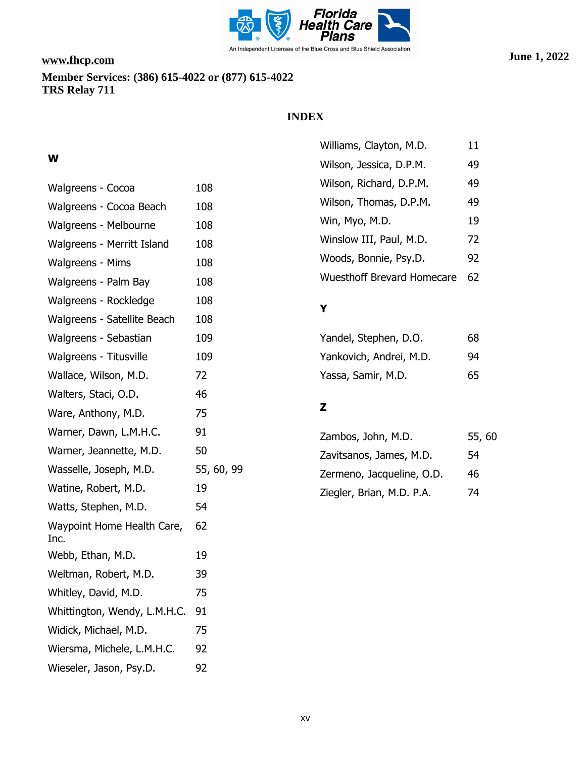# INDEX

### W

| | |
|---|---|
| Walgreens - Cocoa | 108 |
| Walgreens - Cocoa Beach | 108 |
| Walgreens - Melbourne | 108 |
| Walgreens - Merritt Island | 108 |
| Walgreens - Mims | 108 |
| Walgreens - Palm Bay | 108 |
| Walgreens - Rockledge | 108 |
| Walgreens - Satellite Beach | 108 |
| Walgreens - Sebastian | 109 |
| Walgreens - Titusville | 109 |
| Wallace, Wilson, M.D. | 72 |
| Walters, Staci, O.D. | 46 |
| Ware, Anthony, M.D. | 75 |
| Warner, Dawn, L.M.H.C. | 91 |
| Warner, Jeannette, M.D. | 50 |
| Wasselle, Joseph, M.D. | 55, 60, 99 |
| Watine, Robert, M.D. | 19 |
| Watts, Stephen, M.D. | 54 |
| Waypoint Home Health Care, Inc. | 62 |
| Webb, Ethan, M.D. | 19 |
| Weltman, Robert, M.D. | 39 |
| Whitley, David, M.D. | 75 |
| Whittington, Wendy, L.M.H.C. | 91 |
| Widick, Michael, M.D. | 75 |
| Wiersma, Michele, L.M.H.C. | 92 |
| Wieseler, Jason, Psy.D. | 92 |
| Williams, Clayton, M.D. | 11 |
| Wilson, Jessica, D.P.M. | 49 |
| Wilson, Richard, D.P.M. | 49 |
| Wilson, Thomas, D.P.M. | 49 |
| Win, Myo, M.D. | 19 |
| Winslow III, Paul, M.D. | 72 |
| Woods, Bonnie, Psy.D. | 92 |
| Wuesthoff Brevard Homecare | 62 |

### Y

| | |
|---|---|
| Yandel, Stephen, D.O. | 68 |
| Yankovich, Andrei, M.D. | 94 |
| Yassa, Samir, M.D. | 65 |

### Z

| | |
|---|---|
| Zambos, John, M.D. | 55, 60 |
| Zavitsanos, James, M.D. | 54 |
| Zermeno, Jacqueline, O.D. | 46 |
| Ziegler, Brian, M.D. P.A. | 74 |